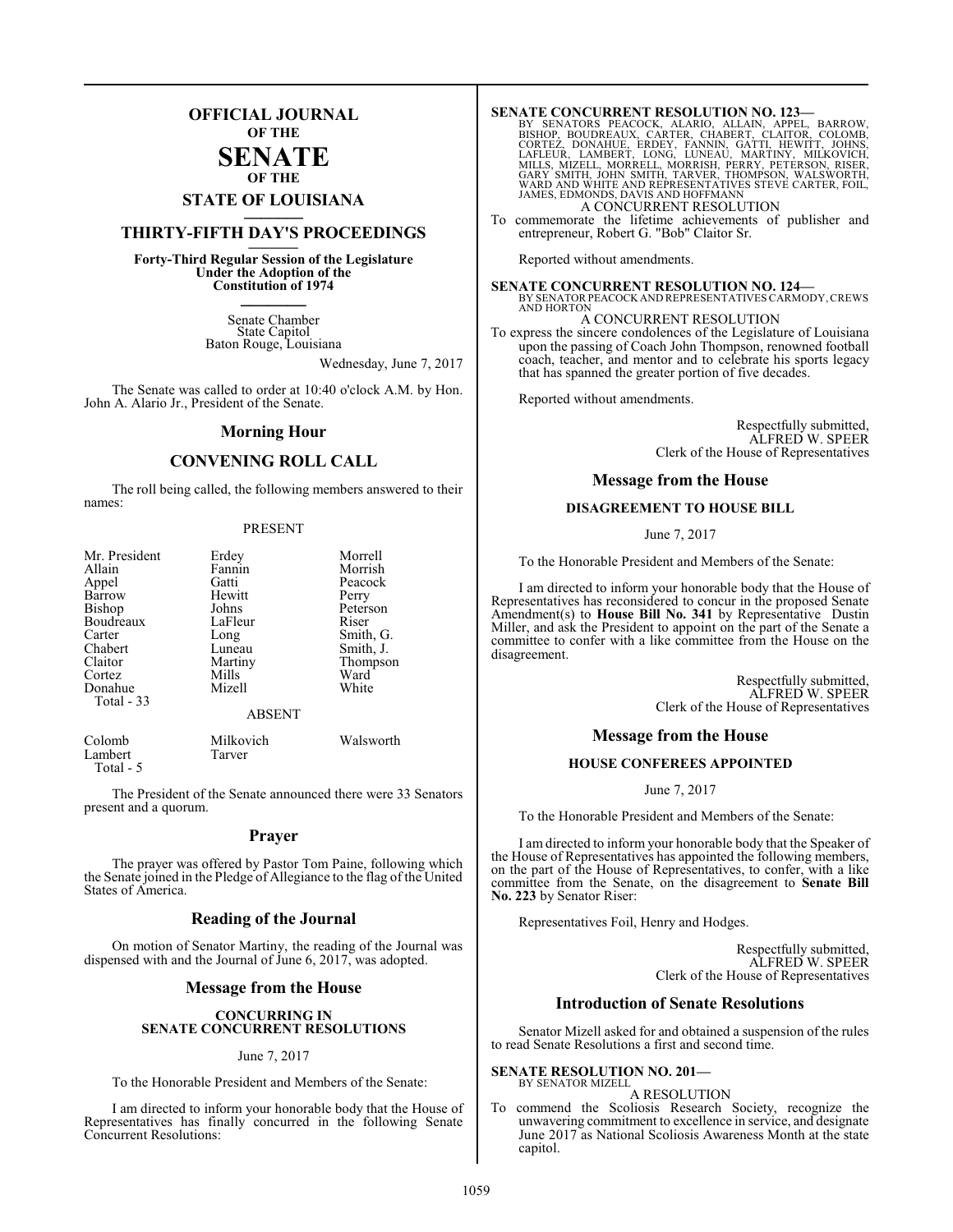# OFFICIAL JOURNAL

OF THE

# SENATE

OF THE

## STATE OF LOUISIANA

## THIRTY-FIFTH DAY'S PROCEEDINGS

**Forty-Third Regular Session of the Legislature Under the Adoption of the Constitution of 1974**

Senate Chamber
State Capitol
Baton Rouge, Louisiana

Wednesday, June 7, 2017

The Senate was called to order at 10:40 o'clock A.M. by Hon. John A. Alario Jr., President of the Senate.

## Morning Hour

## CONVENING ROLL CALL

The roll being called, the following members answered to their names:

PRESENT

| | | |
|---|---|---|
| Mr. President | Erdey | Morrell |
| Allain | Fannin | Morrish |
| Appel | Gatti | Peacock |
| Barrow | Hewitt | Perry |
| Bishop | Johns | Peterson |
| Boudreaux | LaFleur | Riser |
| Carter | Long | Smith, G. |
| Chabert | Luneau | Smith, J. |
| Claitor | Martiny | Thompson |
| Cortez | Mills | Ward |
| Donahue | Mizell | White |
| Total - 33 | | |

ABSENT

| | | |
|---|---|---|
| Colomb | Milkovich | Walsworth |
| Lambert | Tarver | |
| Total - 5 | | |

The President of the Senate announced there were 33 Senators present and a quorum.

## Prayer

The prayer was offered by Pastor Tom Paine, following which the Senate joined in the Pledge of Allegiance to the flag of the United States of America.

## Reading of the Journal

On motion of Senator Martiny, the reading of the Journal was dispensed with and the Journal of June 6, 2017, was adopted.

## Message from the House

### CONCURRING IN SENATE CONCURRENT RESOLUTIONS

June 7, 2017

To the Honorable President and Members of the Senate:

I am directed to inform your honorable body that the House of Representatives has finally concurred in the following Senate Concurrent Resolutions:

**SENATE CONCURRENT RESOLUTION NO. 123—**
BY SENATORS PEACOCK, ALARIO, ALLAIN, APPEL, BARROW, BISHOP, BOUDREAUX, CARTER, CHABERT, CLAITOR, COLOMB, CORTEZ, DONAHUE, ERDEY, FANNIN, GATTI, HEWITT, JOHNS, LAFLEUR, LAMBERT, LONG, LUNEAU, MARTINY, MILKOVICH, MILLS, MIZELL, MORRELL, MORRISH, PERRY, PETERSON, RISER, GARY SMITH, JOHN SMITH, TARVER, THOMPSON, WALSWORTH, WARD AND WHITE AND REPRESENTATIVES STEVE CARTER, FOIL, JAMES, EDMONDS, DAVIS AND HOFFMANN

A CONCURRENT RESOLUTION

To commemorate the lifetime achievements of publisher and entrepreneur, Robert G. "Bob" Claitor Sr.

Reported without amendments.

**SENATE CONCURRENT RESOLUTION NO. 124—**
BY SENATOR PEACOCK AND REPRESENTATIVES CARMODY, CREWS AND HORTON

A CONCURRENT RESOLUTION

To express the sincere condolences of the Legislature of Louisiana upon the passing of Coach John Thompson, renowned football coach, teacher, and mentor and to celebrate his sports legacy that has spanned the greater portion of five decades.

Reported without amendments.

Respectfully submitted,
ALFRED W. SPEER
Clerk of the House of Representatives

## Message from the House

### DISAGREEMENT TO HOUSE BILL

June 7, 2017

To the Honorable President and Members of the Senate:

I am directed to inform your honorable body that the House of Representatives has reconsidered to concur in the proposed Senate Amendment(s) to **House Bill No. 341** by Representative Dustin Miller, and ask the President to appoint on the part of the Senate a committee to confer with a like committee from the House on the disagreement.

Respectfully submitted,
ALFRED W. SPEER
Clerk of the House of Representatives

## Message from the House

### HOUSE CONFEREES APPOINTED

June 7, 2017

To the Honorable President and Members of the Senate:

I am directed to inform your honorable body that the Speaker of the House of Representatives has appointed the following members, on the part of the House of Representatives, to confer, with a like committee from the Senate, on the disagreement to **Senate Bill No. 223** by Senator Riser:

Representatives Foil, Henry and Hodges.

Respectfully submitted,
ALFRED W. SPEER
Clerk of the House of Representatives

## Introduction of Senate Resolutions

Senator Mizell asked for and obtained a suspension of the rules to read Senate Resolutions a first and second time.

**SENATE RESOLUTION NO. 201—**
BY SENATOR MIZELL

A RESOLUTION

To commend the Scoliosis Research Society, recognize the unwavering commitment to excellence in service, and designate June 2017 as National Scoliosis Awareness Month at the state capitol.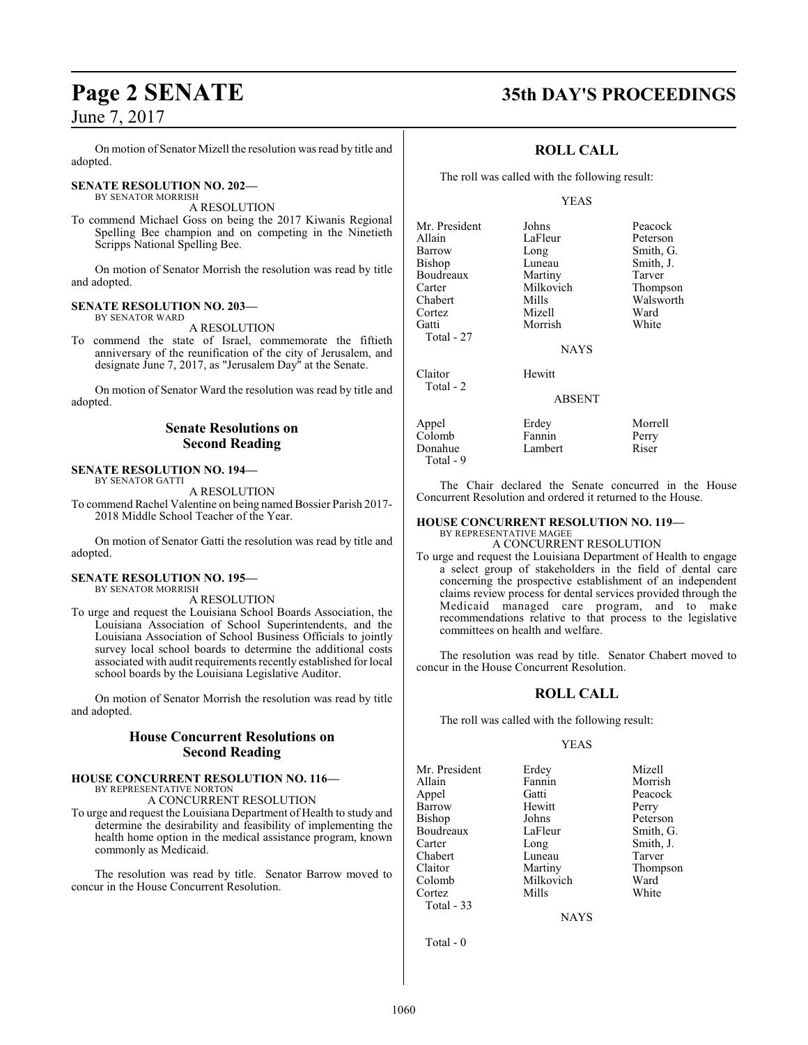On motion of Senator Mizell the resolution was read by title and adopted.

**SENATE RESOLUTION NO. 202—**
BY SENATOR MORRISH

A RESOLUTION

To commend Michael Goss on being the 2017 Kiwanis Regional Spelling Bee champion and on competing in the Ninetieth Scripps National Spelling Bee.

On motion of Senator Morrish the resolution was read by title and adopted.

**SENATE RESOLUTION NO. 203—**
BY SENATOR WARD

A RESOLUTION

To commend the state of Israel, commemorate the fiftieth anniversary of the reunification of the city of Jerusalem, and designate June 7, 2017, as "Jerusalem Day" at the Senate.

On motion of Senator Ward the resolution was read by title and adopted.

## Senate Resolutions on Second Reading

**SENATE RESOLUTION NO. 194—**
BY SENATOR GATTI

A RESOLUTION

To commend Rachel Valentine on being named Bossier Parish 2017-2018 Middle School Teacher of the Year.

On motion of Senator Gatti the resolution was read by title and adopted.

**SENATE RESOLUTION NO. 195—**
BY SENATOR MORRISH

A RESOLUTION

To urge and request the Louisiana School Boards Association, the Louisiana Association of School Superintendents, and the Louisiana Association of School Business Officials to jointly survey local school boards to determine the additional costs associated with audit requirements recently established for local school boards by the Louisiana Legislative Auditor.

On motion of Senator Morrish the resolution was read by title and adopted.

## House Concurrent Resolutions on Second Reading

**HOUSE CONCURRENT RESOLUTION NO. 116—**
BY REPRESENTATIVE NORTON

A CONCURRENT RESOLUTION

To urge and request the Louisiana Department of Health to study and determine the desirability and feasibility of implementing the health home option in the medical assistance program, known commonly as Medicaid.

The resolution was read by title. Senator Barrow moved to concur in the House Concurrent Resolution.

## ROLL CALL

The roll was called with the following result:

YEAS

| | | |
|---|---|---|
| Mr. President | Johns | Peacock |
| Allain | LaFleur | Peterson |
| Barrow | Long | Smith, G. |
| Bishop | Luneau | Smith, J. |
| Boudreaux | Martiny | Tarver |
| Carter | Milkovich | Thompson |
| Chabert | Mills | Walsworth |
| Cortez | Mizell | Ward |
| Gatti | Morrish | White |

Total - 27

NAYS

| | |
|---|---|
| Claitor | Hewitt |

Total - 2

ABSENT

| | | |
|---|---|---|
| Appel | Erdey | Morrell |
| Colomb | Fannin | Perry |
| Donahue | Lambert | Riser |

Total - 9

The Chair declared the Senate concurred in the House Concurrent Resolution and ordered it returned to the House.

**HOUSE CONCURRENT RESOLUTION NO. 119—**
BY REPRESENTATIVE MAGEE

A CONCURRENT RESOLUTION

To urge and request the Louisiana Department of Health to engage a select group of stakeholders in the field of dental care concerning the prospective establishment of an independent claims review process for dental services provided through the Medicaid managed care program, and to make recommendations relative to that process to the legislative committees on health and welfare.

The resolution was read by title. Senator Chabert moved to concur in the House Concurrent Resolution.

## ROLL CALL

The roll was called with the following result:

YEAS

| | | |
|---|---|---|
| Mr. President | Erdey | Mizell |
| Allain | Fannin | Morrish |
| Appel | Gatti | Peacock |
| Barrow | Hewitt | Perry |
| Bishop | Johns | Peterson |
| Boudreaux | LaFleur | Smith, G. |
| Carter | Long | Smith, J. |
| Chabert | Luneau | Tarver |
| Claitor | Martiny | Thompson |
| Colomb | Milkovich | Ward |
| Cortez | Mills | White |

Total - 33

NAYS

Total - 0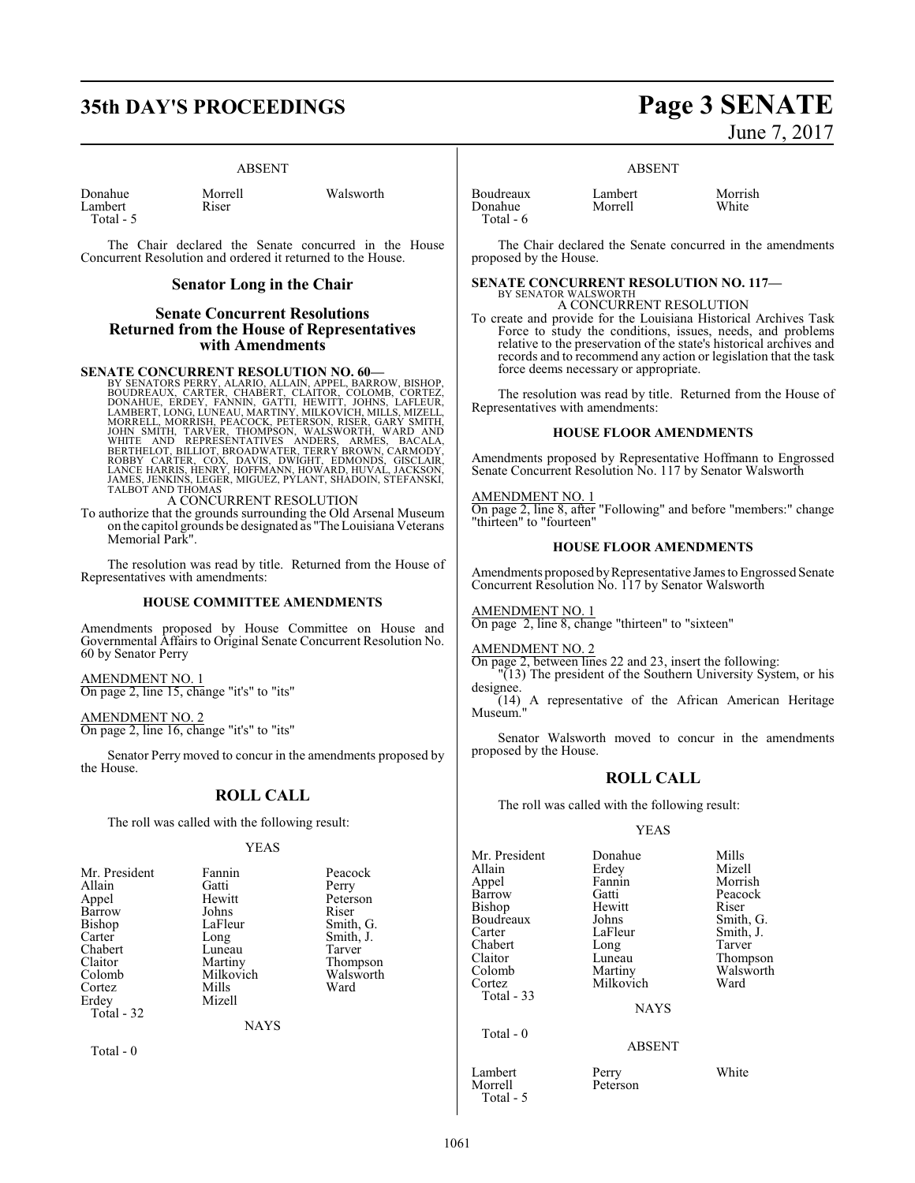ABSENT

| | | |
|---|---|---|
| Donahue | Morrell | Walsworth |
| Lambert | Riser | |
| Total - 5 | | |

The Chair declared the Senate concurred in the House Concurrent Resolution and ordered it returned to the House.

## Senator Long in the Chair

## Senate Concurrent Resolutions Returned from the House of Representatives with Amendments

**SENATE CONCURRENT RESOLUTION NO. 60—**
BY SENATORS PERRY, ALARIO, ALLAIN, APPEL, BARROW, BISHOP, BOUDREAUX, CARTER, CHABERT, CLAITOR, COLOMB, CORTEZ, DONAHUE, ERDEY, FANNIN, GATTI, HEWITT, JOHNS, LAFLEUR, LAMBERT, LONG, LUNEAU, MARTINY, MILKOVICH, MILLS, MIZELL, MORRELL, MORRISH, PEACOCK, PETERSON, RISER, GARY SMITH, JOHN SMITH, TARVER, THOMPSON, WALSWORTH, WARD AND WHITE AND REPRESENTATIVES ANDERS, ARMES, BACALA, BERTHELOT, BILLIOT, BROADWATER, TERRY BROWN, CARMODY, ROBBY CARTER, COX, DAVIS, DWIGHT, EDMONDS, GISCLAIR, LANCE HARRIS, HENRY, HOFFMANN, HOWARD, HUVAL, JACKSON, JAMES, JENKINS, LEGER, MIGUEZ, PYLANT, SHADOIN, STEFANSKI, TALBOT AND THOMAS

A CONCURRENT RESOLUTION

To authorize that the grounds surrounding the Old Arsenal Museum on the capitol grounds be designated as "The Louisiana Veterans Memorial Park".

The resolution was read by title. Returned from the House of Representatives with amendments:

### HOUSE COMMITTEE AMENDMENTS

Amendments proposed by House Committee on House and Governmental Affairs to Original Senate Concurrent Resolution No. 60 by Senator Perry

AMENDMENT NO. 1
On page 2, line 15, change "it's" to "its"

AMENDMENT NO. 2
On page 2, line 16, change "it's" to "its"

Senator Perry moved to concur in the amendments proposed by the House.

## ROLL CALL

The roll was called with the following result:

YEAS

| | | |
|---|---|---|
| Mr. President | Fannin | Peacock |
| Allain | Gatti | Perry |
| Appel | Hewitt | Peterson |
| Barrow | Johns | Riser |
| Bishop | LaFleur | Smith, G. |
| Carter | Long | Smith, J. |
| Chabert | Luneau | Tarver |
| Claitor | Martiny | Thompson |
| Colomb | Milkovich | Walsworth |
| Cortez | Mills | Ward |
| Erdey | Mizell | |
| Total - 32 | | |

NAYS

Total - 0

ABSENT

| | | |
|---|---|---|
| Boudreaux | Lambert | Morrish |
| Donahue | Morrell | White |
| Total - 6 | | |

The Chair declared the Senate concurred in the amendments proposed by the House.

**SENATE CONCURRENT RESOLUTION NO. 117—**
BY SENATOR WALSWORTH

A CONCURRENT RESOLUTION

To create and provide for the Louisiana Historical Archives Task Force to study the conditions, issues, needs, and problems relative to the preservation of the state's historical archives and records and to recommend any action or legislation that the task force deems necessary or appropriate.

The resolution was read by title. Returned from the House of Representatives with amendments:

### HOUSE FLOOR AMENDMENTS

Amendments proposed by Representative Hoffmann to Engrossed Senate Concurrent Resolution No. 117 by Senator Walsworth

AMENDMENT NO. 1
On page 2, line 8, after "Following" and before "members:" change "thirteen" to "fourteen"

### HOUSE FLOOR AMENDMENTS

Amendments proposed by Representative James to Engrossed Senate Concurrent Resolution No. 117 by Senator Walsworth

AMENDMENT NO. 1
On page 2, line 8, change "thirteen" to "sixteen"

AMENDMENT NO. 2
On page 2, between lines 22 and 23, insert the following:

"(13) The president of the Southern University System, or his designee.

(14) A representative of the African American Heritage Museum."

Senator Walsworth moved to concur in the amendments proposed by the House.

## ROLL CALL

The roll was called with the following result:

YEAS

| | | |
|---|---|---|
| Mr. President | Donahue | Mills |
| Allain | Erdey | Mizell |
| Appel | Fannin | Morrish |
| Barrow | Gatti | Peacock |
| Bishop | Hewitt | Riser |
| Boudreaux | Johns | Smith, G. |
| Carter | LaFleur | Smith, J. |
| Chabert | Long | Tarver |
| Claitor | Luneau | Thompson |
| Colomb | Martiny | Walsworth |
| Cortez | Milkovich | Ward |
| Total - 33 | | |

NAYS

Total - 0

ABSENT

| | | |
|---|---|---|
| Lambert | Perry | White |
| Morrell | Peterson | |
| Total - 5 | | |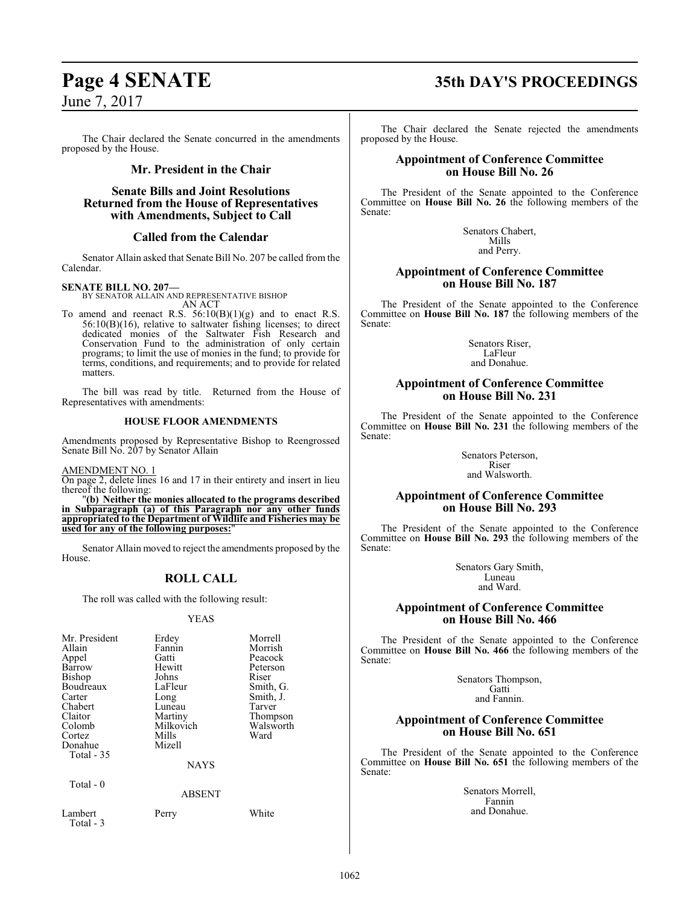The Chair declared the Senate concurred in the amendments proposed by the House.

## Mr. President in the Chair

## Senate Bills and Joint Resolutions Returned from the House of Representatives with Amendments, Subject to Call

## Called from the Calendar

Senator Allain asked that Senate Bill No. 207 be called from the Calendar.

**SENATE BILL NO. 207—**
BY SENATOR ALLAIN AND REPRESENTATIVE BISHOP
AN ACT

To amend and reenact R.S. 56:10(B)(1)(g) and to enact R.S. 56:10(B)(16), relative to saltwater fishing licenses; to direct dedicated monies of the Saltwater Fish Research and Conservation Fund to the administration of only certain programs; to limit the use of monies in the fund; to provide for terms, conditions, and requirements; and to provide for related matters.

The bill was read by title. Returned from the House of Representatives with amendments:

**HOUSE FLOOR AMENDMENTS**

Amendments proposed by Representative Bishop to Reengrossed Senate Bill No. 207 by Senator Allain

AMENDMENT NO. 1
On page 2, delete lines 16 and 17 in their entirety and insert in lieu thereof the following:

"**(b) Neither the monies allocated to the programs described in Subparagraph (a) of this Paragraph nor any other funds appropriated to the Department of Wildlife and Fisheries may be used for any of the following purposes:**"

Senator Allain moved to reject the amendments proposed by the House.

## ROLL CALL

The roll was called with the following result:

YEAS

| | | |
|---|---|---|
| Mr. President | Erdey | Morrell |
| Allain | Fannin | Morrish |
| Appel | Gatti | Peacock |
| Barrow | Hewitt | Peterson |
| Bishop | Johns | Riser |
| Boudreaux | LaFleur | Smith, G. |
| Carter | Long | Smith, J. |
| Chabert | Luneau | Tarver |
| Claitor | Martiny | Thompson |
| Colomb | Milkovich | Walsworth |
| Cortez | Mills | Ward |
| Donahue | Mizell | |

Total - 35

NAYS

Total - 0

ABSENT

| | | |
|---|---|---|
| Lambert | Perry | White |

Total - 3

The Chair declared the Senate rejected the amendments proposed by the House.

## Appointment of Conference Committee on House Bill No. 26

The President of the Senate appointed to the Conference Committee on **House Bill No. 26** the following members of the Senate:

Senators Chabert,
Mills
and Perry.

## Appointment of Conference Committee on House Bill No. 187

The President of the Senate appointed to the Conference Committee on **House Bill No. 187** the following members of the Senate:

Senators Riser,
LaFleur
and Donahue.

## Appointment of Conference Committee on House Bill No. 231

The President of the Senate appointed to the Conference Committee on **House Bill No. 231** the following members of the Senate:

Senators Peterson,
Riser
and Walsworth.

## Appointment of Conference Committee on House Bill No. 293

The President of the Senate appointed to the Conference Committee on **House Bill No. 293** the following members of the Senate:

Senators Gary Smith,
Luneau
and Ward.

## Appointment of Conference Committee on House Bill No. 466

The President of the Senate appointed to the Conference Committee on **House Bill No. 466** the following members of the Senate:

Senators Thompson,
Gatti
and Fannin.

## Appointment of Conference Committee on House Bill No. 651

The President of the Senate appointed to the Conference Committee on **House Bill No. 651** the following members of the Senate:

Senators Morrell,
Fannin
and Donahue.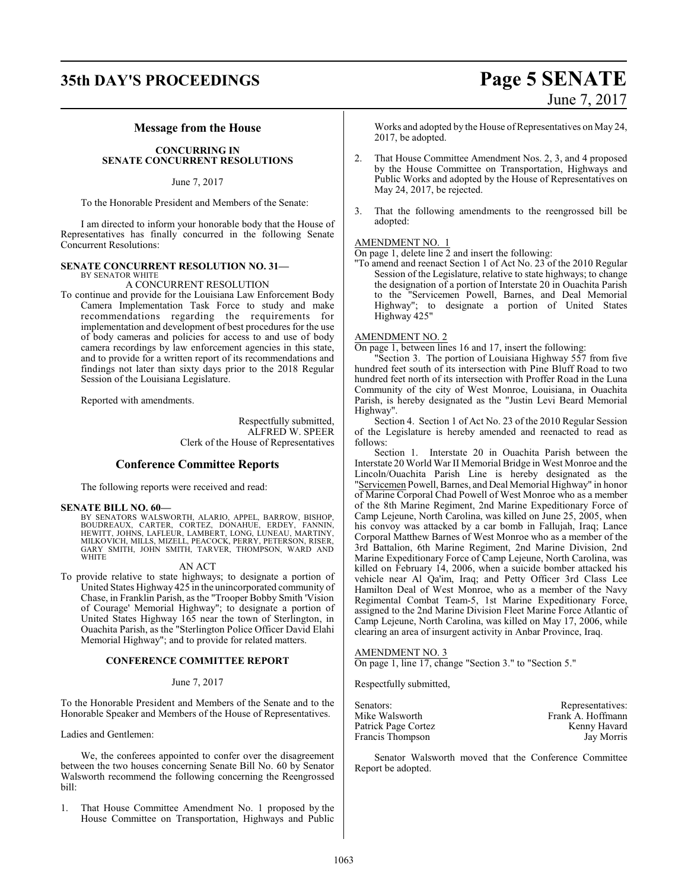## Message from the House

### CONCURRING IN SENATE CONCURRENT RESOLUTIONS

June 7, 2017

To the Honorable President and Members of the Senate:

I am directed to inform your honorable body that the House of Representatives has finally concurred in the following Senate Concurrent Resolutions:

**SENATE CONCURRENT RESOLUTION NO. 31—**
BY SENATOR WHITE

A CONCURRENT RESOLUTION

To continue and provide for the Louisiana Law Enforcement Body Camera Implementation Task Force to study and make recommendations regarding the requirements for implementation and development of best procedures for the use of body cameras and policies for access to and use of body camera recordings by law enforcement agencies in this state, and to provide for a written report of its recommendations and findings not later than sixty days prior to the 2018 Regular Session of the Louisiana Legislature.

Reported with amendments.

Respectfully submitted,
ALFRED W. SPEER
Clerk of the House of Representatives

## Conference Committee Reports

The following reports were received and read:

**SENATE BILL NO. 60—**
BY SENATORS WALSWORTH, ALARIO, APPEL, BARROW, BISHOP, BOUDREAUX, CARTER, CORTEZ, DONAHUE, ERDEY, FANNIN, HEWITT, JOHNS, LAFLEUR, LAMBERT, LONG, LUNEAU, MARTINY, MILKOVICH, MILLS, MIZELL, PEACOCK, PERRY, PETERSON, RISER, GARY SMITH, JOHN SMITH, TARVER, THOMPSON, WARD AND WHITE

AN ACT

To provide relative to state highways; to designate a portion of United States Highway 425 in the unincorporated community of Chase, in Franklin Parish, as the "Trooper Bobby Smith 'Vision of Courage' Memorial Highway"; to designate a portion of United States Highway 165 near the town of Sterlington, in Ouachita Parish, as the "Sterlington Police Officer David Elahi Memorial Highway"; and to provide for related matters.

### CONFERENCE COMMITTEE REPORT

June 7, 2017

To the Honorable President and Members of the Senate and to the Honorable Speaker and Members of the House of Representatives.

Ladies and Gentlemen:

We, the conferees appointed to confer over the disagreement between the two houses concerning Senate Bill No. 60 by Senator Walsworth recommend the following concerning the Reengrossed bill:

1. That House Committee Amendment No. 1 proposed by the House Committee on Transportation, Highways and Public Works and adopted by the House of Representatives on May 24, 2017, be adopted.

2. That House Committee Amendment Nos. 2, 3, and 4 proposed by the House Committee on Transportation, Highways and Public Works and adopted by the House of Representatives on May 24, 2017, be rejected.

3. That the following amendments to the reengrossed bill be adopted:

AMENDMENT NO. 1

On page 1, delete line 2 and insert the following:

"To amend and reenact Section 1 of Act No. 23 of the 2010 Regular Session of the Legislature, relative to state highways; to change the designation of a portion of Interstate 20 in Ouachita Parish to the "Servicemen Powell, Barnes, and Deal Memorial Highway"; to designate a portion of United States Highway 425"

AMENDMENT NO. 2

On page 1, between lines 16 and 17, insert the following:

"Section 3. The portion of Louisiana Highway 557 from five hundred feet south of its intersection with Pine Bluff Road to two hundred feet north of its intersection with Proffer Road in the Luna Community of the city of West Monroe, Louisiana, in Ouachita Parish, is hereby designated as the "Justin Levi Beard Memorial Highway".

Section 4. Section 1 of Act No. 23 of the 2010 Regular Session of the Legislature is hereby amended and reenacted to read as follows:

Section 1. Interstate 20 in Ouachita Parish between the Interstate 20 World War II Memorial Bridge in West Monroe and the Lincoln/Ouachita Parish Line is hereby designated as the "Servicemen Powell, Barnes, and Deal Memorial Highway" in honor of Marine Corporal Chad Powell of West Monroe who as a member of the 8th Marine Regiment, 2nd Marine Expeditionary Force of Camp Lejeune, North Carolina, was killed on June 25, 2005, when his convoy was attacked by a car bomb in Fallujah, Iraq; Lance Corporal Matthew Barnes of West Monroe who as a member of the 3rd Battalion, 6th Marine Regiment, 2nd Marine Division, 2nd Marine Expeditionary Force of Camp Lejeune, North Carolina, was killed on February 14, 2006, when a suicide bomber attacked his vehicle near Al Qa'im, Iraq; and Petty Officer 3rd Class Lee Hamilton Deal of West Monroe, who as a member of the Navy Regimental Combat Team-5, 1st Marine Expeditionary Force, assigned to the 2nd Marine Division Fleet Marine Force Atlantic of Camp Lejeune, North Carolina, was killed on May 17, 2006, while clearing an area of insurgent activity in Anbar Province, Iraq.

AMENDMENT NO. 3

On page 1, line 17, change "Section 3." to "Section 5."

Respectfully submitted,

| Senators: | Representatives: |
|---|---|
| Mike Walsworth | Frank A. Hoffmann |
| Patrick Page Cortez | Kenny Havard |
| Francis Thompson | Jay Morris |

Senator Walsworth moved that the Conference Committee Report be adopted.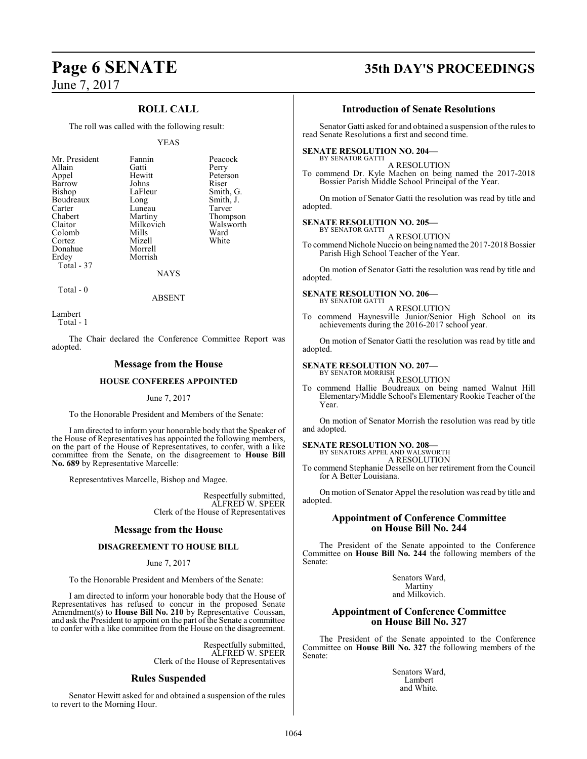## ROLL CALL

The roll was called with the following result:

YEAS

| | | |
|---|---|---|
| Mr. President | Fannin | Peacock |
| Allain | Gatti | Perry |
| Appel | Hewitt | Peterson |
| Barrow | Johns | Riser |
| Bishop | LaFleur | Smith, G. |
| Boudreaux | Long | Smith, J. |
| Carter | Luneau | Tarver |
| Chabert | Martiny | Thompson |
| Claitor | Milkovich | Walsworth |
| Colomb | Mills | Ward |
| Cortez | Mizell | White |
| Donahue | Morrell | |
| Erdey | Morrish | |

Total - 37

NAYS

Total - 0

ABSENT

Lambert

Total - 1

The Chair declared the Conference Committee Report was adopted.

## Message from the House

### HOUSE CONFEREES APPOINTED

June 7, 2017

To the Honorable President and Members of the Senate:

I am directed to inform your honorable body that the Speaker of the House of Representatives has appointed the following members, on the part of the House of Representatives, to confer, with a like committee from the Senate, on the disagreement to **House Bill No. 689** by Representative Marcelle:

Representatives Marcelle, Bishop and Magee.

Respectfully submitted,
ALFRED W. SPEER
Clerk of the House of Representatives

## Message from the House

### DISAGREEMENT TO HOUSE BILL

June 7, 2017

To the Honorable President and Members of the Senate:

I am directed to inform your honorable body that the House of Representatives has refused to concur in the proposed Senate Amendment(s) to **House Bill No. 210** by Representative Coussan, and ask the President to appoint on the part of the Senate a committee to confer with a like committee from the House on the disagreement.

Respectfully submitted,
ALFRED W. SPEER
Clerk of the House of Representatives

## Rules Suspended

Senator Hewitt asked for and obtained a suspension of the rules to revert to the Morning Hour.

## Introduction of Senate Resolutions

Senator Gatti asked for and obtained a suspension of the rules to read Senate Resolutions a first and second time.

**SENATE RESOLUTION NO. 204—**
BY SENATOR GATTI

A RESOLUTION

To commend Dr. Kyle Machen on being named the 2017-2018 Bossier Parish Middle School Principal of the Year.

On motion of Senator Gatti the resolution was read by title and adopted.

**SENATE RESOLUTION NO. 205—**
BY SENATOR GATTI

A RESOLUTION

To commend Nichole Nuccio on being named the 2017-2018 Bossier Parish High School Teacher of the Year.

On motion of Senator Gatti the resolution was read by title and adopted.

**SENATE RESOLUTION NO. 206—**
BY SENATOR GATTI

A RESOLUTION

To commend Haynesville Junior/Senior High School on its achievements during the 2016-2017 school year.

On motion of Senator Gatti the resolution was read by title and adopted.

**SENATE RESOLUTION NO. 207—**
BY SENATOR MORRISH

A RESOLUTION

To commend Hallie Boudreaux on being named Walnut Hill Elementary/Middle School's Elementary Rookie Teacher of the Year.

On motion of Senator Morrish the resolution was read by title and adopted.

**SENATE RESOLUTION NO. 208—**
BY SENATORS APPEL AND WALSWORTH

A RESOLUTION

To commend Stephanie Desselle on her retirement from the Council for A Better Louisiana.

On motion of Senator Appel the resolution was read by title and adopted.

## Appointment of Conference Committee on House Bill No. 244

The President of the Senate appointed to the Conference Committee on **House Bill No. 244** the following members of the Senate:

Senators Ward,
Martiny
and Milkovich.

## Appointment of Conference Committee on House Bill No. 327

The President of the Senate appointed to the Conference Committee on **House Bill No. 327** the following members of the Senate:

Senators Ward,
Lambert
and White.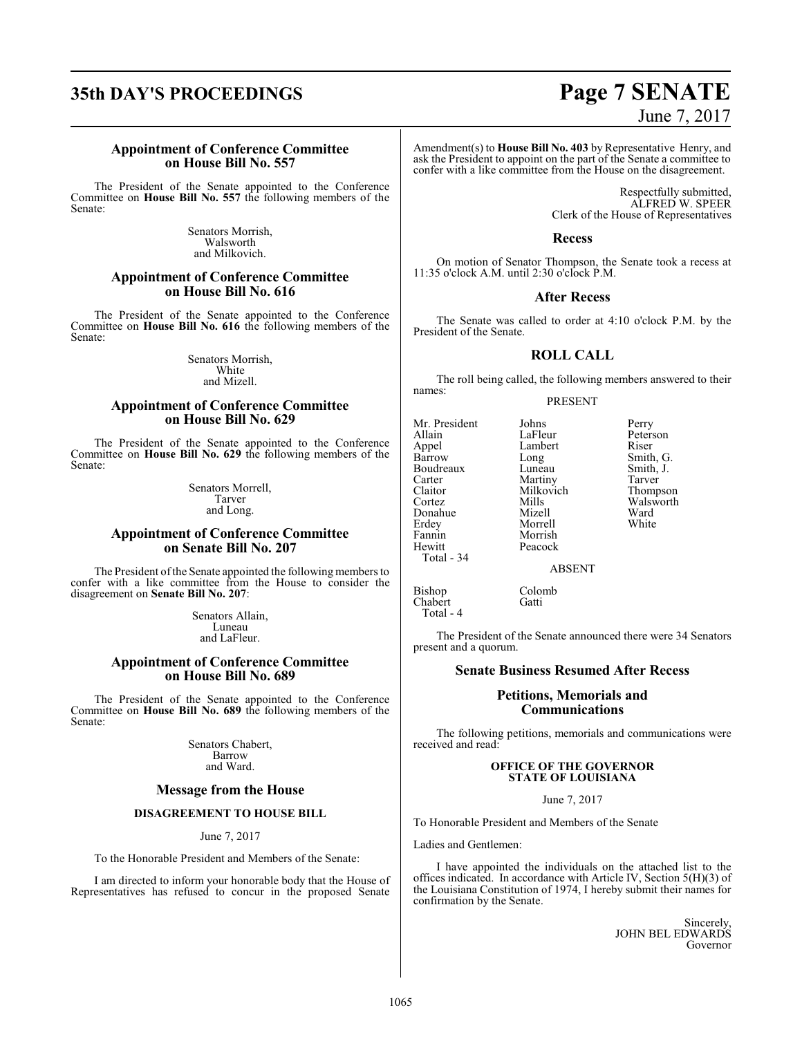## Appointment of Conference Committee on House Bill No. 557

The President of the Senate appointed to the Conference Committee on **House Bill No. 557** the following members of the Senate:

Senators Morrish,
Walsworth
and Milkovich.

## Appointment of Conference Committee on House Bill No. 616

The President of the Senate appointed to the Conference Committee on **House Bill No. 616** the following members of the Senate:

Senators Morrish,
White
and Mizell.

## Appointment of Conference Committee on House Bill No. 629

The President of the Senate appointed to the Conference Committee on **House Bill No. 629** the following members of the Senate:

Senators Morrell,
Tarver
and Long.

## Appointment of Conference Committee on Senate Bill No. 207

The President of the Senate appointed the following members to confer with a like committee from the House to consider the disagreement on **Senate Bill No. 207**:

Senators Allain,
Luneau
and LaFleur.

## Appointment of Conference Committee on House Bill No. 689

The President of the Senate appointed to the Conference Committee on **House Bill No. 689** the following members of the Senate:

Senators Chabert,
Barrow
and Ward.

## Message from the House

### DISAGREEMENT TO HOUSE BILL

June 7, 2017

To the Honorable President and Members of the Senate:

I am directed to inform your honorable body that the House of Representatives has refused to concur in the proposed Senate Amendment(s) to **House Bill No. 403** by Representative Henry, and ask the President to appoint on the part of the Senate a committee to confer with a like committee from the House on the disagreement.

Respectfully submitted,
ALFRED W. SPEER
Clerk of the House of Representatives

## Recess

On motion of Senator Thompson, the Senate took a recess at 11:35 o'clock A.M. until 2:30 o'clock P.M.

## After Recess

The Senate was called to order at 4:10 o'clock P.M. by the President of the Senate.

## ROLL CALL

The roll being called, the following members answered to their names:

PRESENT

| | | |
|---|---|---|
| Mr. President | Johns | Perry |
| Allain | LaFleur | Peterson |
| Appel | Lambert | Riser |
| Barrow | Long | Smith, G. |
| Boudreaux | Luneau | Smith, J. |
| Carter | Martiny | Tarver |
| Claitor | Milkovich | Thompson |
| Cortez | Mills | Walsworth |
| Donahue | Mizell | Ward |
| Erdey | Morrell | White |
| Fannin | Morrish | |
| Hewitt | Peacock | |

Total - 34

ABSENT

| | |
|---|---|
| Bishop | Colomb |
| Chabert | Gatti |

Total - 4

The President of the Senate announced there were 34 Senators present and a quorum.

## Senate Business Resumed After Recess

## Petitions, Memorials and Communications

The following petitions, memorials and communications were received and read:

**OFFICE OF THE GOVERNOR**
**STATE OF LOUISIANA**

June 7, 2017

To Honorable President and Members of the Senate

Ladies and Gentlemen:

I have appointed the individuals on the attached list to the offices indicated. In accordance with Article IV, Section 5(H)(3) of the Louisiana Constitution of 1974, I hereby submit their names for confirmation by the Senate.

Sincerely,
JOHN BEL EDWARDS
Governor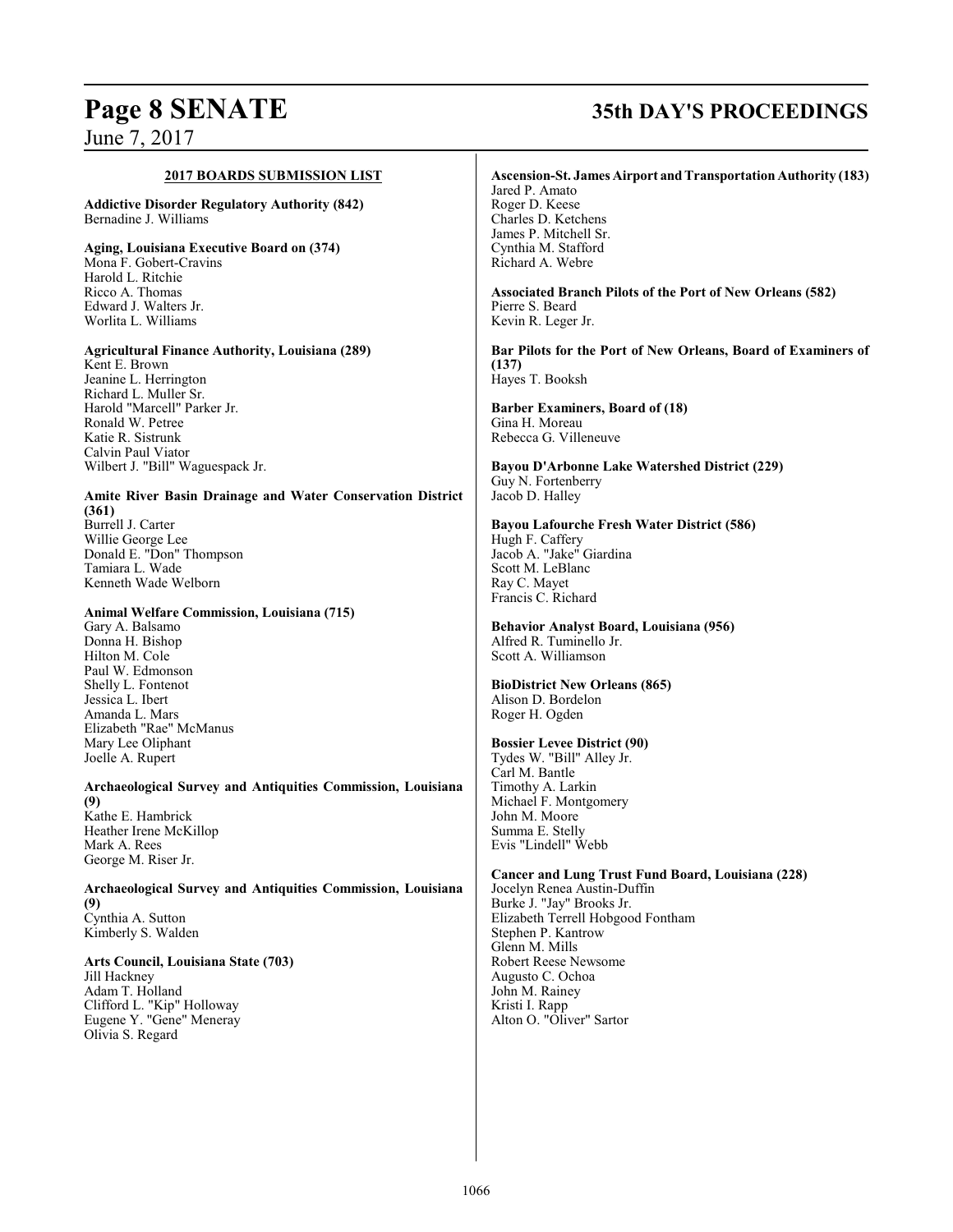## 2017 BOARDS SUBMISSION LIST

**Addictive Disorder Regulatory Authority (842)**
Bernadine J. Williams

**Aging, Louisiana Executive Board on (374)**
Mona F. Gobert-Cravins
Harold L. Ritchie
Ricco A. Thomas
Edward J. Walters Jr.
Worlita L. Williams

**Agricultural Finance Authority, Louisiana (289)**
Kent E. Brown
Jeanine L. Herrington
Richard L. Muller Sr.
Harold "Marcell" Parker Jr.
Ronald W. Petree
Katie R. Sistrunk
Calvin Paul Viator
Wilbert J. "Bill" Waguespack Jr.

**Amite River Basin Drainage and Water Conservation District (361)**
Burrell J. Carter
Willie George Lee
Donald E. "Don" Thompson
Tamiara L. Wade
Kenneth Wade Welborn

**Animal Welfare Commission, Louisiana (715)**
Gary A. Balsamo
Donna H. Bishop
Hilton M. Cole
Paul W. Edmonson
Shelly L. Fontenot
Jessica L. Ibert
Amanda L. Mars
Elizabeth "Rae" McManus
Mary Lee Oliphant
Joelle A. Rupert

**Archaeological Survey and Antiquities Commission, Louisiana (9)**
Kathe E. Hambrick
Heather Irene McKillop
Mark A. Rees
George M. Riser Jr.

**Archaeological Survey and Antiquities Commission, Louisiana (9)**
Cynthia A. Sutton
Kimberly S. Walden

**Arts Council, Louisiana State (703)**
Jill Hackney
Adam T. Holland
Clifford L. "Kip" Holloway
Eugene Y. "Gene" Meneray
Olivia S. Regard

**Ascension-St. James Airport and Transportation Authority (183)**
Jared P. Amato
Roger D. Keese
Charles D. Ketchens
James P. Mitchell Sr.
Cynthia M. Stafford
Richard A. Webre

**Associated Branch Pilots of the Port of New Orleans (582)**
Pierre S. Beard
Kevin R. Leger Jr.

**Bar Pilots for the Port of New Orleans, Board of Examiners of (137)**
Hayes T. Booksh

**Barber Examiners, Board of (18)**
Gina H. Moreau
Rebecca G. Villeneuve

**Bayou D'Arbonne Lake Watershed District (229)**
Guy N. Fortenberry
Jacob D. Halley

**Bayou Lafourche Fresh Water District (586)**
Hugh F. Caffery
Jacob A. "Jake" Giardina
Scott M. LeBlanc
Ray C. Mayet
Francis C. Richard

**Behavior Analyst Board, Louisiana (956)**
Alfred R. Tuminello Jr.
Scott A. Williamson

**BioDistrict New Orleans (865)**
Alison D. Bordelon
Roger H. Ogden

**Bossier Levee District (90)**
Tydes W. "Bill" Alley Jr.
Carl M. Bantle
Timothy A. Larkin
Michael F. Montgomery
John M. Moore
Summa E. Stelly
Evis "Lindell" Webb

**Cancer and Lung Trust Fund Board, Louisiana (228)**
Jocelyn Renea Austin-Duffin
Burke J. "Jay" Brooks Jr.
Elizabeth Terrell Hobgood Fontham
Stephen P. Kantrow
Glenn M. Mills
Robert Reese Newsome
Augusto C. Ochoa
John M. Rainey
Kristi I. Rapp
Alton O. "Oliver" Sartor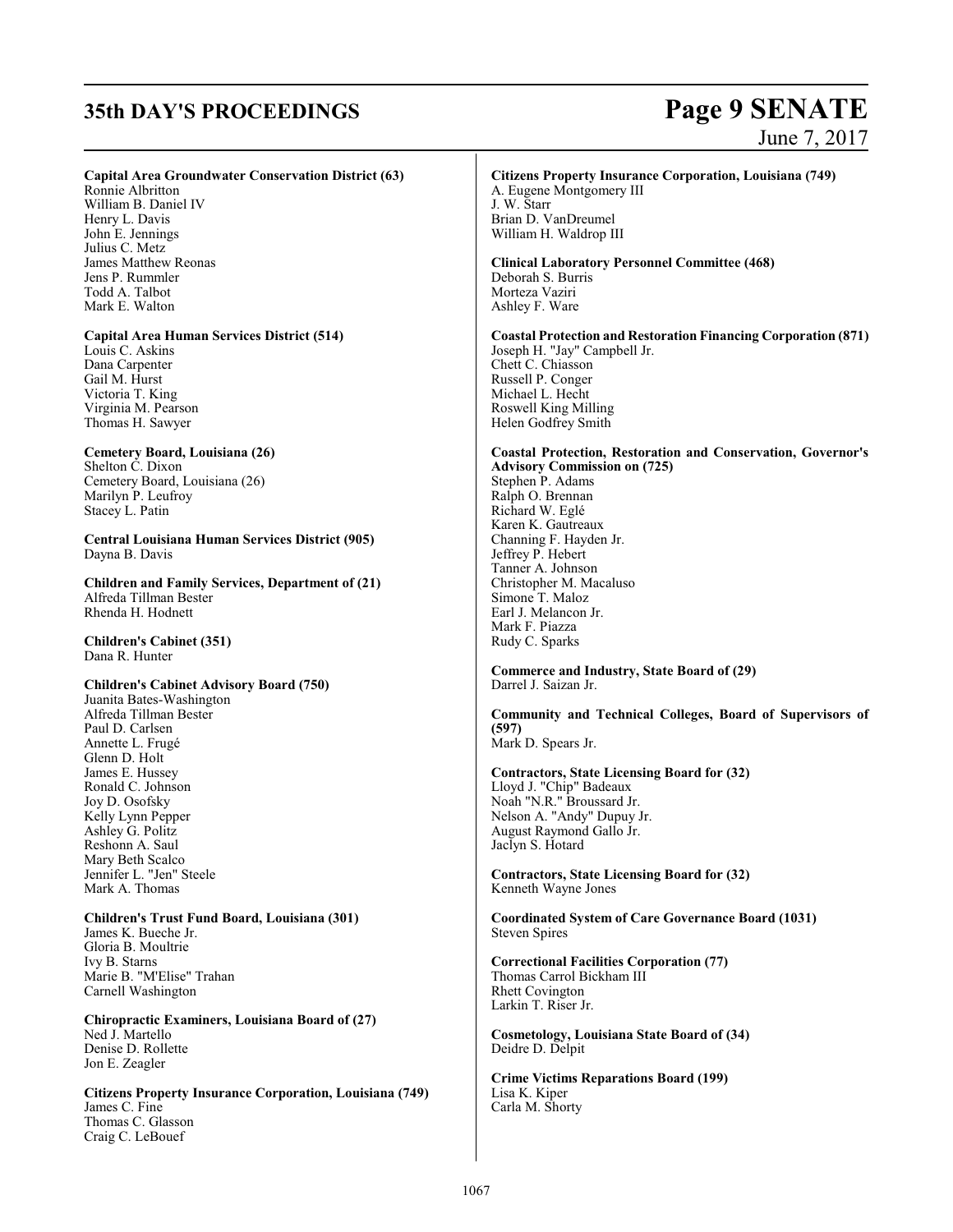**Capital Area Groundwater Conservation District (63)**
Ronnie Albritton
William B. Daniel IV
Henry L. Davis
John E. Jennings
Julius C. Metz
James Matthew Reonas
Jens P. Rummler
Todd A. Talbot
Mark E. Walton

**Capital Area Human Services District (514)**
Louis C. Askins
Dana Carpenter
Gail M. Hurst
Victoria T. King
Virginia M. Pearson
Thomas H. Sawyer

**Cemetery Board, Louisiana (26)**
Shelton C. Dixon
Cemetery Board, Louisiana (26)
Marilyn P. Leufroy
Stacey L. Patin

**Central Louisiana Human Services District (905)**
Dayna B. Davis

**Children and Family Services, Department of (21)**
Alfreda Tillman Bester
Rhenda H. Hodnett

**Children's Cabinet (351)**
Dana R. Hunter

**Children's Cabinet Advisory Board (750)**
Juanita Bates-Washington
Alfreda Tillman Bester
Paul D. Carlsen
Annette L. Frugé
Glenn D. Holt
James E. Hussey
Ronald C. Johnson
Joy D. Osofsky
Kelly Lynn Pepper
Ashley G. Politz
Reshonn A. Saul
Mary Beth Scalco
Jennifer L. "Jen" Steele
Mark A. Thomas

**Children's Trust Fund Board, Louisiana (301)**
James K. Bueche Jr.
Gloria B. Moultrie
Ivy B. Starns
Marie B. "M'Elise" Trahan
Carnell Washington

**Chiropractic Examiners, Louisiana Board of (27)**
Ned J. Martello
Denise D. Rollette
Jon E. Zeagler

**Citizens Property Insurance Corporation, Louisiana (749)**
James C. Fine
Thomas C. Glasson
Craig C. LeBouef

**Citizens Property Insurance Corporation, Louisiana (749)**
A. Eugene Montgomery III
J. W. Starr
Brian D. VanDreumel
William H. Waldrop III

**Clinical Laboratory Personnel Committee (468)**
Deborah S. Burris
Morteza Vaziri
Ashley F. Ware

**Coastal Protection and Restoration Financing Corporation (871)**
Joseph H. "Jay" Campbell Jr.
Chett C. Chiasson
Russell P. Conger
Michael L. Hecht
Roswell King Milling
Helen Godfrey Smith

**Coastal Protection, Restoration and Conservation, Governor's Advisory Commission on (725)**
Stephen P. Adams
Ralph O. Brennan
Richard W. Eglé
Karen K. Gautreaux
Channing F. Hayden Jr.
Jeffrey P. Hebert
Tanner A. Johnson
Christopher M. Macaluso
Simone T. Maloz
Earl J. Melancon Jr.
Mark F. Piazza
Rudy C. Sparks

**Commerce and Industry, State Board of (29)**
Darrel J. Saizan Jr.

**Community and Technical Colleges, Board of Supervisors of (597)**
Mark D. Spears Jr.

**Contractors, State Licensing Board for (32)**
Lloyd J. "Chip" Badeaux
Noah "N.R." Broussard Jr.
Nelson A. "Andy" Dupuy Jr.
August Raymond Gallo Jr.
Jaclyn S. Hotard

**Contractors, State Licensing Board for (32)**
Kenneth Wayne Jones

**Coordinated System of Care Governance Board (1031)**
Steven Spires

**Correctional Facilities Corporation (77)**
Thomas Carrol Bickham III
Rhett Covington
Larkin T. Riser Jr.

**Cosmetology, Louisiana State Board of (34)**
Deidre D. Delpit

**Crime Victims Reparations Board (199)**
Lisa K. Kiper
Carla M. Shorty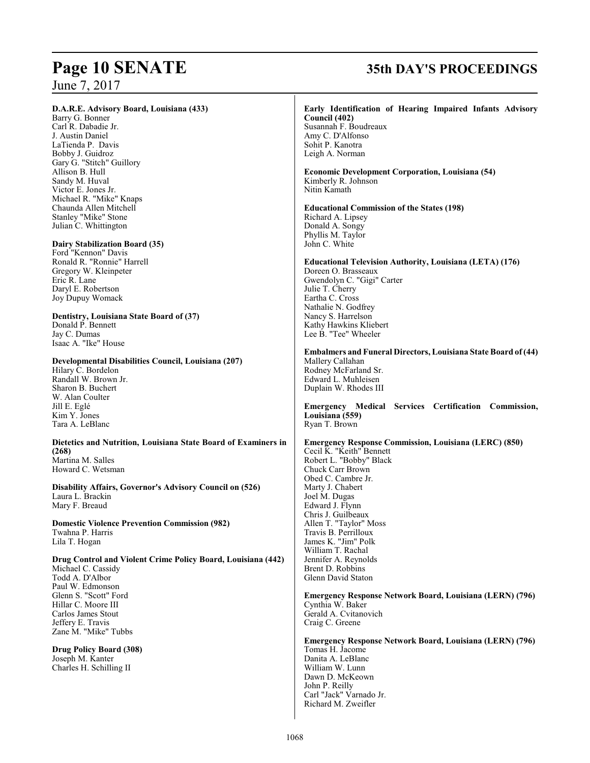**D.A.R.E. Advisory Board, Louisiana (433)**
Barry G. Bonner
Carl R. Dabadie Jr.
J. Austin Daniel
LaTienda P. Davis
Bobby J. Guidroz
Gary G. "Stitch" Guillory
Allison B. Hull
Sandy M. Huval
Victor E. Jones Jr.
Michael R. "Mike" Knaps
Chaunda Allen Mitchell
Stanley "Mike" Stone
Julian C. Whittington

**Dairy Stabilization Board (35)**
Ford "Kennon" Davis
Ronald R. "Ronnie" Harrell
Gregory W. Kleinpeter
Eric R. Lane
Daryl E. Robertson
Joy Dupuy Womack

**Dentistry, Louisiana State Board of (37)**
Donald P. Bennett
Jay C. Dumas
Isaac A. "Ike" House

**Developmental Disabilities Council, Louisiana (207)**
Hilary C. Bordelon
Randall W. Brown Jr.
Sharon B. Buchert
W. Alan Coulter
Jill E. Eglé
Kim Y. Jones
Tara A. LeBlanc

**Dietetics and Nutrition, Louisiana State Board of Examiners in (268)**
Martina M. Salles
Howard C. Wetsman

**Disability Affairs, Governor's Advisory Council on (526)**
Laura L. Brackin
Mary F. Breaud

**Domestic Violence Prevention Commission (982)**
Twahna P. Harris
Lila T. Hogan

**Drug Control and Violent Crime Policy Board, Louisiana (442)**
Michael C. Cassidy
Todd A. D'Albor
Paul W. Edmonson
Glenn S. "Scott" Ford
Hillar C. Moore III
Carlos James Stout
Jeffery E. Travis
Zane M. "Mike" Tubbs

**Drug Policy Board (308)**
Joseph M. Kanter
Charles H. Schilling II

**Early Identification of Hearing Impaired Infants Advisory Council (402)**
Susannah F. Boudreaux
Amy C. D'Alfonso
Sohit P. Kanotra
Leigh A. Norman

**Economic Development Corporation, Louisiana (54)**
Kimberly R. Johnson
Nitin Kamath

**Educational Commission of the States (198)**
Richard A. Lipsey
Donald A. Songy
Phyllis M. Taylor
John C. White

**Educational Television Authority, Louisiana (LETA) (176)**
Doreen O. Brasseaux
Gwendolyn C. "Gigi" Carter
Julie T. Cherry
Eartha C. Cross
Nathalie N. Godfrey
Nancy S. Harrelson
Kathy Hawkins Kliebert
Lee B. "Tee" Wheeler

**Embalmers and Funeral Directors, Louisiana State Board of (44)**
Mallery Callahan
Rodney McFarland Sr.
Edward L. Muhleisen
Duplain W. Rhodes III

**Emergency Medical Services Certification Commission, Louisiana (559)**
Ryan T. Brown

**Emergency Response Commission, Louisiana (LERC) (850)**
Cecil K. "Keith" Bennett
Robert L. "Bobby" Black
Chuck Carr Brown
Obed C. Cambre Jr.
Marty J. Chabert
Joel M. Dugas
Edward J. Flynn
Chris J. Guilbeaux
Allen T. "Taylor" Moss
Travis B. Perrilloux
James K. "Jim" Polk
William T. Rachal
Jennifer A. Reynolds
Brent D. Robbins
Glenn David Staton

**Emergency Response Network Board, Louisiana (LERN) (796)**
Cynthia W. Baker
Gerald A. Cvitanovich
Craig C. Greene

**Emergency Response Network Board, Louisiana (LERN) (796)**
Tomas H. Jacome
Danita A. LeBlanc
William W. Lunn
Dawn D. McKeown
John P. Reilly
Carl "Jack" Varnado Jr.
Richard M. Zweifler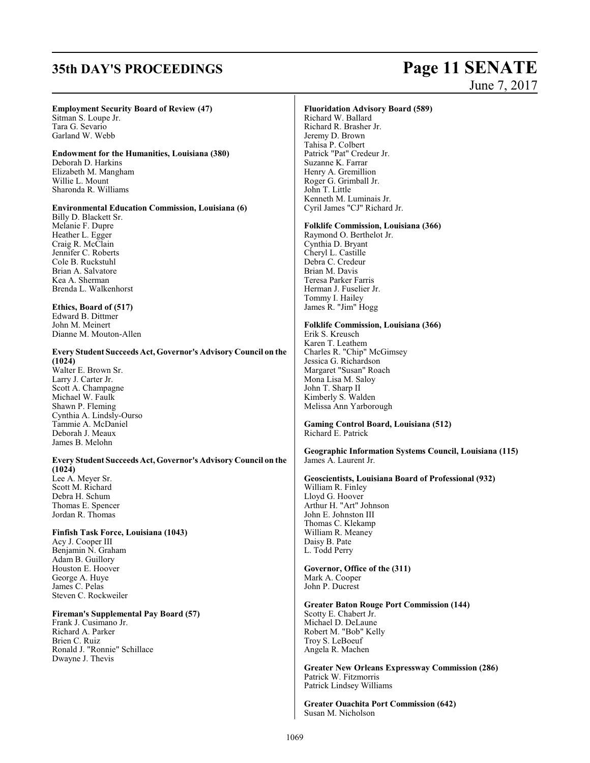**Employment Security Board of Review (47)**
Sitman S. Loupe Jr.
Tara G. Sevario
Garland W. Webb

**Endowment for the Humanities, Louisiana (380)**
Deborah D. Harkins
Elizabeth M. Mangham
Willie L. Mount
Sharonda R. Williams

**Environmental Education Commission, Louisiana (6)**
Billy D. Blackett Sr.
Melanie F. Dupre
Heather L. Egger
Craig R. McClain
Jennifer C. Roberts
Cole B. Ruckstuhl
Brian A. Salvatore
Kea A. Sherman
Brenda L. Walkenhorst

**Ethics, Board of (517)**
Edward B. Dittmer
John M. Meinert
Dianne M. Mouton-Allen

**Every Student Succeeds Act, Governor's Advisory Council on the (1024)**
Walter E. Brown Sr.
Larry J. Carter Jr.
Scott A. Champagne
Michael W. Faulk
Shawn P. Fleming
Cynthia A. Lindsly-Ourso
Tammie A. McDaniel
Deborah J. Meaux
James B. Melohn

**Every Student Succeeds Act, Governor's Advisory Council on the (1024)**
Lee A. Meyer Sr.
Scott M. Richard
Debra H. Schum
Thomas E. Spencer
Jordan R. Thomas

**Finfish Task Force, Louisiana (1043)**
Acy J. Cooper III
Benjamin N. Graham
Adam B. Guillory
Houston E. Hoover
George A. Huye
James C. Pelas
Steven C. Rockweiler

**Fireman's Supplemental Pay Board (57)**
Frank J. Cusimano Jr.
Richard A. Parker
Brien C. Ruiz
Ronald J. "Ronnie" Schillace
Dwayne J. Thevis

**Fluoridation Advisory Board (589)**
Richard W. Ballard
Richard R. Brasher Jr.
Jeremy D. Brown
Tahisa P. Colbert
Patrick "Pat" Credeur Jr.
Suzanne K. Farrar
Henry A. Gremillion
Roger G. Grimball Jr.
John T. Little
Kenneth M. Luminais Jr.
Cyril James "CJ" Richard Jr.

**Folklife Commission, Louisiana (366)**
Raymond O. Berthelot Jr.
Cynthia D. Bryant
Cheryl L. Castille
Debra C. Credeur
Brian M. Davis
Teresa Parker Farris
Herman J. Fuselier Jr.
Tommy I. Hailey
James R. "Jim" Hogg

**Folklife Commission, Louisiana (366)**
Erik S. Kreusch
Karen T. Leathem
Charles R. "Chip" McGimsey
Jessica G. Richardson
Margaret "Susan" Roach
Mona Lisa M. Saloy
John T. Sharp II
Kimberly S. Walden
Melissa Ann Yarborough

**Gaming Control Board, Louisiana (512)**
Richard E. Patrick

**Geographic Information Systems Council, Louisiana (115)**
James A. Laurent Jr.

**Geoscientists, Louisiana Board of Professional (932)**
William R. Finley
Lloyd G. Hoover
Arthur H. "Art" Johnson
John E. Johnston III
Thomas C. Klekamp
William R. Meaney
Daisy B. Pate
L. Todd Perry

**Governor, Office of the (311)**
Mark A. Cooper
John P. Ducrest

**Greater Baton Rouge Port Commission (144)**
Scotty E. Chabert Jr.
Michael D. DeLaune
Robert M. "Bob" Kelly
Troy S. LeBoeuf
Angela R. Machen

**Greater New Orleans Expressway Commission (286)**
Patrick W. Fitzmorris
Patrick Lindsey Williams

**Greater Ouachita Port Commission (642)**
Susan M. Nicholson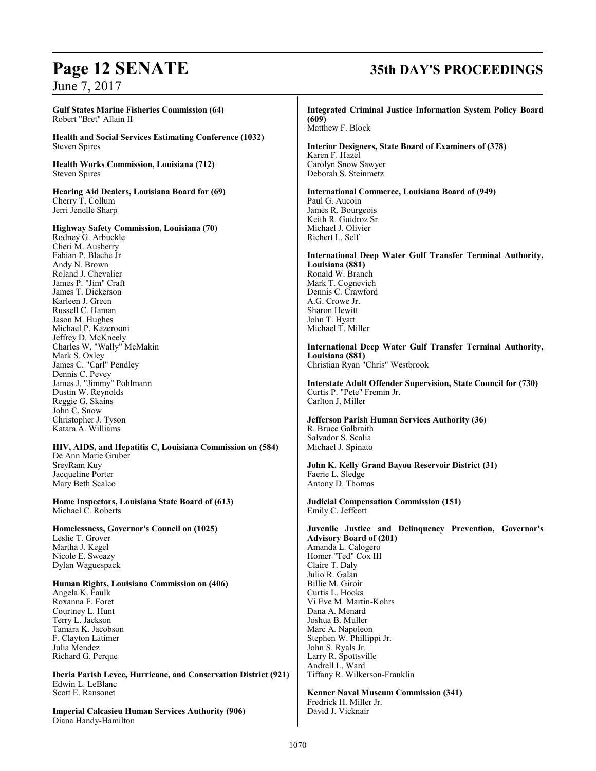**Gulf States Marine Fisheries Commission (64)**
Robert "Bret" Allain II

**Health and Social Services Estimating Conference (1032)**
Steven Spires

**Health Works Commission, Louisiana (712)**
Steven Spires

**Hearing Aid Dealers, Louisiana Board for (69)**
Cherry T. Collum
Jerri Jenelle Sharp

**Highway Safety Commission, Louisiana (70)**
Rodney G. Arbuckle
Cheri M. Ausberry
Fabian P. Blache Jr.
Andy N. Brown
Roland J. Chevalier
James P. "Jim" Craft
James T. Dickerson
Karleen J. Green
Russell C. Haman
Jason M. Hughes
Michael P. Kazerooni
Jeffrey D. McKneely
Charles W. "Wally" McMakin
Mark S. Oxley
James C. "Carl" Pendley
Dennis C. Pevey
James J. "Jimmy" Pohlmann
Dustin W. Reynolds
Reggie G. Skains
John C. Snow
Christopher J. Tyson
Katara A. Williams

**HIV, AIDS, and Hepatitis C, Louisiana Commission on (584)**
De Ann Marie Gruber
SreyRam Kuy
Jacqueline Porter
Mary Beth Scalco

**Home Inspectors, Louisiana State Board of (613)**
Michael C. Roberts

**Homelessness, Governor's Council on (1025)**
Leslie T. Grover
Martha J. Kegel
Nicole E. Sweazy
Dylan Waguespack

**Human Rights, Louisiana Commission on (406)**
Angela K. Faulk
Roxanna F. Foret
Courtney L. Hunt
Terry L. Jackson
Tamara K. Jacobson
F. Clayton Latimer
Julia Mendez
Richard G. Perque

**Iberia Parish Levee, Hurricane, and Conservation District (921)**
Edwin L. LeBlanc
Scott E. Ransonet

**Imperial Calcasieu Human Services Authority (906)**
Diana Handy-Hamilton

**Integrated Criminal Justice Information System Policy Board (609)**
Matthew F. Block

**Interior Designers, State Board of Examiners of (378)**
Karen F. Hazel
Carolyn Snow Sawyer
Deborah S. Steinmetz

**International Commerce, Louisiana Board of (949)**
Paul G. Aucoin
James R. Bourgeois
Keith R. Guidroz Sr.
Michael J. Olivier
Richert L. Self

**International Deep Water Gulf Transfer Terminal Authority, Louisiana (881)**
Ronald W. Branch
Mark T. Cognevich
Dennis C. Crawford
A.G. Crowe Jr.
Sharon Hewitt
John T. Hyatt
Michael T. Miller

**International Deep Water Gulf Transfer Terminal Authority, Louisiana (881)**
Christian Ryan "Chris" Westbrook

**Interstate Adult Offender Supervision, State Council for (730)**
Curtis P. "Pete" Fremin Jr.
Carlton J. Miller

**Jefferson Parish Human Services Authority (36)**
R. Bruce Galbraith
Salvador S. Scalia
Michael J. Spinato

**John K. Kelly Grand Bayou Reservoir District (31)**
Faerie L. Sledge
Antony D. Thomas

**Judicial Compensation Commission (151)**
Emily C. Jeffcott

**Juvenile Justice and Delinquency Prevention, Governor's Advisory Board of (201)**
Amanda L. Calogero
Homer "Ted" Cox III
Claire T. Daly
Julio R. Galan
Billie M. Giroir
Curtis L. Hooks
Vi Eve M. Martin-Kohrs
Dana A. Menard
Joshua B. Muller
Marc A. Napoleon
Stephen W. Phillippi Jr.
John S. Ryals Jr.
Larry R. Spottsville
Andrell L. Ward
Tiffany R. Wilkerson-Franklin

**Kenner Naval Museum Commission (341)**
Fredrick H. Miller Jr.
David J. Vicknair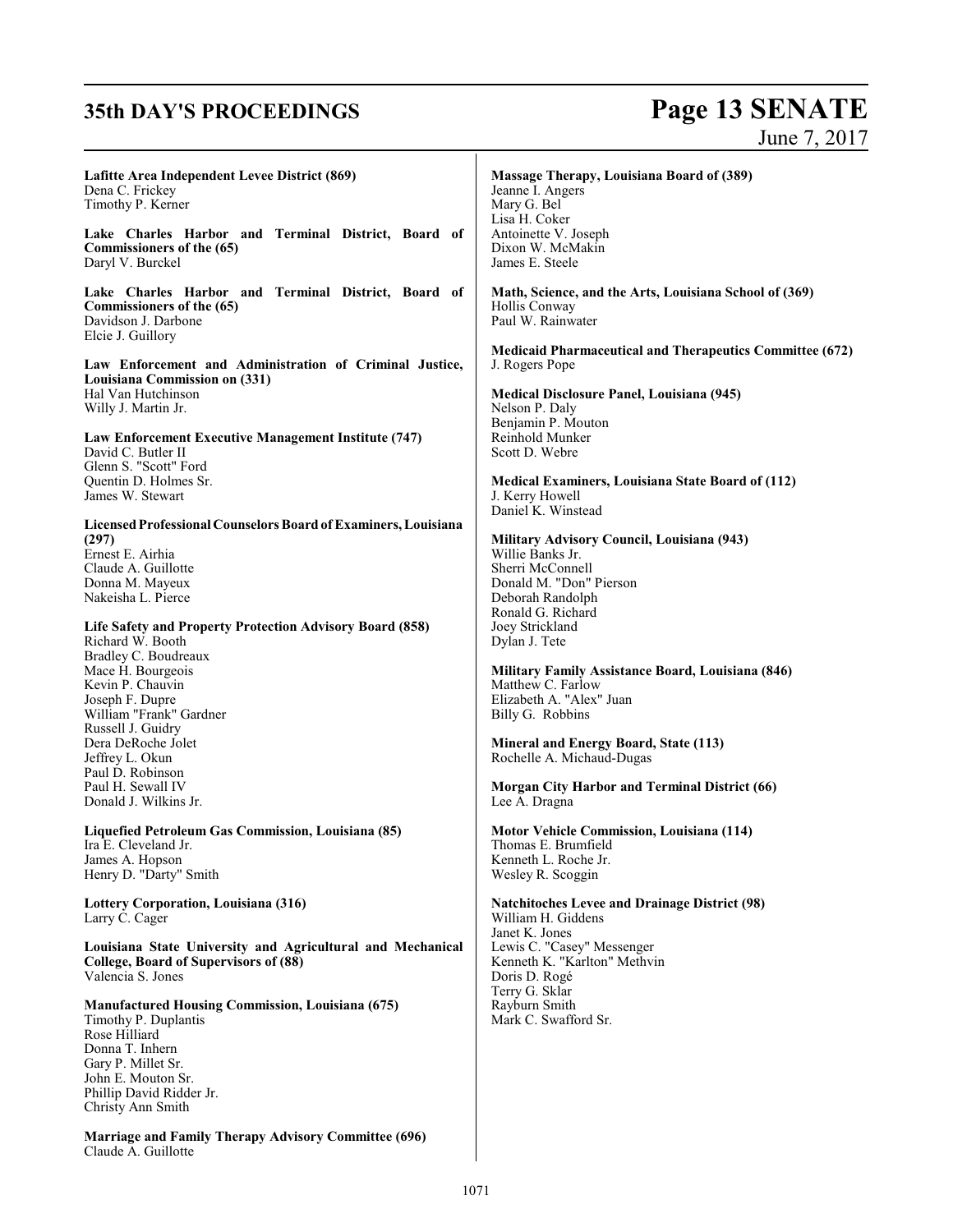**Lafitte Area Independent Levee District (869)**
Dena C. Frickey
Timothy P. Kerner

**Lake Charles Harbor and Terminal District, Board of Commissioners of the (65)**
Daryl V. Burckel

**Lake Charles Harbor and Terminal District, Board of Commissioners of the (65)**
Davidson J. Darbone
Elcie J. Guillory

**Law Enforcement and Administration of Criminal Justice, Louisiana Commission on (331)**
Hal Van Hutchinson
Willy J. Martin Jr.

**Law Enforcement Executive Management Institute (747)**
David C. Butler II
Glenn S. "Scott" Ford
Quentin D. Holmes Sr.
James W. Stewart

**Licensed Professional Counselors Board of Examiners, Louisiana (297)**
Ernest E. Airhia
Claude A. Guillotte
Donna M. Mayeux
Nakeisha L. Pierce

**Life Safety and Property Protection Advisory Board (858)**
Richard W. Booth
Bradley C. Boudreaux
Mace H. Bourgeois
Kevin P. Chauvin
Joseph F. Dupre
William "Frank" Gardner
Russell J. Guidry
Dera DeRoche Jolet
Jeffrey L. Okun
Paul D. Robinson
Paul H. Sewall IV
Donald J. Wilkins Jr.

**Liquefied Petroleum Gas Commission, Louisiana (85)**
Ira E. Cleveland Jr.
James A. Hopson
Henry D. "Darty" Smith

**Lottery Corporation, Louisiana (316)**
Larry C. Cager

**Louisiana State University and Agricultural and Mechanical College, Board of Supervisors of (88)**
Valencia S. Jones

**Manufactured Housing Commission, Louisiana (675)**
Timothy P. Duplantis
Rose Hilliard
Donna T. Inhern
Gary P. Millet Sr.
John E. Mouton Sr.
Phillip David Ridder Jr.
Christy Ann Smith

**Marriage and Family Therapy Advisory Committee (696)**
Claude A. Guillotte

**Massage Therapy, Louisiana Board of (389)**
Jeanne I. Angers
Mary G. Bel
Lisa H. Coker
Antoinette V. Joseph
Dixon W. McMakin
James E. Steele

**Math, Science, and the Arts, Louisiana School of (369)**
Hollis Conway
Paul W. Rainwater

**Medicaid Pharmaceutical and Therapeutics Committee (672)**
J. Rogers Pope

**Medical Disclosure Panel, Louisiana (945)**
Nelson P. Daly
Benjamin P. Mouton
Reinhold Munker
Scott D. Webre

**Medical Examiners, Louisiana State Board of (112)**
J. Kerry Howell
Daniel K. Winstead

**Military Advisory Council, Louisiana (943)**
Willie Banks Jr.
Sherri McConnell
Donald M. "Don" Pierson
Deborah Randolph
Ronald G. Richard
Joey Strickland
Dylan J. Tete

**Military Family Assistance Board, Louisiana (846)**
Matthew C. Farlow
Elizabeth A. "Alex" Juan
Billy G. Robbins

**Mineral and Energy Board, State (113)**
Rochelle A. Michaud-Dugas

**Morgan City Harbor and Terminal District (66)**
Lee A. Dragna

**Motor Vehicle Commission, Louisiana (114)**
Thomas E. Brumfield
Kenneth L. Roche Jr.
Wesley R. Scoggin

**Natchitoches Levee and Drainage District (98)**
William H. Giddens
Janet K. Jones
Lewis C. "Casey" Messenger
Kenneth K. "Karlton" Methvin
Doris D. Rogé
Terry G. Sklar
Rayburn Smith
Mark C. Swafford Sr.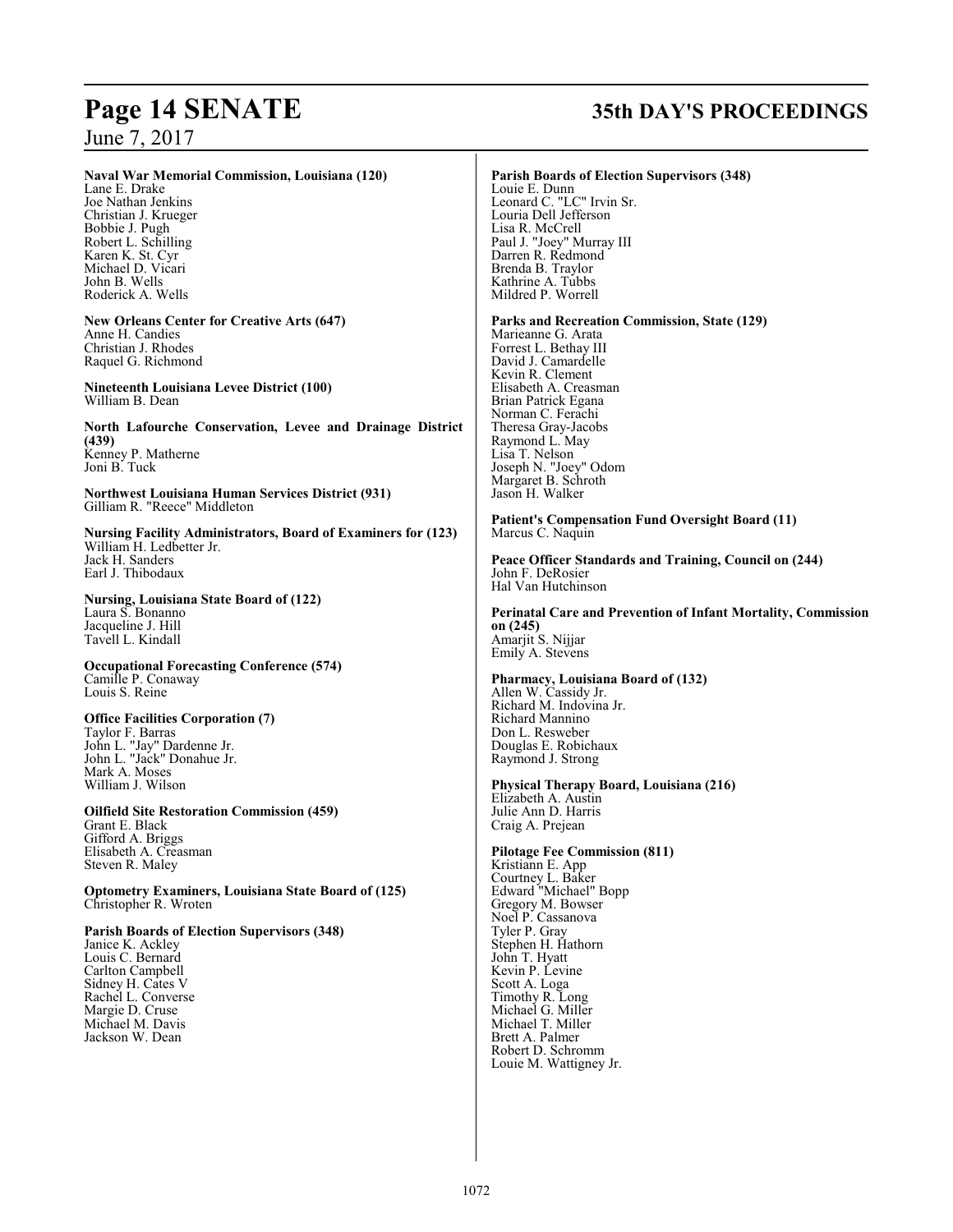**Naval War Memorial Commission, Louisiana (120)**
Lane E. Drake
Joe Nathan Jenkins
Christian J. Krueger
Bobbie J. Pugh
Robert L. Schilling
Karen K. St. Cyr
Michael D. Vicari
John B. Wells
Roderick A. Wells

**New Orleans Center for Creative Arts (647)**
Anne H. Candies
Christian J. Rhodes
Raquel G. Richmond

**Nineteenth Louisiana Levee District (100)**
William B. Dean

**North Lafourche Conservation, Levee and Drainage District (439)**
Kenney P. Matherne
Joni B. Tuck

**Northwest Louisiana Human Services District (931)**
Gilliam R. "Reece" Middleton

**Nursing Facility Administrators, Board of Examiners for (123)**
William H. Ledbetter Jr.
Jack H. Sanders
Earl J. Thibodaux

**Nursing, Louisiana State Board of (122)**
Laura S. Bonanno
Jacqueline J. Hill
Tavell L. Kindall

**Occupational Forecasting Conference (574)**
Camille P. Conaway
Louis S. Reine

**Office Facilities Corporation (7)**
Taylor F. Barras
John L. "Jay" Dardenne Jr.
John L. "Jack" Donahue Jr.
Mark A. Moses
William J. Wilson

**Oilfield Site Restoration Commission (459)**
Grant E. Black
Gifford A. Briggs
Elisabeth A. Creasman
Steven R. Maley

**Optometry Examiners, Louisiana State Board of (125)**
Christopher R. Wroten

**Parish Boards of Election Supervisors (348)**
Janice K. Ackley
Louis C. Bernard
Carlton Campbell
Sidney H. Cates V
Rachel L. Converse
Margie D. Cruse
Michael M. Davis
Jackson W. Dean

**Parish Boards of Election Supervisors (348)**
Louie E. Dunn
Leonard C. "LC" Irvin Sr.
Louria Dell Jefferson
Lisa R. McCrell
Paul J. "Joey" Murray III
Darren R. Redmond
Brenda B. Traylor
Kathrine A. Tubbs
Mildred P. Worrell

**Parks and Recreation Commission, State (129)**
Marieanne G. Arata
Forrest L. Bethay III
David J. Camardelle
Kevin R. Clement
Elisabeth A. Creasman
Brian Patrick Egana
Norman C. Ferachi
Theresa Gray-Jacobs
Raymond L. May
Lisa T. Nelson
Joseph N. "Joey" Odom
Margaret B. Schroth
Jason H. Walker

**Patient's Compensation Fund Oversight Board (11)**
Marcus C. Naquin

**Peace Officer Standards and Training, Council on (244)**
John F. DeRosier
Hal Van Hutchinson

**Perinatal Care and Prevention of Infant Mortality, Commission on (245)**
Amarjit S. Nijjar
Emily A. Stevens

**Pharmacy, Louisiana Board of (132)**
Allen W. Cassidy Jr.
Richard M. Indovina Jr.
Richard Mannino
Don L. Resweber
Douglas E. Robichaux
Raymond J. Strong

**Physical Therapy Board, Louisiana (216)**
Elizabeth A. Austin
Julie Ann D. Harris
Craig A. Prejean

**Pilotage Fee Commission (811)**
Kristiann E. App
Courtney L. Baker
Edward "Michael" Bopp
Gregory M. Bowser
Noel P. Cassanova
Tyler P. Gray
Stephen H. Hathorn
John T. Hyatt
Kevin P. Levine
Scott A. Loga
Timothy R. Long
Michael G. Miller
Michael T. Miller
Brett A. Palmer
Robert D. Schromm
Louie M. Wattigney Jr.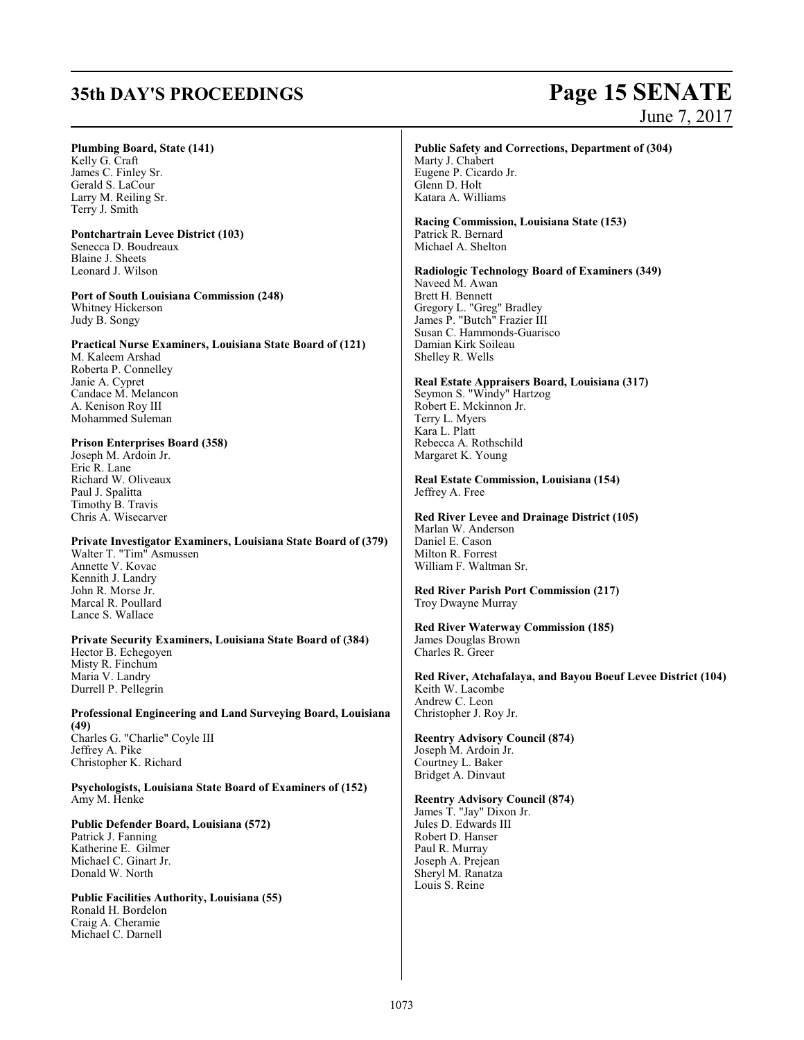**Plumbing Board, State (141)**
Kelly G. Craft
James C. Finley Sr.
Gerald S. LaCour
Larry M. Reiling Sr.
Terry J. Smith

**Pontchartrain Levee District (103)**
Senecca D. Boudreaux
Blaine J. Sheets
Leonard J. Wilson

**Port of South Louisiana Commission (248)**
Whitney Hickerson
Judy B. Songy

**Practical Nurse Examiners, Louisiana State Board of (121)**
M. Kaleem Arshad
Roberta P. Connelley
Janie A. Cypret
Candace M. Melancon
A. Kenison Roy III
Mohammed Suleman

**Prison Enterprises Board (358)**
Joseph M. Ardoin Jr.
Eric R. Lane
Richard W. Oliveaux
Paul J. Spalitta
Timothy B. Travis
Chris A. Wisecarver

**Private Investigator Examiners, Louisiana State Board of (379)**
Walter T. "Tim" Asmussen
Annette V. Kovac
Kennith J. Landry
John R. Morse Jr.
Marcal R. Poullard
Lance S. Wallace

**Private Security Examiners, Louisiana State Board of (384)**
Hector B. Echegoyen
Misty R. Finchum
Maria V. Landry
Durrell P. Pellegrin

**Professional Engineering and Land Surveying Board, Louisiana (49)**
Charles G. "Charlie" Coyle III
Jeffrey A. Pike
Christopher K. Richard

**Psychologists, Louisiana State Board of Examiners of (152)**
Amy M. Henke

**Public Defender Board, Louisiana (572)**
Patrick J. Fanning
Katherine E. Gilmer
Michael C. Ginart Jr.
Donald W. North

**Public Facilities Authority, Louisiana (55)**
Ronald H. Bordelon
Craig A. Cheramie
Michael C. Darnell

**Public Safety and Corrections, Department of (304)**
Marty J. Chabert
Eugene P. Cicardo Jr.
Glenn D. Holt
Katara A. Williams

**Racing Commission, Louisiana State (153)**
Patrick R. Bernard
Michael A. Shelton

**Radiologic Technology Board of Examiners (349)**
Naveed M. Awan
Brett H. Bennett
Gregory L. "Greg" Bradley
James P. "Butch" Frazier III
Susan C. Hammonds-Guarisco
Damian Kirk Soileau
Shelley R. Wells

**Real Estate Appraisers Board, Louisiana (317)**
Seymon S. "Windy" Hartzog
Robert E. Mckinnon Jr.
Terry L. Myers
Kara L. Platt
Rebecca A. Rothschild
Margaret K. Young

**Real Estate Commission, Louisiana (154)**
Jeffrey A. Free

**Red River Levee and Drainage District (105)**
Marlan W. Anderson
Daniel E. Cason
Milton R. Forrest
William F. Waltman Sr.

**Red River Parish Port Commission (217)**
Troy Dwayne Murray

**Red River Waterway Commission (185)**
James Douglas Brown
Charles R. Greer

**Red River, Atchafalaya, and Bayou Boeuf Levee District (104)**
Keith W. Lacombe
Andrew C. Leon
Christopher J. Roy Jr.

**Reentry Advisory Council (874)**
Joseph M. Ardoin Jr.
Courtney L. Baker
Bridget A. Dinvaut

**Reentry Advisory Council (874)**
James T. "Jay" Dixon Jr.
Jules D. Edwards III
Robert D. Hanser
Paul R. Murray
Joseph A. Prejean
Sheryl M. Ranatza
Louis S. Reine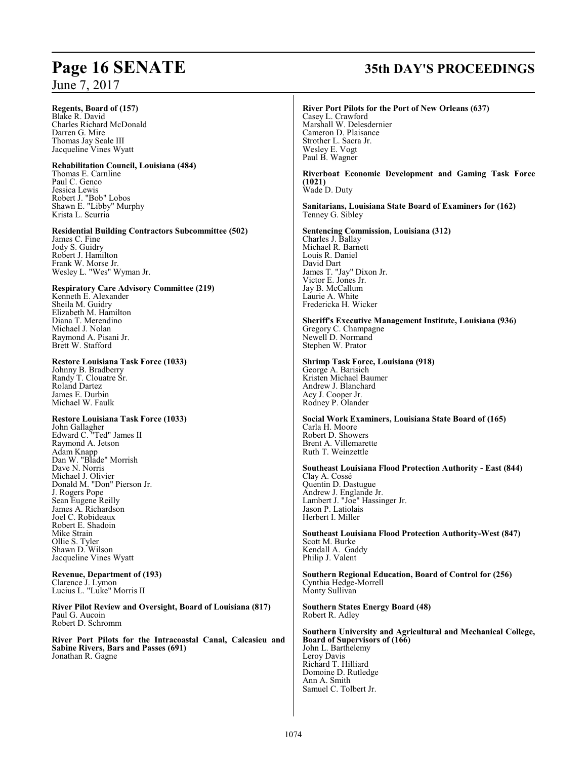**Regents, Board of (157)**
Blake R. David
Charles Richard McDonald
Darren G. Mire
Thomas Jay Seale III
Jacqueline Vines Wyatt

**Rehabilitation Council, Louisiana (484)**
Thomas E. Carnline
Paul C. Genco
Jessica Lewis
Robert J. "Bob" Lobos
Shawn E. "Libby" Murphy
Krista L. Scurria

**Residential Building Contractors Subcommittee (502)**
James C. Fine
Jody S. Guidry
Robert J. Hamilton
Frank W. Morse Jr.
Wesley L. "Wes" Wyman Jr.

**Respiratory Care Advisory Committee (219)**
Kenneth E. Alexander
Sheila M. Guidry
Elizabeth M. Hamilton
Diana T. Merendino
Michael J. Nolan
Raymond A. Pisani Jr.
Brett W. Stafford

**Restore Louisiana Task Force (1033)**
Johnny B. Bradberry
Randy T. Clouatre Sr.
Roland Dartez
James E. Durbin
Michael W. Faulk

**Restore Louisiana Task Force (1033)**
John Gallagher
Edward C. "Ted" James II
Raymond A. Jetson
Adam Knapp
Dan W. "Blade" Morrish
Dave N. Norris
Michael J. Olivier
Donald M. "Don" Pierson Jr.
J. Rogers Pope
Sean Eugene Reilly
James A. Richardson
Joel C. Robideaux
Robert E. Shadoin
Mike Strain
Ollie S. Tyler
Shawn D. Wilson
Jacqueline Vines Wyatt

**Revenue, Department of (193)**
Clarence J. Lymon
Lucius L. "Luke" Morris II

**River Pilot Review and Oversight, Board of Louisiana (817)**
Paul G. Aucoin
Robert D. Schromm

**River Port Pilots for the Intracoastal Canal, Calcasieu and Sabine Rivers, Bars and Passes (691)**
Jonathan R. Gagne

**River Port Pilots for the Port of New Orleans (637)**
Casey L. Crawford
Marshall W. Delesdernier
Cameron D. Plaisance
Strother L. Sacra Jr.
Wesley E. Vogt
Paul B. Wagner

**Riverboat Economic Development and Gaming Task Force (1021)**
Wade D. Duty

**Sanitarians, Louisiana State Board of Examiners for (162)**
Tenney G. Sibley

**Sentencing Commission, Louisiana (312)**
Charles J. Ballay
Michael R. Barnett
Louis R. Daniel
David Dart
James T. "Jay" Dixon Jr.
Victor E. Jones Jr.
Jay B. McCallum
Laurie A. White
Fredericka H. Wicker

**Sheriff's Executive Management Institute, Louisiana (936)**
Gregory C. Champagne
Newell D. Normand
Stephen W. Prator

**Shrimp Task Force, Louisiana (918)**
George A. Barisich
Kristen Michael Baumer
Andrew J. Blanchard
Acy J. Cooper Jr.
Rodney P. Olander

**Social Work Examiners, Louisiana State Board of (165)**
Carla H. Moore
Robert D. Showers
Brent A. Villemarette
Ruth T. Weinzettle

**Southeast Louisiana Flood Protection Authority - East (844)**
Clay A. Cossé
Quentin D. Dastugue
Andrew J. Englande Jr.
Lambert J. "Joe" Hassinger Jr.
Jason P. Latiolais
Herbert I. Miller

**Southeast Louisiana Flood Protection Authority-West (847)**
Scott M. Burke
Kendall A. Gaddy
Philip J. Valent

**Southern Regional Education, Board of Control for (256)**
Cynthia Hedge-Morrell
Monty Sullivan

**Southern States Energy Board (48)**
Robert R. Adley

**Southern University and Agricultural and Mechanical College, Board of Supervisors of (166)**
John L. Barthelemy
Leroy Davis
Richard T. Hilliard
Domoine D. Rutledge
Ann A. Smith
Samuel C. Tolbert Jr.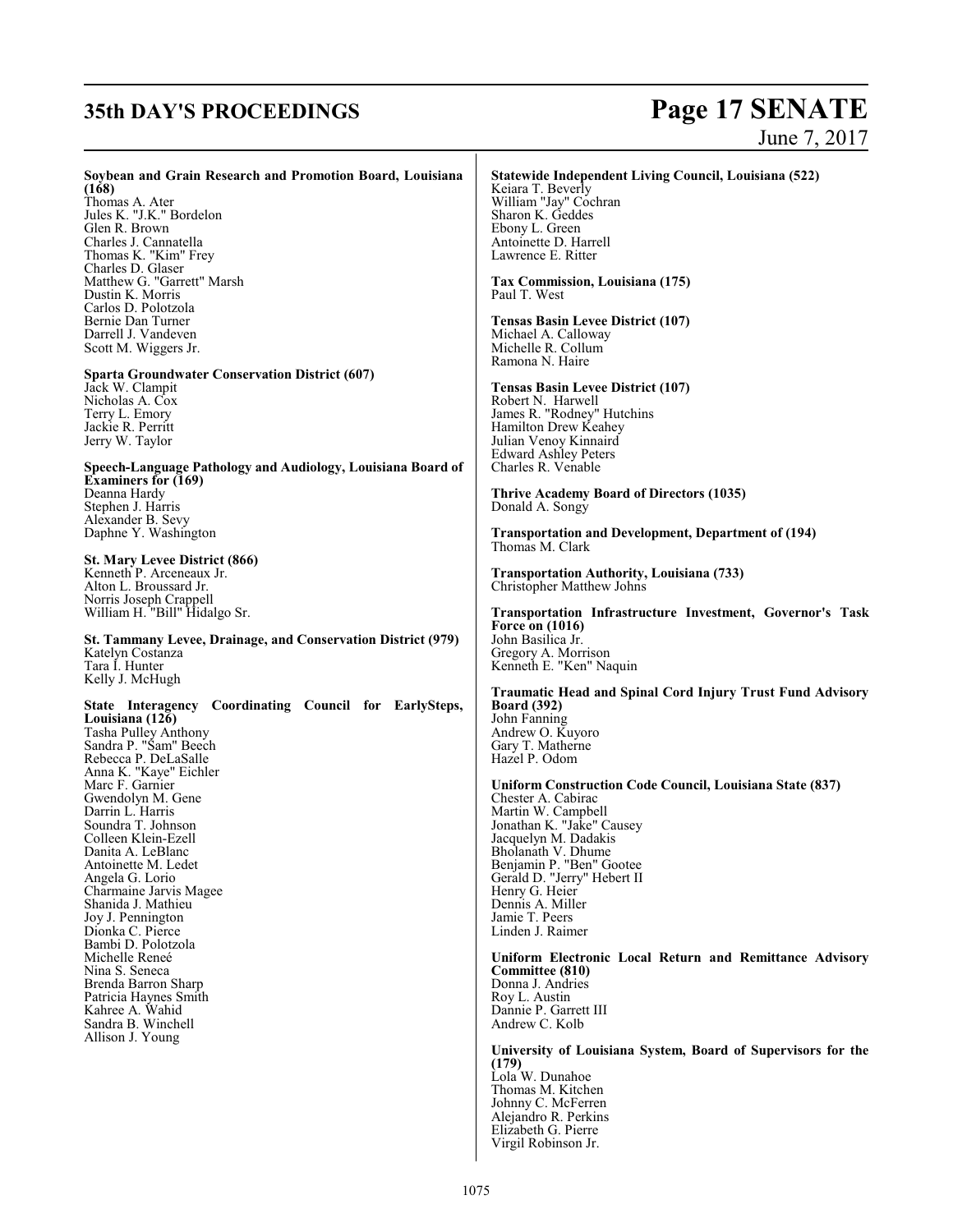**Soybean and Grain Research and Promotion Board, Louisiana (168)**
Thomas A. Ater
Jules K. "J.K." Bordelon
Glen R. Brown
Charles J. Cannatella
Thomas K. "Kim" Frey
Charles D. Glaser
Matthew G. "Garrett" Marsh
Dustin K. Morris
Carlos D. Polotzola
Bernie Dan Turner
Darrell J. Vandeven
Scott M. Wiggers Jr.

**Sparta Groundwater Conservation District (607)**
Jack W. Clampit
Nicholas A. Cox
Terry L. Emory
Jackie R. Perritt
Jerry W. Taylor

**Speech-Language Pathology and Audiology, Louisiana Board of Examiners for (169)**
Deanna Hardy
Stephen J. Harris
Alexander B. Sevy
Daphne Y. Washington

**St. Mary Levee District (866)**
Kenneth P. Arceneaux Jr.
Alton L. Broussard Jr.
Norris Joseph Crappell
William H. "Bill" Hidalgo Sr.

**St. Tammany Levee, Drainage, and Conservation District (979)**
Katelyn Costanza
Tara I. Hunter
Kelly J. McHugh

**State Interagency Coordinating Council for EarlySteps, Louisiana (126)**
Tasha Pulley Anthony
Sandra P. "Sam" Beech
Rebecca P. DeLaSalle
Anna K. "Kaye" Eichler
Marc F. Garnier
Gwendolyn M. Gene
Darrin L. Harris
Soundra T. Johnson
Colleen Klein-Ezell
Danita A. LeBlanc
Antoinette M. Ledet
Angela G. Lorio
Charmaine Jarvis Magee
Shanida J. Mathieu
Joy J. Pennington
Dionka C. Pierce
Bambi D. Polotzola
Michelle Reneé
Nina S. Seneca
Brenda Barron Sharp
Patricia Haynes Smith
Kahree A. Wahid
Sandra B. Winchell
Allison J. Young

**Statewide Independent Living Council, Louisiana (522)**
Keiara T. Beverly
William "Jay" Cochran
Sharon K. Geddes
Ebony L. Green
Antoinette D. Harrell
Lawrence E. Ritter

**Tax Commission, Louisiana (175)**
Paul T. West

**Tensas Basin Levee District (107)**
Michael A. Calloway
Michelle R. Collum
Ramona N. Haire

**Tensas Basin Levee District (107)**
Robert N. Harwell
James R. "Rodney" Hutchins
Hamilton Drew Keahey
Julian Venoy Kinnaird
Edward Ashley Peters
Charles R. Venable

**Thrive Academy Board of Directors (1035)**
Donald A. Songy

**Transportation and Development, Department of (194)**
Thomas M. Clark

**Transportation Authority, Louisiana (733)**
Christopher Matthew Johns

**Transportation Infrastructure Investment, Governor's Task Force on (1016)**
John Basilica Jr.
Gregory A. Morrison
Kenneth E. "Ken" Naquin

**Traumatic Head and Spinal Cord Injury Trust Fund Advisory Board (392)**
John Fanning
Andrew O. Kuyoro
Gary T. Matherne
Hazel P. Odom

**Uniform Construction Code Council, Louisiana State (837)**
Chester A. Cabirac
Martin W. Campbell
Jonathan K. "Jake" Causey
Jacquelyn M. Dadakis
Bholanath V. Dhume
Benjamin P. "Ben" Gootee
Gerald D. "Jerry" Hebert II
Henry G. Heier
Dennis A. Miller
Jamie T. Peers
Linden J. Raimer

**Uniform Electronic Local Return and Remittance Advisory Committee (810)**
Donna J. Andries
Roy L. Austin
Dannie P. Garrett III
Andrew C. Kolb

**University of Louisiana System, Board of Supervisors for the (179)**
Lola W. Dunahoe
Thomas M. Kitchen
Johnny C. McFerren
Alejandro R. Perkins
Elizabeth G. Pierre
Virgil Robinson Jr.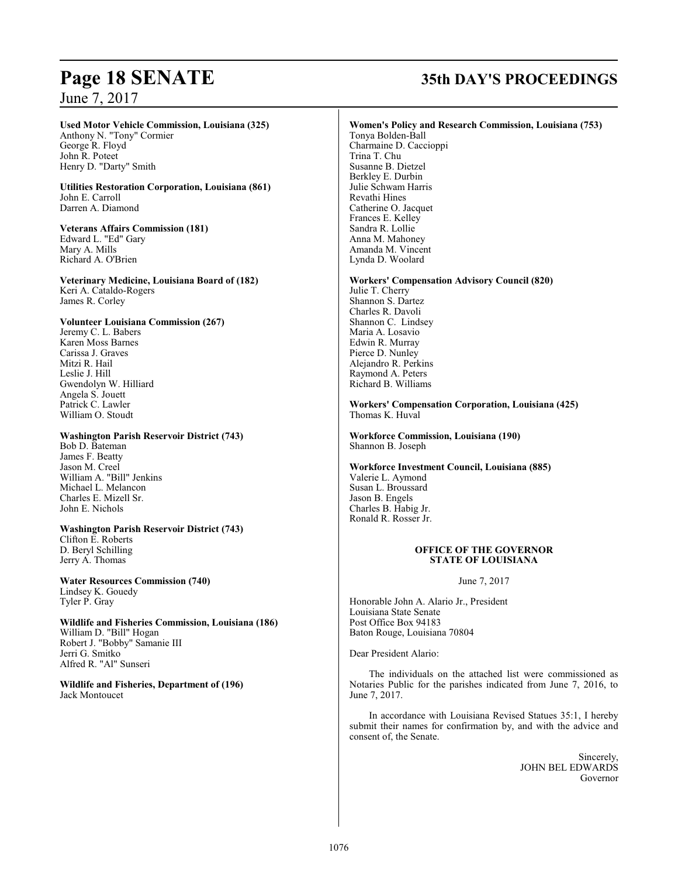**Used Motor Vehicle Commission, Louisiana (325)**
Anthony N. "Tony" Cormier
George R. Floyd
John R. Poteet
Henry D. "Darty" Smith

**Utilities Restoration Corporation, Louisiana (861)**
John E. Carroll
Darren A. Diamond

**Veterans Affairs Commission (181)**
Edward L. "Ed" Gary
Mary A. Mills
Richard A. O'Brien

**Veterinary Medicine, Louisiana Board of (182)**
Keri A. Cataldo-Rogers
James R. Corley

**Volunteer Louisiana Commission (267)**
Jeremy C. L. Babers
Karen Moss Barnes
Carissa J. Graves
Mitzi R. Hail
Leslie J. Hill
Gwendolyn W. Hilliard
Angela S. Jouett
Patrick C. Lawler
William O. Stoudt

**Washington Parish Reservoir District (743)**
Bob D. Bateman
James F. Beatty
Jason M. Creel
William A. "Bill" Jenkins
Michael L. Melancon
Charles E. Mizell Sr.
John E. Nichols

**Washington Parish Reservoir District (743)**
Clifton E. Roberts
D. Beryl Schilling
Jerry A. Thomas

**Water Resources Commission (740)**
Lindsey K. Gouedy
Tyler P. Gray

**Wildlife and Fisheries Commission, Louisiana (186)**
William D. "Bill" Hogan
Robert J. "Bobby" Samanie III
Jerri G. Smitko
Alfred R. "Al" Sunseri

**Wildlife and Fisheries, Department of (196)**
Jack Montoucet

**Women's Policy and Research Commission, Louisiana (753)**
Tonya Bolden-Ball
Charmaine D. Caccioppi
Trina T. Chu
Susanne B. Dietzel
Berkley E. Durbin
Julie Schwam Harris
Revathi Hines
Catherine O. Jacquet
Frances E. Kelley
Sandra R. Lollie
Anna M. Mahoney
Amanda M. Vincent
Lynda D. Woolard

**Workers' Compensation Advisory Council (820)**
Julie T. Cherry
Shannon S. Dartez
Charles R. Davoli
Shannon C. Lindsey
Maria A. Losavio
Edwin R. Murray
Pierce D. Nunley
Alejandro R. Perkins
Raymond A. Peters
Richard B. Williams

**Workers' Compensation Corporation, Louisiana (425)**
Thomas K. Huval

**Workforce Commission, Louisiana (190)**
Shannon B. Joseph

**Workforce Investment Council, Louisiana (885)**
Valerie L. Aymond
Susan L. Broussard
Jason B. Engels
Charles B. Habig Jr.
Ronald R. Rosser Jr.

**OFFICE OF THE GOVERNOR**
**STATE OF LOUISIANA**

June 7, 2017

Honorable John A. Alario Jr., President
Louisiana State Senate
Post Office Box 94183
Baton Rouge, Louisiana 70804

Dear President Alario:

The individuals on the attached list were commissioned as Notaries Public for the parishes indicated from June 7, 2016, to June 7, 2017.

In accordance with Louisiana Revised Statues 35:1, I hereby submit their names for confirmation by, and with the advice and consent of, the Senate.

Sincerely,
JOHN BEL EDWARDS
Governor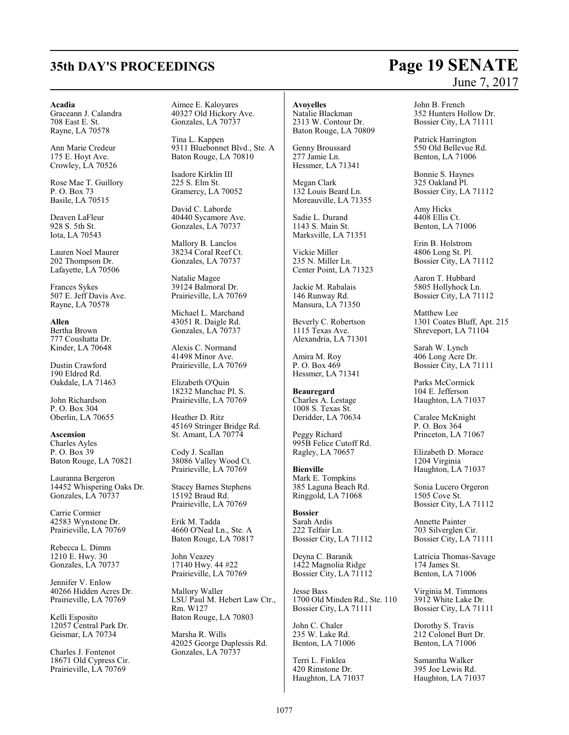**Acadia**
Graceann J. Calandra
708 East E. St.
Rayne, LA 70578

Ann Marie Credeur
175 E. Hoyt Ave.
Crowley, LA 70526

Rose Mae T. Guillory
P. O. Box 73
Basile, LA 70515

Deaven LaFleur
928 S. 5th St.
Iota, LA 70543

Lauren Noel Maurer
202 Thompson Dr.
Lafayette, LA 70506

Frances Sykes
507 E. Jeff Davis Ave.
Rayne, LA 70578

**Allen**
Bertha Brown
777 Coushatta Dr.
Kinder, LA 70648

Dustin Crawford
190 Eldred Rd.
Oakdale, LA 71463

John Richardson
P. O. Box 304
Oberlin, LA 70655

**Ascension**
Charles Ayles
P. O. Box 39
Baton Rouge, LA 70821

Lauranna Bergeron
14452 Whispering Oaks Dr.
Gonzales, LA 70737

Carrie Cormier
42583 Wynstone Dr.
Prairieville, LA 70769

Rebecca L. Dimm
1210 E. Hwy. 30
Gonzales, LA 70737

Jennifer V. Enlow
40266 Hidden Acres Dr.
Prairieville, LA 70769

Kelli Esposito
12057 Central Park Dr.
Geismar, LA 70734

Charles J. Fontenot
18671 Old Cypress Cir.
Prairieville, LA 70769

Aimee E. Kaloyares
40327 Old Hickory Ave.
Gonzales, LA 70737

Tina L. Kappen
9311 Bluebonnet Blvd., Ste. A
Baton Rouge, LA 70810

Isadore Kirklin III
225 S. Elm St.
Gramercy, LA 70052

David C. Laborde
40440 Sycamore Ave.
Gonzales, LA 70737

Mallory B. Lanclos
38234 Coral Reef Ct.
Gonzales, LA 70737

Natalie Magee
39124 Balmoral Dr.
Prairieville, LA 70769

Michael L. Marchand
43051 R. Daigle Rd.
Gonzales, LA 70737

Alexis C. Normand
41498 Minor Ave.
Prairieville, LA 70769

Elizabeth O'Quin
18232 Manchac Pl. S.
Prairieville, LA 70769

Heather D. Ritz
45169 Stringer Bridge Rd.
St. Amant, LA 70774

Cody J. Scallan
38086 Valley Wood Ct.
Prairieville, LA 70769

Stacey Barnes Stephens
15192 Braud Rd.
Prairieville, LA 70769

Erik M. Tadda
4660 O'Neal Ln., Ste. A
Baton Rouge, LA 70817

John Veazey
17140 Hwy. 44 #22
Prairieville, LA 70769

Mallory Waller
LSU Paul M. Hebert Law Ctr., Rm. W127
Baton Rouge, LA 70803

Marsha R. Wills
42025 George Duplessis Rd.
Gonzales, LA 70737

**Avoyelles**
Natalie Blackman
2313 W. Contour Dr.
Baton Rouge, LA 70809

Genny Broussard
277 Jamie Ln.
Hessmer, LA 71341

Megan Clark
132 Louis Beard Ln.
Moreauville, LA 71355

Sadie L. Durand
1143 S. Main St.
Marksville, LA 71351

Vickie Miller
235 N. Miller Ln.
Center Point, LA 71323

Jackie M. Rabalais
146 Runway Rd.
Mansura, LA 71350

Beverly C. Robertson
1115 Texas Ave.
Alexandria, LA 71301

Amira M. Roy
P. O. Box 469
Hessmer, LA 71341

**Beauregard**
Charles A. Lestage
1008 S. Texas St.
Deridder, LA 70634

Peggy Richard
995B Felice Cutoff Rd.
Ragley, LA 70657

**Bienville**
Mark E. Tompkins
385 Laguna Beach Rd.
Ringgold, LA 71068

**Bossier**
Sarah Ardis
222 Telfair Ln.
Bossier City, LA 71112

Deyna C. Baranik
1422 Magnolia Ridge
Bossier City, LA 71112

Jesse Bass
1700 Old Minden Rd., Ste. 110
Bossier City, LA 71111

John C. Chaler
235 W. Lake Rd.
Benton, LA 71006

Terri L. Finklea
420 Rimstone Dr.
Haughton, LA 71037

John B. French
352 Hunters Hollow Dr.
Bossier City, LA 71111

Patrick Harrington
550 Old Bellevue Rd.
Benton, LA 71006

Bonnie S. Haynes
325 Oakland Pl.
Bossier City, LA 71112

Amy Hicks
4408 Ellis Ct.
Benton, LA 71006

Erin B. Holstrom
4806 Long St. Pl.
Bossier City, LA 71112

Aaron T. Hubbard
5805 Hollyhock Ln.
Bossier City, LA 71112

Matthew Lee
1301 Coates Bluff, Apt. 215
Shreveport, LA 71104

Sarah W. Lynch
406 Long Acre Dr.
Bossier City, LA 71111

Parks McCormick
104 E. Jefferson
Haughton, LA 71037

Caralee McKnight
P. O. Box 364
Princeton, LA 71067

Elizabeth D. Morace
1204 Virginia
Haughton, LA 71037

Sonia Lucero Orgeron
1505 Cove St.
Bossier City, LA 71112

Annette Painter
703 Silverglen Cir.
Bossier City, LA 71111

Latricia Thomas-Savage
174 James St.
Benton, LA 71006

Virginia M. Timmons
3912 White Lake Dr.
Bossier City, LA 71111

Dorothy S. Travis
212 Colonel Burt Dr.
Benton, LA 71006

Samantha Walker
395 Joe Lewis Rd.
Haughton, LA 71037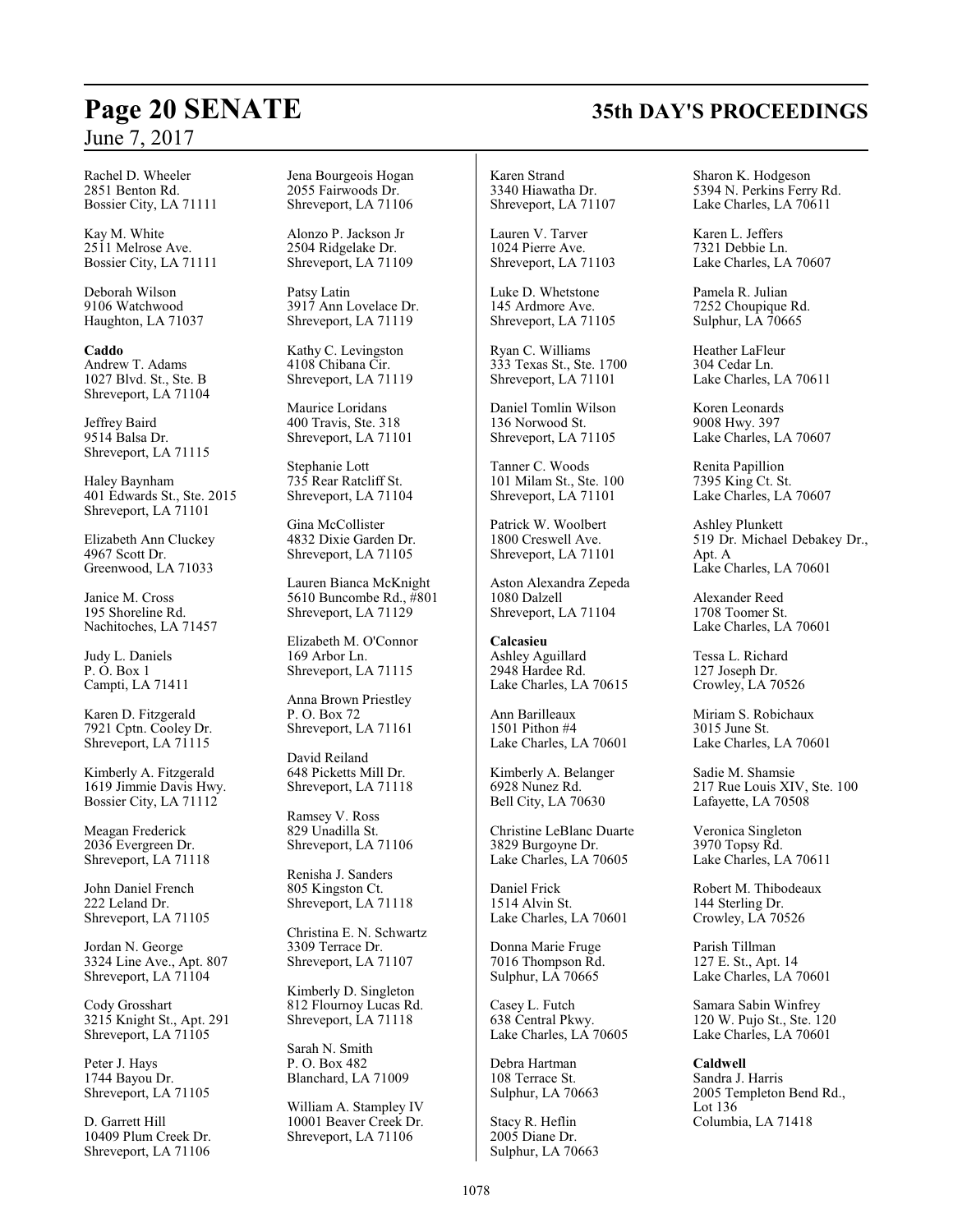Rachel D. Wheeler
2851 Benton Rd.
Bossier City, LA 71111

Kay M. White
2511 Melrose Ave.
Bossier City, LA 71111

Deborah Wilson
9106 Watchwood
Haughton, LA 71037

**Caddo**
Andrew T. Adams
1027 Blvd. St., Ste. B
Shreveport, LA 71104

Jeffrey Baird
9514 Balsa Dr.
Shreveport, LA 71115

Haley Baynham
401 Edwards St., Ste. 2015
Shreveport, LA 71101

Elizabeth Ann Cluckey
4967 Scott Dr.
Greenwood, LA 71033

Janice M. Cross
195 Shoreline Rd.
Nachitoches, LA 71457

Judy L. Daniels
P. O. Box 1
Campti, LA 71411

Karen D. Fitzgerald
7921 Cptn. Cooley Dr.
Shreveport, LA 71115

Kimberly A. Fitzgerald
1619 Jimmie Davis Hwy.
Bossier City, LA 71112

Meagan Frederick
2036 Evergreen Dr.
Shreveport, LA 71118

John Daniel French
222 Leland Dr.
Shreveport, LA 71105

Jordan N. George
3324 Line Ave., Apt. 807
Shreveport, LA 71104

Cody Grosshart
3215 Knight St., Apt. 291
Shreveport, LA 71105

Peter J. Hays
1744 Bayou Dr.
Shreveport, LA 71105

D. Garrett Hill
10409 Plum Creek Dr.
Shreveport, LA 71106

Jena Bourgeois Hogan
2055 Fairwoods Dr.
Shreveport, LA 71106

Alonzo P. Jackson Jr
2504 Ridgelake Dr.
Shreveport, LA 71109

Patsy Latin
3917 Ann Lovelace Dr.
Shreveport, LA 71119

Kathy C. Levingston
4108 Chibana Cir.
Shreveport, LA 71119

Maurice Loridans
400 Travis, Ste. 318
Shreveport, LA 71101

Stephanie Lott
735 Rear Ratcliff St.
Shreveport, LA 71104

Gina McCollister
4832 Dixie Garden Dr.
Shreveport, LA 71105

Lauren Bianca McKnight
5610 Buncombe Rd., #801
Shreveport, LA 71129

Elizabeth M. O'Connor
169 Arbor Ln.
Shreveport, LA 71115

Anna Brown Priestley
P. O. Box 72
Shreveport, LA 71161

David Reiland
648 Picketts Mill Dr.
Shreveport, LA 71118

Ramsey V. Ross
829 Unadilla St.
Shreveport, LA 71106

Renisha J. Sanders
805 Kingston Ct.
Shreveport, LA 71118

Christina E. N. Schwartz
3309 Terrace Dr.
Shreveport, LA 71107

Kimberly D. Singleton
812 Flournoy Lucas Rd.
Shreveport, LA 71118

Sarah N. Smith
P. O. Box 482
Blanchard, LA 71009

William A. Stampley IV
10001 Beaver Creek Dr.
Shreveport, LA 71106

Karen Strand
3340 Hiawatha Dr.
Shreveport, LA 71107

Lauren V. Tarver
1024 Pierre Ave.
Shreveport, LA 71103

Luke D. Whetstone
145 Ardmore Ave.
Shreveport, LA 71105

Ryan C. Williams
333 Texas St., Ste. 1700
Shreveport, LA 71101

Daniel Tomlin Wilson
136 Norwood St.
Shreveport, LA 71105

Tanner C. Woods
101 Milam St., Ste. 100
Shreveport, LA 71101

Patrick W. Woolbert
1800 Creswell Ave.
Shreveport, LA 71101

Aston Alexandra Zepeda
1080 Dalzell
Shreveport, LA 71104

**Calcasieu**
Ashley Aguillard
2948 Hardee Rd.
Lake Charles, LA 70615

Ann Barilleaux
1501 Pithon #4
Lake Charles, LA 70601

Kimberly A. Belanger
6928 Nunez Rd.
Bell City, LA 70630

Christine LeBlanc Duarte
3829 Burgoyne Dr.
Lake Charles, LA 70605

Daniel Frick
1514 Alvin St.
Lake Charles, LA 70601

Donna Marie Fruge
7016 Thompson Rd.
Sulphur, LA 70665

Casey L. Futch
638 Central Pkwy.
Lake Charles, LA 70605

Debra Hartman
108 Terrace St.
Sulphur, LA 70663

Stacy R. Heflin
2005 Diane Dr.
Sulphur, LA 70663

Sharon K. Hodgeson
5394 N. Perkins Ferry Rd.
Lake Charles, LA 70611

Karen L. Jeffers
7321 Debbie Ln.
Lake Charles, LA 70607

Pamela R. Julian
7252 Choupique Rd.
Sulphur, LA 70665

Heather LaFleur
304 Cedar Ln.
Lake Charles, LA 70611

Koren Leonards
9008 Hwy. 397
Lake Charles, LA 70607

Renita Papillion
7395 King Ct. St.
Lake Charles, LA 70607

Ashley Plunkett
519 Dr. Michael Debakey Dr., Apt. A
Lake Charles, LA 70601

Alexander Reed
1708 Toomer St.
Lake Charles, LA 70601

Tessa L. Richard
127 Joseph Dr.
Crowley, LA 70526

Miriam S. Robichaux
3015 June St.
Lake Charles, LA 70601

Sadie M. Shamsie
217 Rue Louis XIV, Ste. 100
Lafayette, LA 70508

Veronica Singleton
3970 Topsy Rd.
Lake Charles, LA 70611

Robert M. Thibodeaux
144 Sterling Dr.
Crowley, LA 70526

Parish Tillman
127 E. St., Apt. 14
Lake Charles, LA 70601

Samara Sabin Winfrey
120 W. Pujo St., Ste. 120
Lake Charles, LA 70601

**Caldwell**
Sandra J. Harris
2005 Templeton Bend Rd., Lot 136
Columbia, LA 71418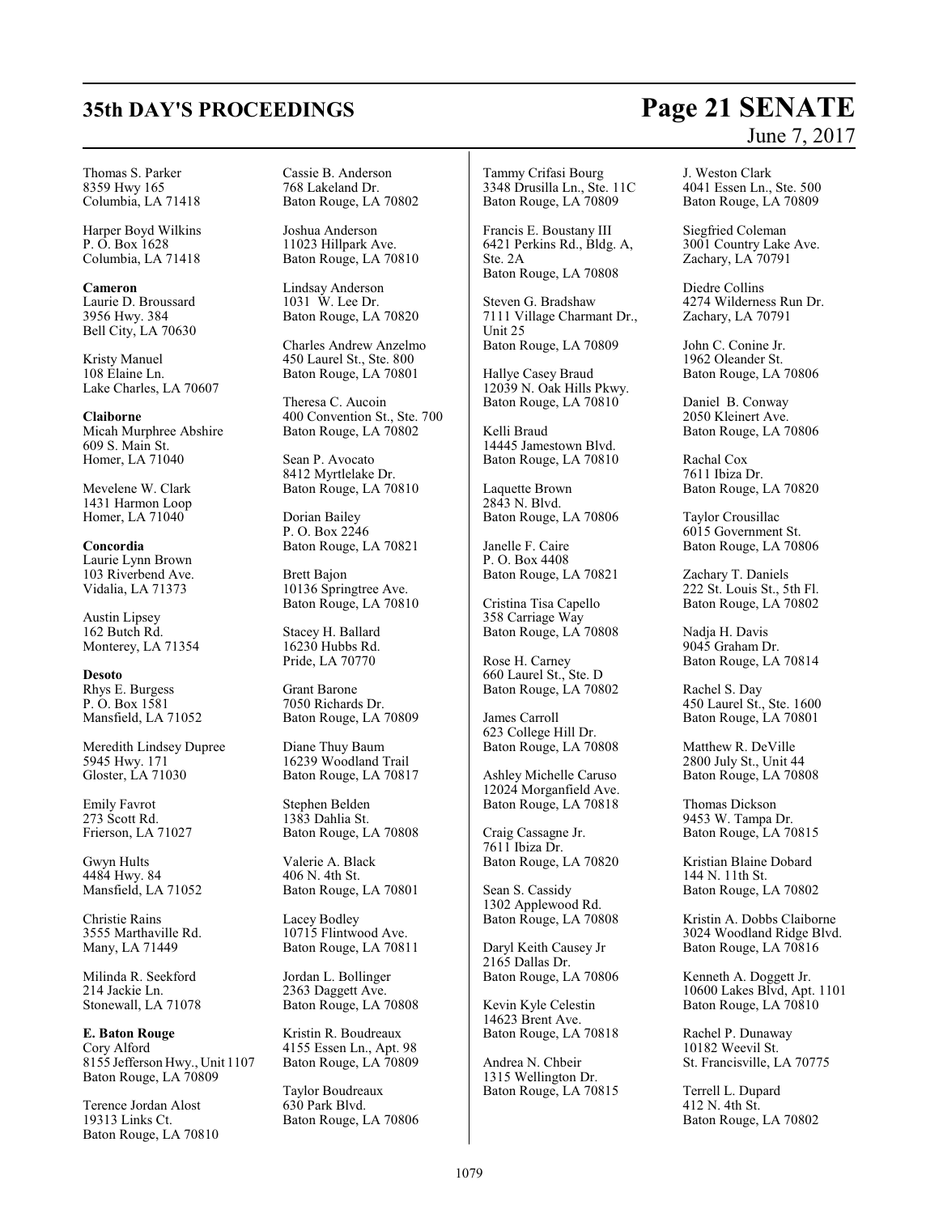Thomas S. Parker
8359 Hwy 165
Columbia, LA 71418

Harper Boyd Wilkins
P. O. Box 1628
Columbia, LA 71418

**Cameron**
Laurie D. Broussard
3956 Hwy. 384
Bell City, LA 70630

Kristy Manuel
108 Elaine Ln.
Lake Charles, LA 70607

**Claiborne**
Micah Murphree Abshire
609 S. Main St.
Homer, LA 71040

Mevelene W. Clark
1431 Harmon Loop
Homer, LA 71040

**Concordia**
Laurie Lynn Brown
103 Riverbend Ave.
Vidalia, LA 71373

Austin Lipsey
162 Butch Rd.
Monterey, LA 71354

**Desoto**
Rhys E. Burgess
P. O. Box 1581
Mansfield, LA 71052

Meredith Lindsey Dupree
5945 Hwy. 171
Gloster, LA 71030

Emily Favrot
273 Scott Rd.
Frierson, LA 71027

Gwyn Hults
4484 Hwy. 84
Mansfield, LA 71052

Christie Rains
3555 Marthaville Rd.
Many, LA 71449

Milinda R. Seekford
214 Jackie Ln.
Stonewall, LA 71078

**E. Baton Rouge**
Cory Alford
8155 Jefferson Hwy., Unit 1107
Baton Rouge, LA 70809

Terence Jordan Alost
19313 Links Ct.
Baton Rouge, LA 70810

Cassie B. Anderson
768 Lakeland Dr.
Baton Rouge, LA 70802

Joshua Anderson
11023 Hillpark Ave.
Baton Rouge, LA 70810

Lindsay Anderson
1031 W. Lee Dr.
Baton Rouge, LA 70820

Charles Andrew Anzelmo
450 Laurel St., Ste. 800
Baton Rouge, LA 70801

Theresa C. Aucoin
400 Convention St., Ste. 700
Baton Rouge, LA 70802

Sean P. Avocato
8412 Myrtlelake Dr.
Baton Rouge, LA 70810

Dorian Bailey
P. O. Box 2246
Baton Rouge, LA 70821

Brett Bajon
10136 Springtree Ave.
Baton Rouge, LA 70810

Stacey H. Ballard
16230 Hubbs Rd.
Pride, LA 70770

Grant Barone
7050 Richards Dr.
Baton Rouge, LA 70809

Diane Thuy Baum
16239 Woodland Trail
Baton Rouge, LA 70817

Stephen Belden
1383 Dahlia St.
Baton Rouge, LA 70808

Valerie A. Black
406 N. 4th St.
Baton Rouge, LA 70801

Lacey Bodley
10715 Flintwood Ave.
Baton Rouge, LA 70811

Jordan L. Bollinger
2363 Daggett Ave.
Baton Rouge, LA 70808

Kristin R. Boudreaux
4155 Essen Ln., Apt. 98
Baton Rouge, LA 70809

Taylor Boudreaux
630 Park Blvd.
Baton Rouge, LA 70806

Tammy Crifasi Bourg
3348 Drusilla Ln., Ste. 11C
Baton Rouge, LA 70809

Francis E. Boustany III
6421 Perkins Rd., Bldg. A, Ste. 2A
Baton Rouge, LA 70808

Steven G. Bradshaw
7111 Village Charmant Dr., Unit 25
Baton Rouge, LA 70809

Hallye Casey Braud
12039 N. Oak Hills Pkwy.
Baton Rouge, LA 70810

Kelli Braud
14445 Jamestown Blvd.
Baton Rouge, LA 70810

Laquette Brown
2843 N. Blvd.
Baton Rouge, LA 70806

Janelle F. Caire
P. O. Box 4408
Baton Rouge, LA 70821

Cristina Tisa Capello
358 Carriage Way
Baton Rouge, LA 70808

Rose H. Carney
660 Laurel St., Ste. D
Baton Rouge, LA 70802

James Carroll
623 College Hill Dr.
Baton Rouge, LA 70808

Ashley Michelle Caruso
12024 Morganfield Ave.
Baton Rouge, LA 70818

Craig Cassagne Jr.
7611 Ibiza Dr.
Baton Rouge, LA 70820

Sean S. Cassidy
1302 Applewood Rd.
Baton Rouge, LA 70808

Daryl Keith Causey Jr
2165 Dallas Dr.
Baton Rouge, LA 70806

Kevin Kyle Celestin
14623 Brent Ave.
Baton Rouge, LA 70818

Andrea N. Chbeir
1315 Wellington Dr.
Baton Rouge, LA 70815

J. Weston Clark
4041 Essen Ln., Ste. 500
Baton Rouge, LA 70809

Siegfried Coleman
3001 Country Lake Ave.
Zachary, LA 70791

Diedre Collins
4274 Wilderness Run Dr.
Zachary, LA 70791

John C. Conine Jr.
1962 Oleander St.
Baton Rouge, LA 70806

Daniel B. Conway
2050 Kleinert Ave.
Baton Rouge, LA 70806

Rachal Cox
7611 Ibiza Dr.
Baton Rouge, LA 70820

Taylor Crousillac
6015 Government St.
Baton Rouge, LA 70806

Zachary T. Daniels
222 St. Louis St., 5th Fl.
Baton Rouge, LA 70802

Nadja H. Davis
9045 Graham Dr.
Baton Rouge, LA 70814

Rachel S. Day
450 Laurel St., Ste. 1600
Baton Rouge, LA 70801

Matthew R. DeVille
2800 July St., Unit 44
Baton Rouge, LA 70808

Thomas Dickson
9453 W. Tampa Dr.
Baton Rouge, LA 70815

Kristian Blaine Dobard
144 N. 11th St.
Baton Rouge, LA 70802

Kristin A. Dobbs Claiborne
3024 Woodland Ridge Blvd.
Baton Rouge, LA 70816

Kenneth A. Doggett Jr.
10600 Lakes Blvd, Apt. 1101
Baton Rouge, LA 70810

Rachel P. Dunaway
10182 Weevil St.
St. Francisville, LA 70775

Terrell L. Dupard
412 N. 4th St.
Baton Rouge, LA 70802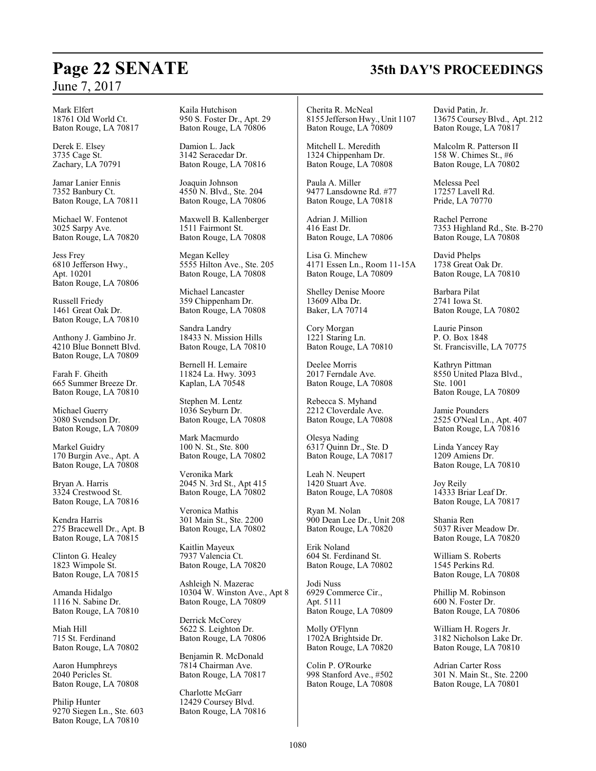Mark Elfert
18761 Old World Ct.
Baton Rouge, LA 70817

Derek E. Elsey
3735 Cage St.
Zachary, LA 70791

Jamar Lanier Ennis
7352 Banbury Ct.
Baton Rouge, LA 70811

Michael W. Fontenot
3025 Sarpy Ave.
Baton Rouge, LA 70820

Jess Frey
6810 Jefferson Hwy.,
Apt. 10201
Baton Rouge, LA 70806

Russell Friedy
1461 Great Oak Dr.
Baton Rouge, LA 70810

Anthony J. Gambino Jr.
4210 Blue Bonnett Blvd.
Baton Rouge, LA 70809

Farah F. Gheith
665 Summer Breeze Dr.
Baton Rouge, LA 70810

Michael Guerry
3080 Svendson Dr.
Baton Rouge, LA 70809

Markel Guidry
170 Burgin Ave., Apt. A
Baton Rouge, LA 70808

Bryan A. Harris
3324 Crestwood St.
Baton Rouge, LA 70816

Kendra Harris
275 Bracewell Dr., Apt. B
Baton Rouge, LA 70815

Clinton G. Healey
1823 Wimpole St.
Baton Rouge, LA 70815

Amanda Hidalgo
1116 N. Sabine Dr.
Baton Rouge, LA 70810

Miah Hill
715 St. Ferdinand
Baton Rouge, LA 70802

Aaron Humphreys
2040 Pericles St.
Baton Rouge, LA 70808

Philip Hunter
9270 Siegen Ln., Ste. 603
Baton Rouge, LA 70810

Kaila Hutchison
950 S. Foster Dr., Apt. 29
Baton Rouge, LA 70806

Damion L. Jack
3142 Seracedar Dr.
Baton Rouge, LA 70816

Joaquin Johnson
4550 N. Blvd., Ste. 204
Baton Rouge, LA 70806

Maxwell B. Kallenberger
1511 Fairmont St.
Baton Rouge, LA 70808

Megan Kelley
5555 Hilton Ave., Ste. 205
Baton Rouge, LA 70808

Michael Lancaster
359 Chippenham Dr.
Baton Rouge, LA 70808

Sandra Landry
18433 N. Mission Hills
Baton Rouge, LA 70810

Bernell H. Lemaire
11824 La. Hwy. 3093
Kaplan, LA 70548

Stephen M. Lentz
1036 Seyburn Dr.
Baton Rouge, LA 70808

Mark Macmurdo
100 N. St., Ste. 800
Baton Rouge, LA 70802

Veronika Mark
2045 N. 3rd St., Apt 415
Baton Rouge, LA 70802

Veronica Mathis
301 Main St., Ste. 2200
Baton Rouge, LA 70802

Kaitlin Mayeux
7937 Valencia Ct.
Baton Rouge, LA 70820

Ashleigh N. Mazerac
10304 W. Winston Ave., Apt 8
Baton Rouge, LA 70809

Derrick McCorey
5622 S. Leighton Dr.
Baton Rouge, LA 70806

Benjamin R. McDonald
7814 Chairman Ave.
Baton Rouge, LA 70817

Charlotte McGarr
12429 Coursey Blvd.
Baton Rouge, LA 70816

Cherita R. McNeal
8155 Jefferson Hwy., Unit 1107
Baton Rouge, LA 70809

Mitchell L. Meredith
1324 Chippenham Dr.
Baton Rouge, LA 70808

Paula A. Miller
9477 Lansdowne Rd. #77
Baton Rouge, LA 70818

Adrian J. Million
416 East Dr.
Baton Rouge, LA 70806

Lisa G. Minchew
4171 Essen Ln., Room 11-15A
Baton Rouge, LA 70809

Shelley Denise Moore
13609 Alba Dr.
Baker, LA 70714

Cory Morgan
1221 Staring Ln.
Baton Rouge, LA 70810

Deelee Morris
2017 Ferndale Ave.
Baton Rouge, LA 70808

Rebecca S. Myhand
2212 Cloverdale Ave.
Baton Rouge, LA 70808

Olesya Nading
6317 Quinn Dr., Ste. D
Baton Rouge, LA 70817

Leah N. Neupert
1420 Stuart Ave.
Baton Rouge, LA 70808

Ryan M. Nolan
900 Dean Lee Dr., Unit 208
Baton Rouge, LA 70820

Erik Noland
604 St. Ferdinand St.
Baton Rouge, LA 70802

Jodi Nuss
6929 Commerce Cir.,
Apt. 5111
Baton Rouge, LA 70809

Molly O'Flynn
1702A Brightside Dr.
Baton Rouge, LA 70820

Colin P. O'Rourke
998 Stanford Ave., #502
Baton Rouge, LA 70808

David Patin, Jr.
13675 Coursey Blvd., Apt. 212
Baton Rouge, LA 70817

Malcolm R. Patterson II
158 W. Chimes St., #6
Baton Rouge, LA 70802

Melessa Peel
17257 Lavell Rd.
Pride, LA 70770

Rachel Perrone
7353 Highland Rd., Ste. B-270
Baton Rouge, LA 70808

David Phelps
1738 Great Oak Dr.
Baton Rouge, LA 70810

Barbara Pilat
2741 Iowa St.
Baton Rouge, LA 70802

Laurie Pinson
P. O. Box 1848
St. Francisville, LA 70775

Kathryn Pittman
8550 United Plaza Blvd.,
Ste. 1001
Baton Rouge, LA 70809

Jamie Pounders
2525 O'Neal Ln., Apt. 407
Baton Rouge, LA 70816

Linda Yancey Ray
1209 Amiens Dr.
Baton Rouge, LA 70810

Joy Reily
14333 Briar Leaf Dr.
Baton Rouge, LA 70817

Shania Ren
5037 River Meadow Dr.
Baton Rouge, LA 70820

William S. Roberts
1545 Perkins Rd.
Baton Rouge, LA 70808

Phillip M. Robinson
600 N. Foster Dr.
Baton Rouge, LA 70806

William H. Rogers Jr.
3182 Nicholson Lake Dr.
Baton Rouge, LA 70810

Adrian Carter Ross
301 N. Main St., Ste. 2200
Baton Rouge, LA 70801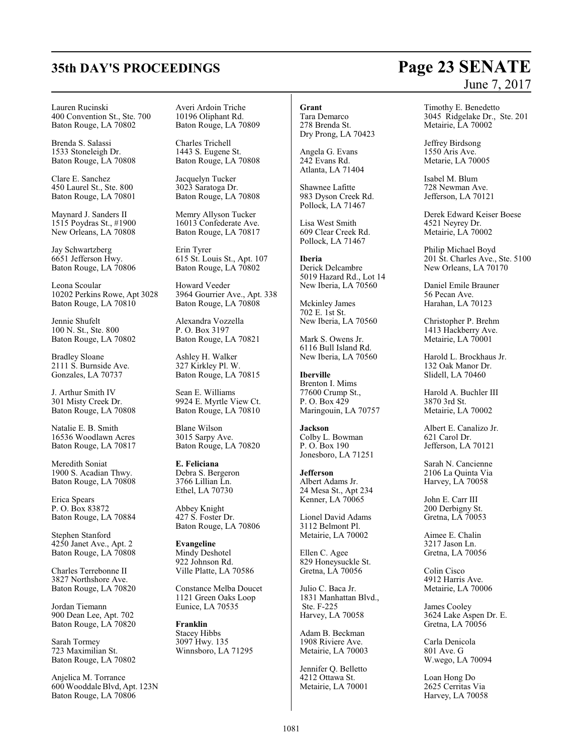Lauren Rucinski
400 Convention St., Ste. 700
Baton Rouge, LA 70802

Brenda S. Salassi
1533 Stoneleigh Dr.
Baton Rouge, LA 70808

Clare E. Sanchez
450 Laurel St., Ste. 800
Baton Rouge, LA 70801

Maynard J. Sanders II
1515 Poydras St., #1900
New Orleans, LA 70808

Jay Schwartzberg
6651 Jefferson Hwy.
Baton Rouge, LA 70806

Leona Scoular
10202 Perkins Rowe, Apt 3028
Baton Rouge, LA 70810

Jennie Shufelt
100 N. St., Ste. 800
Baton Rouge, LA 70802

Bradley Sloane
2111 S. Burnside Ave.
Gonzales, LA 70737

J. Arthur Smith IV
301 Misty Creek Dr.
Baton Rouge, LA 70808

Natalie E. B. Smith
16536 Woodlawn Acres
Baton Rouge, LA 70817

Meredith Soniat
1900 S. Acadian Thwy.
Baton Rouge, LA 70808

Erica Spears
P. O. Box 83872
Baton Rouge, LA 70884

Stephen Stanford
4250 Janet Ave., Apt. 2
Baton Rouge, LA 70808

Charles Terrebonne II
3827 Northshore Ave.
Baton Rouge, LA 70820

Jordan Tiemann
900 Dean Lee, Apt. 702
Baton Rouge, LA 70820

Sarah Tormey
723 Maximilian St.
Baton Rouge, LA 70802

Anjelica M. Torrance
600 Wooddale Blvd, Apt. 123N
Baton Rouge, LA 70806

Averi Ardoin Triche
10196 Oliphant Rd.
Baton Rouge, LA 70809

Charles Trichell
1443 S. Eugene St.
Baton Rouge, LA 70808

Jacquelyn Tucker
3023 Saratoga Dr.
Baton Rouge, LA 70808

Memry Allyson Tucker
16013 Confederate Ave.
Baton Rouge, LA 70817

Erin Tyrer
615 St. Louis St., Apt. 107
Baton Rouge, LA 70802

Howard Veeder
3964 Gourrier Ave., Apt. 338
Baton Rouge, LA 70808

Alexandra Vozzella
P. O. Box 3197
Baton Rouge, LA 70821

Ashley H. Walker
327 Kirkley Pl. W.
Baton Rouge, LA 70815

Sean E. Williams
9924 E. Myrtle View Ct.
Baton Rouge, LA 70810

Blane Wilson
3015 Sarpy Ave.
Baton Rouge, LA 70820

**E. Feliciana**
Debra S. Bergeron
3766 Lillian Ln.
Ethel, LA 70730

Abbey Knight
427 S. Foster Dr.
Baton Rouge, LA 70806

**Evangeline**
Mindy Deshotel
922 Johnson Rd.
Ville Platte, LA 70586

Constance Melba Doucet
1121 Green Oaks Loop
Eunice, LA 70535

**Franklin**
Stacey Hibbs
3097 Hwy. 135
Winnsboro, LA 71295

**Grant**
Tara Demarco
278 Brenda St.
Dry Prong, LA 70423

Angela G. Evans
242 Evans Rd.
Atlanta, LA 71404

Shawnee Lafitte
983 Dyson Creek Rd.
Pollock, LA 71467

Lisa West Smith
609 Clear Creek Rd.
Pollock, LA 71467

**Iberia**
Derick Delcambre
5019 Hazard Rd., Lot 14
New Iberia, LA 70560

Mckinley James
702 E. 1st St.
New Iberia, LA 70560

Mark S. Owens Jr.
6116 Bull Island Rd.
New Iberia, LA 70560

**Iberville**
Brenton I. Mims
77600 Crump St.,
P. O. Box 429
Maringouin, LA 70757

**Jackson**
Colby L. Bowman
P. O. Box 190
Jonesboro, LA 71251

**Jefferson**
Albert Adams Jr.
24 Mesa St., Apt 234
Kenner, LA 70065

Lionel David Adams
3112 Belmont Pl.
Metairie, LA 70002

Ellen C. Agee
829 Honeysuckle St.
Gretna, LA 70056

Julio C. Baca Jr.
1831 Manhattan Blvd.,
Ste. F-225
Harvey, LA 70058

Adam B. Beckman
1908 Riviere Ave.
Metairie, LA 70003

Jennifer Q. Belletto
4212 Ottawa St.
Metairie, LA 70001

Timothy E. Benedetto
3045 Ridgelake Dr., Ste. 201
Metairie, LA 70002

Jeffrey Birdsong
1550 Aris Ave.
Metarie, LA 70005

Isabel M. Blum
728 Newman Ave.
Jefferson, LA 70121

Derek Edward Keiser Boese
4521 Neyrey Dr.
Metairie, LA 70002

Philip Michael Boyd
201 St. Charles Ave., Ste. 5100
New Orleans, LA 70170

Daniel Emile Brauner
56 Pecan Ave.
Harahan, LA 70123

Christopher P. Brehm
1413 Hackberry Ave.
Metairie, LA 70001

Harold L. Brockhaus Jr.
132 Oak Manor Dr.
Slidell, LA 70460

Harold A. Buchler III
3870 3rd St.
Metairie, LA 70002

Albert E. Canalizo Jr.
621 Carol Dr.
Jefferson, LA 70121

Sarah N. Cancienne
2106 La Quinta Via
Harvey, LA 70058

John E. Carr III
200 Derbigny St.
Gretna, LA 70053

Aimee E. Chalin
3217 Jason Ln.
Gretna, LA 70056

Colin Cisco
4912 Harris Ave.
Metairie, LA 70006

James Cooley
3624 Lake Aspen Dr. E.
Gretna, LA 70056

Carla Denicola
801 Ave. G
W.wego, LA 70094

Loan Hong Do
2625 Cerritas Via
Harvey, LA 70058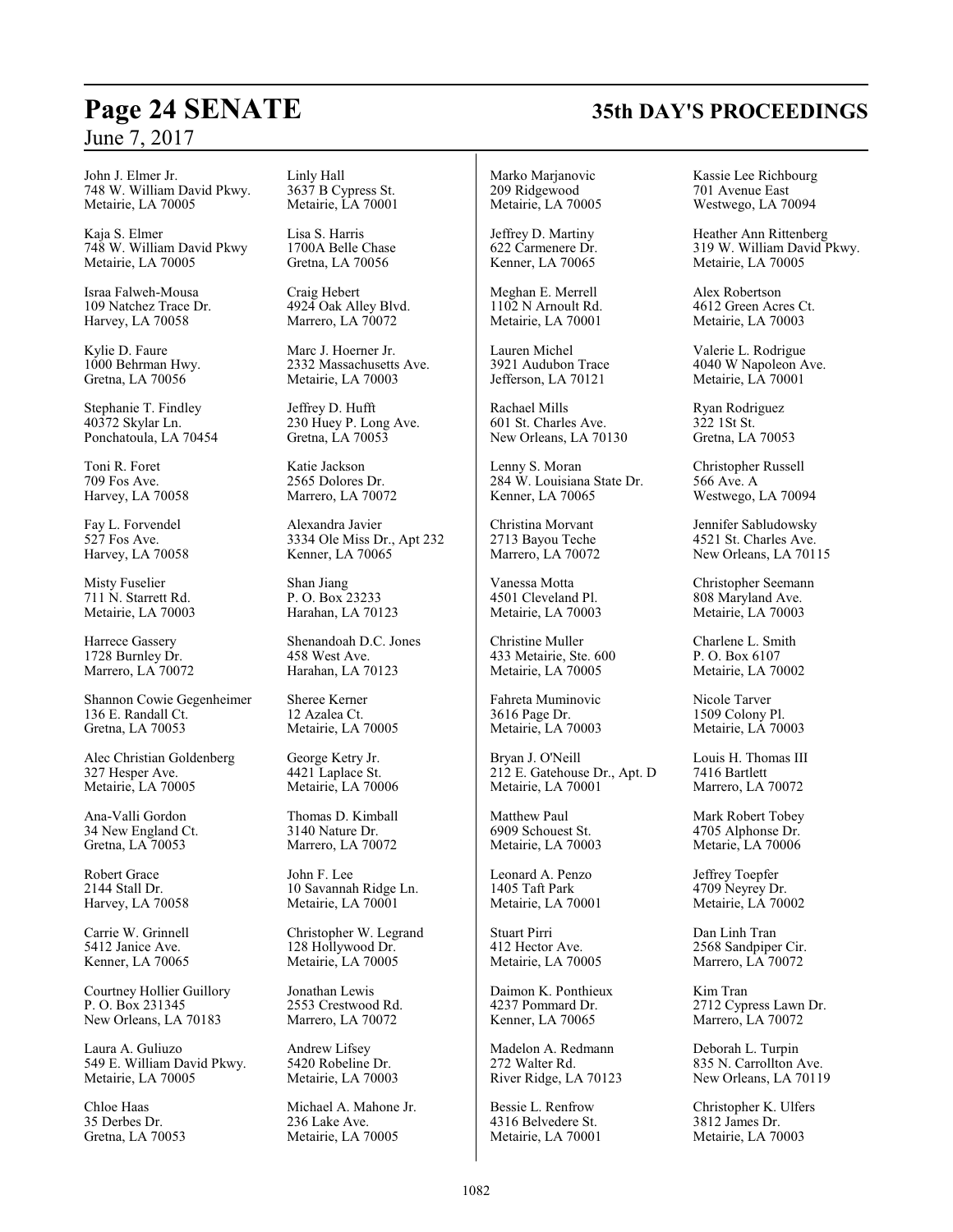John J. Elmer Jr.
748 W. William David Pkwy.
Metairie, LA 70005

Kaja S. Elmer
748 W. William David Pkwy
Metairie, LA 70005

Israa Falweh-Mousa
109 Natchez Trace Dr.
Harvey, LA 70058

Kylie D. Faure
1000 Behrman Hwy.
Gretna, LA 70056

Stephanie T. Findley
40372 Skylar Ln.
Ponchatoula, LA 70454

Toni R. Foret
709 Fos Ave.
Harvey, LA 70058

Fay L. Forvendel
527 Fos Ave.
Harvey, LA 70058

Misty Fuselier
711 N. Starrett Rd.
Metairie, LA 70003

Harrece Gassery
1728 Burnley Dr.
Marrero, LA 70072

Shannon Cowie Gegenheimer
136 E. Randall Ct.
Gretna, LA 70053

Alec Christian Goldenberg
327 Hesper Ave.
Metairie, LA 70005

Ana-Valli Gordon
34 New England Ct.
Gretna, LA 70053

Robert Grace
2144 Stall Dr.
Harvey, LA 70058

Carrie W. Grinnell
5412 Janice Ave.
Kenner, LA 70065

Courtney Hollier Guillory
P. O. Box 231345
New Orleans, LA 70183

Laura A. Guliuzo
549 E. William David Pkwy.
Metairie, LA 70005

Chloe Haas
35 Derbes Dr.
Gretna, LA 70053

Linly Hall
3637 B Cypress St.
Metairie, LA 70001

Lisa S. Harris
1700A Belle Chase
Gretna, LA 70056

Craig Hebert
4924 Oak Alley Blvd.
Marrero, LA 70072

Marc J. Hoerner Jr.
2332 Massachusetts Ave.
Metairie, LA 70003

Jeffrey D. Hufft
230 Huey P. Long Ave.
Gretna, LA 70053

Katie Jackson
2565 Dolores Dr.
Marrero, LA 70072

Alexandra Javier
3334 Ole Miss Dr., Apt 232
Kenner, LA 70065

Shan Jiang
P. O. Box 23233
Harahan, LA 70123

Shenandoah D.C. Jones
458 West Ave.
Harahan, LA 70123

Sheree Kerner
12 Azalea Ct.
Metairie, LA 70005

George Ketry Jr.
4421 Laplace St.
Metairie, LA 70006

Thomas D. Kimball
3140 Nature Dr.
Marrero, LA 70072

John F. Lee
10 Savannah Ridge Ln.
Metairie, LA 70001

Christopher W. Legrand
128 Hollywood Dr.
Metairie, LA 70005

Jonathan Lewis
2553 Crestwood Rd.
Marrero, LA 70072

Andrew Lifsey
5420 Robeline Dr.
Metairie, LA 70003

Michael A. Mahone Jr.
236 Lake Ave.
Metairie, LA 70005

Marko Marjanovic
209 Ridgewood
Metairie, LA 70005

Jeffrey D. Martiny
622 Carmenere Dr.
Kenner, LA 70065

Meghan E. Merrell
1102 N Arnoult Rd.
Metairie, LA 70001

Lauren Michel
3921 Audubon Trace
Jefferson, LA 70121

Rachael Mills
601 St. Charles Ave.
New Orleans, LA 70130

Lenny S. Moran
284 W. Louisiana State Dr.
Kenner, LA 70065

Christina Morvant
2713 Bayou Teche
Marrero, LA 70072

Vanessa Motta
4501 Cleveland Pl.
Metairie, LA 70003

Christine Muller
433 Metairie, Ste. 600
Metairie, LA 70005

Fahreta Muminovic
3616 Page Dr.
Metairie, LA 70003

Bryan J. O'Neill
212 E. Gatehouse Dr., Apt. D
Metairie, LA 70001

Matthew Paul
6909 Schouest St.
Metairie, LA 70003

Leonard A. Penzo
1405 Taft Park
Metairie, LA 70001

Stuart Pirri
412 Hector Ave.
Metairie, LA 70005

Daimon K. Ponthieux
4237 Pommard Dr.
Kenner, LA 70065

Madelon A. Redmann
272 Walter Rd.
River Ridge, LA 70123

Bessie L. Renfrow
4316 Belvedere St.
Metairie, LA 70001

Kassie Lee Richbourg
701 Avenue East
Westwego, LA 70094

Heather Ann Rittenberg
319 W. William David Pkwy.
Metairie, LA 70005

Alex Robertson
4612 Green Acres Ct.
Metairie, LA 70003

Valerie L. Rodrigue
4040 W Napoleon Ave.
Metairie, LA 70001

Ryan Rodriguez
322 1St St.
Gretna, LA 70053

Christopher Russell
566 Ave. A
Westwego, LA 70094

Jennifer Sabludowsky
4521 St. Charles Ave.
New Orleans, LA 70115

Christopher Seemann
808 Maryland Ave.
Metairie, LA 70003

Charlene L. Smith
P. O. Box 6107
Metairie, LA 70002

Nicole Tarver
1509 Colony Pl.
Metairie, LA 70003

Louis H. Thomas III
7416 Bartlett
Marrero, LA 70072

Mark Robert Tobey
4705 Alphonse Dr.
Metarie, LA 70006

Jeffrey Toepfer
4709 Neyrey Dr.
Metairie, LA 70002

Dan Linh Tran
2568 Sandpiper Cir.
Marrero, LA 70072

Kim Tran
2712 Cypress Lawn Dr.
Marrero, LA 70072

Deborah L. Turpin
835 N. Carrollton Ave.
New Orleans, LA 70119

Christopher K. Ulfers
3812 James Dr.
Metairie, LA 70003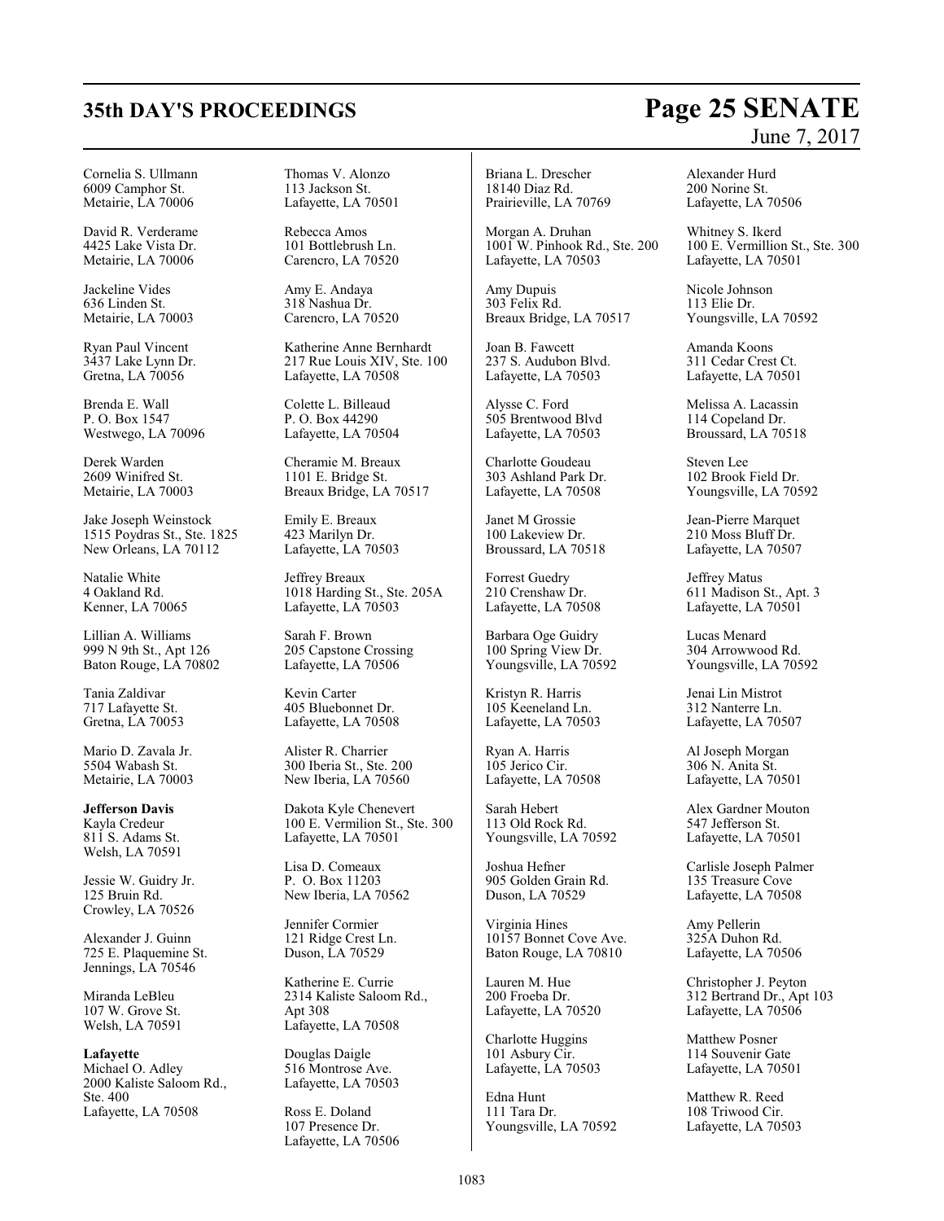Cornelia S. Ullmann
6009 Camphor St.
Metairie, LA 70006

David R. Verderame
4425 Lake Vista Dr.
Metairie, LA 70006

Jackeline Vides
636 Linden St.
Metairie, LA 70003

Ryan Paul Vincent
3437 Lake Lynn Dr.
Gretna, LA 70056

Brenda E. Wall
P. O. Box 1547
Westwego, LA 70096

Derek Warden
2609 Winifred St.
Metairie, LA 70003

Jake Joseph Weinstock
1515 Poydras St., Ste. 1825
New Orleans, LA 70112

Natalie White
4 Oakland Rd.
Kenner, LA 70065

Lillian A. Williams
999 N 9th St., Apt 126
Baton Rouge, LA 70802

Tania Zaldivar
717 Lafayette St.
Gretna, LA 70053

Mario D. Zavala Jr.
5504 Wabash St.
Metairie, LA 70003

**Jefferson Davis**

Kayla Credeur
811 S. Adams St.
Welsh, LA 70591

Jessie W. Guidry Jr.
125 Bruin Rd.
Crowley, LA 70526

Alexander J. Guinn
725 E. Plaquemine St.
Jennings, LA 70546

Miranda LeBleu
107 W. Grove St.
Welsh, LA 70591

**Lafayette**

Michael O. Adley
2000 Kaliste Saloom Rd., Ste. 400
Lafayette, LA 70508

Thomas V. Alonzo
113 Jackson St.
Lafayette, LA 70501

Rebecca Amos
101 Bottlebrush Ln.
Carencro, LA 70520

Amy E. Andaya
318 Nashua Dr.
Carencro, LA 70520

Katherine Anne Bernhardt
217 Rue Louis XIV, Ste. 100
Lafayette, LA 70508

Colette L. Billeaud
P. O. Box 44290
Lafayette, LA 70504

Cheramie M. Breaux
1101 E. Bridge St.
Breaux Bridge, LA 70517

Emily E. Breaux
423 Marilyn Dr.
Lafayette, LA 70503

Jeffrey Breaux
1018 Harding St., Ste. 205A
Lafayette, LA 70503

Sarah F. Brown
205 Capstone Crossing
Lafayette, LA 70506

Kevin Carter
405 Bluebonnet Dr.
Lafayette, LA 70508

Alister R. Charrier
300 Iberia St., Ste. 200
New Iberia, LA 70560

Dakota Kyle Chenevert
100 E. Vermilion St., Ste. 300
Lafayette, LA 70501

Lisa D. Comeaux
P. O. Box 11203
New Iberia, LA 70562

Jennifer Cormier
121 Ridge Crest Ln.
Duson, LA 70529

Katherine E. Currie
2314 Kaliste Saloom Rd., Apt 308
Lafayette, LA 70508

Douglas Daigle
516 Montrose Ave.
Lafayette, LA 70503

Ross E. Doland
107 Presence Dr.
Lafayette, LA 70506

Briana L. Drescher
18140 Diaz Rd.
Prairieville, LA 70769

Morgan A. Druhan
1001 W. Pinhook Rd., Ste. 200
Lafayette, LA 70503

Amy Dupuis
303 Felix Rd.
Breaux Bridge, LA 70517

Joan B. Fawcett
237 S. Audubon Blvd.
Lafayette, LA 70503

Alysse C. Ford
505 Brentwood Blvd
Lafayette, LA 70503

Charlotte Goudeau
303 Ashland Park Dr.
Lafayette, LA 70508

Janet M Grossie
100 Lakeview Dr.
Broussard, LA 70518

Forrest Guedry
210 Crenshaw Dr.
Lafayette, LA 70508

Barbara Oge Guidry
100 Spring View Dr.
Youngsville, LA 70592

Kristyn R. Harris
105 Keeneland Ln.
Lafayette, LA 70503

Ryan A. Harris
105 Jerico Cir.
Lafayette, LA 70508

Sarah Hebert
113 Old Rock Rd.
Youngsville, LA 70592

Joshua Hefner
905 Golden Grain Rd.
Duson, LA 70529

Virginia Hines
10157 Bonnet Cove Ave.
Baton Rouge, LA 70810

Lauren M. Hue
200 Froeba Dr.
Lafayette, LA 70520

Charlotte Huggins
101 Asbury Cir.
Lafayette, LA 70503

Edna Hunt
111 Tara Dr.
Youngsville, LA 70592

Alexander Hurd
200 Norine St.
Lafayette, LA 70506

Whitney S. Ikerd
100 E. Vermillion St., Ste. 300
Lafayette, LA 70501

Nicole Johnson
113 Elie Dr.
Youngsville, LA 70592

Amanda Koons
311 Cedar Crest Ct.
Lafayette, LA 70501

Melissa A. Lacassin
114 Copeland Dr.
Broussard, LA 70518

Steven Lee
102 Brook Field Dr.
Youngsville, LA 70592

Jean-Pierre Marquet
210 Moss Bluff Dr.
Lafayette, LA 70507

Jeffrey Matus
611 Madison St., Apt. 3
Lafayette, LA 70501

Lucas Menard
304 Arrowwood Rd.
Youngsville, LA 70592

Jenai Lin Mistrot
312 Nanterre Ln.
Lafayette, LA 70507

Al Joseph Morgan
306 N. Anita St.
Lafayette, LA 70501

Alex Gardner Mouton
547 Jefferson St.
Lafayette, LA 70501

Carlisle Joseph Palmer
135 Treasure Cove
Lafayette, LA 70508

Amy Pellerin
325A Duhon Rd.
Lafayette, LA 70506

Christopher J. Peyton
312 Bertrand Dr., Apt 103
Lafayette, LA 70506

Matthew Posner
114 Souvenir Gate
Lafayette, LA 70501

Matthew R. Reed
108 Triwood Cir.
Lafayette, LA 70503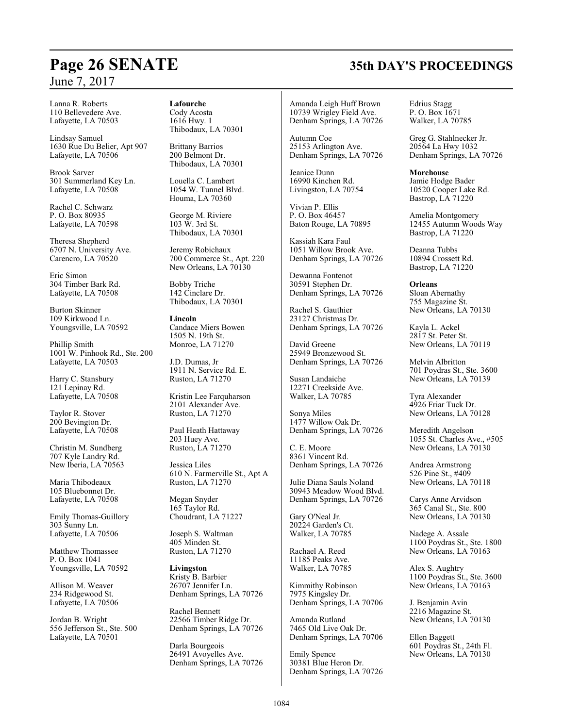Lanna R. Roberts
110 Bellevedere Ave.
Lafayette, LA 70503

Lindsay Samuel
1630 Rue Du Belier, Apt 907
Lafayette, LA 70506

Brook Sarver
301 Summerland Key Ln.
Lafayette, LA 70508

Rachel C. Schwarz
P. O. Box 80935
Lafayette, LA 70598

Theresa Shepherd
6707 N. University Ave.
Carencro, LA 70520

Eric Simon
304 Timber Bark Rd.
Lafayette, LA 70508

Burton Skinner
109 Kirkwood Ln.
Youngsville, LA 70592

Phillip Smith
1001 W. Pinhook Rd., Ste. 200
Lafayette, LA 70503

Harry C. Stansbury
121 Lepinay Rd.
Lafayette, LA 70508

Taylor R. Stover
200 Bevington Dr.
Lafayette, LA 70508

Christin M. Sundberg
707 Kyle Landry Rd.
New Iberia, LA 70563

Maria Thibodeaux
105 Bluebonnet Dr.
Lafayette, LA 70508

Emily Thomas-Guillory
303 Sunny Ln.
Lafayette, LA 70506

Matthew Thomassee
P. O. Box 1041
Youngsville, LA 70592

Allison M. Weaver
234 Ridgewood St.
Lafayette, LA 70506

Jordan B. Wright
556 Jefferson St., Ste. 500
Lafayette, LA 70501

**Lafourche**

Cody Acosta
1616 Hwy. 1
Thibodaux, LA 70301

Brittany Barrios
200 Belmont Dr.
Thibodaux, LA 70301

Louella C. Lambert
1054 W. Tunnel Blvd.
Houma, LA 70360

George M. Riviere
103 W. 3rd St.
Thibodaux, LA 70301

Jeremy Robichaux
700 Commerce St., Apt. 220
New Orleans, LA 70130

Bobby Triche
142 Cinclare Dr.
Thibodaux, LA 70301

**Lincoln**

Candace Miers Bowen
1505 N. 19th St.
Monroe, LA 71270

J.D. Dumas, Jr
1911 N. Service Rd. E.
Ruston, LA 71270

Kristin Lee Farquharson
2101 Alexander Ave.
Ruston, LA 71270

Paul Heath Hattaway
203 Huey Ave.
Ruston, LA 71270

Jessica Liles
610 N. Farmerville St., Apt A
Ruston, LA 71270

Megan Snyder
165 Taylor Rd.
Choudrant, LA 71227

Joseph S. Waltman
405 Minden St.
Ruston, LA 71270

**Livingston**

Kristy B. Barbier
26707 Jennifer Ln.
Denham Springs, LA 70726

Rachel Bennett
22566 Timber Ridge Dr.
Denham Springs, LA 70726

Darla Bourgeois
26491 Avoyelles Ave.
Denham Springs, LA 70726

Amanda Leigh Huff Brown
10739 Wrigley Field Ave.
Denham Springs, LA 70726

Autumn Coe
25153 Arlington Ave.
Denham Springs, LA 70726

Jeanice Dunn
16990 Kinchen Rd.
Livingston, LA 70754

Vivian P. Ellis
P. O. Box 46457
Baton Rouge, LA 70895

Kassiah Kara Faul
1051 Willow Brook Ave.
Denham Springs, LA 70726

Dewanna Fontenot
30591 Stephen Dr.
Denham Springs, LA 70726

Rachel S. Gauthier
23127 Christmas Dr.
Denham Springs, LA 70726

David Greene
25949 Bronzewood St.
Denham Springs, LA 70726

Susan Landaiche
12271 Creekside Ave.
Walker, LA 70785

Sonya Miles
1477 Willow Oak Dr.
Denham Springs, LA 70726

C. E. Moore
8361 Vincent Rd.
Denham Springs, LA 70726

Julie Diana Sauls Noland
30943 Meadow Wood Blvd.
Denham Springs, LA 70726

Gary O'Neal Jr.
20224 Garden's Ct.
Walker, LA 70785

Rachael A. Reed
11185 Peaks Ave.
Walker, LA 70785

Kimmithy Robinson
7975 Kingsley Dr.
Denham Springs, LA 70706

Amanda Rutland
7465 Old Live Oak Dr.
Denham Springs, LA 70706

Emily Spence
30381 Blue Heron Dr.
Denham Springs, LA 70726

Edrius Stagg
P. O. Box 1671
Walker, LA 70785

Greg G. Stahlnecker Jr.
20564 La Hwy 1032
Denham Springs, LA 70726

**Morehouse**

Jamie Hodge Bader
10520 Cooper Lake Rd.
Bastrop, LA 71220

Amelia Montgomery
12455 Autumn Woods Way
Bastrop, LA 71220

Deanna Tubbs
10894 Crossett Rd.
Bastrop, LA 71220

**Orleans**

Sloan Abernathy
755 Magazine St.
New Orleans, LA 70130

Kayla L. Ackel
2817 St. Peter St.
New Orleans, LA 70119

Melvin Albritton
701 Poydras St., Ste. 3600
New Orleans, LA 70139

Tyra Alexander
4926 Friar Tuck Dr.
New Orleans, LA 70128

Meredith Angelson
1055 St. Charles Ave., #505
New Orleans, LA 70130

Andrea Armstrong
526 Pine St., #409
New Orleans, LA 70118

Carys Anne Arvidson
365 Canal St., Ste. 800
New Orleans, LA 70130

Nadege A. Assale
1100 Poydras St., Ste. 1800
New Orleans, LA 70163

Alex S. Aughtry
1100 Poydras St., Ste. 3600
New Orleans, LA 70163

J. Benjamin Avin
2216 Magazine St.
New Orleans, LA 70130

Ellen Baggett
601 Poydras St., 24th Fl.
New Orleans, LA 70130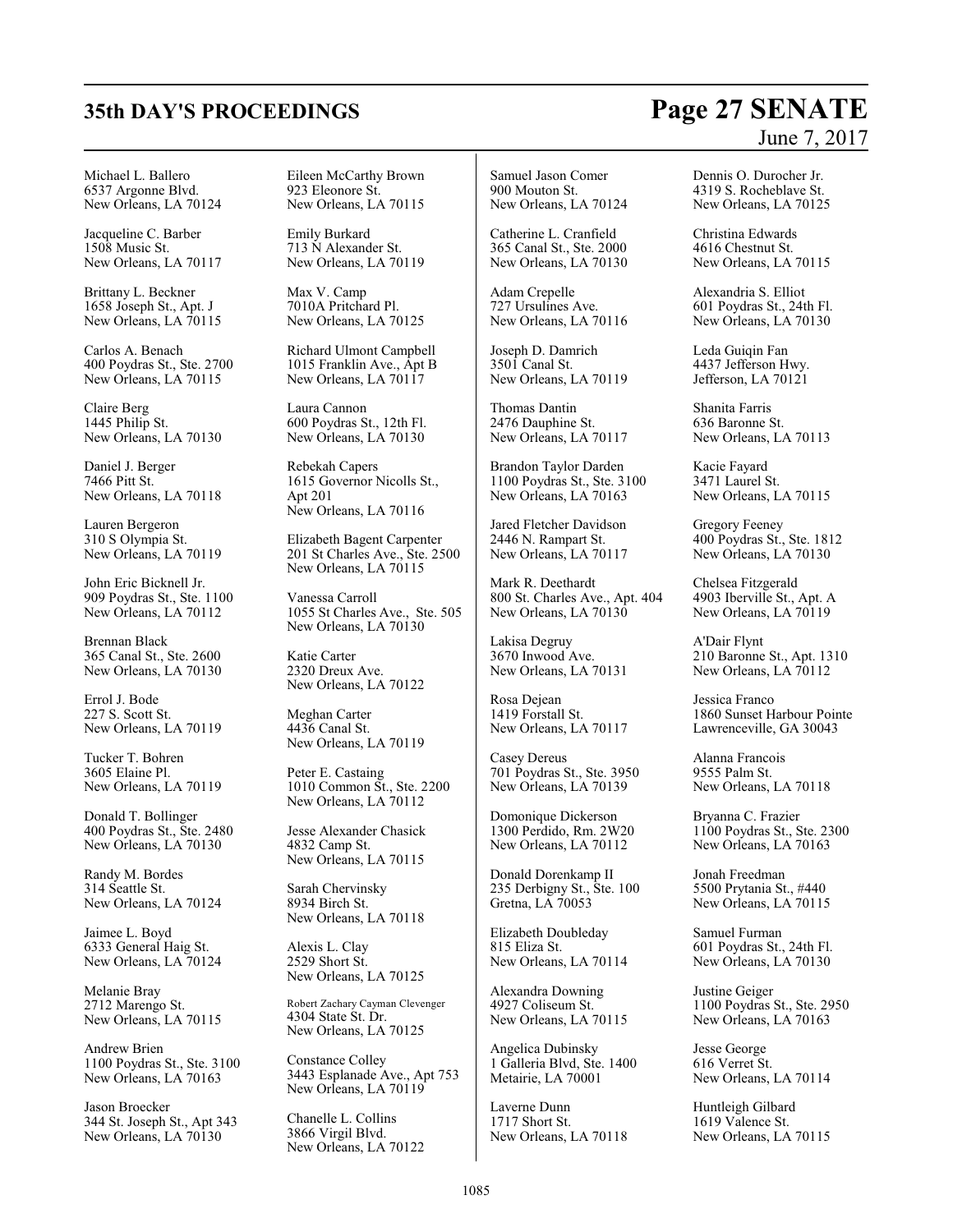Michael L. Ballero
6537 Argonne Blvd.
New Orleans, LA 70124

Jacqueline C. Barber
1508 Music St.
New Orleans, LA 70117

Brittany L. Beckner
1658 Joseph St., Apt. J
New Orleans, LA 70115

Carlos A. Benach
400 Poydras St., Ste. 2700
New Orleans, LA 70115

Claire Berg
1445 Philip St.
New Orleans, LA 70130

Daniel J. Berger
7466 Pitt St.
New Orleans, LA 70118

Lauren Bergeron
310 S Olympia St.
New Orleans, LA 70119

John Eric Bicknell Jr.
909 Poydras St., Ste. 1100
New Orleans, LA 70112

Brennan Black
365 Canal St., Ste. 2600
New Orleans, LA 70130

Errol J. Bode
227 S. Scott St.
New Orleans, LA 70119

Tucker T. Bohren
3605 Elaine Pl.
New Orleans, LA 70119

Donald T. Bollinger
400 Poydras St., Ste. 2480
New Orleans, LA 70130

Randy M. Bordes
314 Seattle St.
New Orleans, LA 70124

Jaimee L. Boyd
6333 General Haig St.
New Orleans, LA 70124

Melanie Bray
2712 Marengo St.
New Orleans, LA 70115

Andrew Brien
1100 Poydras St., Ste. 3100
New Orleans, LA 70163

Jason Broecker
344 St. Joseph St., Apt 343
New Orleans, LA 70130

Eileen McCarthy Brown
923 Eleonore St.
New Orleans, LA 70115

Emily Burkard
713 N Alexander St.
New Orleans, LA 70119

Max V. Camp
7010A Pritchard Pl.
New Orleans, LA 70125

Richard Ulmont Campbell
1015 Franklin Ave., Apt B
New Orleans, LA 70117

Laura Cannon
600 Poydras St., 12th Fl.
New Orleans, LA 70130

Rebekah Capers
1615 Governor Nicolls St., Apt 201
New Orleans, LA 70116

Elizabeth Bagent Carpenter
201 St Charles Ave., Ste. 2500
New Orleans, LA 70115

Vanessa Carroll
1055 St Charles Ave., Ste. 505
New Orleans, LA 70130

Katie Carter
2320 Dreux Ave.
New Orleans, LA 70122

Meghan Carter
4436 Canal St.
New Orleans, LA 70119

Peter E. Castaing
1010 Common St., Ste. 2200
New Orleans, LA 70112

Jesse Alexander Chasick
4832 Camp St.
New Orleans, LA 70115

Sarah Chervinsky
8934 Birch St.
New Orleans, LA 70118

Alexis L. Clay
2529 Short St.
New Orleans, LA 70125

Robert Zachary Cayman Clevenger
4304 State St. Dr.
New Orleans, LA 70125

Constance Colley
3443 Esplanade Ave., Apt 753
New Orleans, LA 70119

Chanelle L. Collins
3866 Virgil Blvd.
New Orleans, LA 70122

Samuel Jason Comer
900 Mouton St.
New Orleans, LA 70124

Catherine L. Cranfield
365 Canal St., Ste. 2000
New Orleans, LA 70130

Adam Crepelle
727 Ursulines Ave.
New Orleans, LA 70116

Joseph D. Damrich
3501 Canal St.
New Orleans, LA 70119

Thomas Dantin
2476 Dauphine St.
New Orleans, LA 70117

Brandon Taylor Darden
1100 Poydras St., Ste. 3100
New Orleans, LA 70163

Jared Fletcher Davidson
2446 N. Rampart St.
New Orleans, LA 70117

Mark R. Deethardt
800 St. Charles Ave., Apt. 404
New Orleans, LA 70130

Lakisa Degruy
3670 Inwood Ave.
New Orleans, LA 70131

Rosa Dejean
1419 Forstall St.
New Orleans, LA 70117

Casey Dereus
701 Poydras St., Ste. 3950
New Orleans, LA 70139

Domonique Dickerson
1300 Perdido, Rm. 2W20
New Orleans, LA 70112

Donald Dorenkamp II
235 Derbigny St., Ste. 100
Gretna, LA 70053

Elizabeth Doubleday
815 Eliza St.
New Orleans, LA 70114

Alexandra Downing
4927 Coliseum St.
New Orleans, LA 70115

Angelica Dubinsky
1 Galleria Blvd, Ste. 1400
Metairie, LA 70001

Laverne Dunn
1717 Short St.
New Orleans, LA 70118

Dennis O. Durocher Jr.
4319 S. Rocheblave St.
New Orleans, LA 70125

Christina Edwards
4616 Chestnut St.
New Orleans, LA 70115

Alexandria S. Elliot
601 Poydras St., 24th Fl.
New Orleans, LA 70130

Leda Guiqin Fan
4437 Jefferson Hwy.
Jefferson, LA 70121

Shanita Farris
636 Baronne St.
New Orleans, LA 70113

Kacie Fayard
3471 Laurel St.
New Orleans, LA 70115

Gregory Feeney
400 Poydras St., Ste. 1812
New Orleans, LA 70130

Chelsea Fitzgerald
4903 Iberville St., Apt. A
New Orleans, LA 70119

A'Dair Flynt
210 Baronne St., Apt. 1310
New Orleans, LA 70112

Jessica Franco
1860 Sunset Harbour Pointe
Lawrenceville, GA 30043

Alanna Francois
9555 Palm St.
New Orleans, LA 70118

Bryanna C. Frazier
1100 Poydras St., Ste. 2300
New Orleans, LA 70163

Jonah Freedman
5500 Prytania St., #440
New Orleans, LA 70115

Samuel Furman
601 Poydras St., 24th Fl.
New Orleans, LA 70130

Justine Geiger
1100 Poydras St., Ste. 2950
New Orleans, LA 70163

Jesse George
616 Verret St.
New Orleans, LA 70114

Huntleigh Gilbard
1619 Valence St.
New Orleans, LA 70115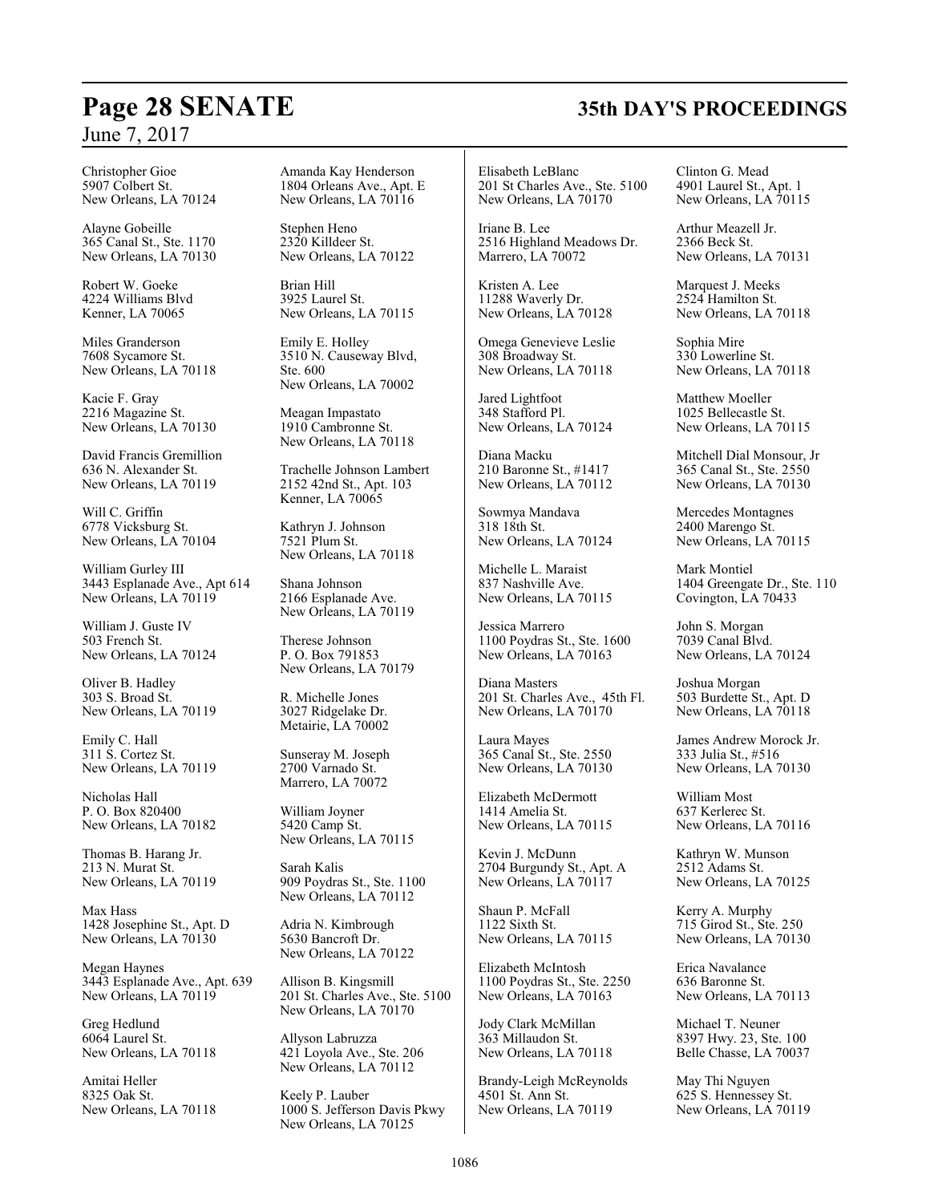Christopher Gioe
5907 Colbert St.
New Orleans, LA 70124

Alayne Gobeille
365 Canal St., Ste. 1170
New Orleans, LA 70130

Robert W. Goeke
4224 Williams Blvd
Kenner, LA 70065

Miles Granderson
7608 Sycamore St.
New Orleans, LA 70118

Kacie F. Gray
2216 Magazine St.
New Orleans, LA 70130

David Francis Gremillion
636 N. Alexander St.
New Orleans, LA 70119

Will C. Griffin
6778 Vicksburg St.
New Orleans, LA 70104

William Gurley III
3443 Esplanade Ave., Apt 614
New Orleans, LA 70119

William J. Guste IV
503 French St.
New Orleans, LA 70124

Oliver B. Hadley
303 S. Broad St.
New Orleans, LA 70119

Emily C. Hall
311 S. Cortez St.
New Orleans, LA 70119

Nicholas Hall
P. O. Box 820400
New Orleans, LA 70182

Thomas B. Harang Jr.
213 N. Murat St.
New Orleans, LA 70119

Max Hass
1428 Josephine St., Apt. D
New Orleans, LA 70130

Megan Haynes
3443 Esplanade Ave., Apt. 639
New Orleans, LA 70119

Greg Hedlund
6064 Laurel St.
New Orleans, LA 70118

Amitai Heller
8325 Oak St.
New Orleans, LA 70118

Amanda Kay Henderson
1804 Orleans Ave., Apt. E
New Orleans, LA 70116

Stephen Heno
2320 Killdeer St.
New Orleans, LA 70122

Brian Hill
3925 Laurel St.
New Orleans, LA 70115

Emily E. Holley
3510 N. Causeway Blvd, Ste. 600
New Orleans, LA 70002

Meagan Impastato
1910 Cambronne St.
New Orleans, LA 70118

Trachelle Johnson Lambert
2152 42nd St., Apt. 103
Kenner, LA 70065

Kathryn J. Johnson
7521 Plum St.
New Orleans, LA 70118

Shana Johnson
2166 Esplanade Ave.
New Orleans, LA 70119

Therese Johnson
P. O. Box 791853
New Orleans, LA 70179

R. Michelle Jones
3027 Ridgelake Dr.
Metairie, LA 70002

Sunseray M. Joseph
2700 Varnado St.
Marrero, LA 70072

William Joyner
5420 Camp St.
New Orleans, LA 70115

Sarah Kalis
909 Poydras St., Ste. 1100
New Orleans, LA 70112

Adria N. Kimbrough
5630 Bancroft Dr.
New Orleans, LA 70122

Allison B. Kingsmill
201 St. Charles Ave., Ste. 5100
New Orleans, LA 70170

Allyson Labruzza
421 Loyola Ave., Ste. 206
New Orleans, LA 70112

Keely P. Lauber
1000 S. Jefferson Davis Pkwy
New Orleans, LA 70125

Elisabeth LeBlanc
201 St Charles Ave., Ste. 5100
New Orleans, LA 70170

Iriane B. Lee
2516 Highland Meadows Dr.
Marrero, LA 70072

Kristen A. Lee
11288 Waverly Dr.
New Orleans, LA 70128

Omega Genevieve Leslie
308 Broadway St.
New Orleans, LA 70118

Jared Lightfoot
348 Stafford Pl.
New Orleans, LA 70124

Diana Macku
210 Baronne St., #1417
New Orleans, LA 70112

Sowmya Mandava
318 18th St.
New Orleans, LA 70124

Michelle L. Maraist
837 Nashville Ave.
New Orleans, LA 70115

Jessica Marrero
1100 Poydras St., Ste. 1600
New Orleans, LA 70163

Diana Masters
201 St. Charles Ave., 45th Fl.
New Orleans, LA 70170

Laura Mayes
365 Canal St., Ste. 2550
New Orleans, LA 70130

Elizabeth McDermott
1414 Amelia St.
New Orleans, LA 70115

Kevin J. McDunn
2704 Burgundy St., Apt. A
New Orleans, LA 70117

Shaun P. McFall
1122 Sixth St.
New Orleans, LA 70115

Elizabeth McIntosh
1100 Poydras St., Ste. 2250
New Orleans, LA 70163

Jody Clark McMillan
363 Millaudon St.
New Orleans, LA 70118

Brandy-Leigh McReynolds
4501 St. Ann St.
New Orleans, LA 70119

Clinton G. Mead
4901 Laurel St., Apt. 1
New Orleans, LA 70115

Arthur Meazell Jr.
2366 Beck St.
New Orleans, LA 70131

Marquest J. Meeks
2524 Hamilton St.
New Orleans, LA 70118

Sophia Mire
330 Lowerline St.
New Orleans, LA 70118

Matthew Moeller
1025 Bellecastle St.
New Orleans, LA 70115

Mitchell Dial Monsour, Jr
365 Canal St., Ste. 2550
New Orleans, LA 70130

Mercedes Montagnes
2400 Marengo St.
New Orleans, LA 70115

Mark Montiel
1404 Greengate Dr., Ste. 110
Covington, LA 70433

John S. Morgan
7039 Canal Blvd.
New Orleans, LA 70124

Joshua Morgan
503 Burdette St., Apt. D
New Orleans, LA 70118

James Andrew Morock Jr.
333 Julia St., #516
New Orleans, LA 70130

William Most
637 Kerlerec St.
New Orleans, LA 70116

Kathryn W. Munson
2512 Adams St.
New Orleans, LA 70125

Kerry A. Murphy
715 Girod St., Ste. 250
New Orleans, LA 70130

Erica Navalance
636 Baronne St.
New Orleans, LA 70113

Michael T. Neuner
8397 Hwy. 23, Ste. 100
Belle Chasse, LA 70037

May Thi Nguyen
625 S. Hennessey St.
New Orleans, LA 70119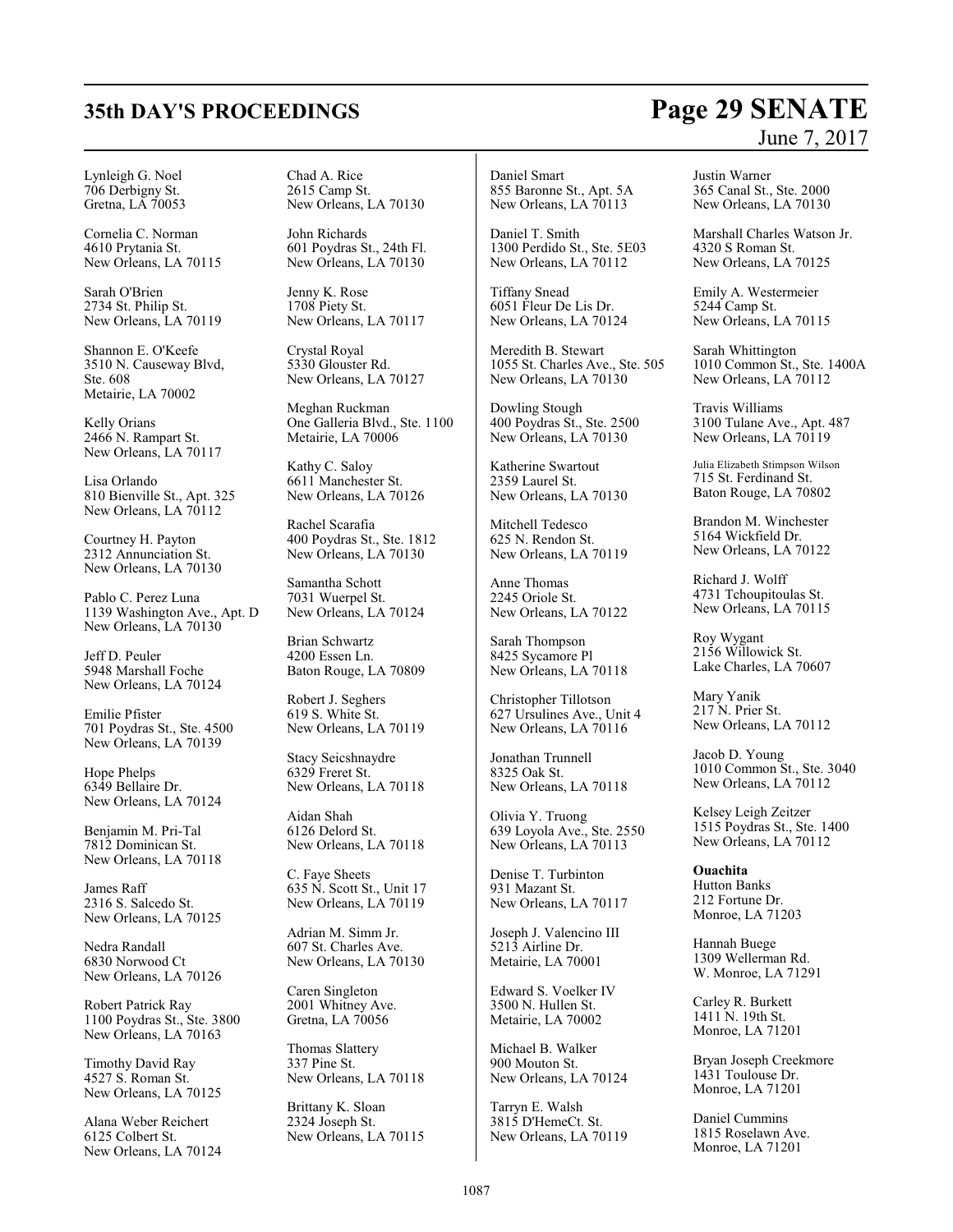Lynleigh G. Noel
706 Derbigny St.
Gretna, LA 70053

Cornelia C. Norman
4610 Prytania St.
New Orleans, LA 70115

Sarah O'Brien
2734 St. Philip St.
New Orleans, LA 70119

Shannon E. O'Keefe
3510 N. Causeway Blvd, Ste. 608
Metairie, LA 70002

Kelly Orians
2466 N. Rampart St.
New Orleans, LA 70117

Lisa Orlando
810 Bienville St., Apt. 325
New Orleans, LA 70112

Courtney H. Payton
2312 Annunciation St.
New Orleans, LA 70130

Pablo C. Perez Luna
1139 Washington Ave., Apt. D
New Orleans, LA 70130

Jeff D. Peuler
5948 Marshall Foche
New Orleans, LA 70124

Emilie Pfister
701 Poydras St., Ste. 4500
New Orleans, LA 70139

Hope Phelps
6349 Bellaire Dr.
New Orleans, LA 70124

Benjamin M. Pri-Tal
7812 Dominican St.
New Orleans, LA 70118

James Raff
2316 S. Salcedo St.
New Orleans, LA 70125

Nedra Randall
6830 Norwood Ct
New Orleans, LA 70126

Robert Patrick Ray
1100 Poydras St., Ste. 3800
New Orleans, LA 70163

Timothy David Ray
4527 S. Roman St.
New Orleans, LA 70125

Alana Weber Reichert
6125 Colbert St.
New Orleans, LA 70124

Chad A. Rice
2615 Camp St.
New Orleans, LA 70130

John Richards
601 Poydras St., 24th Fl.
New Orleans, LA 70130

Jenny K. Rose
1708 Piety St.
New Orleans, LA 70117

Crystal Royal
5330 Glouster Rd.
New Orleans, LA 70127

Meghan Ruckman
One Galleria Blvd., Ste. 1100
Metairie, LA 70006

Kathy C. Saloy
6611 Manchester St.
New Orleans, LA 70126

Rachel Scarafia
400 Poydras St., Ste. 1812
New Orleans, LA 70130

Samantha Schott
7031 Wuerpel St.
New Orleans, LA 70124

Brian Schwartz
4200 Essen Ln.
Baton Rouge, LA 70809

Robert J. Seghers
619 S. White St.
New Orleans, LA 70119

Stacy Seicshnaydre
6329 Freret St.
New Orleans, LA 70118

Aidan Shah
6126 Delord St.
New Orleans, LA 70118

C. Faye Sheets
635 N. Scott St., Unit 17
New Orleans, LA 70119

Adrian M. Simm Jr.
607 St. Charles Ave.
New Orleans, LA 70130

Caren Singleton
2001 Whitney Ave.
Gretna, LA 70056

Thomas Slattery
337 Pine St.
New Orleans, LA 70118

Brittany K. Sloan
2324 Joseph St.
New Orleans, LA 70115

Daniel Smart
855 Baronne St., Apt. 5A
New Orleans, LA 70113

Daniel T. Smith
1300 Perdido St., Ste. 5E03
New Orleans, LA 70112

Tiffany Snead
6051 Fleur De Lis Dr.
New Orleans, LA 70124

Meredith B. Stewart
1055 St. Charles Ave., Ste. 505
New Orleans, LA 70130

Dowling Stough
400 Poydras St., Ste. 2500
New Orleans, LA 70130

Katherine Swartout
2359 Laurel St.
New Orleans, LA 70130

Mitchell Tedesco
625 N. Rendon St.
New Orleans, LA 70119

Anne Thomas
2245 Oriole St.
New Orleans, LA 70122

Sarah Thompson
8425 Sycamore Pl
New Orleans, LA 70118

Christopher Tillotson
627 Ursulines Ave., Unit 4
New Orleans, LA 70116

Jonathan Trunnell
8325 Oak St.
New Orleans, LA 70118

Olivia Y. Truong
639 Loyola Ave., Ste. 2550
New Orleans, LA 70113

Denise T. Turbinton
931 Mazant St.
New Orleans, LA 70117

Joseph J. Valencino III
5213 Airline Dr.
Metairie, LA 70001

Edward S. Voelker IV
3500 N. Hullen St.
Metairie, LA 70002

Michael B. Walker
900 Mouton St.
New Orleans, LA 70124

Tarryn E. Walsh
3815 D'HemeCt. St.
New Orleans, LA 70119

Justin Warner
365 Canal St., Ste. 2000
New Orleans, LA 70130

Marshall Charles Watson Jr.
4320 S Roman St.
New Orleans, LA 70125

Emily A. Westermeier
5244 Camp St.
New Orleans, LA 70115

Sarah Whittington
1010 Common St., Ste. 1400A
New Orleans, LA 70112

Travis Williams
3100 Tulane Ave., Apt. 487
New Orleans, LA 70119

Julia Elizabeth Stimpson Wilson
715 St. Ferdinand St.
Baton Rouge, LA 70802

Brandon M. Winchester
5164 Wickfield Dr.
New Orleans, LA 70122

Richard J. Wolff
4731 Tchoupitoulas St.
New Orleans, LA 70115

Roy Wygant
2156 Willowick St.
Lake Charles, LA 70607

Mary Yanik
217 N. Prier St.
New Orleans, LA 70112

Jacob D. Young
1010 Common St., Ste. 3040
New Orleans, LA 70112

Kelsey Leigh Zeitzer
1515 Poydras St., Ste. 1400
New Orleans, LA 70112

**Ouachita**

Hutton Banks
212 Fortune Dr.
Monroe, LA 71203

Hannah Buege
1309 Wellerman Rd.
W. Monroe, LA 71291

Carley R. Burkett
1411 N. 19th St.
Monroe, LA 71201

Bryan Joseph Creekmore
1431 Toulouse Dr.
Monroe, LA 71201

Daniel Cummins
1815 Roselawn Ave.
Monroe, LA 71201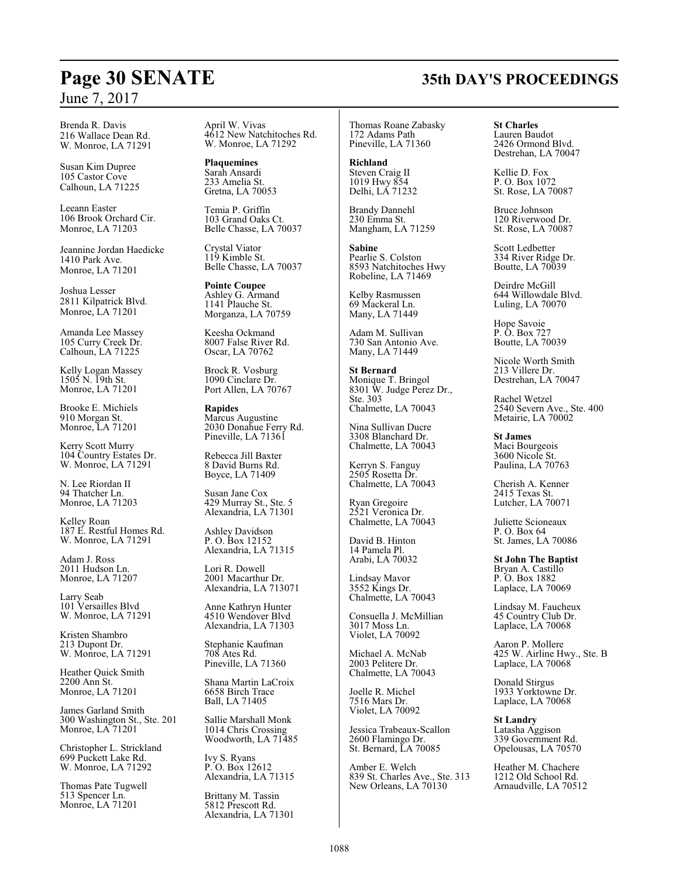Brenda R. Davis
216 Wallace Dean Rd.
W. Monroe, LA 71291

Susan Kim Dupree
105 Castor Cove
Calhoun, LA 71225

Leeann Easter
106 Brook Orchard Cir.
Monroe, LA 71203

Jeannine Jordan Haedicke
1410 Park Ave.
Monroe, LA 71201

Joshua Lesser
2811 Kilpatrick Blvd.
Monroe, LA 71201

Amanda Lee Massey
105 Curry Creek Dr.
Calhoun, LA 71225

Kelly Logan Massey
1505 N. 19th St.
Monroe, LA 71201

Brooke E. Michiels
910 Morgan St.
Monroe, LA 71201

Kerry Scott Murry
104 Country Estates Dr.
W. Monroe, LA 71291

N. Lee Riordan II
94 Thatcher Ln.
Monroe, LA 71203

Kelley Roan
187 E. Restful Homes Rd.
W. Monroe, LA 71291

Adam J. Ross
2011 Hudson Ln.
Monroe, LA 71207

Larry Seab
101 Versailles Blvd
W. Monroe, LA 71291

Kristen Shambro
213 Dupont Dr.
W. Monroe, LA 71291

Heather Quick Smith
2200 Ann St.
Monroe, LA 71201

James Garland Smith
300 Washington St., Ste. 201
Monroe, LA 71201

Christopher L. Strickland
699 Puckett Lake Rd.
W. Monroe, LA 71292

Thomas Pate Tugwell
513 Spencer Ln.
Monroe, LA 71201

April W. Vivas
4612 New Natchitoches Rd.
W. Monroe, LA 71292

**Plaquemines**
Sarah Ansardi
233 Amelia St.
Gretna, LA 70053

Temia P. Griffin
103 Grand Oaks Ct.
Belle Chasse, LA 70037

Crystal Viator
119 Kimble St.
Belle Chasse, LA 70037

**Pointe Coupee**
Ashley G. Armand
1141 Plauche St.
Morganza, LA 70759

Keesha Ockmand
8007 False River Rd.
Oscar, LA 70762

Brock R. Vosburg
1090 Cinclare Dr.
Port Allen, LA 70767

**Rapides**
Marcus Augustine
2030 Donahue Ferry Rd.
Pineville, LA 71361

Rebecca Jill Baxter
8 David Burns Rd.
Boyce, LA 71409

Susan Jane Cox
429 Murray St., Ste. 5
Alexandria, LA 71301

Ashley Davidson
P. O. Box 12152
Alexandria, LA 71315

Lori R. Dowell
2001 Macarthur Dr.
Alexandria, LA 713071

Anne Kathryn Hunter
4510 Wendover Blvd
Alexandria, LA 71303

Stephanie Kaufman
708 Ates Rd.
Pineville, LA 71360

Shana Martin LaCroix
6658 Birch Trace
Ball, LA 71405

Sallie Marshall Monk
1014 Chris Crossing
Woodworth, LA 71485

Ivy S. Ryans
P. O. Box 12612
Alexandria, LA 71315

Brittany M. Tassin
5812 Prescott Rd.
Alexandria, LA 71301

Thomas Roane Zabasky
172 Adams Path
Pineville, LA 71360

**Richland**
Steven Craig II
1019 Hwy 854
Delhi, LA 71232

Brandy Dannehl
230 Emma St.
Mangham, LA 71259

**Sabine**
Pearlie S. Colston
8593 Natchitoches Hwy
Robeline, LA 71469

Kelby Rasmussen
69 Mackeral Ln.
Many, LA 71449

Adam M. Sullivan
730 San Antonio Ave.
Many, LA 71449

**St Bernard**
Monique T. Bringol
8301 W. Judge Perez Dr., Ste. 303
Chalmette, LA 70043

Nina Sullivan Ducre
3308 Blanchard Dr.
Chalmette, LA 70043

Kerryn S. Fanguy
2505 Rosetta Dr.
Chalmette, LA 70043

Ryan Gregoire
2521 Veronica Dr.
Chalmette, LA 70043

David B. Hinton
14 Pamela Pl.
Arabi, LA 70032

Lindsay Mavor
3552 Kings Dr.
Chalmette, LA 70043

Consuella J. McMillian
3017 Moss Ln.
Violet, LA 70092

Michael A. McNab
2003 Pelitere Dr.
Chalmette, LA 70043

Joelle R. Michel
7516 Mars Dr.
Violet, LA 70092

Jessica Trabeaux-Scallon
2600 Flamingo Dr.
St. Bernard, LA 70085

Amber E. Welch
839 St. Charles Ave., Ste. 313
New Orleans, LA 70130

**St Charles**
Lauren Baudot
2426 Ormond Blvd.
Destrehan, LA 70047

Kellie D. Fox
P. O. Box 1072
St. Rose, LA 70087

Bruce Johnson
120 Riverwood Dr.
St. Rose, LA 70087

Scott Ledbetter
334 River Ridge Dr.
Boutte, LA 70039

Deirdre McGill
644 Willowdale Blvd.
Luling, LA 70070

Hope Savoie
P. O. Box 727
Boutte, LA 70039

Nicole Worth Smith
213 Villere Dr.
Destrehan, LA 70047

Rachel Wetzel
2540 Severn Ave., Ste. 400
Metairie, LA 70002

**St James**
Maci Bourgeois
3600 Nicole St.
Paulina, LA 70763

Cherish A. Kenner
2415 Texas St.
Lutcher, LA 70071

Juliette Scioneaux
P. O. Box 64
St. James, LA 70086

**St John The Baptist**
Bryan A. Castillo
P. O. Box 1882
Laplace, LA 70069

Lindsay M. Faucheux
45 Country Club Dr.
Laplace, LA 70068

Aaron P. Mollere
425 W. Airline Hwy., Ste. B
Laplace, LA 70068

Donald Stirgus
1933 Yorktowne Dr.
Laplace, LA 70068

**St Landry**
Latasha Aggison
339 Government Rd.
Opelousas, LA 70570

Heather M. Chachere
1212 Old School Rd.
Arnaudville, LA 70512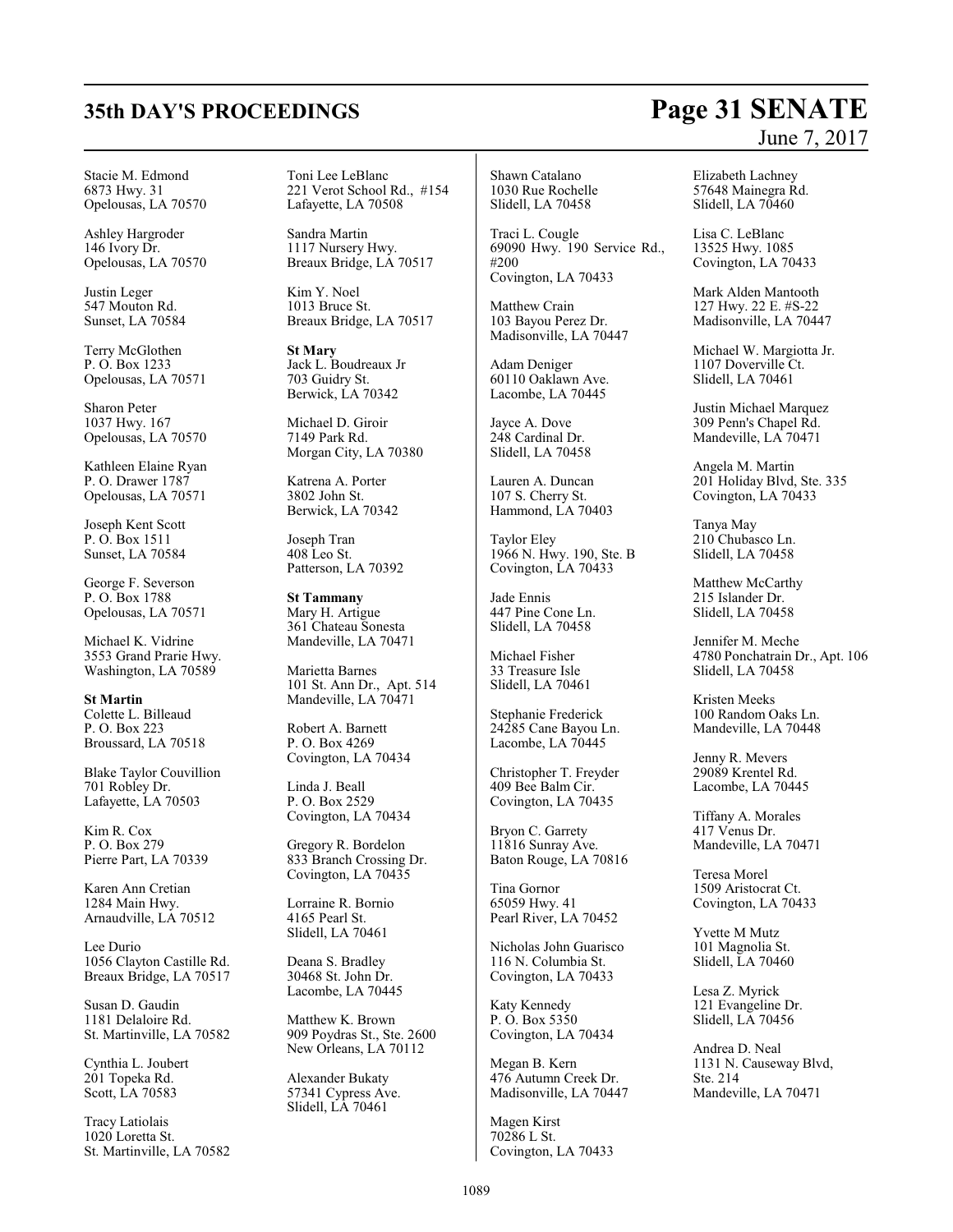Stacie M. Edmond
6873 Hwy. 31
Opelousas, LA 70570

Ashley Hargroder
146 Ivory Dr.
Opelousas, LA 70570

Justin Leger
547 Mouton Rd.
Sunset, LA 70584

Terry McGlothen
P. O. Box 1233
Opelousas, LA 70571

Sharon Peter
1037 Hwy. 167
Opelousas, LA 70570

Kathleen Elaine Ryan
P. O. Drawer 1787
Opelousas, LA 70571

Joseph Kent Scott
P. O. Box 1511
Sunset, LA 70584

George F. Severson
P. O. Box 1788
Opelousas, LA 70571

Michael K. Vidrine
3553 Grand Prarie Hwy.
Washington, LA 70589

**St Martin**
Colette L. Billeaud
P. O. Box 223
Broussard, LA 70518

Blake Taylor Couvillion
701 Robley Dr.
Lafayette, LA 70503

Kim R. Cox
P. O. Box 279
Pierre Part, LA 70339

Karen Ann Cretian
1284 Main Hwy.
Arnaudville, LA 70512

Lee Durio
1056 Clayton Castille Rd.
Breaux Bridge, LA 70517

Susan D. Gaudin
1181 Delaloire Rd.
St. Martinville, LA 70582

Cynthia L. Joubert
201 Topeka Rd.
Scott, LA 70583

Tracy Latiolais
1020 Loretta St.
St. Martinville, LA 70582

Toni Lee LeBlanc
221 Verot School Rd., #154
Lafayette, LA 70508

Sandra Martin
1117 Nursery Hwy.
Breaux Bridge, LA 70517

Kim Y. Noel
1013 Bruce St.
Breaux Bridge, LA 70517

**St Mary**
Jack L. Boudreaux Jr
703 Guidry St.
Berwick, LA 70342

Michael D. Giroir
7149 Park Rd.
Morgan City, LA 70380

Katrena A. Porter
3802 John St.
Berwick, LA 70342

Joseph Tran
408 Leo St.
Patterson, LA 70392

**St Tammany**
Mary H. Artigue
361 Chateau Sonesta
Mandeville, LA 70471

Marietta Barnes
101 St. Ann Dr., Apt. 514
Mandeville, LA 70471

Robert A. Barnett
P. O. Box 4269
Covington, LA 70434

Linda J. Beall
P. O. Box 2529
Covington, LA 70434

Gregory R. Bordelon
833 Branch Crossing Dr.
Covington, LA 70435

Lorraine R. Bornio
4165 Pearl St.
Slidell, LA 70461

Deana S. Bradley
30468 St. John Dr.
Lacombe, LA 70445

Matthew K. Brown
909 Poydras St., Ste. 2600
New Orleans, LA 70112

Alexander Bukaty
57341 Cypress Ave.
Slidell, LA 70461

Shawn Catalano
1030 Rue Rochelle
Slidell, LA 70458

Traci L. Cougle
69090 Hwy. 190 Service Rd., #200
Covington, LA 70433

Matthew Crain
103 Bayou Perez Dr.
Madisonville, LA 70447

Adam Deniger
60110 Oaklawn Ave.
Lacombe, LA 70445

Jayce A. Dove
248 Cardinal Dr.
Slidell, LA 70458

Lauren A. Duncan
107 S. Cherry St.
Hammond, LA 70403

Taylor Eley
1966 N. Hwy. 190, Ste. B
Covington, LA 70433

Jade Ennis
447 Pine Cone Ln.
Slidell, LA 70458

Michael Fisher
33 Treasure Isle
Slidell, LA 70461

Stephanie Frederick
24285 Cane Bayou Ln.
Lacombe, LA 70445

Christopher T. Freyder
409 Bee Balm Cir.
Covington, LA 70435

Bryon C. Garrety
11816 Sunray Ave.
Baton Rouge, LA 70816

Tina Gornor
65059 Hwy. 41
Pearl River, LA 70452

Nicholas John Guarisco
116 N. Columbia St.
Covington, LA 70433

Katy Kennedy
P. O. Box 5350
Covington, LA 70434

Megan B. Kern
476 Autumn Creek Dr.
Madisonville, LA 70447

Magen Kirst
70286 L St.
Covington, LA 70433

Elizabeth Lachney
57648 Mainegra Rd.
Slidell, LA 70460

Lisa C. LeBlanc
13525 Hwy. 1085
Covington, LA 70433

Mark Alden Mantooth
127 Hwy. 22 E. #S-22
Madisonville, LA 70447

Michael W. Margiotta Jr.
1107 Doverville Ct.
Slidell, LA 70461

Justin Michael Marquez
309 Penn's Chapel Rd.
Mandeville, LA 70471

Angela M. Martin
201 Holiday Blvd, Ste. 335
Covington, LA 70433

Tanya May
210 Chubasco Ln.
Slidell, LA 70458

Matthew McCarthy
215 Islander Dr.
Slidell, LA 70458

Jennifer M. Meche
4780 Ponchatrain Dr., Apt. 106
Slidell, LA 70458

Kristen Meeks
100 Random Oaks Ln.
Mandeville, LA 70448

Jenny R. Mevers
29089 Krentel Rd.
Lacombe, LA 70445

Tiffany A. Morales
417 Venus Dr.
Mandeville, LA 70471

Teresa Morel
1509 Aristocrat Ct.
Covington, LA 70433

Yvette M Mutz
101 Magnolia St.
Slidell, LA 70460

Lesa Z. Myrick
121 Evangeline Dr.
Slidell, LA 70456

Andrea D. Neal
1131 N. Causeway Blvd, Ste. 214
Mandeville, LA 70471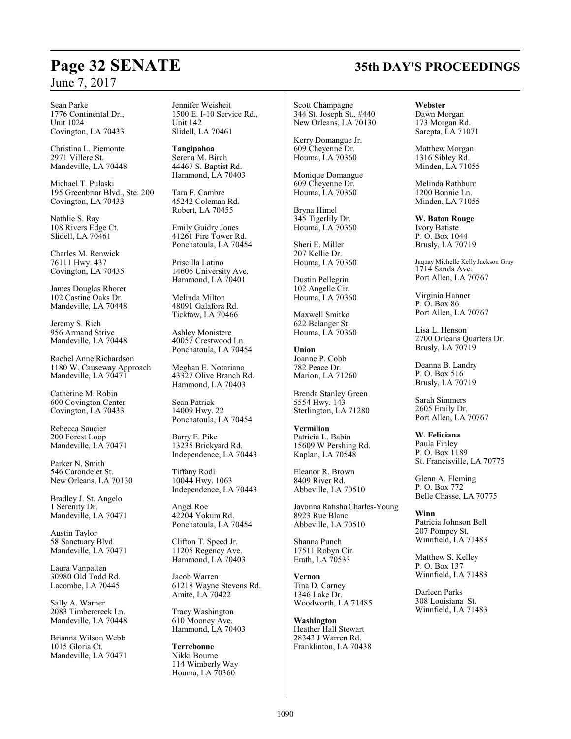Sean Parke
1776 Continental Dr.,
Unit 1024
Covington, LA 70433

Christina L. Piemonte
2971 Villere St.
Mandeville, LA 70448

Michael T. Pulaski
195 Greenbriar Blvd., Ste. 200
Covington, LA 70433

Nathlie S. Ray
108 Rivers Edge Ct.
Slidell, LA 70461

Charles M. Renwick
76111 Hwy. 437
Covington, LA 70435

James Douglas Rhorer
102 Castine Oaks Dr.
Mandeville, LA 70448

Jeremy S. Rich
956 Armand Strive
Mandeville, LA 70448

Rachel Anne Richardson
1180 W. Causeway Approach
Mandeville, LA 70471

Catherine M. Robin
600 Covington Center
Covington, LA 70433

Rebecca Saucier
200 Forest Loop
Mandeville, LA 70471

Parker N. Smith
546 Carondelet St.
New Orleans, LA 70130

Bradley J. St. Angelo
1 Serenity Dr.
Mandeville, LA 70471

Austin Taylor
58 Sanctuary Blvd.
Mandeville, LA 70471

Laura Vanpatten
30980 Old Todd Rd.
Lacombe, LA 70445

Sally A. Warner
2083 Timbercreek Ln.
Mandeville, LA 70448

Brianna Wilson Webb
1015 Gloria Ct.
Mandeville, LA 70471

Jennifer Weisheit
1500 E. I-10 Service Rd.,
Unit 142
Slidell, LA 70461

**Tangipahoa**
Serena M. Birch
44467 S. Baptist Rd.
Hammond, LA 70403

Tara F. Cambre
45242 Coleman Rd.
Robert, LA 70455

Emily Guidry Jones
41261 Fire Tower Rd.
Ponchatoula, LA 70454

Priscilla Latino
14606 University Ave.
Hammond, LA 70401

Melinda Milton
48091 Galafora Rd.
Tickfaw, LA 70466

Ashley Monistere
40057 Crestwood Ln.
Ponchatoula, LA 70454

Meghan E. Notariano
43327 Olive Branch Rd.
Hammond, LA 70403

Sean Patrick
14009 Hwy. 22
Ponchatoula, LA 70454

Barry E. Pike
13235 Brickyard Rd.
Independence, LA 70443

Tiffany Rodi
10044 Hwy. 1063
Independence, LA 70443

Angel Roe
42204 Yokum Rd.
Ponchatoula, LA 70454

Clifton T. Speed Jr.
11205 Regency Ave.
Hammond, LA 70403

Jacob Warren
61218 Wayne Stevens Rd.
Amite, LA 70422

Tracy Washington
610 Mooney Ave.
Hammond, LA 70403

**Terrebonne**
Nikki Bourne
114 Wimberly Way
Houma, LA 70360

Scott Champagne
344 St. Joseph St., #440
New Orleans, LA 70130

Kerry Domangue Jr.
609 Cheyenne Dr.
Houma, LA 70360

Monique Domangue
609 Cheyenne Dr.
Houma, LA 70360

Bryna Himel
345 Tigerlily Dr.
Houma, LA 70360

Sheri E. Miller
207 Kellie Dr.
Houma, LA 70360

Dustin Pellegrin
102 Angelle Cir.
Houma, LA 70360

Maxwell Smitko
622 Belanger St.
Houma, LA 70360

**Union**
Joanne P. Cobb
782 Peace Dr.
Marion, LA 71260

Brenda Stanley Green
5554 Hwy. 143
Sterlington, LA 71280

**Vermilion**
Patricia L. Babin
15609 W Pershing Rd.
Kaplan, LA 70548

Eleanor R. Brown
8409 River Rd.
Abbeville, LA 70510

Javonna Ratisha Charles-Young
8923 Rue Blanc
Abbeville, LA 70510

Shanna Punch
17511 Robyn Cir.
Erath, LA 70533

**Vernon**
Tina D. Carney
1346 Lake Dr.
Woodworth, LA 71485

**Washington**
Heather Hall Stewart
28343 J Warren Rd.
Franklinton, LA 70438

**Webster**
Dawn Morgan
173 Morgan Rd.
Sarepta, LA 71071

Matthew Morgan
1316 Sibley Rd.
Minden, LA 71055

Melinda Rathburn
1200 Bonnie Ln.
Minden, LA 71055

**W. Baton Rouge**
Ivory Batiste
P. O. Box 1044
Brusly, LA 70719

Jaquay Michelle Kelly Jackson Gray
1714 Sands Ave.
Port Allen, LA 70767

Virginia Hanner
P. O. Box 86
Port Allen, LA 70767

Lisa L. Henson
2700 Orleans Quarters Dr.
Brusly, LA 70719

Deanna B. Landry
P. O. Box 516
Brusly, LA 70719

Sarah Simmers
2605 Emily Dr.
Port Allen, LA 70767

**W. Feliciana**
Paula Finley
P. O. Box 1189
St. Francisville, LA 70775

Glenn A. Fleming
P. O. Box 772
Belle Chasse, LA 70775

**Winn**
Patricia Johnson Bell
207 Pompey St.
Winnfield, LA 71483

Matthew S. Kelley
P. O. Box 137
Winnfield, LA 71483

Darleen Parks
308 Louisiana St.
Winnfield, LA 71483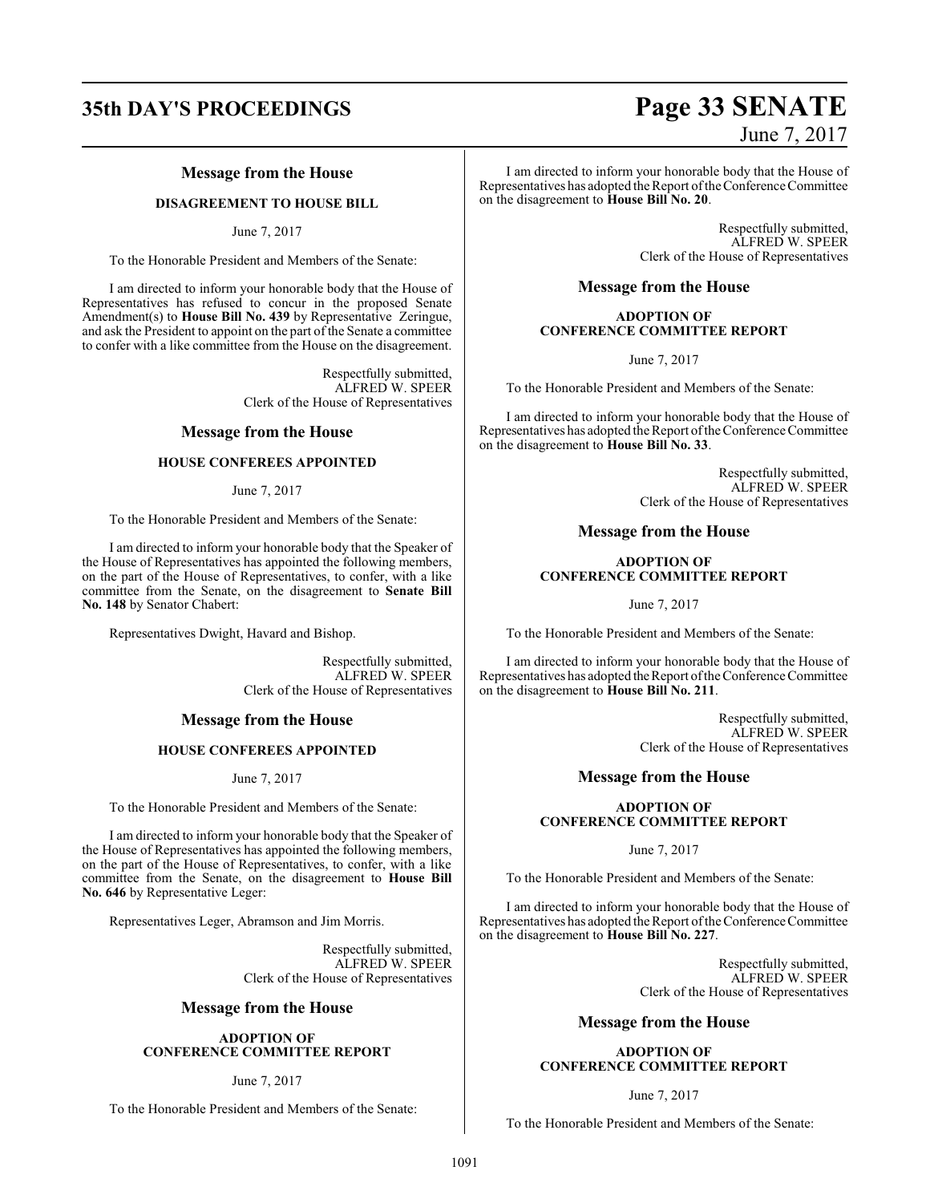## Message from the House

### DISAGREEMENT TO HOUSE BILL

June 7, 2017

To the Honorable President and Members of the Senate:

I am directed to inform your honorable body that the House of Representatives has refused to concur in the proposed Senate Amendment(s) to **House Bill No. 439** by Representative Zeringue, and ask the President to appoint on the part of the Senate a committee to confer with a like committee from the House on the disagreement.

Respectfully submitted,
ALFRED W. SPEER
Clerk of the House of Representatives

## Message from the House

### HOUSE CONFEREES APPOINTED

June 7, 2017

To the Honorable President and Members of the Senate:

I am directed to inform your honorable body that the Speaker of the House of Representatives has appointed the following members, on the part of the House of Representatives, to confer, with a like committee from the Senate, on the disagreement to **Senate Bill No. 148** by Senator Chabert:

Representatives Dwight, Havard and Bishop.

Respectfully submitted,
ALFRED W. SPEER
Clerk of the House of Representatives

## Message from the House

### HOUSE CONFEREES APPOINTED

June 7, 2017

To the Honorable President and Members of the Senate:

I am directed to inform your honorable body that the Speaker of the House of Representatives has appointed the following members, on the part of the House of Representatives, to confer, with a like committee from the Senate, on the disagreement to **House Bill No. 646** by Representative Leger:

Representatives Leger, Abramson and Jim Morris.

Respectfully submitted,
ALFRED W. SPEER
Clerk of the House of Representatives

## Message from the House

### ADOPTION OF CONFERENCE COMMITTEE REPORT

June 7, 2017

To the Honorable President and Members of the Senate:

I am directed to inform your honorable body that the House of Representatives has adopted the Report of the Conference Committee on the disagreement to **House Bill No. 20**.

Respectfully submitted,
ALFRED W. SPEER
Clerk of the House of Representatives

## Message from the House

### ADOPTION OF CONFERENCE COMMITTEE REPORT

June 7, 2017

To the Honorable President and Members of the Senate:

I am directed to inform your honorable body that the House of Representatives has adopted the Report of the Conference Committee on the disagreement to **House Bill No. 33**.

Respectfully submitted,
ALFRED W. SPEER
Clerk of the House of Representatives

## Message from the House

### ADOPTION OF CONFERENCE COMMITTEE REPORT

June 7, 2017

To the Honorable President and Members of the Senate:

I am directed to inform your honorable body that the House of Representatives has adopted the Report of the Conference Committee on the disagreement to **House Bill No. 211**.

Respectfully submitted,
ALFRED W. SPEER
Clerk of the House of Representatives

## Message from the House

### ADOPTION OF CONFERENCE COMMITTEE REPORT

June 7, 2017

To the Honorable President and Members of the Senate:

I am directed to inform your honorable body that the House of Representatives has adopted the Report of the Conference Committee on the disagreement to **House Bill No. 227**.

Respectfully submitted,
ALFRED W. SPEER
Clerk of the House of Representatives

## Message from the House

### ADOPTION OF CONFERENCE COMMITTEE REPORT

June 7, 2017

To the Honorable President and Members of the Senate: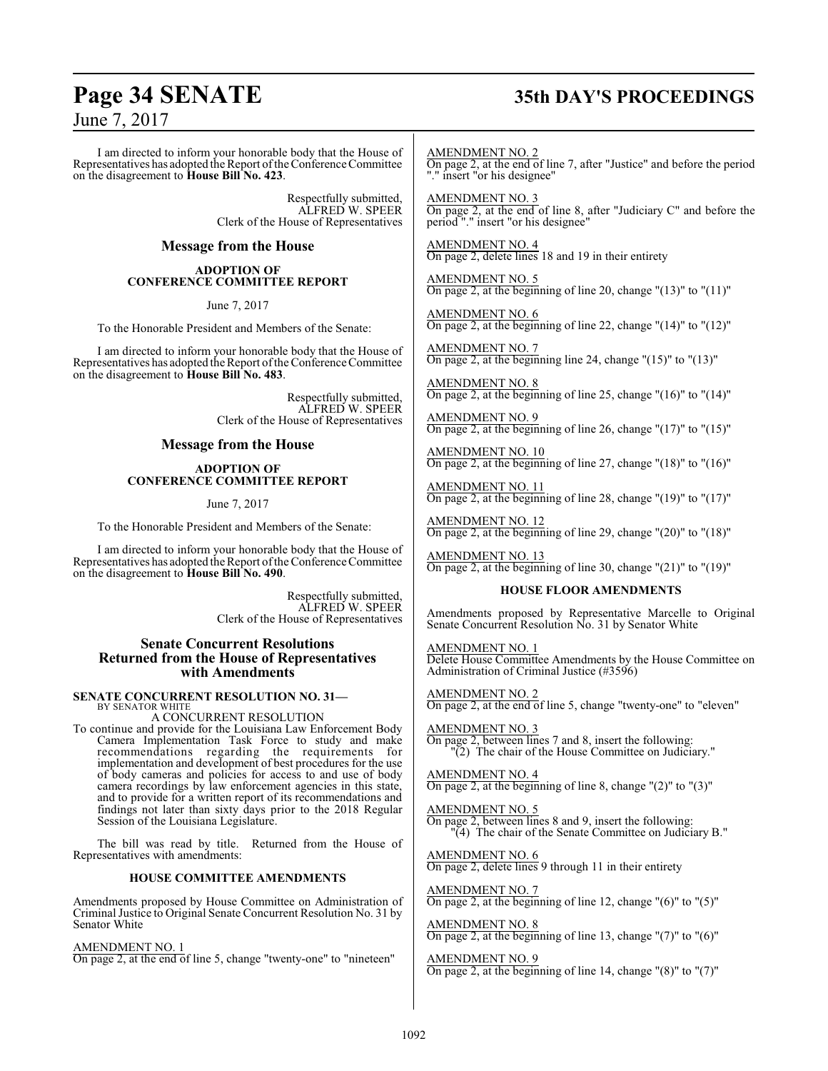I am directed to inform your honorable body that the House of Representatives has adopted the Report of the Conference Committee on the disagreement to **House Bill No. 423**.

Respectfully submitted,
ALFRED W. SPEER
Clerk of the House of Representatives

## Message from the House

### ADOPTION OF CONFERENCE COMMITTEE REPORT

June 7, 2017

To the Honorable President and Members of the Senate:

I am directed to inform your honorable body that the House of Representatives has adopted the Report of the Conference Committee on the disagreement to **House Bill No. 483**.

Respectfully submitted,
ALFRED W. SPEER
Clerk of the House of Representatives

## Message from the House

### ADOPTION OF CONFERENCE COMMITTEE REPORT

June 7, 2017

To the Honorable President and Members of the Senate:

I am directed to inform your honorable body that the House of Representatives has adopted the Report of the Conference Committee on the disagreement to **House Bill No. 490**.

Respectfully submitted,
ALFRED W. SPEER
Clerk of the House of Representatives

## Senate Concurrent Resolutions Returned from the House of Representatives with Amendments

**SENATE CONCURRENT RESOLUTION NO. 31—**
BY SENATOR WHITE

A CONCURRENT RESOLUTION

To continue and provide for the Louisiana Law Enforcement Body Camera Implementation Task Force to study and make recommendations regarding the requirements for implementation and development of best procedures for the use of body cameras and policies for access to and use of body camera recordings by law enforcement agencies in this state, and to provide for a written report of its recommendations and findings not later than sixty days prior to the 2018 Regular Session of the Louisiana Legislature.

The bill was read by title. Returned from the House of Representatives with amendments:

### HOUSE COMMITTEE AMENDMENTS

Amendments proposed by House Committee on Administration of Criminal Justice to Original Senate Concurrent Resolution No. 31 by Senator White

AMENDMENT NO. 1
On page 2, at the end of line 5, change "twenty-one" to "nineteen"

AMENDMENT NO. 2
On page 2, at the end of line 7, after "Justice" and before the period "." insert "or his designee"

AMENDMENT NO. 3
On page 2, at the end of line 8, after "Judiciary C" and before the period "." insert "or his designee"

AMENDMENT NO. 4
On page 2, delete lines 18 and 19 in their entirety

AMENDMENT NO. 5
On page 2, at the beginning of line 20, change "(13)" to "(11)"

AMENDMENT NO. 6
On page 2, at the beginning of line 22, change "(14)" to "(12)"

AMENDMENT NO. 7
On page 2, at the beginning line 24, change "(15)" to "(13)"

AMENDMENT NO. 8
On page 2, at the beginning of line 25, change "(16)" to "(14)"

AMENDMENT NO. 9
On page 2, at the beginning of line 26, change "(17)" to "(15)"

AMENDMENT NO. 10
On page 2, at the beginning of line 27, change "(18)" to "(16)"

AMENDMENT NO. 11
On page 2, at the beginning of line 28, change "(19)" to "(17)"

AMENDMENT NO. 12
On page 2, at the beginning of line 29, change "(20)" to "(18)"

AMENDMENT NO. 13
On page 2, at the beginning of line 30, change "(21)" to "(19)"

### HOUSE FLOOR AMENDMENTS

Amendments proposed by Representative Marcelle to Original Senate Concurrent Resolution No. 31 by Senator White

AMENDMENT NO. 1
Delete House Committee Amendments by the House Committee on Administration of Criminal Justice (#3596)

AMENDMENT NO. 2
On page 2, at the end of line 5, change "twenty-one" to "eleven"

AMENDMENT NO. 3
On page 2, between lines 7 and 8, insert the following:
"(2) The chair of the House Committee on Judiciary."

AMENDMENT NO. 4
On page 2, at the beginning of line 8, change "(2)" to "(3)"

AMENDMENT NO. 5
On page 2, between lines 8 and 9, insert the following:
"(4) The chair of the Senate Committee on Judiciary B."

AMENDMENT NO. 6
On page 2, delete lines 9 through 11 in their entirety

AMENDMENT NO. 7
On page 2, at the beginning of line 12, change "(6)" to "(5)"

AMENDMENT NO. 8
On page 2, at the beginning of line 13, change "(7)" to "(6)"

AMENDMENT NO. 9
On page 2, at the beginning of line 14, change "(8)" to "(7)"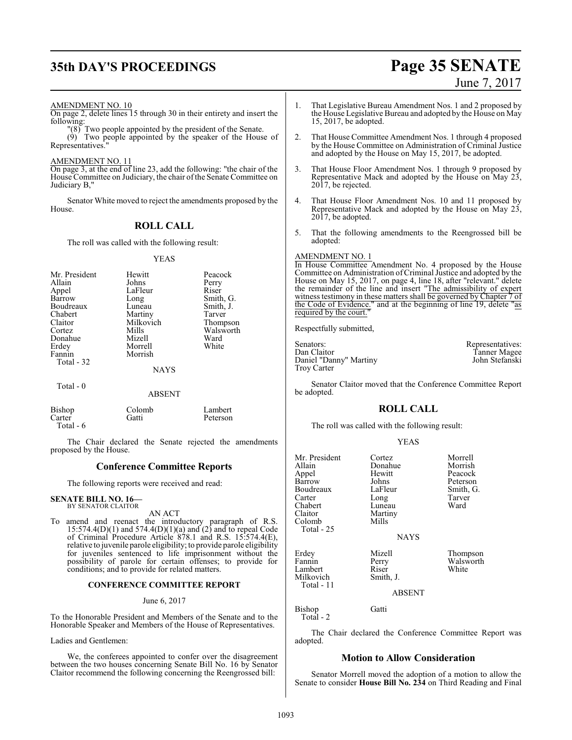AMENDMENT NO. 10

On page 2, delete lines 15 through 30 in their entirety and insert the following:

"(8) Two people appointed by the president of the Senate.

(9) Two people appointed by the speaker of the House of Representatives."

AMENDMENT NO. 11

On page 3, at the end of line 23, add the following: "the chair of the House Committee on Judiciary, the chair of the Senate Committee on Judiciary B,"

Senator White moved to reject the amendments proposed by the House.

## ROLL CALL

The roll was called with the following result:

YEAS

| | | |
|---|---|---|
| Mr. President | Hewitt | Peacock |
| Allain | Johns | Perry |
| Appel | LaFleur | Riser |
| Barrow | Long | Smith, G. |
| Boudreaux | Luneau | Smith, J. |
| Chabert | Martiny | Tarver |
| Claitor | Milkovich | Thompson |
| Cortez | Mills | Walsworth |
| Donahue | Mizell | Ward |
| Erdey | Morrell | White |
| Fannin | Morrish | |
| Total - 32 | | |

NAYS

Total - 0

ABSENT

| | | |
|---|---|---|
| Bishop | Colomb | Lambert |
| Carter | Gatti | Peterson |
| Total - 6 | | |

The Chair declared the Senate rejected the amendments proposed by the House.

## Conference Committee Reports

The following reports were received and read:

**SENATE BILL NO. 16—**
BY SENATOR CLAITOR

AN ACT

To amend and reenact the introductory paragraph of R.S. 15:574.4(D)(1) and 574.4(D)(1)(a) and (2) and to repeal Code of Criminal Procedure Article 878.1 and R.S. 15:574.4(E), relative to juvenile parole eligibility; to provide parole eligibility for juveniles sentenced to life imprisonment without the possibility of parole for certain offenses; to provide for conditions; and to provide for related matters.

**CONFERENCE COMMITTEE REPORT**

June 6, 2017

To the Honorable President and Members of the Senate and to the Honorable Speaker and Members of the House of Representatives.

Ladies and Gentlemen:

We, the conferees appointed to confer over the disagreement between the two houses concerning Senate Bill No. 16 by Senator Claitor recommend the following concerning the Reengrossed bill:

1. That Legislative Bureau Amendment Nos. 1 and 2 proposed by the House Legislative Bureau and adopted by the House on May 15, 2017, be adopted.

2. That House Committee Amendment Nos. 1 through 4 proposed by the House Committee on Administration of Criminal Justice and adopted by the House on May 15, 2017, be adopted.

3. That House Floor Amendment Nos. 1 through 9 proposed by Representative Mack and adopted by the House on May 23, 2017, be rejected.

4. That House Floor Amendment Nos. 10 and 11 proposed by Representative Mack and adopted by the House on May 23, 2017, be adopted.

5. That the following amendments to the Reengrossed bill be adopted:

AMENDMENT NO. 1

In House Committee Amendment No. 4 proposed by the House Committee on Administration of Criminal Justice and adopted by the House on May 15, 2017, on page 4, line 18, after "relevant." delete the remainder of the line and insert "The admissibility of expert witness testimony in these matters shall be governed by Chapter 7 of the Code of Evidence." and at the beginning of line 19, delete "as required by the court."

Respectfully submitted,

| Senators: | Representatives: |
|---|---|
| Dan Claitor | Tanner Magee |
| Daniel "Danny" Martiny | John Stefanski |
| Troy Carter | |

Senator Claitor moved that the Conference Committee Report be adopted.

## ROLL CALL

The roll was called with the following result:

YEAS

| | | |
|---|---|---|
| Mr. President | Cortez | Morrell |
| Allain | Donahue | Morrish |
| Appel | Hewitt | Peacock |
| Barrow | Johns | Peterson |
| Boudreaux | LaFleur | Smith, G. |
| Carter | Long | Tarver |
| Chabert | Luneau | Ward |
| Claitor | Martiny | |
| Colomb | Mills | |
| Total - 25 | | |

NAYS

| | | |
|---|---|---|
| Erdey | Mizell | Thompson |
| Fannin | Perry | Walsworth |
| Lambert | Riser | White |
| Milkovich | Smith, J. | |
| Total - 11 | | |

ABSENT

| | |
|---|---|
| Bishop | Gatti |
| Total - 2 | |

The Chair declared the Conference Committee Report was adopted.

## Motion to Allow Consideration

Senator Morrell moved the adoption of a motion to allow the Senate to consider **House Bill No. 234** on Third Reading and Final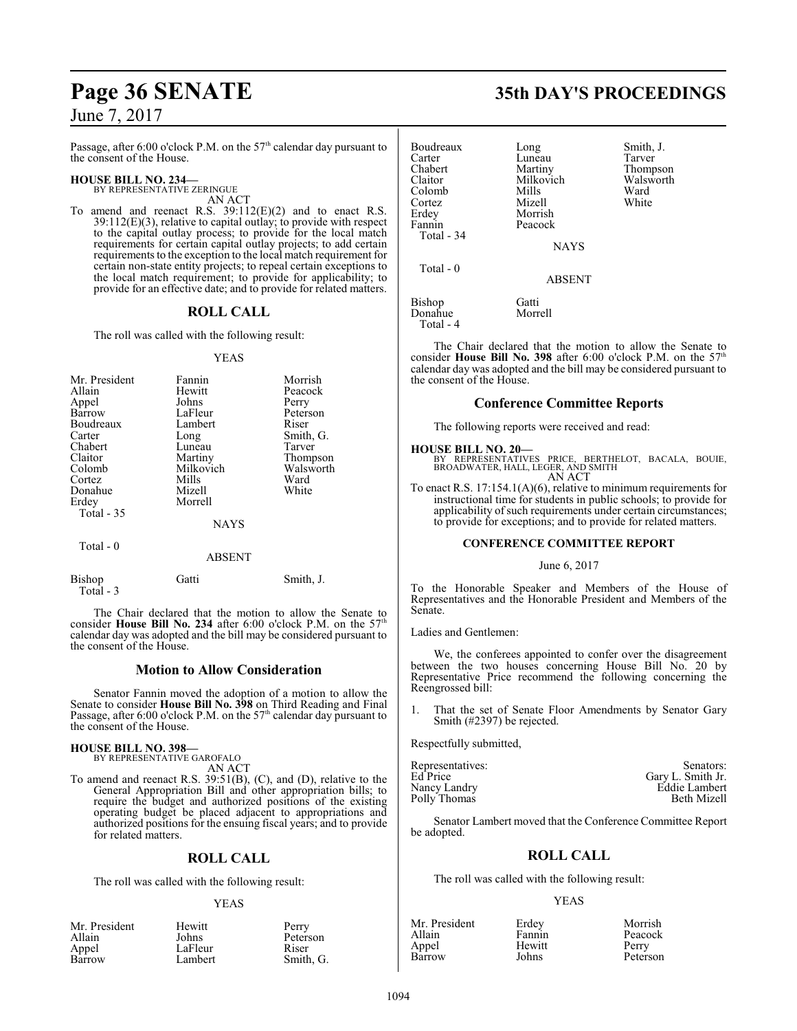Passage, after 6:00 o'clock P.M. on the 57th calendar day pursuant to the consent of the House.

**HOUSE BILL NO. 234—**
BY REPRESENTATIVE ZERINGUE
AN ACT

To amend and reenact R.S. 39:112(E)(2) and to enact R.S. 39:112(E)(3), relative to capital outlay; to provide with respect to the capital outlay process; to provide for the local match requirements for certain capital outlay projects; to add certain requirements to the exception to the local match requirement for certain non-state entity projects; to repeal certain exceptions to the local match requirement; to provide for applicability; to provide for an effective date; and to provide for related matters.

## ROLL CALL

The roll was called with the following result:

YEAS

| | | |
|---|---|---|
| Mr. President | Fannin | Morrish |
| Allain | Hewitt | Peacock |
| Appel | Johns | Perry |
| Barrow | LaFleur | Peterson |
| Boudreaux | Lambert | Riser |
| Carter | Long | Smith, G. |
| Chabert | Luneau | Tarver |
| Claitor | Martiny | Thompson |
| Colomb | Milkovich | Walsworth |
| Cortez | Mills | Ward |
| Donahue | Mizell | White |
| Erdey | Morrell | |

Total - 35

NAYS

Total - 0

ABSENT

| | | |
|---|---|---|
| Bishop | Gatti | Smith, J. |

Total - 3

The Chair declared that the motion to allow the Senate to consider **House Bill No. 234** after 6:00 o'clock P.M. on the 57th calendar day was adopted and the bill may be considered pursuant to the consent of the House.

## Motion to Allow Consideration

Senator Fannin moved the adoption of a motion to allow the Senate to consider **House Bill No. 398** on Third Reading and Final Passage, after 6:00 o'clock P.M. on the 57th calendar day pursuant to the consent of the House.

**HOUSE BILL NO. 398—**
BY REPRESENTATIVE GAROFALO
AN ACT

To amend and reenact R.S. 39:51(B), (C), and (D), relative to the General Appropriation Bill and other appropriation bills; to require the budget and authorized positions of the existing operating budget be placed adjacent to appropriations and authorized positions for the ensuing fiscal years; and to provide for related matters.

## ROLL CALL

The roll was called with the following result:

YEAS

| | | |
|---|---|---|
| Mr. President | Hewitt | Perry |
| Allain | Johns | Peterson |
| Appel | LaFleur | Riser |
| Barrow | Lambert | Smith, G. |
| Boudreaux | Long | Smith, J. |
| Carter | Luneau | Tarver |
| Chabert | Martiny | Thompson |
| Claitor | Milkovich | Walsworth |
| Colomb | Mills | Ward |
| Cortez | Mizell | White |
| Erdey | Morrish | |
| Fannin | Peacock | |

Total - 34

NAYS

Total - 0

ABSENT

| | |
|---|---|
| Bishop | Gatti |
| Donahue | Morrell |

Total - 4

The Chair declared that the motion to allow the Senate to consider **House Bill No. 398** after 6:00 o'clock P.M. on the 57th calendar day was adopted and the bill may be considered pursuant to the consent of the House.

## Conference Committee Reports

The following reports were received and read:

**HOUSE BILL NO. 20—**
BY REPRESENTATIVES PRICE, BERTHELOT, BACALA, BOUIE, BROADWATER, HALL, LEGER, AND SMITH
AN ACT

To enact R.S. 17:154.1(A)(6), relative to minimum requirements for instructional time for students in public schools; to provide for applicability of such requirements under certain circumstances; to provide for exceptions; and to provide for related matters.

### CONFERENCE COMMITTEE REPORT

June 6, 2017

To the Honorable Speaker and Members of the House of Representatives and the Honorable President and Members of the Senate.

Ladies and Gentlemen:

We, the conferees appointed to confer over the disagreement between the two houses concerning House Bill No. 20 by Representative Price recommend the following concerning the Reengrossed bill:

1. That the set of Senate Floor Amendments by Senator Gary Smith (#2397) be rejected.

Respectfully submitted,

| Representatives: | Senators: |
|---|---|
| Ed Price | Gary L. Smith Jr. |
| Nancy Landry | Eddie Lambert |
| Polly Thomas | Beth Mizell |

Senator Lambert moved that the Conference Committee Report be adopted.

## ROLL CALL

The roll was called with the following result:

YEAS

| | | |
|---|---|---|
| Mr. President | Erdey | Morrish |
| Allain | Fannin | Peacock |
| Appel | Hewitt | Perry |
| Barrow | Johns | Peterson |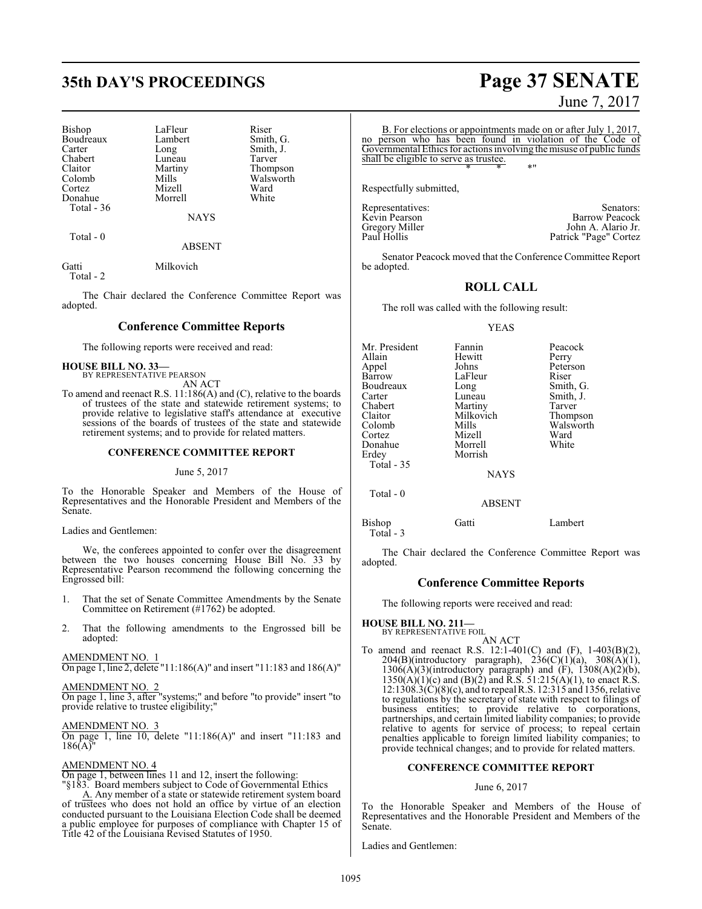| | | |
|---|---|---|
| Bishop | LaFleur | Riser |
| Boudreaux | Lambert | Smith, G. |
| Carter | Long | Smith, J. |
| Chabert | Luneau | Tarver |
| Claitor | Martiny | Thompson |
| Colomb | Mills | Walsworth |
| Cortez | Mizell | Ward |
| Donahue | Morrell | White |
| Total - 36 | | |

NAYS

Total - 0

ABSENT

| | |
|---|---|
| Gatti | Milkovich |
| Total - 2 | |

The Chair declared the Conference Committee Report was adopted.

## Conference Committee Reports

The following reports were received and read:

**HOUSE BILL NO. 33—**
BY REPRESENTATIVE PEARSON

AN ACT

To amend and reenact R.S. 11:186(A) and (C), relative to the boards of trustees of the state and statewide retirement systems; to provide relative to legislative staff's attendance at executive sessions of the boards of trustees of the state and statewide retirement systems; and to provide for related matters.

### CONFERENCE COMMITTEE REPORT

June 5, 2017

To the Honorable Speaker and Members of the House of Representatives and the Honorable President and Members of the Senate.

Ladies and Gentlemen:

We, the conferees appointed to confer over the disagreement between the two houses concerning House Bill No. 33 by Representative Pearson recommend the following concerning the Engrossed bill:

1. That the set of Senate Committee Amendments by the Senate Committee on Retirement (#1762) be adopted.

2. That the following amendments to the Engrossed bill be adopted:

AMENDMENT NO. 1
On page 1, line 2, delete "11:186(A)" and insert "11:183 and 186(A)"

AMENDMENT NO. 2
On page 1, line 3, after "systems;" and before "to provide" insert "to provide relative to trustee eligibility;"

AMENDMENT NO. 3
On page 1, line 10, delete "11:186(A)" and insert "11:183 and 186(A)"

AMENDMENT NO. 4
On page 1, between lines 11 and 12, insert the following:

"§183. Board members subject to Code of Governmental Ethics

A. Any member of a state or statewide retirement system board of trustees who does not hold an office by virtue of an election conducted pursuant to the Louisiana Election Code shall be deemed a public employee for purposes of compliance with Chapter 15 of Title 42 of the Louisiana Revised Statutes of 1950.

B. For elections or appointments made on or after July 1, 2017, no person who has been found in violation of the Code of Governmental Ethics for actions involving the misuse of public funds shall be eligible to serve as trustee.

\* \* \*"

Respectfully submitted,

| Representatives: | Senators: |
|---|---|
| Kevin Pearson | Barrow Peacock |
| Gregory Miller | John A. Alario Jr. |
| Paul Hollis | Patrick "Page" Cortez |

Senator Peacock moved that the Conference Committee Report be adopted.

## ROLL CALL

The roll was called with the following result:

YEAS

| | | |
|---|---|---|
| Mr. President | Fannin | Peacock |
| Allain | Hewitt | Perry |
| Appel | Johns | Peterson |
| Barrow | LaFleur | Riser |
| Boudreaux | Long | Smith, G. |
| Carter | Luneau | Smith, J. |
| Chabert | Martiny | Tarver |
| Claitor | Milkovich | Thompson |
| Colomb | Mills | Walsworth |
| Cortez | Mizell | Ward |
| Donahue | Morrell | White |
| Erdey | Morrish | |
| Total - 35 | | |

NAYS

Total - 0

ABSENT

| | | |
|---|---|---|
| Bishop | Gatti | Lambert |
| Total - 3 | | |

The Chair declared the Conference Committee Report was adopted.

## Conference Committee Reports

The following reports were received and read:

**HOUSE BILL NO. 211—**
BY REPRESENTATIVE FOIL

AN ACT

To amend and reenact R.S. 12:1-401(C) and (F), 1-403(B)(2), 204(B)(introductory paragraph), 236(C)(1)(a), 308(A)(1), 1306(A)(3)(introductory paragraph) and (F), 1308(A)(2)(b), 1350(A)(1)(c) and (B)(2) and R.S. 51:215(A)(1), to enact R.S. 12:1308.3(C)(8)(c), and to repeal R.S. 12:315 and 1356, relative to regulations by the secretary of state with respect to filings of business entities; to provide relative to corporations, partnerships, and certain limited liability companies; to provide relative to agents for service of process; to repeal certain penalties applicable to foreign limited liability companies; to provide technical changes; and to provide for related matters.

### CONFERENCE COMMITTEE REPORT

June 6, 2017

To the Honorable Speaker and Members of the House of Representatives and the Honorable President and Members of the Senate.

Ladies and Gentlemen: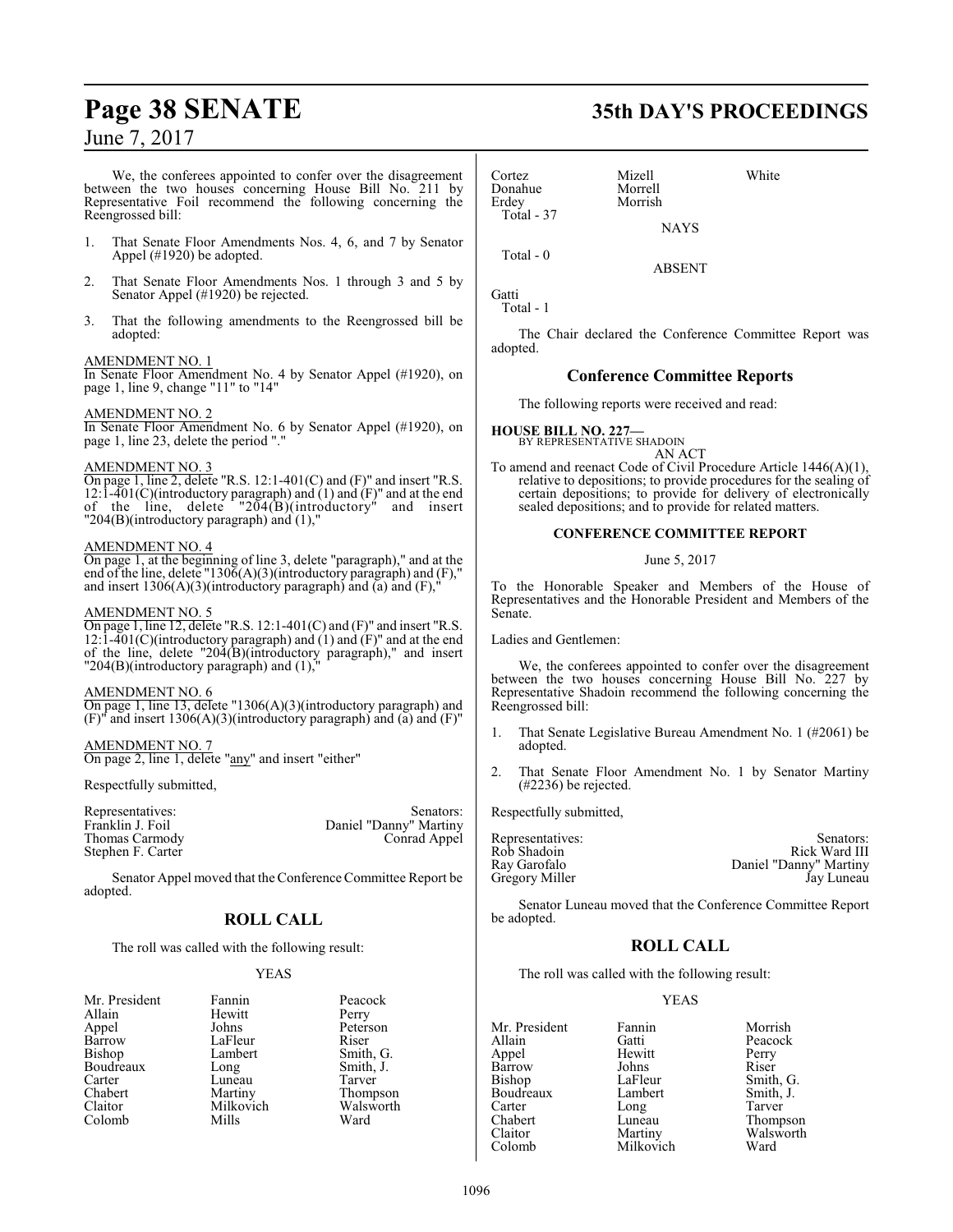We, the conferees appointed to confer over the disagreement between the two houses concerning House Bill No. 211 by Representative Foil recommend the following concerning the Reengrossed bill:

1. That Senate Floor Amendments Nos. 4, 6, and 7 by Senator Appel (#1920) be adopted.

2. That Senate Floor Amendments Nos. 1 through 3 and 5 by Senator Appel (#1920) be rejected.

3. That the following amendments to the Reengrossed bill be adopted:

AMENDMENT NO. 1
In Senate Floor Amendment No. 4 by Senator Appel (#1920), on page 1, line 9, change "11" to "14"

AMENDMENT NO. 2
In Senate Floor Amendment No. 6 by Senator Appel (#1920), on page 1, line 23, delete the period "."

AMENDMENT NO. 3
On page 1, line 2, delete "R.S. 12:1-401(C) and (F)" and insert "R.S. 12:1-401(C)(introductory paragraph) and (1) and (F)" and at the end of the line, delete "204(B)(introductory" and insert "204(B)(introductory paragraph) and (1),"

AMENDMENT NO. 4
On page 1, at the beginning of line 3, delete "paragraph)," and at the end of the line, delete "1306(A)(3)(introductory paragraph) and (F)," and insert 1306(A)(3)(introductory paragraph) and (a) and (F),"

AMENDMENT NO. 5
On page 1, line 12, delete "R.S. 12:1-401(C) and (F)" and insert "R.S. 12:1-401(C)(introductory paragraph) and (1) and (F)" and at the end of the line, delete "204(B)(introductory paragraph)," and insert "204(B)(introductory paragraph) and (1),"

AMENDMENT NO. 6
On page 1, line 13, delete "1306(A)(3)(introductory paragraph) and (F)" and insert 1306(A)(3)(introductory paragraph) and (a) and (F)"

AMENDMENT NO. 7
On page 2, line 1, delete "any" and insert "either"

Respectfully submitted,

| Representatives: | Senators: |
|---|---|
| Franklin J. Foil | Daniel "Danny" Martiny |
| Thomas Carmody | Conrad Appel |
| Stephen F. Carter | |

Senator Appel moved that the Conference Committee Report be adopted.

## ROLL CALL

The roll was called with the following result:

YEAS

| | | |
|---|---|---|
| Mr. President | Fannin | Peacock |
| Allain | Hewitt | Perry |
| Appel | Johns | Peterson |
| Barrow | LaFleur | Riser |
| Bishop | Lambert | Smith, G. |
| Boudreaux | Long | Smith, J. |
| Carter | Luneau | Tarver |
| Chabert | Martiny | Thompson |
| Claitor | Milkovich | Walsworth |
| Colomb | Mills | Ward |
| Cortez | Mizell | White |
| Donahue | Morrell | |
| Erdey | Morrish | |

Total - 37

NAYS

Total - 0

ABSENT

Gatti

Total - 1

The Chair declared the Conference Committee Report was adopted.

## Conference Committee Reports

The following reports were received and read:

**HOUSE BILL NO. 227—**
BY REPRESENTATIVE SHADOIN
AN ACT
To amend and reenact Code of Civil Procedure Article 1446(A)(1), relative to depositions; to provide procedures for the sealing of certain depositions; to provide for delivery of electronically sealed depositions; and to provide for related matters.

**CONFERENCE COMMITTEE REPORT**

June 5, 2017

To the Honorable Speaker and Members of the House of Representatives and the Honorable President and Members of the Senate.

Ladies and Gentlemen:

We, the conferees appointed to confer over the disagreement between the two houses concerning House Bill No. 227 by Representative Shadoin recommend the following concerning the Reengrossed bill:

1. That Senate Legislative Bureau Amendment No. 1 (#2061) be adopted.

2. That Senate Floor Amendment No. 1 by Senator Martiny (#2236) be rejected.

Respectfully submitted,

| Representatives: | Senators: |
|---|---|
| Rob Shadoin | Rick Ward III |
| Ray Garofalo | Daniel "Danny" Martiny |
| Gregory Miller | Jay Luneau |

Senator Luneau moved that the Conference Committee Report be adopted.

## ROLL CALL

The roll was called with the following result:

YEAS

| | | |
|---|---|---|
| Mr. President | Fannin | Morrish |
| Allain | Gatti | Peacock |
| Appel | Hewitt | Perry |
| Barrow | Johns | Riser |
| Bishop | LaFleur | Smith, G. |
| Boudreaux | Lambert | Smith, J. |
| Carter | Long | Tarver |
| Chabert | Luneau | Thompson |
| Claitor | Martiny | Walsworth |
| Colomb | Milkovich | Ward |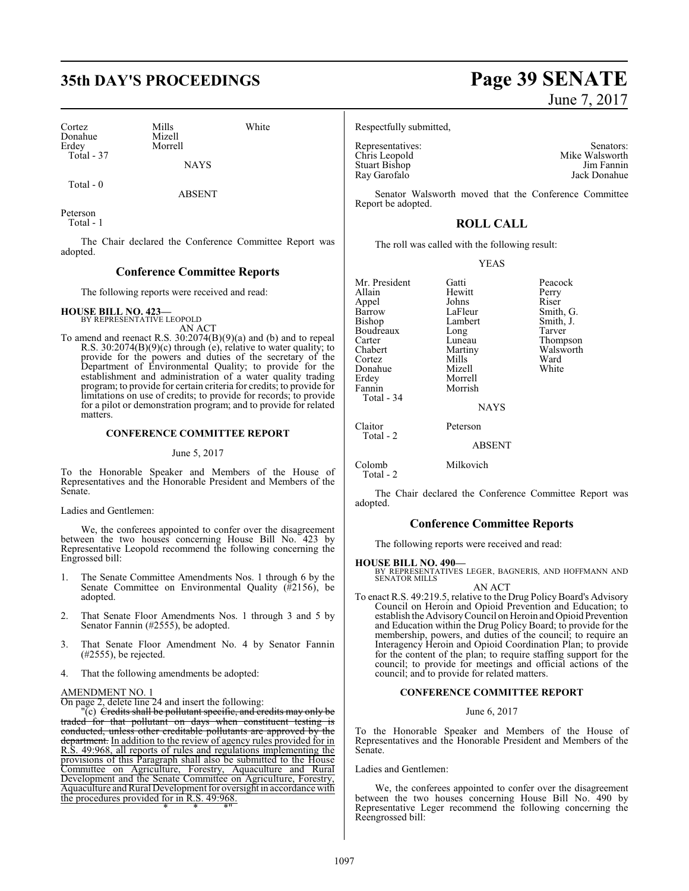| Cortez | Mills | White |
|---|---|---|
| Donahue | Mizell | |
| Erdey | Morrell | |
| Total - 37 | | |

NAYS

Total - 0

ABSENT

Peterson
Total - 1

The Chair declared the Conference Committee Report was adopted.

## Conference Committee Reports

The following reports were received and read:

**HOUSE BILL NO. 423—**
BY REPRESENTATIVE LEOPOLD

AN ACT

To amend and reenact R.S. 30:2074(B)(9)(a) and (b) and to repeal R.S. 30:2074(B)(9)(c) through (e), relative to water quality; to provide for the powers and duties of the secretary of the Department of Environmental Quality; to provide for the establishment and administration of a water quality trading program; to provide for certain criteria for credits; to provide for limitations on use of credits; to provide for records; to provide for a pilot or demonstration program; and to provide for related matters.

**CONFERENCE COMMITTEE REPORT**

June 5, 2017

To the Honorable Speaker and Members of the House of Representatives and the Honorable President and Members of the Senate.

Ladies and Gentlemen:

We, the conferees appointed to confer over the disagreement between the two houses concerning House Bill No. 423 by Representative Leopold recommend the following concerning the Engrossed bill:

1. The Senate Committee Amendments Nos. 1 through 6 by the Senate Committee on Environmental Quality (#2156), be adopted.

2. That Senate Floor Amendments Nos. 1 through 3 and 5 by Senator Fannin (#2555), be adopted.

3. That Senate Floor Amendment No. 4 by Senator Fannin (#2555), be rejected.

4. That the following amendments be adopted:

AMENDMENT NO. 1

On page 2, delete line 24 and insert the following:

"(c) ~~Credits shall be pollutant specific, and credits may only be traded for that pollutant on days when constituent testing is conducted, unless other creditable pollutants are approved by the department.~~ In addition to the review of agency rules provided for in R.S. 49:968, all reports of rules and regulations implementing the provisions of this Paragraph shall also be submitted to the House Committee on Agriculture, Forestry, Aquaculture and Rural Development and the Senate Committee on Agriculture, Forestry, Aquaculture and Rural Development for oversight in accordance with the procedures provided for in R.S. 49:968.

\* \* \*"

Respectfully submitted,

| Representatives: | Senators: |
|---|---|
| Chris Leopold | Mike Walsworth |
| Stuart Bishop | Jim Fannin |
| Ray Garofalo | Jack Donahue |

Senator Walsworth moved that the Conference Committee Report be adopted.

## ROLL CALL

The roll was called with the following result:

YEAS

| | | |
|---|---|---|
| Mr. President | Gatti | Peacock |
| Allain | Hewitt | Perry |
| Appel | Johns | Riser |
| Barrow | LaFleur | Smith, G. |
| Bishop | Lambert | Smith, J. |
| Boudreaux | Long | Tarver |
| Carter | Luneau | Thompson |
| Chabert | Martiny | Walsworth |
| Cortez | Mills | Ward |
| Donahue | Mizell | White |
| Erdey | Morrell | |
| Fannin | Morrish | |
| Total - 34 | | |

NAYS

| | |
|---|---|
| Claitor | Peterson |
| Total - 2 | |

ABSENT

| | |
|---|---|
| Colomb | Milkovich |
| Total - 2 | |

The Chair declared the Conference Committee Report was adopted.

## Conference Committee Reports

The following reports were received and read:

**HOUSE BILL NO. 490—**
BY REPRESENTATIVES LEGER, BAGNERIS, AND HOFFMANN AND SENATOR MILLS

AN ACT

To enact R.S. 49:219.5, relative to the Drug Policy Board's Advisory Council on Heroin and Opioid Prevention and Education; to establish the Advisory Council on Heroin and Opioid Prevention and Education within the Drug Policy Board; to provide for the membership, powers, and duties of the council; to require an Interagency Heroin and Opioid Coordination Plan; to provide for the content of the plan; to require staffing support for the council; to provide for meetings and official actions of the council; and to provide for related matters.

**CONFERENCE COMMITTEE REPORT**

June 6, 2017

To the Honorable Speaker and Members of the House of Representatives and the Honorable President and Members of the Senate.

Ladies and Gentlemen:

We, the conferees appointed to confer over the disagreement between the two houses concerning House Bill No. 490 by Representative Leger recommend the following concerning the Reengrossed bill: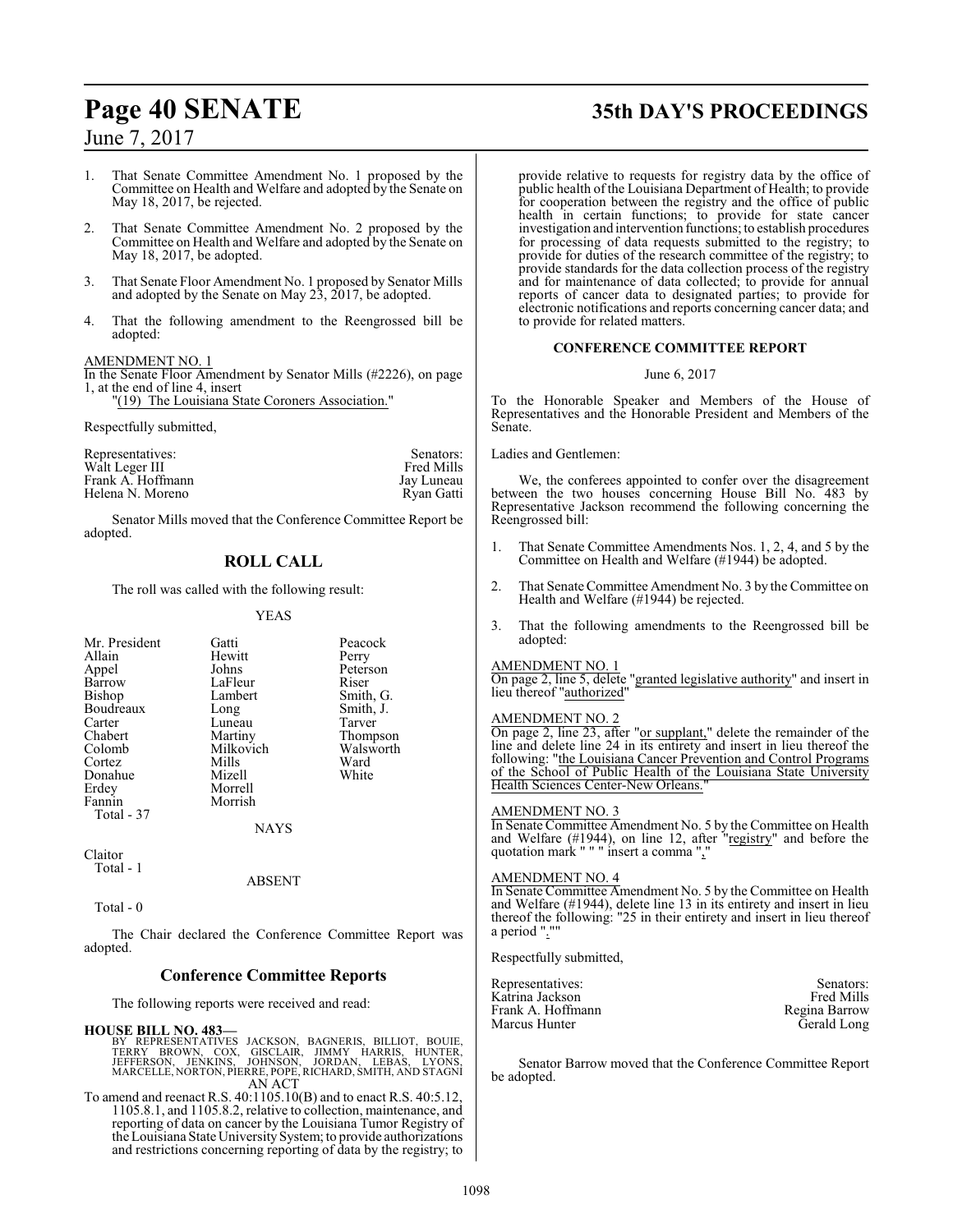1. That Senate Committee Amendment No. 1 proposed by the Committee on Health and Welfare and adopted by the Senate on May 18, 2017, be rejected.

2. That Senate Committee Amendment No. 2 proposed by the Committee on Health and Welfare and adopted by the Senate on May 18, 2017, be adopted.

3. That Senate Floor Amendment No. 1 proposed by Senator Mills and adopted by the Senate on May 23, 2017, be adopted.

4. That the following amendment to the Reengrossed bill be adopted:

AMENDMENT NO. 1

In the Senate Floor Amendment by Senator Mills (#2226), on page 1, at the end of line 4, insert

"(19) The Louisiana State Coroners Association."

Respectfully submitted,

| Representatives: | Senators: |
|---|---|
| Walt Leger III | Fred Mills |
| Frank A. Hoffmann | Jay Luneau |
| Helena N. Moreno | Ryan Gatti |

Senator Mills moved that the Conference Committee Report be adopted.

## ROLL CALL

The roll was called with the following result:

YEAS

| | | |
|---|---|---|
| Mr. President | Gatti | Peacock |
| Allain | Hewitt | Perry |
| Appel | Johns | Peterson |
| Barrow | LaFleur | Riser |
| Bishop | Lambert | Smith, G. |
| Boudreaux | Long | Smith, J. |
| Carter | Luneau | Tarver |
| Chabert | Martiny | Thompson |
| Colomb | Milkovich | Walsworth |
| Cortez | Mills | Ward |
| Donahue | Mizell | White |
| Erdey | Morrell | |
| Fannin | Morrish | |
| Total - 37 | | |

NAYS

Claitor

Total - 1

ABSENT

Total - 0

The Chair declared the Conference Committee Report was adopted.

## Conference Committee Reports

The following reports were received and read:

**HOUSE BILL NO. 483—**

BY REPRESENTATIVES JACKSON, BAGNERIS, BILLIOT, BOUIE, TERRY BROWN, COX, GISCLAIR, JIMMY HARRIS, HUNTER, JEFFERSON, JENKINS, JOHNSON, JORDAN, LEBAS, LYONS, MARCELLE, NORTON, PIERRE, POPE, RICHARD, SMITH, AND STAGNI

AN ACT

To amend and reenact R.S. 40:1105.10(B) and to enact R.S. 40:5.12, 1105.8.1, and 1105.8.2, relative to collection, maintenance, and reporting of data on cancer by the Louisiana Tumor Registry of the Louisiana State University System; to provide authorizations and restrictions concerning reporting of data by the registry; to provide relative to requests for registry data by the office of public health of the Louisiana Department of Health; to provide for cooperation between the registry and the office of public health in certain functions; to provide for state cancer investigation and intervention functions; to establish procedures for processing of data requests submitted to the registry; to provide for duties of the research committee of the registry; to provide standards for the data collection process of the registry and for maintenance of data collected; to provide for annual reports of cancer data to designated parties; to provide for electronic notifications and reports concerning cancer data; and to provide for related matters.

### CONFERENCE COMMITTEE REPORT

June 6, 2017

To the Honorable Speaker and Members of the House of Representatives and the Honorable President and Members of the Senate.

Ladies and Gentlemen:

We, the conferees appointed to confer over the disagreement between the two houses concerning House Bill No. 483 by Representative Jackson recommend the following concerning the Reengrossed bill:

1. That Senate Committee Amendments Nos. 1, 2, 4, and 5 by the Committee on Health and Welfare (#1944) be adopted.

2. That Senate Committee Amendment No. 3 by the Committee on Health and Welfare (#1944) be rejected.

3. That the following amendments to the Reengrossed bill be adopted:

AMENDMENT NO. 1

On page 2, line 5, delete "granted legislative authority" and insert in lieu thereof "authorized"

AMENDMENT NO. 2

On page 2, line 23, after "or supplant," delete the remainder of the line and delete line 24 in its entirety and insert in lieu thereof the following: "the Louisiana Cancer Prevention and Control Programs of the School of Public Health of the Louisiana State University Health Sciences Center-New Orleans."

AMENDMENT NO. 3

In Senate Committee Amendment No. 5 by the Committee on Health and Welfare (#1944), on line 12, after "registry" and before the quotation mark " " " insert a comma ","

AMENDMENT NO. 4

In Senate Committee Amendment No. 5 by the Committee on Health and Welfare (#1944), delete line 13 in its entirety and insert in lieu thereof the following: "25 in their entirety and insert in lieu thereof a period "."

Respectfully submitted,

| Representatives: | Senators: |
|---|---|
| Katrina Jackson | Fred Mills |
| Frank A. Hoffmann | Regina Barrow |
| Marcus Hunter | Gerald Long |

Senator Barrow moved that the Conference Committee Report be adopted.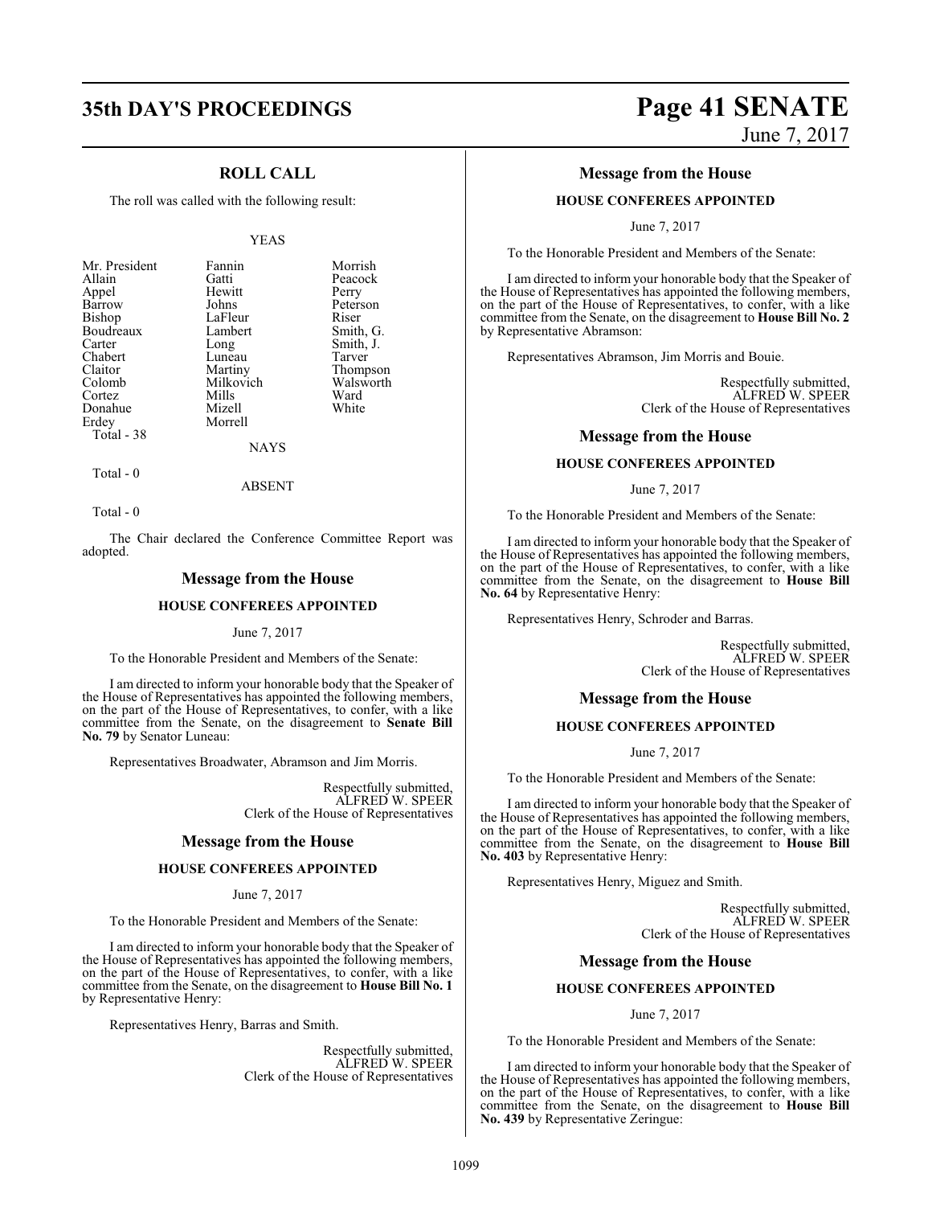## ROLL CALL

The roll was called with the following result:

YEAS

| | | |
|---|---|---|
| Mr. President | Fannin | Morrish |
| Allain | Gatti | Peacock |
| Appel | Hewitt | Perry |
| Barrow | Johns | Peterson |
| Bishop | LaFleur | Riser |
| Boudreaux | Lambert | Smith, G. |
| Carter | Long | Smith, J. |
| Chabert | Luneau | Tarver |
| Claitor | Martiny | Thompson |
| Colomb | Milkovich | Walsworth |
| Cortez | Mills | Ward |
| Donahue | Mizell | White |
| Erdey | Morrell | |

Total - 38

NAYS

Total - 0

ABSENT

Total - 0

The Chair declared the Conference Committee Report was adopted.

## Message from the House

### HOUSE CONFEREES APPOINTED

June 7, 2017

To the Honorable President and Members of the Senate:

I am directed to inform your honorable body that the Speaker of the House of Representatives has appointed the following members, on the part of the House of Representatives, to confer, with a like committee from the Senate, on the disagreement to **Senate Bill No. 79** by Senator Luneau:

Representatives Broadwater, Abramson and Jim Morris.

Respectfully submitted,
ALFRED W. SPEER
Clerk of the House of Representatives

## Message from the House

### HOUSE CONFEREES APPOINTED

June 7, 2017

To the Honorable President and Members of the Senate:

I am directed to inform your honorable body that the Speaker of the House of Representatives has appointed the following members, on the part of the House of Representatives, to confer, with a like committee from the Senate, on the disagreement to **House Bill No. 1** by Representative Henry:

Representatives Henry, Barras and Smith.

Respectfully submitted,
ALFRED W. SPEER
Clerk of the House of Representatives

## Message from the House

### HOUSE CONFEREES APPOINTED

June 7, 2017

To the Honorable President and Members of the Senate:

I am directed to inform your honorable body that the Speaker of the House of Representatives has appointed the following members, on the part of the House of Representatives, to confer, with a like committee from the Senate, on the disagreement to **House Bill No. 2** by Representative Abramson:

Representatives Abramson, Jim Morris and Bouie.

Respectfully submitted,
ALFRED W. SPEER
Clerk of the House of Representatives

## Message from the House

### HOUSE CONFEREES APPOINTED

June 7, 2017

To the Honorable President and Members of the Senate:

I am directed to inform your honorable body that the Speaker of the House of Representatives has appointed the following members, on the part of the House of Representatives, to confer, with a like committee from the Senate, on the disagreement to **House Bill No. 64** by Representative Henry:

Representatives Henry, Schroder and Barras.

Respectfully submitted,
ALFRED W. SPEER
Clerk of the House of Representatives

## Message from the House

### HOUSE CONFEREES APPOINTED

June 7, 2017

To the Honorable President and Members of the Senate:

I am directed to inform your honorable body that the Speaker of the House of Representatives has appointed the following members, on the part of the House of Representatives, to confer, with a like committee from the Senate, on the disagreement to **House Bill No. 403** by Representative Henry:

Representatives Henry, Miguez and Smith.

Respectfully submitted,
ALFRED W. SPEER
Clerk of the House of Representatives

## Message from the House

### HOUSE CONFEREES APPOINTED

June 7, 2017

To the Honorable President and Members of the Senate:

I am directed to inform your honorable body that the Speaker of the House of Representatives has appointed the following members, on the part of the House of Representatives, to confer, with a like committee from the Senate, on the disagreement to **House Bill No. 439** by Representative Zeringue: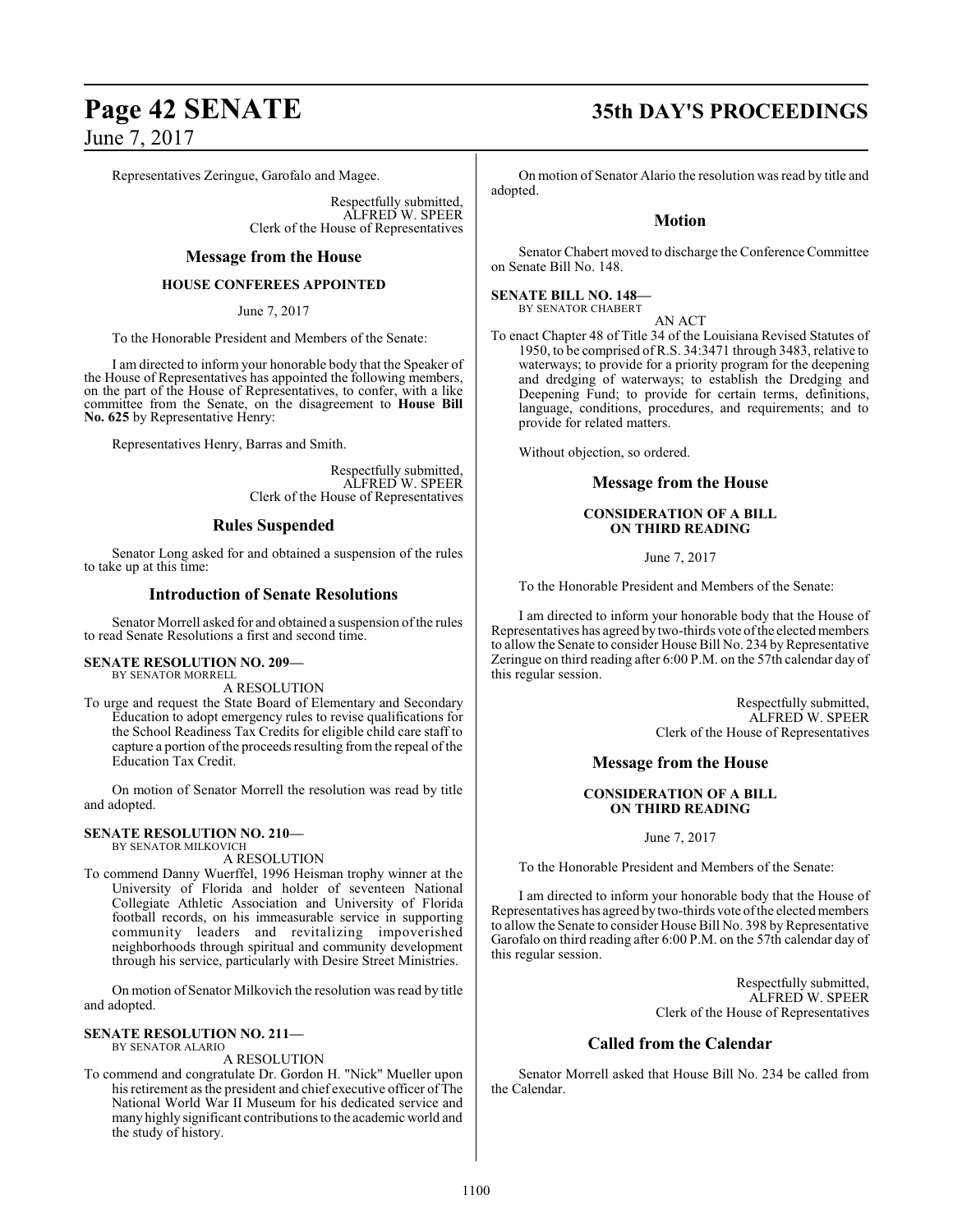Representatives Zeringue, Garofalo and Magee.

Respectfully submitted,
ALFRED W. SPEER
Clerk of the House of Representatives

## Message from the House

### HOUSE CONFEREES APPOINTED

June 7, 2017

To the Honorable President and Members of the Senate:

I am directed to inform your honorable body that the Speaker of the House of Representatives has appointed the following members, on the part of the House of Representatives, to confer, with a like committee from the Senate, on the disagreement to **House Bill No. 625** by Representative Henry:

Representatives Henry, Barras and Smith.

Respectfully submitted,
ALFRED W. SPEER
Clerk of the House of Representatives

## Rules Suspended

Senator Long asked for and obtained a suspension of the rules to take up at this time:

## Introduction of Senate Resolutions

Senator Morrell asked for and obtained a suspension of the rules to read Senate Resolutions a first and second time.

**SENATE RESOLUTION NO. 209—**
BY SENATOR MORRELL

A RESOLUTION

To urge and request the State Board of Elementary and Secondary Education to adopt emergency rules to revise qualifications for the School Readiness Tax Credits for eligible child care staff to capture a portion of the proceeds resulting from the repeal of the Education Tax Credit.

On motion of Senator Morrell the resolution was read by title and adopted.

**SENATE RESOLUTION NO. 210—**
BY SENATOR MILKOVICH

A RESOLUTION

To commend Danny Wuerffel, 1996 Heisman trophy winner at the University of Florida and holder of seventeen National Collegiate Athletic Association and University of Florida football records, on his immeasurable service in supporting community leaders and revitalizing impoverished neighborhoods through spiritual and community development through his service, particularly with Desire Street Ministries.

On motion of Senator Milkovich the resolution was read by title and adopted.

**SENATE RESOLUTION NO. 211—**
BY SENATOR ALARIO

A RESOLUTION

To commend and congratulate Dr. Gordon H. "Nick" Mueller upon his retirement as the president and chief executive officer of The National World War II Museum for his dedicated service and many highly significant contributions to the academic world and the study of history.

On motion of Senator Alario the resolution was read by title and adopted.

## Motion

Senator Chabert moved to discharge the Conference Committee on Senate Bill No. 148.

**SENATE BILL NO. 148—**
BY SENATOR CHABERT

AN ACT

To enact Chapter 48 of Title 34 of the Louisiana Revised Statutes of 1950, to be comprised of R.S. 34:3471 through 3483, relative to waterways; to provide for a priority program for the deepening and dredging of waterways; to establish the Dredging and Deepening Fund; to provide for certain terms, definitions, language, conditions, procedures, and requirements; and to provide for related matters.

Without objection, so ordered.

## Message from the House

### CONSIDERATION OF A BILL ON THIRD READING

June 7, 2017

To the Honorable President and Members of the Senate:

I am directed to inform your honorable body that the House of Representatives has agreed by two-thirds vote of the elected members to allow the Senate to consider House Bill No. 234 by Representative Zeringue on third reading after 6:00 P.M. on the 57th calendar day of this regular session.

Respectfully submitted,
ALFRED W. SPEER
Clerk of the House of Representatives

## Message from the House

### CONSIDERATION OF A BILL ON THIRD READING

June 7, 2017

To the Honorable President and Members of the Senate:

I am directed to inform your honorable body that the House of Representatives has agreed by two-thirds vote of the elected members to allow the Senate to consider House Bill No. 398 by Representative Garofalo on third reading after 6:00 P.M. on the 57th calendar day of this regular session.

Respectfully submitted,
ALFRED W. SPEER
Clerk of the House of Representatives

## Called from the Calendar

Senator Morrell asked that House Bill No. 234 be called from the Calendar.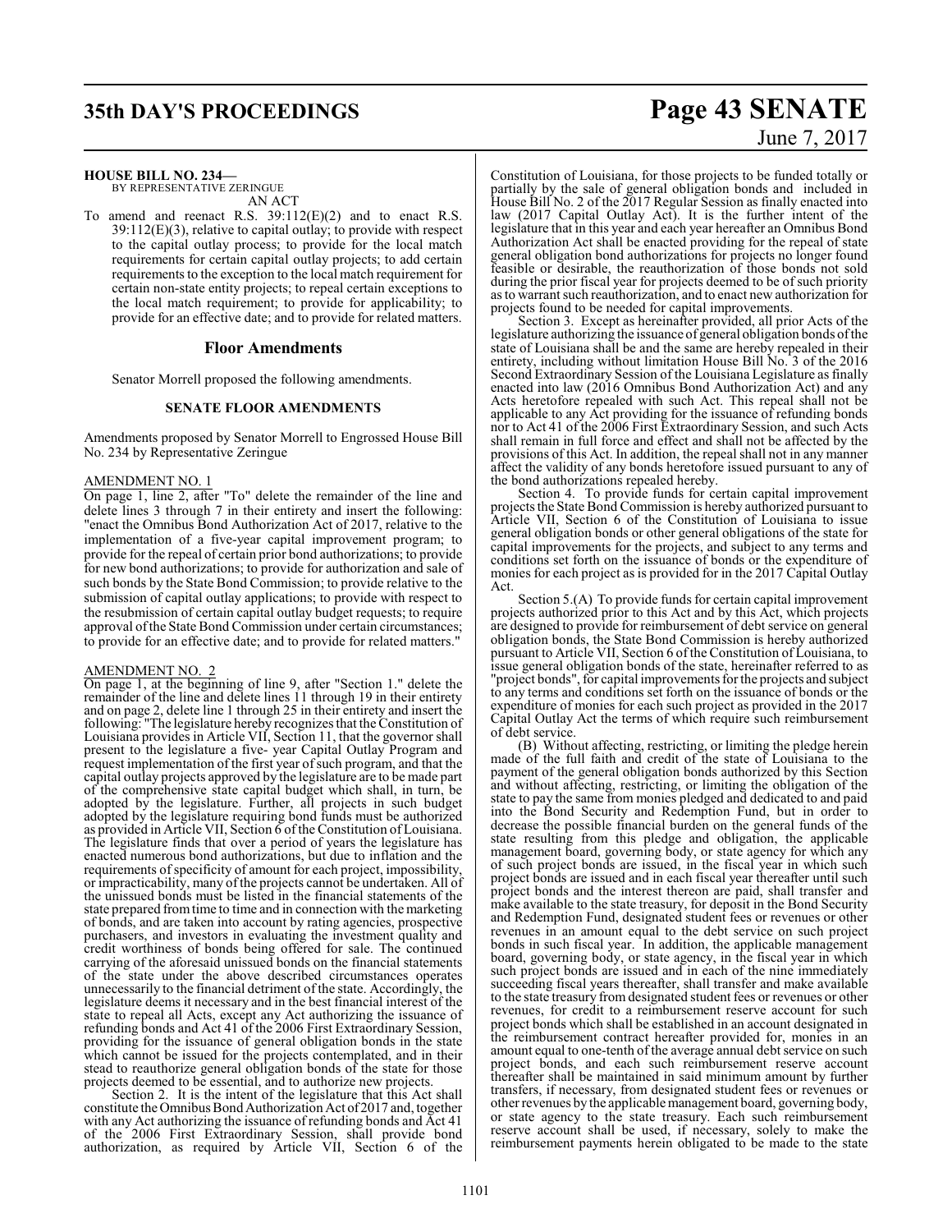**HOUSE BILL NO. 234—**
BY REPRESENTATIVE ZERINGUE
AN ACT

To amend and reenact R.S. 39:112(E)(2) and to enact R.S. 39:112(E)(3), relative to capital outlay; to provide with respect to the capital outlay process; to provide for the local match requirements for certain capital outlay projects; to add certain requirements to the exception to the local match requirement for certain non-state entity projects; to repeal certain exceptions to the local match requirement; to provide for applicability; to provide for an effective date; and to provide for related matters.

## Floor Amendments

Senator Morrell proposed the following amendments.

### SENATE FLOOR AMENDMENTS

Amendments proposed by Senator Morrell to Engrossed House Bill No. 234 by Representative Zeringue

AMENDMENT NO. 1

On page 1, line 2, after "To" delete the remainder of the line and delete lines 3 through 7 in their entirety and insert the following: "enact the Omnibus Bond Authorization Act of 2017, relative to the implementation of a five-year capital improvement program; to provide for the repeal of certain prior bond authorizations; to provide for new bond authorizations; to provide for authorization and sale of such bonds by the State Bond Commission; to provide relative to the submission of capital outlay applications; to provide with respect to the resubmission of certain capital outlay budget requests; to require approval of the State Bond Commission under certain circumstances; to provide for an effective date; and to provide for related matters."

AMENDMENT NO. 2

On page 1, at the beginning of line 9, after "Section 1." delete the remainder of the line and delete lines 11 through 19 in their entirety and on page 2, delete line 1 through 25 in their entirety and insert the following: "The legislature hereby recognizes that the Constitution of Louisiana provides in Article VII, Section 11, that the governor shall present to the legislature a five- year Capital Outlay Program and request implementation of the first year of such program, and that the capital outlay projects approved by the legislature are to be made part of the comprehensive state capital budget which shall, in turn, be adopted by the legislature. Further, all projects in such budget adopted by the legislature requiring bond funds must be authorized as provided in Article VII, Section 6 of the Constitution of Louisiana. The legislature finds that over a period of years the legislature has enacted numerous bond authorizations, but due to inflation and the requirements of specificity of amount for each project, impossibility, or impracticability, many of the projects cannot be undertaken. All of the unissued bonds must be listed in the financial statements of the state prepared from time to time and in connection with the marketing of bonds, and are taken into account by rating agencies, prospective purchasers, and investors in evaluating the investment quality and credit worthiness of bonds being offered for sale. The continued carrying of the aforesaid unissued bonds on the financial statements of the state under the above described circumstances operates unnecessarily to the financial detriment of the state. Accordingly, the legislature deems it necessary and in the best financial interest of the state to repeal all Acts, except any Act authorizing the issuance of refunding bonds and Act 41 of the 2006 First Extraordinary Session, providing for the issuance of general obligation bonds in the state which cannot be issued for the projects contemplated, and in their stead to reauthorize general obligation bonds of the state for those projects deemed to be essential, and to authorize new projects.

Section 2. It is the intent of the legislature that this Act shall constitute the Omnibus Bond Authorization Act of 2017 and, together with any Act authorizing the issuance of refunding bonds and Act 41 of the 2006 First Extraordinary Session, shall provide bond authorization, as required by Article VII, Section 6 of the Constitution of Louisiana, for those projects to be funded totally or partially by the sale of general obligation bonds and included in House Bill No. 2 of the 2017 Regular Session as finally enacted into law (2017 Capital Outlay Act). It is the further intent of the legislature that in this year and each year hereafter an Omnibus Bond Authorization Act shall be enacted providing for the repeal of state general obligation bond authorizations for projects no longer found feasible or desirable, the reauthorization of those bonds not sold during the prior fiscal year for projects deemed to be of such priority as to warrant such reauthorization, and to enact new authorization for projects found to be needed for capital improvements.

Section 3. Except as hereinafter provided, all prior Acts of the legislature authorizing the issuance of general obligation bonds of the state of Louisiana shall be and the same are hereby repealed in their entirety, including without limitation House Bill No. 3 of the 2016 Second Extraordinary Session of the Louisiana Legislature as finally enacted into law (2016 Omnibus Bond Authorization Act) and any Acts heretofore repealed with such Act. This repeal shall not be applicable to any Act providing for the issuance of refunding bonds nor to Act 41 of the 2006 First Extraordinary Session, and such Acts shall remain in full force and effect and shall not be affected by the provisions of this Act. In addition, the repeal shall not in any manner affect the validity of any bonds heretofore issued pursuant to any of the bond authorizations repealed hereby.

Section 4. To provide funds for certain capital improvement projects the State Bond Commission is hereby authorized pursuant to Article VII, Section 6 of the Constitution of Louisiana to issue general obligation bonds or other general obligations of the state for capital improvements for the projects, and subject to any terms and conditions set forth on the issuance of bonds or the expenditure of monies for each project as is provided for in the 2017 Capital Outlay Act.

Section 5.(A) To provide funds for certain capital improvement projects authorized prior to this Act and by this Act, which projects are designed to provide for reimbursement of debt service on general obligation bonds, the State Bond Commission is hereby authorized pursuant to Article VII, Section 6 of the Constitution of Louisiana, to issue general obligation bonds of the state, hereinafter referred to as "project bonds", for capital improvements for the projects and subject to any terms and conditions set forth on the issuance of bonds or the expenditure of monies for each such project as provided in the 2017 Capital Outlay Act the terms of which require such reimbursement of debt service.

(B) Without affecting, restricting, or limiting the pledge herein made of the full faith and credit of the state of Louisiana to the payment of the general obligation bonds authorized by this Section and without affecting, restricting, or limiting the obligation of the state to pay the same from monies pledged and dedicated to and paid into the Bond Security and Redemption Fund, but in order to decrease the possible financial burden on the general funds of the state resulting from this pledge and obligation, the applicable management board, governing body, or state agency for which any of such project bonds are issued, in the fiscal year in which such project bonds are issued and in each fiscal year thereafter until such project bonds and the interest thereon are paid, shall transfer and make available to the state treasury, for deposit in the Bond Security and Redemption Fund, designated student fees or revenues or other revenues in an amount equal to the debt service on such project bonds in such fiscal year. In addition, the applicable management board, governing body, or state agency, in the fiscal year in which such project bonds are issued and in each of the nine immediately succeeding fiscal years thereafter, shall transfer and make available to the state treasury from designated student fees or revenues or other revenues, for credit to a reimbursement reserve account for such project bonds which shall be established in an account designated in the reimbursement contract hereafter provided for, monies in an amount equal to one-tenth of the average annual debt service on such project bonds, and each such reimbursement reserve account thereafter shall be maintained in said minimum amount by further transfers, if necessary, from designated student fees or revenues or other revenues by the applicable management board, governing body, or state agency to the state treasury. Each such reimbursement reserve account shall be used, if necessary, solely to make the reimbursement payments herein obligated to be made to the state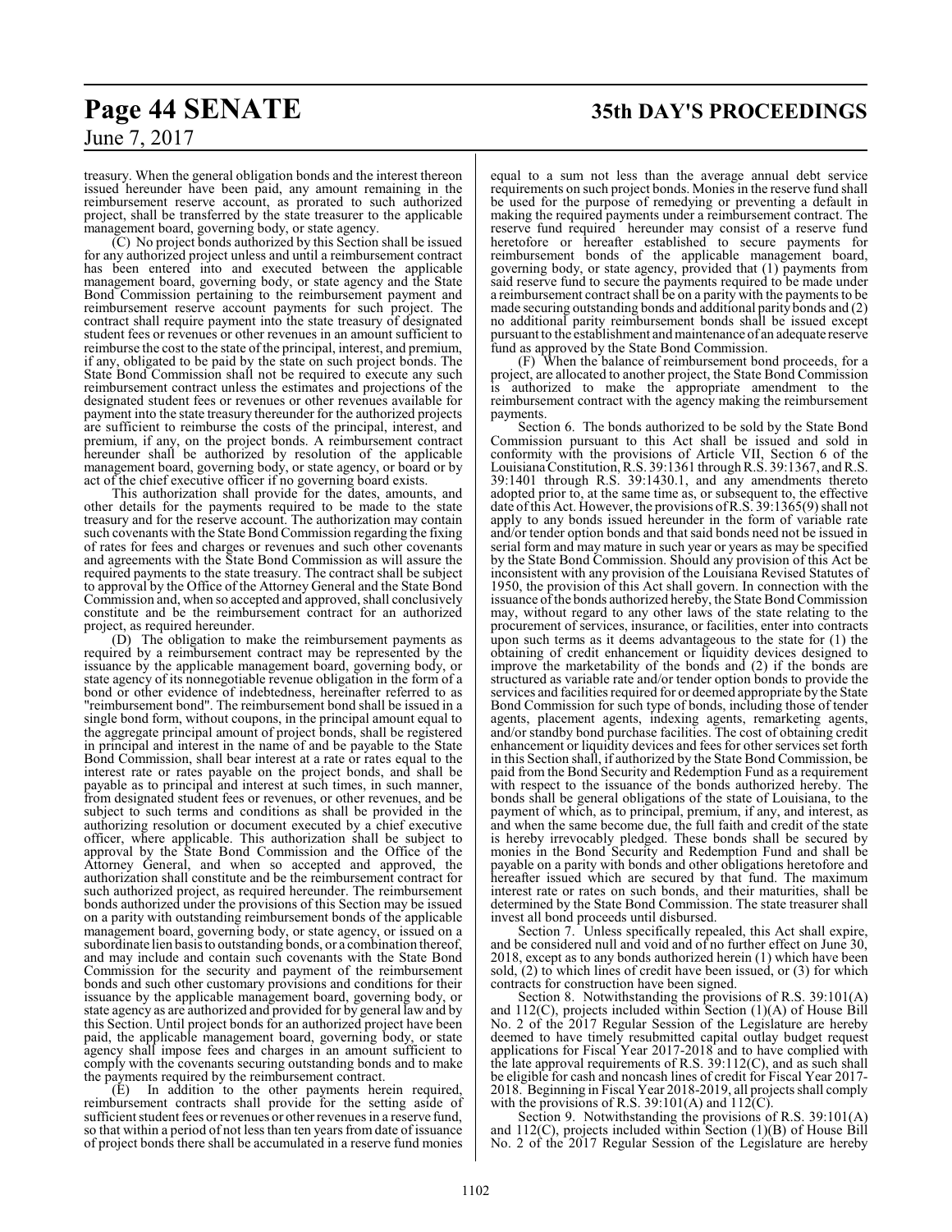treasury. When the general obligation bonds and the interest thereon issued hereunder have been paid, any amount remaining in the reimbursement reserve account, as prorated to such authorized project, shall be transferred by the state treasurer to the applicable management board, governing body, or state agency.

(C) No project bonds authorized by this Section shall be issued for any authorized project unless and until a reimbursement contract has been entered into and executed between the applicable management board, governing body, or state agency and the State Bond Commission pertaining to the reimbursement payment and reimbursement reserve account payments for such project. The contract shall require payment into the state treasury of designated student fees or revenues or other revenues in an amount sufficient to reimburse the cost to the state of the principal, interest, and premium, if any, obligated to be paid by the state on such project bonds. The State Bond Commission shall not be required to execute any such reimbursement contract unless the estimates and projections of the designated student fees or revenues or other revenues available for payment into the state treasury thereunder for the authorized projects are sufficient to reimburse the costs of the principal, interest, and premium, if any, on the project bonds. A reimbursement contract hereunder shall be authorized by resolution of the applicable management board, governing body, or state agency, or board or by act of the chief executive officer if no governing board exists.

This authorization shall provide for the dates, amounts, and other details for the payments required to be made to the state treasury and for the reserve account. The authorization may contain such covenants with the State Bond Commission regarding the fixing of rates for fees and charges or revenues and such other covenants and agreements with the State Bond Commission as will assure the required payments to the state treasury. The contract shall be subject to approval by the Office of the Attorney General and the State Bond Commission and, when so accepted and approved, shall conclusively constitute and be the reimbursement contract for an authorized project, as required hereunder.

(D) The obligation to make the reimbursement payments as required by a reimbursement contract may be represented by the issuance by the applicable management board, governing body, or state agency of its nonnegotiable revenue obligation in the form of a bond or other evidence of indebtedness, hereinafter referred to as "reimbursement bond". The reimbursement bond shall be issued in a single bond form, without coupons, in the principal amount equal to the aggregate principal amount of project bonds, shall be registered in principal and interest in the name of and be payable to the State Bond Commission, shall bear interest at a rate or rates equal to the interest rate or rates payable on the project bonds, and shall be payable as to principal and interest at such times, in such manner, from designated student fees or revenues, or other revenues, and be subject to such terms and conditions as shall be provided in the authorizing resolution or document executed by a chief executive officer, where applicable. This authorization shall be subject to approval by the State Bond Commission and the Office of the Attorney General, and when so accepted and approved, the authorization shall constitute and be the reimbursement contract for such authorized project, as required hereunder. The reimbursement bonds authorized under the provisions of this Section may be issued on a parity with outstanding reimbursement bonds of the applicable management board, governing body, or state agency, or issued on a subordinate lien basis to outstanding bonds, or a combination thereof, and may include and contain such covenants with the State Bond Commission for the security and payment of the reimbursement bonds and such other customary provisions and conditions for their issuance by the applicable management board, governing body, or state agency as are authorized and provided for by general law and by this Section. Until project bonds for an authorized project have been paid, the applicable management board, governing body, or state agency shall impose fees and charges in an amount sufficient to comply with the covenants securing outstanding bonds and to make the payments required by the reimbursement contract.

(E) In addition to the other payments herein required, reimbursement contracts shall provide for the setting aside of sufficient student fees or revenues or other revenues in a reserve fund, so that within a period of not less than ten years from date of issuance of project bonds there shall be accumulated in a reserve fund monies equal to a sum not less than the average annual debt service requirements on such project bonds. Monies in the reserve fund shall be used for the purpose of remedying or preventing a default in making the required payments under a reimbursement contract. The reserve fund required hereunder may consist of a reserve fund heretofore or hereafter established to secure payments for reimbursement bonds of the applicable management board, governing body, or state agency, provided that (1) payments from said reserve fund to secure the payments required to be made under a reimbursement contract shall be on a parity with the payments to be made securing outstanding bonds and additional parity bonds and (2) no additional parity reimbursement bonds shall be issued except pursuant to the establishment and maintenance of an adequate reserve fund as approved by the State Bond Commission.

(F) When the balance of reimbursement bond proceeds, for a project, are allocated to another project, the State Bond Commission is authorized to make the appropriate amendment to the reimbursement contract with the agency making the reimbursement payments.

Section 6. The bonds authorized to be sold by the State Bond Commission pursuant to this Act shall be issued and sold in conformity with the provisions of Article VII, Section 6 of the Louisiana Constitution, R.S. 39:1361 through R.S. 39:1367, and R.S. 39:1401 through R.S. 39:1430.1, and any amendments thereto adopted prior to, at the same time as, or subsequent to, the effective date of this Act. However, the provisions of R.S. 39:1365(9) shall not apply to any bonds issued hereunder in the form of variable rate and/or tender option bonds and that said bonds need not be issued in serial form and may mature in such year or years as may be specified by the State Bond Commission. Should any provision of this Act be inconsistent with any provision of the Louisiana Revised Statutes of 1950, the provision of this Act shall govern. In connection with the issuance of the bonds authorized hereby, the State Bond Commission may, without regard to any other laws of the state relating to the procurement of services, insurance, or facilities, enter into contracts upon such terms as it deems advantageous to the state for (1) the obtaining of credit enhancement or liquidity devices designed to improve the marketability of the bonds and (2) if the bonds are structured as variable rate and/or tender option bonds to provide the services and facilities required for or deemed appropriate by the State Bond Commission for such type of bonds, including those of tender agents, placement agents, indexing agents, remarketing agents, and/or standby bond purchase facilities. The cost of obtaining credit enhancement or liquidity devices and fees for other services set forth in this Section shall, if authorized by the State Bond Commission, be paid from the Bond Security and Redemption Fund as a requirement with respect to the issuance of the bonds authorized hereby. The bonds shall be general obligations of the state of Louisiana, to the payment of which, as to principal, premium, if any, and interest, as and when the same become due, the full faith and credit of the state is hereby irrevocably pledged. These bonds shall be secured by monies in the Bond Security and Redemption Fund and shall be payable on a parity with bonds and other obligations heretofore and hereafter issued which are secured by that fund. The maximum interest rate or rates on such bonds, and their maturities, shall be determined by the State Bond Commission. The state treasurer shall invest all bond proceeds until disbursed.

Section 7. Unless specifically repealed, this Act shall expire, and be considered null and void and of no further effect on June 30, 2018, except as to any bonds authorized herein (1) which have been sold, (2) to which lines of credit have been issued, or (3) for which contracts for construction have been signed.

Section 8. Notwithstanding the provisions of R.S. 39:101(A) and 112(C), projects included within Section (1)(A) of House Bill No. 2 of the 2017 Regular Session of the Legislature are hereby deemed to have timely resubmitted capital outlay budget request applications for Fiscal Year 2017-2018 and to have complied with the late approval requirements of R.S. 39:112(C), and as such shall be eligible for cash and noncash lines of credit for Fiscal Year 2017-2018. Beginning in Fiscal Year 2018-2019, all projects shall comply with the provisions of R.S. 39:101(A) and 112(C).

Section 9. Notwithstanding the provisions of R.S. 39:101(A) and 112(C), projects included within Section (1)(B) of House Bill No. 2 of the 2017 Regular Session of the Legislature are hereby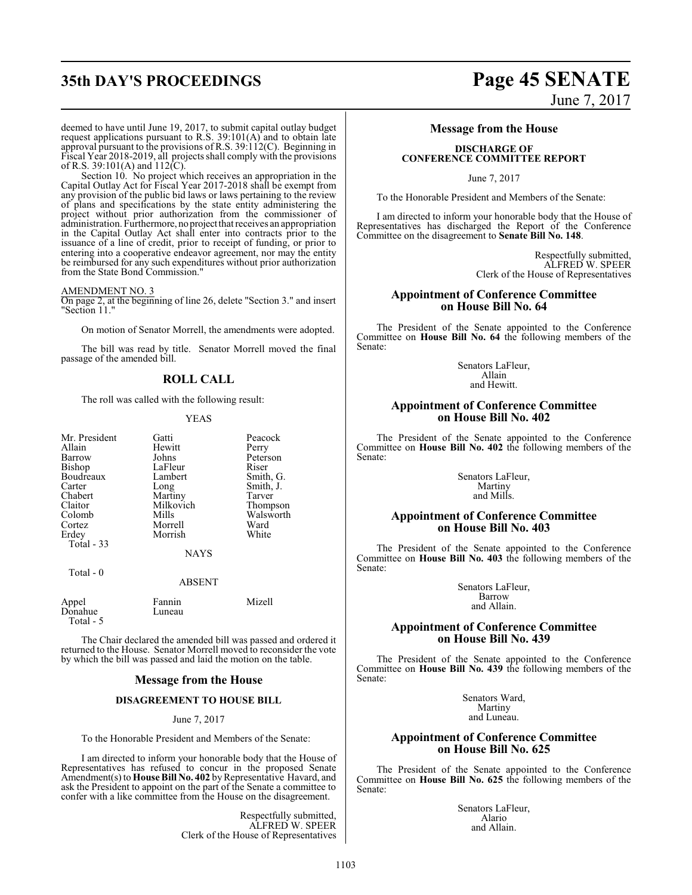deemed to have until June 19, 2017, to submit capital outlay budget request applications pursuant to R.S. 39:101(A) and to obtain late approval pursuant to the provisions of R.S. 39:112(C). Beginning in Fiscal Year 2018-2019, all projects shall comply with the provisions of R.S. 39:101(A) and 112(C).

Section 10. No project which receives an appropriation in the Capital Outlay Act for Fiscal Year 2017-2018 shall be exempt from any provision of the public bid laws or laws pertaining to the review of plans and specifications by the state entity administering the project without prior authorization from the commissioner of administration. Furthermore, no project that receives an appropriation in the Capital Outlay Act shall enter into contracts prior to the issuance of a line of credit, prior to receipt of funding, or prior to entering into a cooperative endeavor agreement, nor may the entity be reimbursed for any such expenditures without prior authorization from the State Bond Commission."

AMENDMENT NO. 3

On page 2, at the beginning of line 26, delete "Section 3." and insert "Section 11."

On motion of Senator Morrell, the amendments were adopted.

The bill was read by title. Senator Morrell moved the final passage of the amended bill.

## ROLL CALL

The roll was called with the following result:

YEAS

| | | |
|---|---|---|
| Mr. President | Gatti | Peacock |
| Allain | Hewitt | Perry |
| Barrow | Johns | Peterson |
| Bishop | LaFleur | Riser |
| Boudreaux | Lambert | Smith, G. |
| Carter | Long | Smith, J. |
| Chabert | Martiny | Tarver |
| Claitor | Milkovich | Thompson |
| Colomb | Mills | Walsworth |
| Cortez | Morrell | Ward |
| Erdey | Morrish | White |

Total - 33

NAYS

Total - 0

ABSENT

| | | |
|---|---|---|
| Appel | Fannin | Mizell |
| Donahue | Luneau | |

Total - 5

The Chair declared the amended bill was passed and ordered it returned to the House. Senator Morrell moved to reconsider the vote by which the bill was passed and laid the motion on the table.

## Message from the House

### DISAGREEMENT TO HOUSE BILL

June 7, 2017

To the Honorable President and Members of the Senate:

I am directed to inform your honorable body that the House of Representatives has refused to concur in the proposed Senate Amendment(s) to **House Bill No. 402** by Representative Havard, and ask the President to appoint on the part of the Senate a committee to confer with a like committee from the House on the disagreement.

Respectfully submitted,
ALFRED W. SPEER
Clerk of the House of Representatives

## Message from the House

### DISCHARGE OF CONFERENCE COMMITTEE REPORT

June 7, 2017

To the Honorable President and Members of the Senate:

I am directed to inform your honorable body that the House of Representatives has discharged the Report of the Conference Committee on the disagreement to **Senate Bill No. 148**.

Respectfully submitted,
ALFRED W. SPEER
Clerk of the House of Representatives

## Appointment of Conference Committee on House Bill No. 64

The President of the Senate appointed to the Conference Committee on **House Bill No. 64** the following members of the Senate:

Senators LaFleur,
Allain
and Hewitt.

## Appointment of Conference Committee on House Bill No. 402

The President of the Senate appointed to the Conference Committee on **House Bill No. 402** the following members of the Senate:

Senators LaFleur,
Martiny
and Mills.

## Appointment of Conference Committee on House Bill No. 403

The President of the Senate appointed to the Conference Committee on **House Bill No. 403** the following members of the Senate:

Senators LaFleur,
Barrow
and Allain.

## Appointment of Conference Committee on House Bill No. 439

The President of the Senate appointed to the Conference Committee on **House Bill No. 439** the following members of the Senate:

Senators Ward,
Martiny
and Luneau.

## Appointment of Conference Committee on House Bill No. 625

The President of the Senate appointed to the Conference Committee on **House Bill No. 625** the following members of the Senate:

Senators LaFleur,
Alario
and Allain.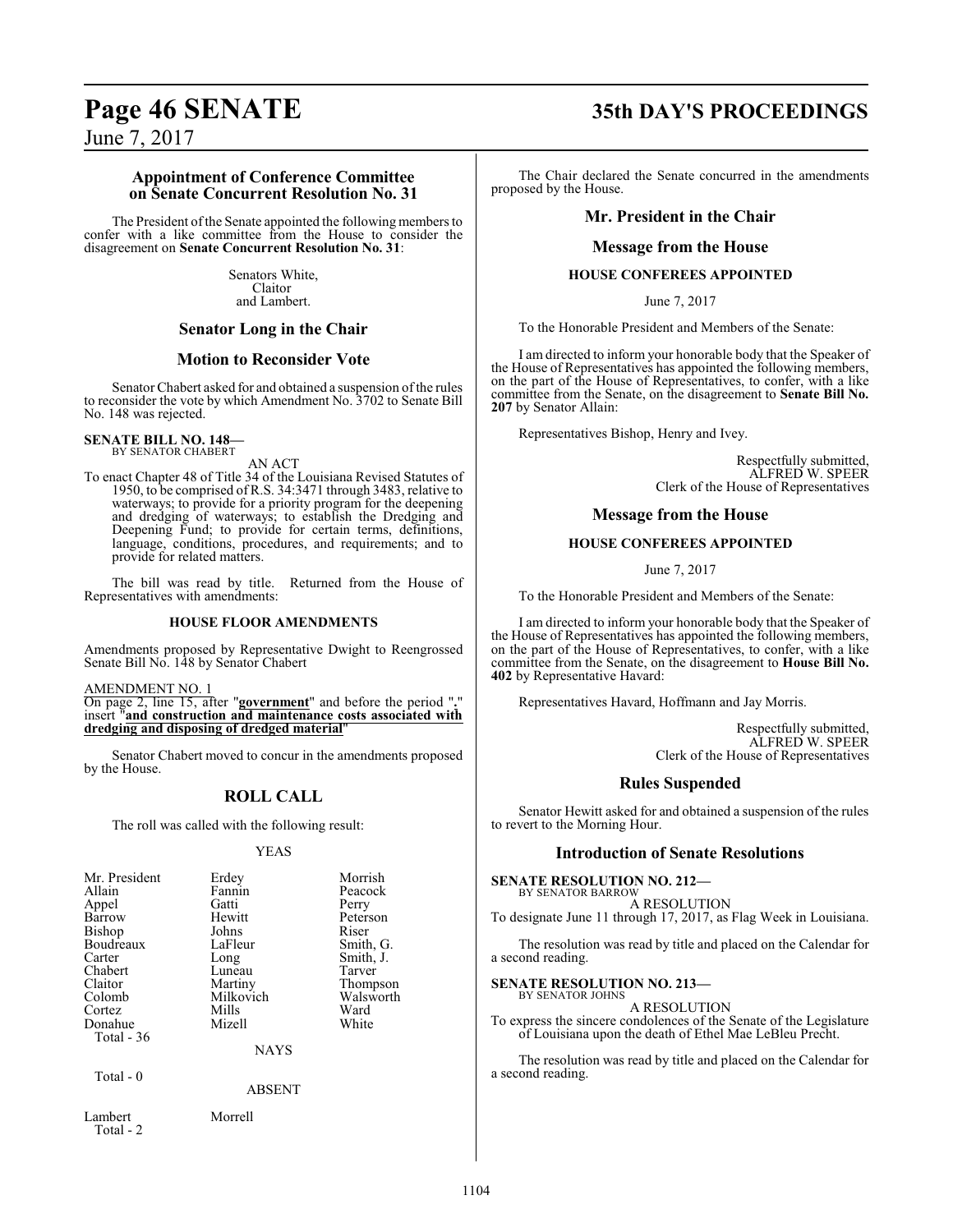## Appointment of Conference Committee on Senate Concurrent Resolution No. 31

The President of the Senate appointed the following members to confer with a like committee from the House to consider the disagreement on **Senate Concurrent Resolution No. 31**:

Senators White,
Claitor
and Lambert.

## Senator Long in the Chair

## Motion to Reconsider Vote

Senator Chabert asked for and obtained a suspension of the rules to reconsider the vote by which Amendment No. 3702 to Senate Bill No. 148 was rejected.

**SENATE BILL NO. 148—**
BY SENATOR CHABERT

AN ACT

To enact Chapter 48 of Title 34 of the Louisiana Revised Statutes of 1950, to be comprised of R.S. 34:3471 through 3483, relative to waterways; to provide for a priority program for the deepening and dredging of waterways; to establish the Dredging and Deepening Fund; to provide for certain terms, definitions, language, conditions, procedures, and requirements; and to provide for related matters.

The bill was read by title. Returned from the House of Representatives with amendments:

### HOUSE FLOOR AMENDMENTS

Amendments proposed by Representative Dwight to Reengrossed Senate Bill No. 148 by Senator Chabert

AMENDMENT NO. 1

On page 2, line 15, after "**government**" and before the period "**.**" insert "**and construction and maintenance costs associated with dredging and disposing of dredged material**"

Senator Chabert moved to concur in the amendments proposed by the House.

## ROLL CALL

The roll was called with the following result:

YEAS

| | | |
|---|---|---|
| Mr. President | Erdey | Morrish |
| Allain | Fannin | Peacock |
| Appel | Gatti | Perry |
| Barrow | Hewitt | Peterson |
| Bishop | Johns | Riser |
| Boudreaux | LaFleur | Smith, G. |
| Carter | Long | Smith, J. |
| Chabert | Luneau | Tarver |
| Claitor | Martiny | Thompson |
| Colomb | Milkovich | Walsworth |
| Cortez | Mills | Ward |
| Donahue | Mizell | White |

Total - 36

NAYS

Total - 0

ABSENT

| | |
|---|---|
| Lambert | Morrell |

Total - 2

The Chair declared the Senate concurred in the amendments proposed by the House.

## Mr. President in the Chair

## Message from the House

### HOUSE CONFEREES APPOINTED

June 7, 2017

To the Honorable President and Members of the Senate:

I am directed to inform your honorable body that the Speaker of the House of Representatives has appointed the following members, on the part of the House of Representatives, to confer, with a like committee from the Senate, on the disagreement to **Senate Bill No. 207** by Senator Allain:

Representatives Bishop, Henry and Ivey.

Respectfully submitted,
ALFRED W. SPEER
Clerk of the House of Representatives

## Message from the House

### HOUSE CONFEREES APPOINTED

June 7, 2017

To the Honorable President and Members of the Senate:

I am directed to inform your honorable body that the Speaker of the House of Representatives has appointed the following members, on the part of the House of Representatives, to confer, with a like committee from the Senate, on the disagreement to **House Bill No. 402** by Representative Havard:

Representatives Havard, Hoffmann and Jay Morris.

Respectfully submitted,
ALFRED W. SPEER
Clerk of the House of Representatives

## Rules Suspended

Senator Hewitt asked for and obtained a suspension of the rules to revert to the Morning Hour.

## Introduction of Senate Resolutions

**SENATE RESOLUTION NO. 212—**
BY SENATOR BARROW

A RESOLUTION

To designate June 11 through 17, 2017, as Flag Week in Louisiana.

The resolution was read by title and placed on the Calendar for a second reading.

**SENATE RESOLUTION NO. 213—**
BY SENATOR JOHNS

A RESOLUTION

To express the sincere condolences of the Senate of the Legislature of Louisiana upon the death of Ethel Mae LeBleu Precht.

The resolution was read by title and placed on the Calendar for a second reading.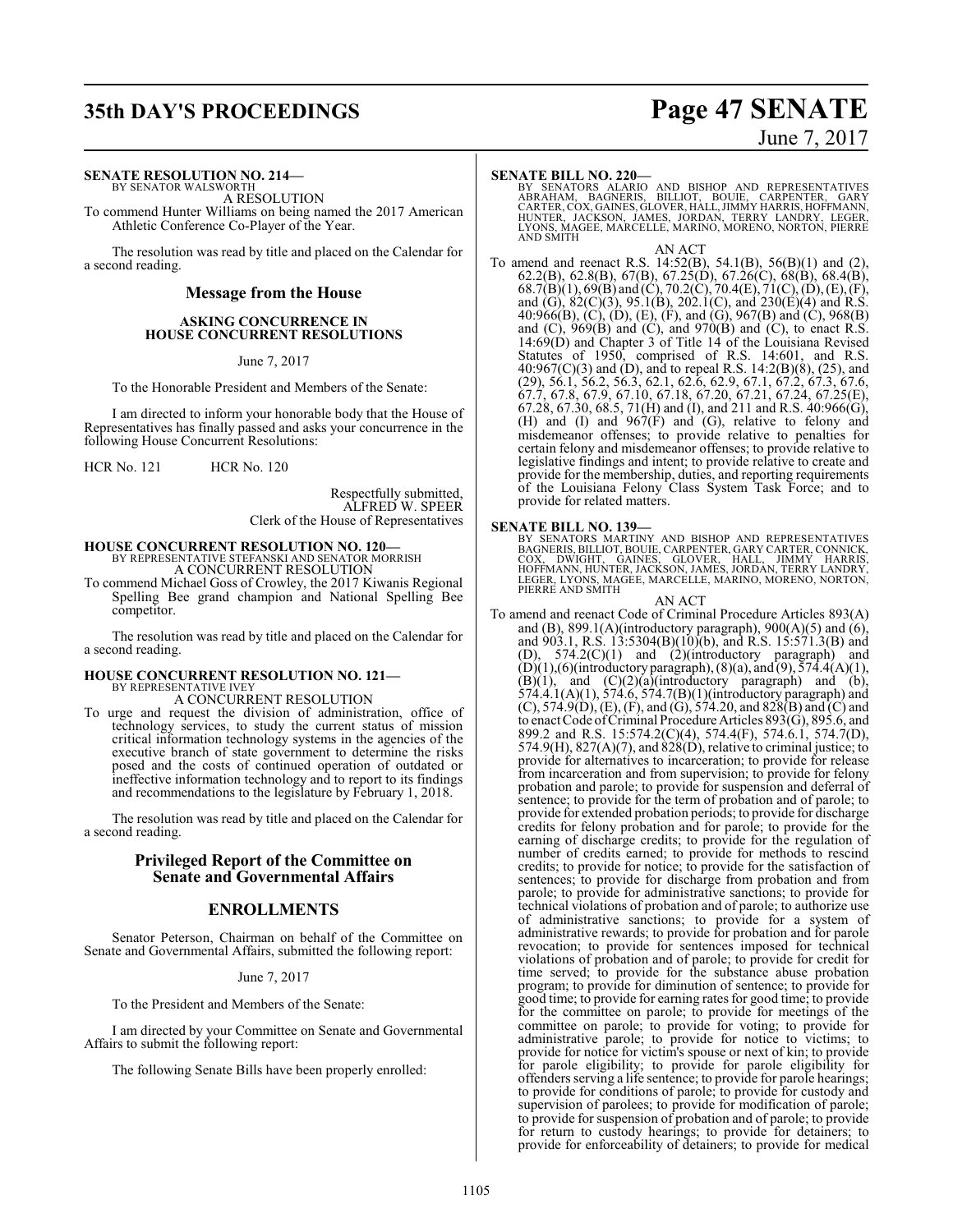**SENATE RESOLUTION NO. 214—**
BY SENATOR WALSWORTH

A RESOLUTION

To commend Hunter Williams on being named the 2017 American Athletic Conference Co-Player of the Year.

The resolution was read by title and placed on the Calendar for a second reading.

## Message from the House

### ASKING CONCURRENCE IN HOUSE CONCURRENT RESOLUTIONS

June 7, 2017

To the Honorable President and Members of the Senate:

I am directed to inform your honorable body that the House of Representatives has finally passed and asks your concurrence in the following House Concurrent Resolutions:

HCR No. 121 HCR No. 120

Respectfully submitted,
ALFRED W. SPEER
Clerk of the House of Representatives

**HOUSE CONCURRENT RESOLUTION NO. 120—**
BY REPRESENTATIVE STEFANSKI AND SENATOR MORRISH

A CONCURRENT RESOLUTION

To commend Michael Goss of Crowley, the 2017 Kiwanis Regional Spelling Bee grand champion and National Spelling Bee competitor.

The resolution was read by title and placed on the Calendar for a second reading.

**HOUSE CONCURRENT RESOLUTION NO. 121—**
BY REPRESENTATIVE IVEY

A CONCURRENT RESOLUTION

To urge and request the division of administration, office of technology services, to study the current status of mission critical information technology systems in the agencies of the executive branch of state government to determine the risks posed and the costs of continued operation of outdated or ineffective information technology and to report to its findings and recommendations to the legislature by February 1, 2018.

The resolution was read by title and placed on the Calendar for a second reading.

## Privileged Report of the Committee on Senate and Governmental Affairs

## ENROLLMENTS

Senator Peterson, Chairman on behalf of the Committee on Senate and Governmental Affairs, submitted the following report:

June 7, 2017

To the President and Members of the Senate:

I am directed by your Committee on Senate and Governmental Affairs to submit the following report:

The following Senate Bills have been properly enrolled:

**SENATE BILL NO. 220—**
BY SENATORS ALARIO AND BISHOP AND REPRESENTATIVES ABRAHAM, BAGNERIS, BILLIOT, BOUIE, CARPENTER, GARY CARTER, COX, GAINES, GLOVER, HALL, JIMMY HARRIS, HOFFMANN, HUNTER, JACKSON, JAMES, JORDAN, TERRY LANDRY, LEGER, LYONS, MAGEE, MARCELLE, MARINO, MORENO, NORTON, PIERRE AND SMITH

AN ACT

To amend and reenact R.S. 14:52(B), 54.1(B), 56(B)(1) and (2), 62.2(B), 62.8(B), 67(B), 67.25(D), 67.26(C), 68(B), 68.4(B), 68.7(B)(1), 69(B) and (C), 70.2(C), 70.4(E), 71(C), (D), (E), (F), and (G), 82(C)(3), 95.1(B), 202.1(C), and 230(E)(4) and R.S. 40:966(B), (C), (D), (E), (F), and (G), 967(B) and (C), 968(B) and (C), 969(B) and (C), and 970(B) and (C), to enact R.S. 14:69(D) and Chapter 3 of Title 14 of the Louisiana Revised Statutes of 1950, comprised of R.S. 14:601, and R.S. 40:967(C)(3) and (D), and to repeal R.S. 14:2(B)(8), (25), and (29), 56.1, 56.2, 56.3, 62.1, 62.6, 62.9, 67.1, 67.2, 67.3, 67.6, 67.7, 67.8, 67.9, 67.10, 67.18, 67.20, 67.21, 67.24, 67.25(E), 67.28, 67.30, 68.5, 71(H) and (I), and 211 and R.S. 40:966(G), (H) and (I) and 967(F) and (G), relative to felony and misdemeanor offenses; to provide relative to penalties for certain felony and misdemeanor offenses; to provide relative to legislative findings and intent; to provide relative to create and provide for the membership, duties, and reporting requirements of the Louisiana Felony Class System Task Force; and to provide for related matters.

**SENATE BILL NO. 139—**
BY SENATORS MARTINY AND BISHOP AND REPRESENTATIVES BAGNERIS, BILLIOT, BOUIE, CARPENTER, GARY CARTER, CONNICK, COX, DWIGHT, GAINES, GLOVER, HALL, JIMMY HARRIS, HOFFMANN, HUNTER, JACKSON, JAMES, JORDAN, TERRY LANDRY, LEGER, LYONS, MAGEE, MARCELLE, MARINO, MORENO, NORTON, PIERRE AND SMITH

AN ACT

To amend and reenact Code of Criminal Procedure Articles 893(A) and (B), 899.1(A)(introductory paragraph), 900(A)(5) and (6), and 903.1, R.S. 13:5304(B)(10)(b), and R.S. 15:571.3(B) and (D), 574.2(C)(1) and (2)(introductory paragraph) and (D)(1),(6)(introductory paragraph), (8)(a), and (9), 574.4(A)(1), (B)(1), and (C)(2)(a)(introductory paragraph) and (b), 574.4.1(A)(1), 574.6, 574.7(B)(1)(introductory paragraph) and (C), 574.9(D), (E), (F), and (G), 574.20, and 828(B) and (C) and to enact Code of Criminal Procedure Articles 893(G), 895.6, and 899.2 and R.S. 15:574.2(C)(4), 574.4(F), 574.6.1, 574.7(D), 574.9(H), 827(A)(7), and 828(D), relative to criminal justice; to provide for alternatives to incarceration; to provide for release from incarceration and from supervision; to provide for felony probation and parole; to provide for suspension and deferral of sentence; to provide for the term of probation and of parole; to provide for extended probation periods; to provide for discharge credits for felony probation and for parole; to provide for the earning of discharge credits; to provide for the regulation of number of credits earned; to provide for methods to rescind credits; to provide for notice; to provide for the satisfaction of sentences; to provide for discharge from probation and from parole; to provide for administrative sanctions; to provide for technical violations of probation and of parole; to authorize use of administrative sanctions; to provide for a system of administrative rewards; to provide for probation and for parole revocation; to provide for sentences imposed for technical violations of probation and of parole; to provide for credit for time served; to provide for the substance abuse probation program; to provide for diminution of sentence; to provide for good time; to provide for earning rates for good time; to provide for the committee on parole; to provide for meetings of the committee on parole; to provide for voting; to provide for administrative parole; to provide for notice to victims; to provide for notice for victim's spouse or next of kin; to provide for parole eligibility; to provide for parole eligibility for offenders serving a life sentence; to provide for parole hearings; to provide for conditions of parole; to provide for custody and supervision of parolees; to provide for modification of parole; to provide for suspension of probation and of parole; to provide for return to custody hearings; to provide for detainers; to provide for enforceability of detainers; to provide for medical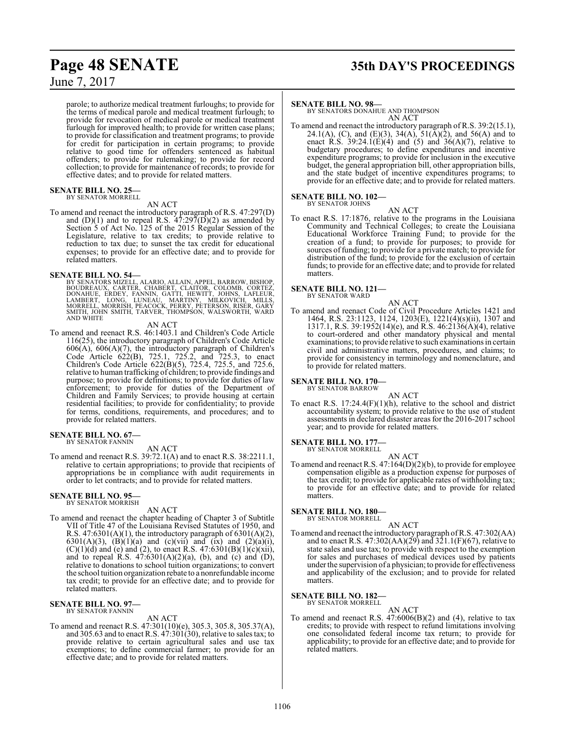parole; to authorize medical treatment furloughs; to provide for the terms of medical parole and medical treatment furlough; to provide for revocation of medical parole or medical treatment furlough for improved health; to provide for written case plans; to provide for classification and treatment programs; to provide for credit for participation in certain programs; to provide relative to good time for offenders sentenced as habitual offenders; to provide for rulemaking; to provide for record collection; to provide for maintenance of records; to provide for effective dates; and to provide for related matters.

**SENATE BILL NO. 25—**
BY SENATOR MORRELL

AN ACT

To amend and reenact the introductory paragraph of R.S. 47:297(D) and (D)(1) and to repeal R.S. 47:297(D)(2) as amended by Section 5 of Act No. 125 of the 2015 Regular Session of the Legislature, relative to tax credits; to provide relative to reduction to tax due; to sunset the tax credit for educational expenses; to provide for an effective date; and to provide for related matters.

**SENATE BILL NO. 54—**
BY SENATORS MIZELL, ALARIO, ALLAIN, APPEL, BARROW, BISHOP, BOUDREAUX, CARTER, CHABERT, CLAITOR, COLOMB, CORTEZ, DONAHUE, ERDEY, FANNIN, GATTI, HEWITT, JOHNS, LAFLEUR, LAMBERT, LONG, LUNEAU, MARTINY, MILKOVICH, MILLS, MORRELL, MORRISH, PEACOCK, PERRY, PETERSON, RISER, GARY SMITH, JOHN SMITH, TARVER, THOMPSON, WALSWORTH, WARD AND WHITE

AN ACT

To amend and reenact R.S. 46:1403.1 and Children's Code Article 116(25), the introductory paragraph of Children's Code Article 606(A), 606(A)(7), the introductory paragraph of Children's Code Article 622(B), 725.1, 725.2, and 725.3, to enact Children's Code Article 622(B)(5), 725.4, 725.5, and 725.6, relative to human trafficking of children; to provide findings and purpose; to provide for definitions; to provide for duties of law enforcement; to provide for duties of the Department of Children and Family Services; to provide housing at certain residential facilities; to provide for confidentiality; to provide for terms, conditions, requirements, and procedures; and to provide for related matters.

**SENATE BILL NO. 67—**
BY SENATOR FANNIN

AN ACT

To amend and reenact R.S. 39:72.1(A) and to enact R.S. 38:2211.1, relative to certain appropriations; to provide that recipients of appropriations be in compliance with audit requirements in order to let contracts; and to provide for related matters.

**SENATE BILL NO. 95—**
BY SENATOR MORRISH

AN ACT

To amend and reenact the chapter heading of Chapter 3 of Subtitle VII of Title 47 of the Louisiana Revised Statutes of 1950, and R.S. 47:6301(A)(1), the introductory paragraph of 6301(A)(2), 6301(A)(3), (B)(1)(a) and (c)(vii) and (ix) and (2)(a)(i), (C)(1)(d) and (e) and (2), to enact R.S. 47:6301(B)(1)(c)(xii), and to repeal R.S. 47:6301(A)(2)(a), (b), and (c) and (D), relative to donations to school tuition organizations; to convert the school tuition organization rebate to a nonrefundable income tax credit; to provide for an effective date; and to provide for related matters.

**SENATE BILL NO. 97—**
BY SENATOR FANNIN

AN ACT

To amend and reenact R.S. 47:301(10)(e), 305.3, 305.8, 305.37(A), and 305.63 and to enact R.S. 47:301(30), relative to sales tax; to provide relative to certain agricultural sales and use tax exemptions; to define commercial farmer; to provide for an effective date; and to provide for related matters.

**SENATE BILL NO. 98—**
BY SENATORS DONAHUE AND THOMPSON

AN ACT

To amend and reenact the introductory paragraph of R.S. 39:2(15.1), 24.1(A), (C), and (E)(3), 34(A), 51(A)(2), and 56(A) and to enact R.S. 39:24.1(E)(4) and (5) and 36(A)(7), relative to budgetary procedures; to define expenditures and incentive expenditure programs; to provide for inclusion in the executive budget, the general appropriation bill, other appropriation bills, and the state budget of incentive expenditures programs; to provide for an effective date; and to provide for related matters.

**SENATE BILL NO. 102—**
BY SENATOR JOHNS

AN ACT

To enact R.S. 17:1876, relative to the programs in the Louisiana Community and Technical Colleges; to create the Louisiana Educational Workforce Training Fund; to provide for the creation of a fund; to provide for purposes; to provide for sources of funding; to provide for a private match; to provide for distribution of the fund; to provide for the exclusion of certain funds; to provide for an effective date; and to provide for related matters.

**SENATE BILL NO. 121—**
BY SENATOR WARD

AN ACT

To amend and reenact Code of Civil Procedure Articles 1421 and 1464, R.S. 23:1123, 1124, 1203(E), 1221(4)(s)(ii), 1307 and 1317.1, R.S. 39:1952(14)(e), and R.S. 46:2136(A)(4), relative to court-ordered and other mandatory physical and mental examinations; to provide relative to such examinations in certain civil and administrative matters, procedures, and claims; to provide for consistency in terminology and nomenclature, and to provide for related matters.

**SENATE BILL NO. 170—**
BY SENATOR BARROW

AN ACT

To enact R.S. 17:24.4(F)(1)(h), relative to the school and district accountability system; to provide relative to the use of student assessments in declared disaster areas for the 2016-2017 school year; and to provide for related matters.

**SENATE BILL NO. 177—**
BY SENATOR MORRELL

AN ACT

To amend and reenact R.S. 47:164(D)(2)(b), to provide for employee compensation eligible as a production expense for purposes of the tax credit; to provide for applicable rates of withholding tax; to provide for an effective date; and to provide for related matters.

**SENATE BILL NO. 180—**
BY SENATOR MORRELL

AN ACT

To amend and reenact the introductory paragraph of R.S. 47:302(AA) and to enact R.S. 47:302(AA)(29) and 321.1(F)(67), relative to state sales and use tax; to provide with respect to the exemption for sales and purchases of medical devices used by patients under the supervision of a physician; to provide for effectiveness and applicability of the exclusion; and to provide for related matters.

**SENATE BILL NO. 182—**
BY SENATOR MORRELL

AN ACT

To amend and reenact R.S. 47:6006(B)(2) and (4), relative to tax credits; to provide with respect to refund limitations involving one consolidated federal income tax return; to provide for applicability; to provide for an effective date; and to provide for related matters.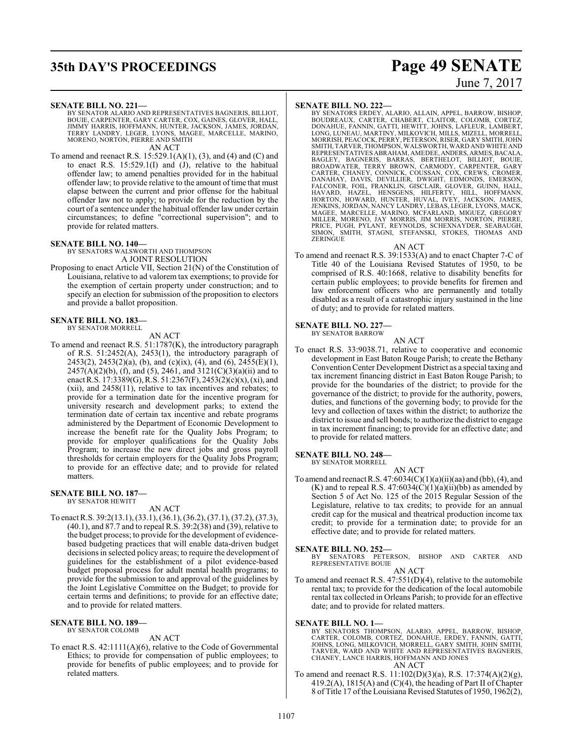**SENATE BILL NO. 221—**
BY SENATOR ALARIO AND REPRESENTATIVES BAGNERIS, BILLIOT, BOUIE, CARPENTER, GARY CARTER, COX, GAINES, GLOVER, HALL, JIMMY HARRIS, HOFFMANN, HUNTER, JACKSON, JAMES, JORDAN, TERRY LANDRY, LEGER, LYONS, MAGEE, MARCELLE, MARINO, MORENO, NORTON, PIERRE AND SMITH

AN ACT

To amend and reenact R.S. 15:529.1(A)(1), (3), and (4) and (C) and to enact R.S. 15:529.1(I) and (J), relative to the habitual offender law; to amend penalties provided for in the habitual offender law; to provide relative to the amount of time that must elapse between the current and prior offense for the habitual offender law not to apply; to provide for the reduction by the court of a sentence under the habitual offender law under certain circumstances; to define "correctional supervision"; and to provide for related matters.

**SENATE BILL NO. 140—**
BY SENATORS WALSWORTH AND THOMPSON

A JOINT RESOLUTION

Proposing to enact Article VII, Section 21(N) of the Constitution of Louisiana, relative to ad valorem tax exemptions; to provide for the exemption of certain property under construction; and to specify an election for submission of the proposition to electors and provide a ballot proposition.

**SENATE BILL NO. 183—**
BY SENATOR MORRELL

AN ACT

To amend and reenact R.S. 51:1787(K), the introductory paragraph of R.S. 51:2452(A), 2453(1), the introductory paragraph of 2453(2), 2453(2)(a), (b), and (c)(ix), (4), and (6), 2455(E)(1), 2457(A)(2)(b), (f), and (5), 2461, and 3121(C)(3)(a)(ii) and to enact R.S. 17:3389(G), R.S. 51:2367(F), 2453(2)(c)(x), (xi), and (xii), and 2458(11), relative to tax incentives and rebates; to provide for a termination date for the incentive program for university research and development parks; to extend the termination date of certain tax incentive and rebate programs administered by the Department of Economic Development to increase the benefit rate for the Quality Jobs Program; to provide for employer qualifications for the Quality Jobs Program; to increase the new direct jobs and gross payroll thresholds for certain employers for the Quality Jobs Program; to provide for an effective date; and to provide for related matters.

**SENATE BILL NO. 187—**
BY SENATOR HEWITT

AN ACT

To enact R.S. 39:2(13.1), (33.1), (36.1), (36.2), (37.1), (37.2), (37.3), (40.1), and 87.7 and to repeal R.S. 39:2(38) and (39), relative to the budget process; to provide for the development of evidence-based budgeting practices that will enable data-driven budget decisions in selected policy areas; to require the development of guidelines for the establishment of a pilot evidence-based budget proposal process for adult mental health programs; to provide for the submission to and approval of the guidelines by the Joint Legislative Committee on the Budget; to provide for certain terms and definitions; to provide for an effective date; and to provide for related matters.

**SENATE BILL NO. 189—**
BY SENATOR COLOMB

AN ACT

To enact R.S. 42:1111(A)(6), relative to the Code of Governmental Ethics; to provide for compensation of public employees; to provide for benefits of public employees; and to provide for related matters.

**SENATE BILL NO. 222—**
BY SENATORS ERDEY, ALARIO, ALLAIN, APPEL, BARROW, BISHOP, BOUDREAUX, CARTER, CHABERT, CLAITOR, COLOMB, CORTEZ, DONAHUE, FANNIN, GATTI, HEWITT, JOHNS, LAFLEUR, LAMBERT, LONG, LUNEAU, MARTINY, MILKOVICH, MILLS, MIZELL, MORRELL, MORRISH, PEACOCK, PERRY, PETERSON, RISER, GARY SMITH, JOHN SMITH, TARVER, THOMPSON, WALSWORTH, WARD AND WHITE AND REPRESENTATIVES ABRAHAM, AMEDEE, ANDERS, ARMES, BACALA, BAGLEY, BAGNERIS, BARRAS, BERTHELOT, BILLIOT, BOUIE, BROADWATER, TERRY BROWN, CARMODY, CARPENTER, GARY CARTER, CHANEY, CONNICK, COUSSAN, COX, CREWS, CROMER, DANAHAY, DAVIS, DEVILLIER, DWIGHT, EDMONDS, EMERSON, FALCONER, FOIL, FRANKLIN, GISCLAIR, GLOVER, GUINN, HALL, HAVARD, HAZEL, HENSGENS, HILFERTY, HILL, HOFFMANN, HORTON, HOWARD, HUNTER, HUVAL, IVEY, JACKSON, JAMES, JENKINS, JORDAN, NANCY LANDRY, LEBAS, LEGER, LYONS, MACK, MAGEE, MARCELLE, MARINO, MCFARLAND, MIGUEZ, GREGORY MILLER, MORENO, JAY MORRIS, JIM MORRIS, NORTON, PIERRE, PRICE, PUGH, PYLANT, REYNOLDS, SCHEXNAYDER, SEABAUGH, SIMON, SMITH, STAGNI, STEFANSKI, STOKES, THOMAS AND ZERINGUE

AN ACT

To amend and reenact R.S. 39:1533(A) and to enact Chapter 7-C of Title 40 of the Louisiana Revised Statutes of 1950, to be comprised of R.S. 40:1668, relative to disability benefits for certain public employees; to provide benefits for firemen and law enforcement officers who are permanently and totally disabled as a result of a catastrophic injury sustained in the line of duty; and to provide for related matters.

**SENATE BILL NO. 227—**
BY SENATOR BARROW

AN ACT

To enact R.S. 33:9038.71, relative to cooperative and economic development in East Baton Rouge Parish; to create the Bethany Convention Center Development District as a special taxing and tax increment financing district in East Baton Rouge Parish; to provide for the boundaries of the district; to provide for the governance of the district; to provide for the authority, powers, duties, and functions of the governing body; to provide for the levy and collection of taxes within the district; to authorize the district to issue and sell bonds; to authorize the district to engage in tax increment financing; to provide for an effective date; and to provide for related matters.

**SENATE BILL NO. 248—**
BY SENATOR MORRELL

AN ACT

To amend and reenact R.S. 47:6034(C)(1)(a)(ii)(aa) and (bb), (4), and (K) and to repeal R.S. 47:6034(C)(1)(a)(ii)(bb) as amended by Section 5 of Act No. 125 of the 2015 Regular Session of the Legislature, relative to tax credits; to provide for an annual credit cap for the musical and theatrical production income tax credit; to provide for a termination date; to provide for an effective date; and to provide for related matters.

**SENATE BILL NO. 252—**
BY SENATORS PETERSON, BISHOP AND CARTER AND REPRESENTATIVE BOUIE

AN ACT

To amend and reenact R.S. 47:551(D)(4), relative to the automobile rental tax; to provide for the dedication of the local automobile rental tax collected in Orleans Parish; to provide for an effective date; and to provide for related matters.

**SENATE BILL NO. 1—**
BY SENATORS THOMPSON, ALARIO, APPEL, BARROW, BISHOP, CARTER, COLOMB, CORTEZ, DONAHUE, ERDEY, FANNIN, GATTI, JOHNS, LONG, MILKOVICH, MORRELL, GARY SMITH, JOHN SMITH, TARVER, WARD AND WHITE AND REPRESENTATIVES BAGNERIS, CHANEY, LANCE HARRIS, HOFFMANN AND JONES

AN ACT

To amend and reenact R.S. 11:102(D)(3)(a), R.S. 17:374(A)(2)(g), 419.2(A), 1815(A) and (C)(4), the heading of Part II of Chapter 8 of Title 17 of the Louisiana Revised Statutes of 1950, 1962(2),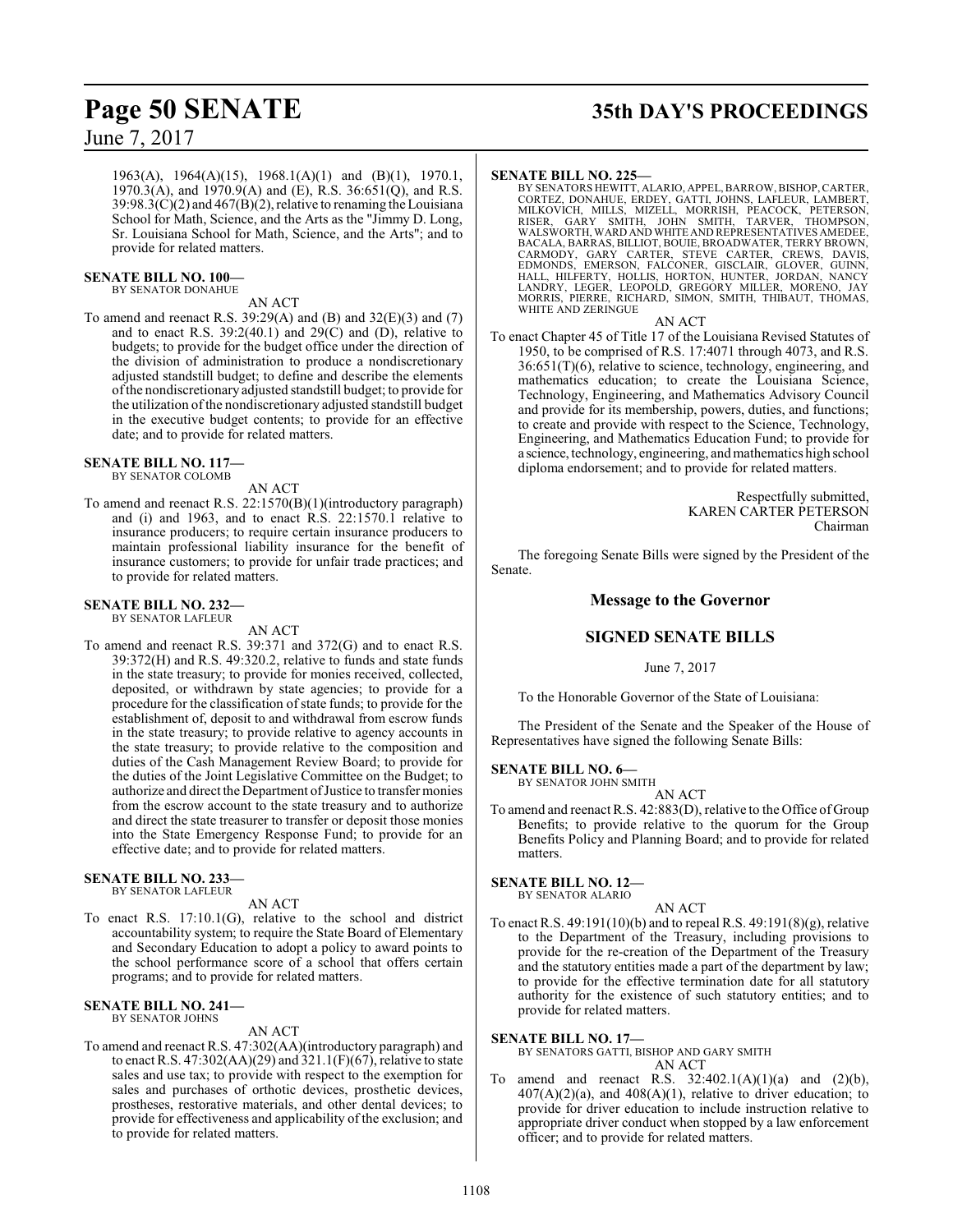1963(A), 1964(A)(15), 1968.1(A)(1) and (B)(1), 1970.1, 1970.3(A), and 1970.9(A) and (E), R.S. 36:651(Q), and R.S. 39:98.3(C)(2) and 467(B)(2), relative to renaming the Louisiana School for Math, Science, and the Arts as the "Jimmy D. Long, Sr. Louisiana School for Math, Science, and the Arts"; and to provide for related matters.

**SENATE BILL NO. 100—**
BY SENATOR DONAHUE

AN ACT

To amend and reenact R.S. 39:29(A) and (B) and 32(E)(3) and (7) and to enact R.S. 39:2(40.1) and 29(C) and (D), relative to budgets; to provide for the budget office under the direction of the division of administration to produce a nondiscretionary adjusted standstill budget; to define and describe the elements of the nondiscretionary adjusted standstill budget; to provide for the utilization of the nondiscretionary adjusted standstill budget in the executive budget contents; to provide for an effective date; and to provide for related matters.

**SENATE BILL NO. 117—**
BY SENATOR COLOMB

AN ACT

To amend and reenact R.S. 22:1570(B)(1)(introductory paragraph) and (i) and 1963, and to enact R.S. 22:1570.1 relative to insurance producers; to require certain insurance producers to maintain professional liability insurance for the benefit of insurance customers; to provide for unfair trade practices; and to provide for related matters.

**SENATE BILL NO. 232—**
BY SENATOR LAFLEUR

AN ACT

To amend and reenact R.S. 39:371 and 372(G) and to enact R.S. 39:372(H) and R.S. 49:320.2, relative to funds and state funds in the state treasury; to provide for monies received, collected, deposited, or withdrawn by state agencies; to provide for a procedure for the classification of state funds; to provide for the establishment of, deposit to and withdrawal from escrow funds in the state treasury; to provide relative to agency accounts in the state treasury; to provide relative to the composition and duties of the Cash Management Review Board; to provide for the duties of the Joint Legislative Committee on the Budget; to authorize and direct the Department of Justice to transfer monies from the escrow account to the state treasury and to authorize and direct the state treasurer to transfer or deposit those monies into the State Emergency Response Fund; to provide for an effective date; and to provide for related matters.

**SENATE BILL NO. 233—**
BY SENATOR LAFLEUR

AN ACT

To enact R.S. 17:10.1(G), relative to the school and district accountability system; to require the State Board of Elementary and Secondary Education to adopt a policy to award points to the school performance score of a school that offers certain programs; and to provide for related matters.

**SENATE BILL NO. 241—**
BY SENATOR JOHNS

AN ACT

To amend and reenact R.S. 47:302(AA)(introductory paragraph) and to enact R.S. 47:302(AA)(29) and 321.1(F)(67), relative to state sales and use tax; to provide with respect to the exemption for sales and purchases of orthotic devices, prosthetic devices, prostheses, restorative materials, and other dental devices; to provide for effectiveness and applicability of the exclusion; and to provide for related matters.

**SENATE BILL NO. 225—**
BY SENATORS HEWITT, ALARIO, APPEL, BARROW, BISHOP, CARTER, CORTEZ, DONAHUE, ERDEY, GATTI, JOHNS, LAFLEUR, LAMBERT, MILKOVICH, MILLS, MIZELL, MORRISH, PEACOCK, PETERSON, RISER, GARY SMITH, JOHN SMITH, TARVER, THOMPSON, WALSWORTH, WARD AND WHITE AND REPRESENTATIVES AMEDEE, BACALA, BARRAS, BILLIOT, BOUIE, BROADWATER, TERRY BROWN, CARMODY, GARY CARTER, STEVE CARTER, CREWS, DAVIS, EDMONDS, EMERSON, FALCONER, GISCLAIR, GLOVER, GUINN, HALL, HILFERTY, HOLLIS, HORTON, HUNTER, JORDAN, NANCY LANDRY, LEGER, LEOPOLD, GREGORY MILLER, MORENO, JAY MORRIS, PIERRE, RICHARD, SIMON, SMITH, THIBAUT, THOMAS, WHITE AND ZERINGUE

AN ACT

To enact Chapter 45 of Title 17 of the Louisiana Revised Statutes of 1950, to be comprised of R.S. 17:4071 through 4073, and R.S. 36:651(T)(6), relative to science, technology, engineering, and mathematics education; to create the Louisiana Science, Technology, Engineering, and Mathematics Advisory Council and provide for its membership, powers, duties, and functions; to create and provide with respect to the Science, Technology, Engineering, and Mathematics Education Fund; to provide for a science, technology, engineering, and mathematics high school diploma endorsement; and to provide for related matters.

Respectfully submitted,
KAREN CARTER PETERSON
Chairman

The foregoing Senate Bills were signed by the President of the Senate.

## Message to the Governor

## SIGNED SENATE BILLS

June 7, 2017

To the Honorable Governor of the State of Louisiana:

The President of the Senate and the Speaker of the House of Representatives have signed the following Senate Bills:

**SENATE BILL NO. 6—**
BY SENATOR JOHN SMITH

AN ACT

To amend and reenact R.S. 42:883(D), relative to the Office of Group Benefits; to provide relative to the quorum for the Group Benefits Policy and Planning Board; and to provide for related matters.

**SENATE BILL NO. 12—**
BY SENATOR ALARIO

AN ACT

To enact R.S. 49:191(10)(b) and to repeal R.S. 49:191(8)(g), relative to the Department of the Treasury, including provisions to provide for the re-creation of the Department of the Treasury and the statutory entities made a part of the department by law; to provide for the effective termination date for all statutory authority for the existence of such statutory entities; and to provide for related matters.

**SENATE BILL NO. 17—**
BY SENATORS GATTI, BISHOP AND GARY SMITH

AN ACT

To amend and reenact R.S. 32:402.1(A)(1)(a) and (2)(b), 407(A)(2)(a), and 408(A)(1), relative to driver education; to provide for driver education to include instruction relative to appropriate driver conduct when stopped by a law enforcement officer; and to provide for related matters.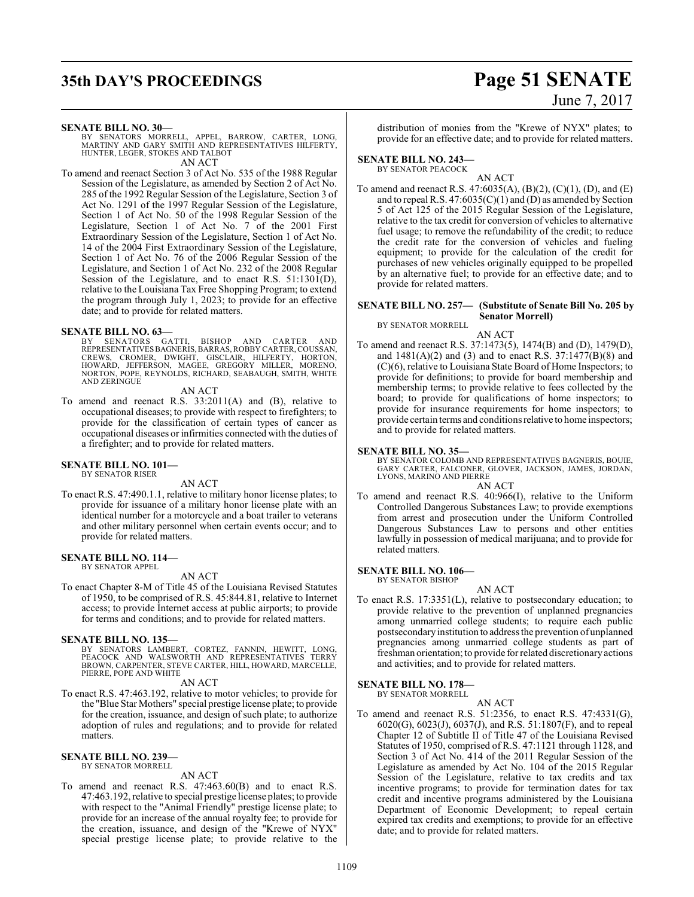**SENATE BILL NO. 30—**
BY SENATORS MORRELL, APPEL, BARROW, CARTER, LONG, MARTINY AND GARY SMITH AND REPRESENTATIVES HILFERTY, HUNTER, LEGER, STOKES AND TALBOT

AN ACT

To amend and reenact Section 3 of Act No. 535 of the 1988 Regular Session of the Legislature, as amended by Section 2 of Act No. 285 of the 1992 Regular Session of the Legislature, Section 3 of Act No. 1291 of the 1997 Regular Session of the Legislature, Section 1 of Act No. 50 of the 1998 Regular Session of the Legislature, Section 1 of Act No. 7 of the 2001 First Extraordinary Session of the Legislature, Section 1 of Act No. 14 of the 2004 First Extraordinary Session of the Legislature, Section 1 of Act No. 76 of the 2006 Regular Session of the Legislature, and Section 1 of Act No. 232 of the 2008 Regular Session of the Legislature, and to enact R.S. 51:1301(D), relative to the Louisiana Tax Free Shopping Program; to extend the program through July 1, 2023; to provide for an effective date; and to provide for related matters.

**SENATE BILL NO. 63—**
BY SENATORS GATTI, BISHOP AND CARTER AND REPRESENTATIVES BAGNERIS, BARRAS, ROBBY CARTER, COUSSAN, CREWS, CROMER, DWIGHT, GISCLAIR, HILFERTY, HORTON, HOWARD, JEFFERSON, MAGEE, GREGORY MILLER, MORENO, NORTON, POPE, REYNOLDS, RICHARD, SEABAUGH, SMITH, WHITE AND ZERINGUE

AN ACT

To amend and reenact R.S. 33:2011(A) and (B), relative to occupational diseases; to provide with respect to firefighters; to provide for the classification of certain types of cancer as occupational diseases or infirmities connected with the duties of a firefighter; and to provide for related matters.

**SENATE BILL NO. 101—**
BY SENATOR RISER

AN ACT

To enact R.S. 47:490.1.1, relative to military honor license plates; to provide for issuance of a military honor license plate with an identical number for a motorcycle and a boat trailer to veterans and other military personnel when certain events occur; and to provide for related matters.

**SENATE BILL NO. 114—**
BY SENATOR APPEL

AN ACT

To enact Chapter 8-M of Title 45 of the Louisiana Revised Statutes of 1950, to be comprised of R.S. 45:844.81, relative to Internet access; to provide Internet access at public airports; to provide for terms and conditions; and to provide for related matters.

**SENATE BILL NO. 135—**
BY SENATORS LAMBERT, CORTEZ, FANNIN, HEWITT, LONG, PEACOCK AND WALSWORTH AND REPRESENTATIVES TERRY BROWN, CARPENTER, STEVE CARTER, HILL, HOWARD, MARCELLE, PIERRE, POPE AND WHITE

AN ACT

To enact R.S. 47:463.192, relative to motor vehicles; to provide for the "Blue Star Mothers" special prestige license plate; to provide for the creation, issuance, and design of such plate; to authorize adoption of rules and regulations; and to provide for related matters.

**SENATE BILL NO. 239—**
BY SENATOR MORRELL

AN ACT

To amend and reenact R.S. 47:463.60(B) and to enact R.S. 47:463.192, relative to special prestige license plates; to provide with respect to the "Animal Friendly" prestige license plate; to provide for an increase of the annual royalty fee; to provide for the creation, issuance, and design of the "Krewe of NYX" special prestige license plate; to provide relative to the distribution of monies from the "Krewe of NYX" plates; to provide for an effective date; and to provide for related matters.

**SENATE BILL NO. 243—**
BY SENATOR PEACOCK

AN ACT

To amend and reenact R.S. 47:6035(A), (B)(2), (C)(1), (D), and (E) and to repeal R.S. 47:6035(C)(1) and (D) as amended by Section 5 of Act 125 of the 2015 Regular Session of the Legislature, relative to the tax credit for conversion of vehicles to alternative fuel usage; to remove the refundability of the credit; to reduce the credit rate for the conversion of vehicles and fueling equipment; to provide for the calculation of the credit for purchases of new vehicles originally equipped to be propelled by an alternative fuel; to provide for an effective date; and to provide for related matters.

**SENATE BILL NO. 257— (Substitute of Senate Bill No. 205 by Senator Morrell)**
BY SENATOR MORRELL

AN ACT

To amend and reenact R.S. 37:1473(5), 1474(B) and (D), 1479(D), and 1481(A)(2) and (3) and to enact R.S. 37:1477(B)(8) and (C)(6), relative to Louisiana State Board of Home Inspectors; to provide for definitions; to provide for board membership and membership terms; to provide relative to fees collected by the board; to provide for qualifications of home inspectors; to provide for insurance requirements for home inspectors; to provide certain terms and conditions relative to home inspectors; and to provide for related matters.

**SENATE BILL NO. 35—**
BY SENATOR COLOMB AND REPRESENTATIVES BAGNERIS, BOUIE, GARY CARTER, FALCONER, GLOVER, JACKSON, JAMES, JORDAN, LYONS, MARINO AND PIERRE

AN ACT

To amend and reenact R.S. 40:966(I), relative to the Uniform Controlled Dangerous Substances Law; to provide exemptions from arrest and prosecution under the Uniform Controlled Dangerous Substances Law to persons and other entities lawfully in possession of medical marijuana; and to provide for related matters.

**SENATE BILL NO. 106—**
BY SENATOR BISHOP

AN ACT

To enact R.S. 17:3351(L), relative to postsecondary education; to provide relative to the prevention of unplanned pregnancies among unmarried college students; to require each public postsecondary institution to address the prevention of unplanned pregnancies among unmarried college students as part of freshman orientation; to provide for related discretionary actions and activities; and to provide for related matters.

**SENATE BILL NO. 178—**
BY SENATOR MORRELL

AN ACT

To amend and reenact R.S. 51:2356, to enact R.S. 47:4331(G), 6020(G), 6023(J), 6037(J), and R.S. 51:1807(F), and to repeal Chapter 12 of Subtitle II of Title 47 of the Louisiana Revised Statutes of 1950, comprised of R.S. 47:1121 through 1128, and Section 3 of Act No. 414 of the 2011 Regular Session of the Legislature as amended by Act No. 104 of the 2015 Regular Session of the Legislature, relative to tax credits and tax incentive programs; to provide for termination dates for tax credit and incentive programs administered by the Louisiana Department of Economic Development; to repeal certain expired tax credits and exemptions; to provide for an effective date; and to provide for related matters.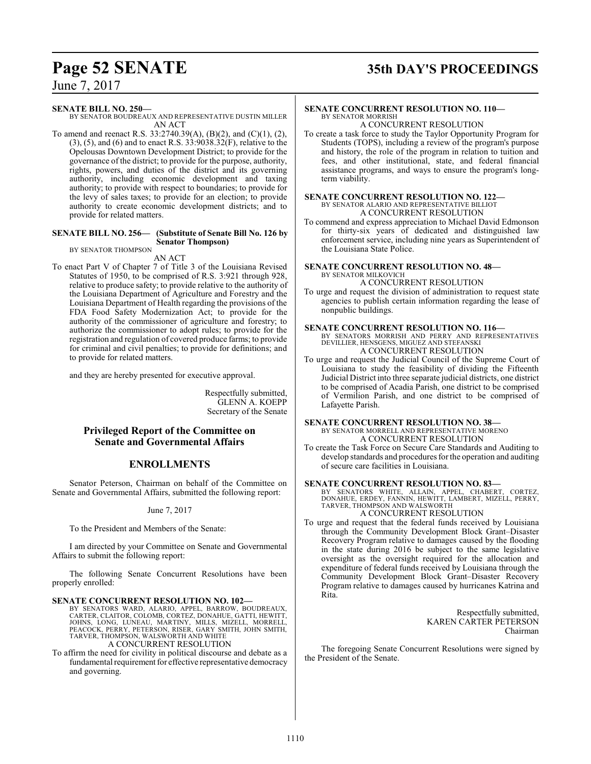**SENATE BILL NO. 250—**
BY SENATOR BOUDREAUX AND REPRESENTATIVE DUSTIN MILLER
AN ACT

To amend and reenact R.S. 33:2740.39(A), (B)(2), and (C)(1), (2), (3), (5), and (6) and to enact R.S. 33:9038.32(F), relative to the Opelousas Downtown Development District; to provide for the governance of the district; to provide for the purpose, authority, rights, powers, and duties of the district and its governing authority, including economic development and taxing authority; to provide with respect to boundaries; to provide for the levy of sales taxes; to provide for an election; to provide authority to create economic development districts; and to provide for related matters.

**SENATE BILL NO. 256— (Substitute of Senate Bill No. 126 by Senator Thompson)**
BY SENATOR THOMPSON
AN ACT

To enact Part V of Chapter 7 of Title 3 of the Louisiana Revised Statutes of 1950, to be comprised of R.S. 3:921 through 928, relative to produce safety; to provide relative to the authority of the Louisiana Department of Agriculture and Forestry and the Louisiana Department of Health regarding the provisions of the FDA Food Safety Modernization Act; to provide for the authority of the commissioner of agriculture and forestry; to authorize the commissioner to adopt rules; to provide for the registration and regulation of covered produce farms; to provide for criminal and civil penalties; to provide for definitions; and to provide for related matters.

and they are hereby presented for executive approval.

Respectfully submitted,
GLENN A. KOEPP
Secretary of the Senate

## Privileged Report of the Committee on Senate and Governmental Affairs

## ENROLLMENTS

Senator Peterson, Chairman on behalf of the Committee on Senate and Governmental Affairs, submitted the following report:

June 7, 2017

To the President and Members of the Senate:

I am directed by your Committee on Senate and Governmental Affairs to submit the following report:

The following Senate Concurrent Resolutions have been properly enrolled:

**SENATE CONCURRENT RESOLUTION NO. 102—**
BY SENATORS WARD, ALARIO, APPEL, BARROW, BOUDREAUX, CARTER, CLAITOR, COLOMB, CORTEZ, DONAHUE, GATTI, HEWITT, JOHNS, LONG, LUNEAU, MARTINY, MILLS, MIZELL, MORRELL, PEACOCK, PERRY, PETERSON, RISER, GARY SMITH, JOHN SMITH, TARVER, THOMPSON, WALSWORTH AND WHITE
A CONCURRENT RESOLUTION

To affirm the need for civility in political discourse and debate as a fundamental requirement for effective representative democracy and governing.

**SENATE CONCURRENT RESOLUTION NO. 110—**
BY SENATOR MORRISH
A CONCURRENT RESOLUTION

To create a task force to study the Taylor Opportunity Program for Students (TOPS), including a review of the program's purpose and history, the role of the program in relation to tuition and fees, and other institutional, state, and federal financial assistance programs, and ways to ensure the program's long-term viability.

**SENATE CONCURRENT RESOLUTION NO. 122—**
BY SENATOR ALARIO AND REPRESENTATIVE BILLIOT
A CONCURRENT RESOLUTION

To commend and express appreciation to Michael David Edmonson for thirty-six years of dedicated and distinguished law enforcement service, including nine years as Superintendent of the Louisiana State Police.

**SENATE CONCURRENT RESOLUTION NO. 48—**
BY SENATOR MILKOVICH
A CONCURRENT RESOLUTION

To urge and request the division of administration to request state agencies to publish certain information regarding the lease of nonpublic buildings.

**SENATE CONCURRENT RESOLUTION NO. 116—**
BY SENATORS MORRISH AND PERRY AND REPRESENTATIVES DEVILLIER, HENSGENS, MIGUEZ AND STEFANSKI
A CONCURRENT RESOLUTION

To urge and request the Judicial Council of the Supreme Court of Louisiana to study the feasibility of dividing the Fifteenth Judicial District into three separate judicial districts, one district to be comprised of Acadia Parish, one district to be comprised of Vermilion Parish, and one district to be comprised of Lafayette Parish.

**SENATE CONCURRENT RESOLUTION NO. 38—**
BY SENATOR MORRELL AND REPRESENTATIVE MORENO
A CONCURRENT RESOLUTION

To create the Task Force on Secure Care Standards and Auditing to develop standards and procedures for the operation and auditing of secure care facilities in Louisiana.

**SENATE CONCURRENT RESOLUTION NO. 83—**
BY SENATORS WHITE, ALLAIN, APPEL, CHABERT, CORTEZ, DONAHUE, ERDEY, FANNIN, HEWITT, LAMBERT, MIZELL, PERRY, TARVER, THOMPSON AND WALSWORTH
A CONCURRENT RESOLUTION

To urge and request that the federal funds received by Louisiana through the Community Development Block Grant–Disaster Recovery Program relative to damages caused by the flooding in the state during 2016 be subject to the same legislative oversight as the oversight required for the allocation and expenditure of federal funds received by Louisiana through the Community Development Block Grant–Disaster Recovery Program relative to damages caused by hurricanes Katrina and Rita.

Respectfully submitted,
KAREN CARTER PETERSON
Chairman

The foregoing Senate Concurrent Resolutions were signed by the President of the Senate.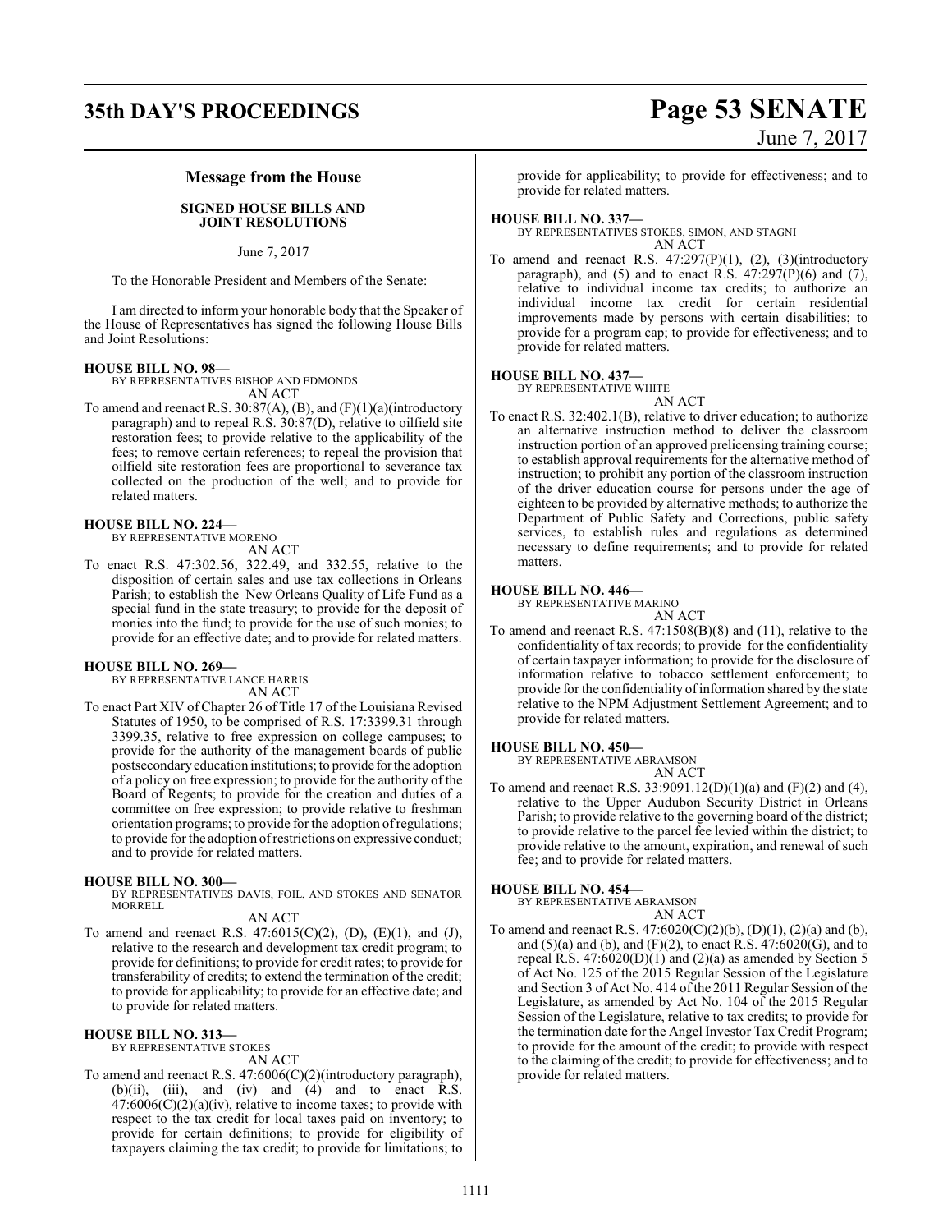## Message from the House

### SIGNED HOUSE BILLS AND JOINT RESOLUTIONS

June 7, 2017

To the Honorable President and Members of the Senate:

I am directed to inform your honorable body that the Speaker of the House of Representatives has signed the following House Bills and Joint Resolutions:

**HOUSE BILL NO. 98—**
BY REPRESENTATIVES BISHOP AND EDMONDS
AN ACT

To amend and reenact R.S. 30:87(A), (B), and (F)(1)(a)(introductory paragraph) and to repeal R.S. 30:87(D), relative to oilfield site restoration fees; to provide relative to the applicability of the fees; to remove certain references; to repeal the provision that oilfield site restoration fees are proportional to severance tax collected on the production of the well; and to provide for related matters.

**HOUSE BILL NO. 224—**
BY REPRESENTATIVE MORENO
AN ACT

To enact R.S. 47:302.56, 322.49, and 332.55, relative to the disposition of certain sales and use tax collections in Orleans Parish; to establish the New Orleans Quality of Life Fund as a special fund in the state treasury; to provide for the deposit of monies into the fund; to provide for the use of such monies; to provide for an effective date; and to provide for related matters.

**HOUSE BILL NO. 269—**
BY REPRESENTATIVE LANCE HARRIS
AN ACT

To enact Part XIV of Chapter 26 of Title 17 of the Louisiana Revised Statutes of 1950, to be comprised of R.S. 17:3399.31 through 3399.35, relative to free expression on college campuses; to provide for the authority of the management boards of public postsecondary education institutions; to provide for the adoption of a policy on free expression; to provide for the authority of the Board of Regents; to provide for the creation and duties of a committee on free expression; to provide relative to freshman orientation programs; to provide for the adoption of regulations; to provide for the adoption of restrictions on expressive conduct; and to provide for related matters.

**HOUSE BILL NO. 300—**
BY REPRESENTATIVES DAVIS, FOIL, AND STOKES AND SENATOR MORRELL
AN ACT

To amend and reenact R.S. 47:6015(C)(2), (D), (E)(1), and (J), relative to the research and development tax credit program; to provide for definitions; to provide for credit rates; to provide for transferability of credits; to extend the termination of the credit; to provide for applicability; to provide for an effective date; and to provide for related matters.

**HOUSE BILL NO. 313—**
BY REPRESENTATIVE STOKES
AN ACT

To amend and reenact R.S. 47:6006(C)(2)(introductory paragraph), (b)(ii), (iii), and (iv) and (4) and to enact R.S. 47:6006(C)(2)(a)(iv), relative to income taxes; to provide with respect to the tax credit for local taxes paid on inventory; to provide for certain definitions; to provide for eligibility of taxpayers claiming the tax credit; to provide for limitations; to provide for applicability; to provide for effectiveness; and to provide for related matters.

**HOUSE BILL NO. 337—**
BY REPRESENTATIVES STOKES, SIMON, AND STAGNI
AN ACT

To amend and reenact R.S. 47:297(P)(1), (2), (3)(introductory paragraph), and (5) and to enact R.S. 47:297(P)(6) and (7), relative to individual income tax credits; to authorize an individual income tax credit for certain residential improvements made by persons with certain disabilities; to provide for a program cap; to provide for effectiveness; and to provide for related matters.

**HOUSE BILL NO. 437—**
BY REPRESENTATIVE WHITE
AN ACT

To enact R.S. 32:402.1(B), relative to driver education; to authorize an alternative instruction method to deliver the classroom instruction portion of an approved prelicensing training course; to establish approval requirements for the alternative method of instruction; to prohibit any portion of the classroom instruction of the driver education course for persons under the age of eighteen to be provided by alternative methods; to authorize the Department of Public Safety and Corrections, public safety services, to establish rules and regulations as determined necessary to define requirements; and to provide for related matters.

**HOUSE BILL NO. 446—**
BY REPRESENTATIVE MARINO
AN ACT

To amend and reenact R.S. 47:1508(B)(8) and (11), relative to the confidentiality of tax records; to provide for the confidentiality of certain taxpayer information; to provide for the disclosure of information relative to tobacco settlement enforcement; to provide for the confidentiality of information shared by the state relative to the NPM Adjustment Settlement Agreement; and to provide for related matters.

**HOUSE BILL NO. 450—**
BY REPRESENTATIVE ABRAMSON
AN ACT

To amend and reenact R.S. 33:9091.12(D)(1)(a) and (F)(2) and (4), relative to the Upper Audubon Security District in Orleans Parish; to provide relative to the governing board of the district; to provide relative to the parcel fee levied within the district; to provide relative to the amount, expiration, and renewal of such fee; and to provide for related matters.

**HOUSE BILL NO. 454—**
BY REPRESENTATIVE ABRAMSON
AN ACT

To amend and reenact R.S. 47:6020(C)(2)(b), (D)(1), (2)(a) and (b), and (5)(a) and (b), and (F)(2), to enact R.S. 47:6020(G), and to repeal R.S. 47:6020(D)(1) and (2)(a) as amended by Section 5 of Act No. 125 of the 2015 Regular Session of the Legislature and Section 3 of Act No. 414 of the 2011 Regular Session of the Legislature, as amended by Act No. 104 of the 2015 Regular Session of the Legislature, relative to tax credits; to provide for the termination date for the Angel Investor Tax Credit Program; to provide for the amount of the credit; to provide with respect to the claiming of the credit; to provide for effectiveness; and to provide for related matters.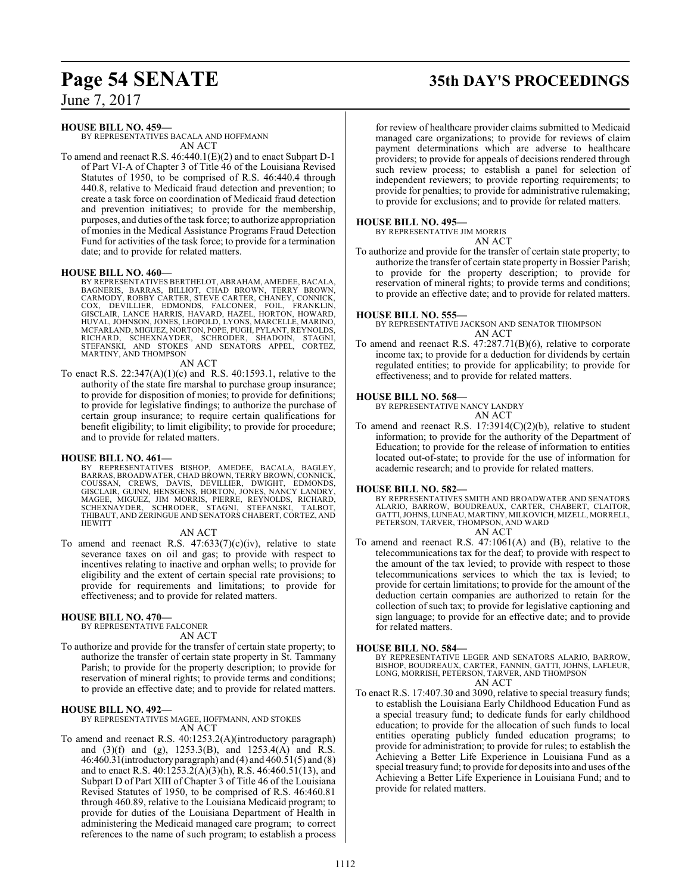**HOUSE BILL NO. 459—**

BY REPRESENTATIVES BACALA AND HOFFMANN

AN ACT

To amend and reenact R.S. 46:440.1(E)(2) and to enact Subpart D-1 of Part VI-A of Chapter 3 of Title 46 of the Louisiana Revised Statutes of 1950, to be comprised of R.S. 46:440.4 through 440.8, relative to Medicaid fraud detection and prevention; to create a task force on coordination of Medicaid fraud detection and prevention initiatives; to provide for the membership, purposes, and duties of the task force; to authorize appropriation of monies in the Medical Assistance Programs Fraud Detection Fund for activities of the task force; to provide for a termination date; and to provide for related matters.

**HOUSE BILL NO. 460—**

BY REPRESENTATIVES BERTHELOT, ABRAHAM, AMEDEE, BACALA, BAGNERIS, BARRAS, BILLIOT, CHAD BROWN, TERRY BROWN, CARMODY, ROBBY CARTER, STEVE CARTER, CHANEY, CONNICK, COX, DEVILLIER, EDMONDS, FALCONER, FOIL, FRANKLIN, GISCLAIR, LANCE HARRIS, HAVARD, HAZEL, HORTON, HOWARD, HUVAL, JOHNSON, JONES, LEOPOLD, LYONS, MARCELLE, MARINO, MCFARLAND, MIGUEZ, NORTON, POPE, PUGH, PYLANT, REYNOLDS, RICHARD, SCHEXNAYDER, SCHRODER, SHADOIN, STAGNI, STEFANSKI, AND STOKES AND SENATORS APPEL, CORTEZ, MARTINY, AND THOMPSON

AN ACT

To enact R.S. 22:347(A)(1)(c) and R.S. 40:1593.1, relative to the authority of the state fire marshal to purchase group insurance; to provide for disposition of monies; to provide for definitions; to provide for legislative findings; to authorize the purchase of certain group insurance; to require certain qualifications for benefit eligibility; to limit eligibility; to provide for procedure; and to provide for related matters.

**HOUSE BILL NO. 461—**

BY REPRESENTATIVES BISHOP, AMEDEE, BACALA, BAGLEY, BARRAS, BROADWATER, CHAD BROWN, TERRY BROWN, CONNICK, COUSSAN, CREWS, DAVIS, DEVILLIER, DWIGHT, EDMONDS, GISCLAIR, GUINN, HENSGENS, HORTON, JONES, NANCY LANDRY, MAGEE, MIGUEZ, JIM MORRIS, PIERRE, REYNOLDS, RICHARD, SCHEXNAYDER, SCHRODER, STAGNI, STEFANSKI, TALBOT, THIBAUT, AND ZERINGUE AND SENATORS CHABERT, CORTEZ, AND HEWITT

AN ACT

To amend and reenact R.S. 47:633(7)(c)(iv), relative to state severance taxes on oil and gas; to provide with respect to incentives relating to inactive and orphan wells; to provide for eligibility and the extent of certain special rate provisions; to provide for requirements and limitations; to provide for effectiveness; and to provide for related matters.

**HOUSE BILL NO. 470—**

BY REPRESENTATIVE FALCONER

AN ACT

To authorize and provide for the transfer of certain state property; to authorize the transfer of certain state property in St. Tammany Parish; to provide for the property description; to provide for reservation of mineral rights; to provide terms and conditions; to provide an effective date; and to provide for related matters.

**HOUSE BILL NO. 492—**

BY REPRESENTATIVES MAGEE, HOFFMANN, AND STOKES

AN ACT

To amend and reenact R.S. 40:1253.2(A)(introductory paragraph) and (3)(f) and (g), 1253.3(B), and 1253.4(A) and R.S. 46:460.31(introductory paragraph) and (4) and 460.51(5) and (8) and to enact R.S. 40:1253.2(A)(3)(h), R.S. 46:460.51(13), and Subpart D of Part XIII of Chapter 3 of Title 46 of the Louisiana Revised Statutes of 1950, to be comprised of R.S. 46:460.81 through 460.89, relative to the Louisiana Medicaid program; to provide for duties of the Louisiana Department of Health in administering the Medicaid managed care program; to correct references to the name of such program; to establish a process for review of healthcare provider claims submitted to Medicaid managed care organizations; to provide for reviews of claim payment determinations which are adverse to healthcare providers; to provide for appeals of decisions rendered through such review process; to establish a panel for selection of independent reviewers; to provide reporting requirements; to provide for penalties; to provide for administrative rulemaking; to provide for exclusions; and to provide for related matters.

**HOUSE BILL NO. 495—**

BY REPRESENTATIVE JIM MORRIS

AN ACT

To authorize and provide for the transfer of certain state property; to authorize the transfer of certain state property in Bossier Parish; to provide for the property description; to provide for reservation of mineral rights; to provide terms and conditions; to provide an effective date; and to provide for related matters.

**HOUSE BILL NO. 555—**

BY REPRESENTATIVE JACKSON AND SENATOR THOMPSON

AN ACT

To amend and reenact R.S. 47:287.71(B)(6), relative to corporate income tax; to provide for a deduction for dividends by certain regulated entities; to provide for applicability; to provide for effectiveness; and to provide for related matters.

**HOUSE BILL NO. 568—**

BY REPRESENTATIVE NANCY LANDRY

AN ACT

To amend and reenact R.S. 17:3914(C)(2)(b), relative to student information; to provide for the authority of the Department of Education; to provide for the release of information to entities located out-of-state; to provide for the use of information for academic research; and to provide for related matters.

**HOUSE BILL NO. 582—**

BY REPRESENTATIVES SMITH AND BROADWATER AND SENATORS ALARIO, BARROW, BOUDREAUX, CARTER, CHABERT, CLAITOR, GATTI, JOHNS, LUNEAU, MARTINY, MILKOVICH, MIZELL, MORRELL, PETERSON, TARVER, THOMPSON, AND WARD

AN ACT

To amend and reenact R.S. 47:1061(A) and (B), relative to the telecommunications tax for the deaf; to provide with respect to the amount of the tax levied; to provide with respect to those telecommunications services to which the tax is levied; to provide for certain limitations; to provide for the amount of the deduction certain companies are authorized to retain for the collection of such tax; to provide for legislative captioning and sign language; to provide for an effective date; and to provide for related matters.

**HOUSE BILL NO. 584—**

BY REPRESENTATIVE LEGER AND SENATORS ALARIO, BARROW, BISHOP, BOUDREAUX, CARTER, FANNIN, GATTI, JOHNS, LAFLEUR, LONG, MORRISH, PETERSON, TARVER, AND THOMPSON

AN ACT

To enact R.S. 17:407.30 and 3090, relative to special treasury funds; to establish the Louisiana Early Childhood Education Fund as a special treasury fund; to dedicate funds for early childhood education; to provide for the allocation of such funds to local entities operating publicly funded education programs; to provide for administration; to provide for rules; to establish the Achieving a Better Life Experience in Louisiana Fund as a special treasury fund; to provide for deposits into and uses of the Achieving a Better Life Experience in Louisiana Fund; and to provide for related matters.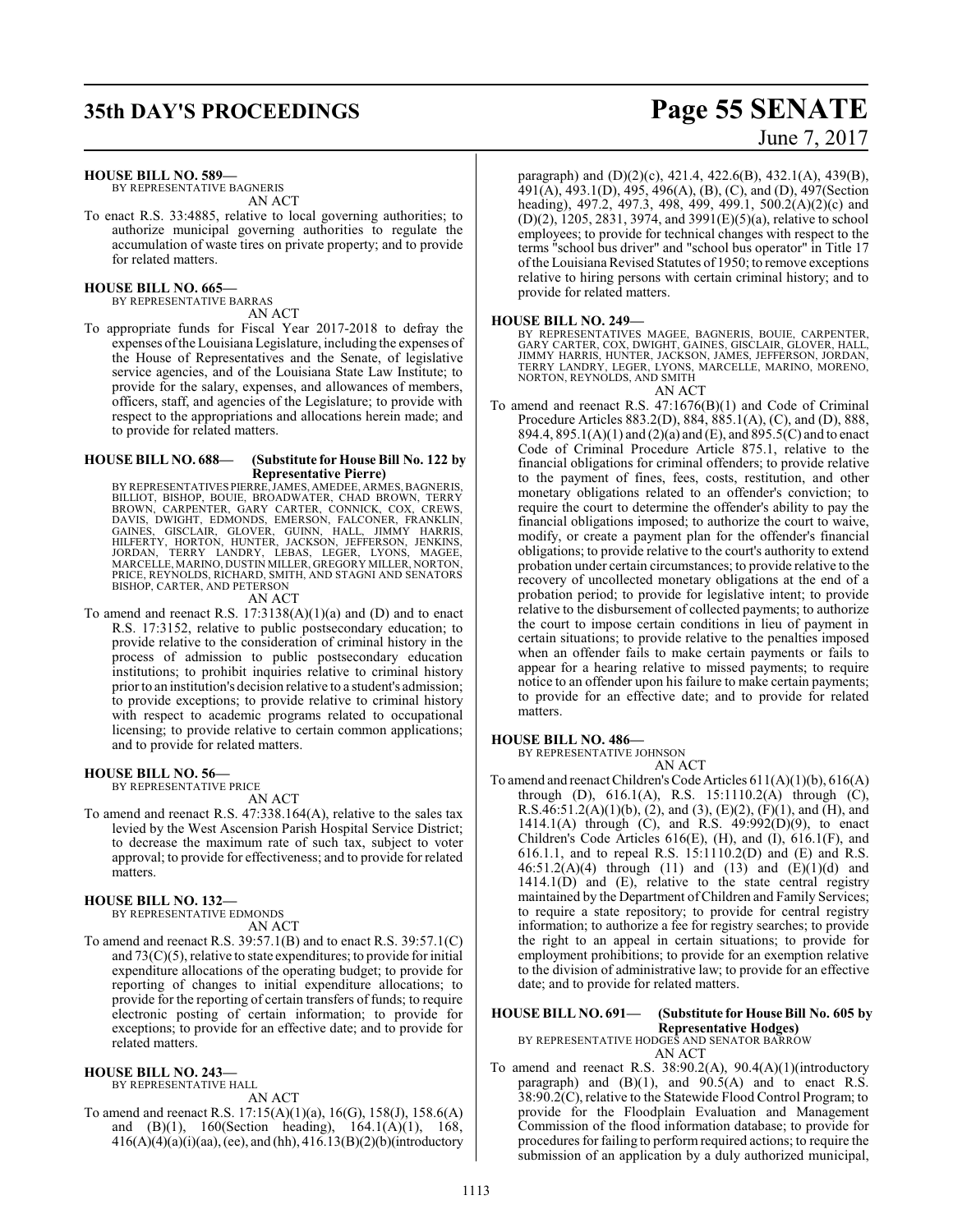**HOUSE BILL NO. 589—**
BY REPRESENTATIVE BAGNERIS

AN ACT

To enact R.S. 33:4885, relative to local governing authorities; to authorize municipal governing authorities to regulate the accumulation of waste tires on private property; and to provide for related matters.

**HOUSE BILL NO. 665—**
BY REPRESENTATIVE BARRAS

AN ACT

To appropriate funds for Fiscal Year 2017-2018 to defray the expenses of the Louisiana Legislature, including the expenses of the House of Representatives and the Senate, of legislative service agencies, and of the Louisiana State Law Institute; to provide for the salary, expenses, and allowances of members, officers, staff, and agencies of the Legislature; to provide with respect to the appropriations and allocations herein made; and to provide for related matters.

**HOUSE BILL NO. 688— (Substitute for House Bill No. 122 by Representative Pierre)**
BY REPRESENTATIVES PIERRE, JAMES, AMEDEE, ARMES, BAGNERIS, BILLIOT, BISHOP, BOUIE, BROADWATER, CHAD BROWN, TERRY BROWN, CARPENTER, GARY CARTER, CONNICK, COX, CREWS, DAVIS, DWIGHT, EDMONDS, EMERSON, FALCONER, FRANKLIN, GAINES, GISCLAIR, GLOVER, GUINN, HALL, JIMMY HARRIS, HILFERTY, HORTON, HUNTER, JACKSON, JEFFERSON, JENKINS, JORDAN, TERRY LANDRY, LEBAS, LEGER, LYONS, MAGEE, MARCELLE, MARINO, DUSTIN MILLER, GREGORY MILLER, NORTON, PRICE, REYNOLDS, RICHARD, SMITH, AND STAGNI AND SENATORS BISHOP, CARTER, AND PETERSON

AN ACT

To amend and reenact R.S. 17:3138(A)(1)(a) and (D) and to enact R.S. 17:3152, relative to public postsecondary education; to provide relative to the consideration of criminal history in the process of admission to public postsecondary education institutions; to prohibit inquiries relative to criminal history prior to an institution's decision relative to a student's admission; to provide exceptions; to provide relative to criminal history with respect to academic programs related to occupational licensing; to provide relative to certain common applications; and to provide for related matters.

**HOUSE BILL NO. 56—**
BY REPRESENTATIVE PRICE

AN ACT

To amend and reenact R.S. 47:338.164(A), relative to the sales tax levied by the West Ascension Parish Hospital Service District; to decrease the maximum rate of such tax, subject to voter approval; to provide for effectiveness; and to provide for related matters.

**HOUSE BILL NO. 132—**
BY REPRESENTATIVE EDMONDS

AN ACT

To amend and reenact R.S. 39:57.1(B) and to enact R.S. 39:57.1(C) and 73(C)(5), relative to state expenditures; to provide for initial expenditure allocations of the operating budget; to provide for reporting of changes to initial expenditure allocations; to provide for the reporting of certain transfers of funds; to require electronic posting of certain information; to provide for exceptions; to provide for an effective date; and to provide for related matters.

**HOUSE BILL NO. 243—**
BY REPRESENTATIVE HALL

AN ACT

To amend and reenact R.S. 17:15(A)(1)(a), 16(G), 158(J), 158.6(A) and (B)(1), 160(Section heading), 164.1(A)(1), 168, 416(A)(4)(a)(i)(aa), (ee), and (hh), 416.13(B)(2)(b)(introductory paragraph) and (D)(2)(c), 421.4, 422.6(B), 432.1(A), 439(B), 491(A), 493.1(D), 495, 496(A), (B), (C), and (D), 497(Section heading), 497.2, 497.3, 498, 499, 499.1, 500.2(A)(2)(c) and (D)(2), 1205, 2831, 3974, and 3991(E)(5)(a), relative to school employees; to provide for technical changes with respect to the terms "school bus driver" and "school bus operator" in Title 17 of the Louisiana Revised Statutes of 1950; to remove exceptions relative to hiring persons with certain criminal history; and to provide for related matters.

**HOUSE BILL NO. 249—**
BY REPRESENTATIVES MAGEE, BAGNERIS, BOUIE, CARPENTER, GARY CARTER, COX, DWIGHT, GAINES, GISCLAIR, GLOVER, HALL, JIMMY HARRIS, HUNTER, JACKSON, JAMES, JEFFERSON, JORDAN, TERRY LANDRY, LEGER, LYONS, MARCELLE, MARINO, MORENO, NORTON, REYNOLDS, AND SMITH

AN ACT

To amend and reenact R.S. 47:1676(B)(1) and Code of Criminal Procedure Articles 883.2(D), 884, 885.1(A), (C), and (D), 888, 894.4, 895.1(A)(1) and (2)(a) and (E), and 895.5(C) and to enact Code of Criminal Procedure Article 875.1, relative to the financial obligations for criminal offenders; to provide relative to the payment of fines, fees, costs, restitution, and other monetary obligations related to an offender's conviction; to require the court to determine the offender's ability to pay the financial obligations imposed; to authorize the court to waive, modify, or create a payment plan for the offender's financial obligations; to provide relative to the court's authority to extend probation under certain circumstances; to provide relative to the recovery of uncollected monetary obligations at the end of a probation period; to provide for legislative intent; to provide relative to the disbursement of collected payments; to authorize the court to impose certain conditions in lieu of payment in certain situations; to provide relative to the penalties imposed when an offender fails to make certain payments or fails to appear for a hearing relative to missed payments; to require notice to an offender upon his failure to make certain payments; to provide for an effective date; and to provide for related matters.

**HOUSE BILL NO. 486—**
BY REPRESENTATIVE JOHNSON

AN ACT

To amend and reenact Children's Code Articles 611(A)(1)(b), 616(A) through (D), 616.1(A), R.S. 15:1110.2(A) through (C), R.S.46:51.2(A)(1)(b), (2), and (3), (E)(2), (F)(1), and (H), and 1414.1(A) through (C), and R.S. 49:992(D)(9), to enact Children's Code Articles 616(E), (H), and (I), 616.1(F), and 616.1.1, and to repeal R.S. 15:1110.2(D) and (E) and R.S. 46:51.2(A)(4) through (11) and (13) and (E)(1)(d) and 1414.1(D) and (E), relative to the state central registry maintained by the Department of Children and Family Services; to require a state repository; to provide for central registry information; to authorize a fee for registry searches; to provide the right to an appeal in certain situations; to provide for employment prohibitions; to provide for an exemption relative to the division of administrative law; to provide for an effective date; and to provide for related matters.

**HOUSE BILL NO. 691— (Substitute for House Bill No. 605 by Representative Hodges)**
BY REPRESENTATIVE HODGES AND SENATOR BARROW

AN ACT

To amend and reenact R.S. 38:90.2(A), 90.4(A)(1)(introductory paragraph) and (B)(1), and 90.5(A) and to enact R.S. 38:90.2(C), relative to the Statewide Flood Control Program; to provide for the Floodplain Evaluation and Management Commission of the flood information database; to provide for procedures for failing to perform required actions; to require the submission of an application by a duly authorized municipal,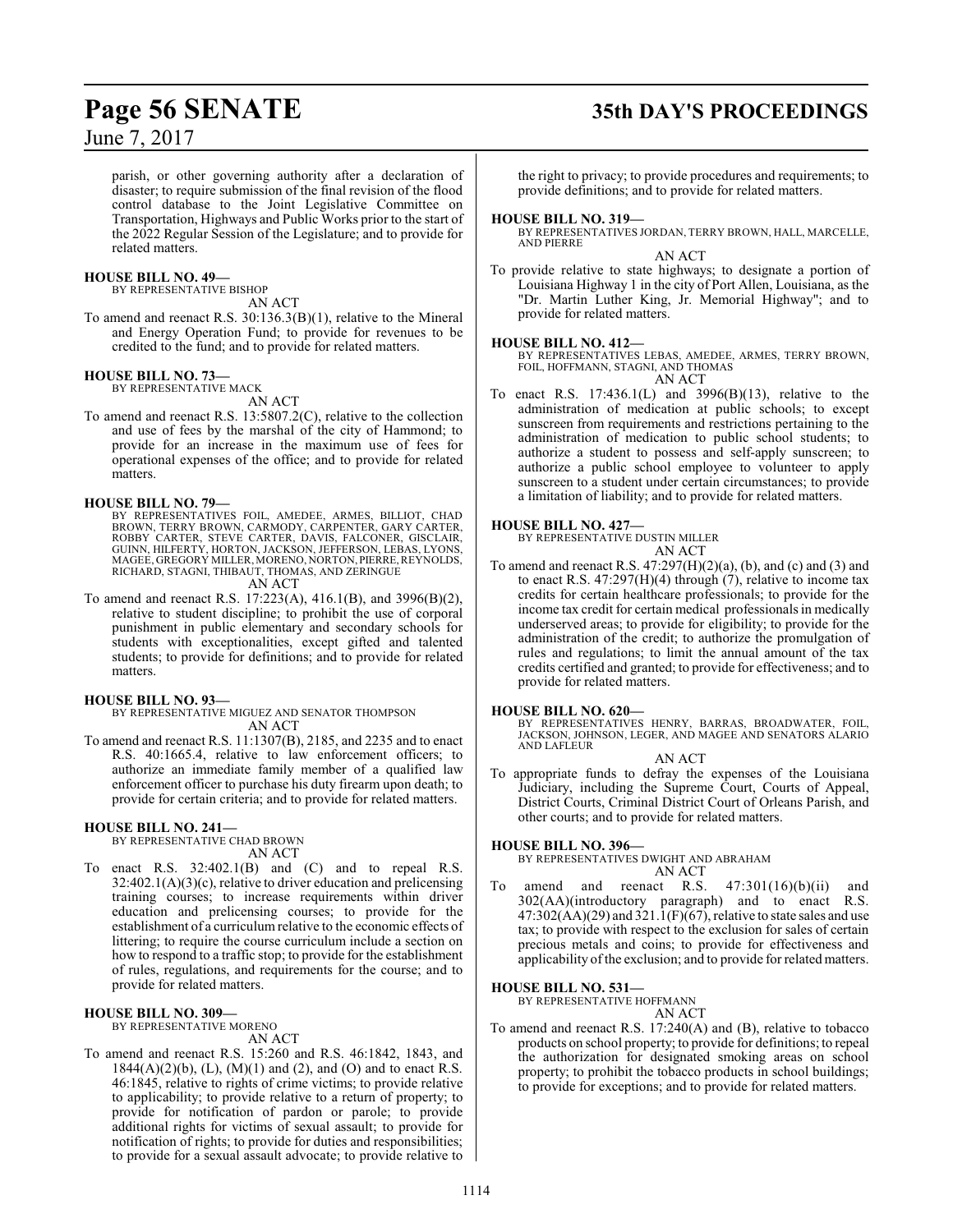parish, or other governing authority after a declaration of disaster; to require submission of the final revision of the flood control database to the Joint Legislative Committee on Transportation, Highways and Public Works prior to the start of the 2022 Regular Session of the Legislature; and to provide for related matters.

**HOUSE BILL NO. 49—**
BY REPRESENTATIVE BISHOP
AN ACT
To amend and reenact R.S. 30:136.3(B)(1), relative to the Mineral and Energy Operation Fund; to provide for revenues to be credited to the fund; and to provide for related matters.

**HOUSE BILL NO. 73—**
BY REPRESENTATIVE MACK
AN ACT
To amend and reenact R.S. 13:5807.2(C), relative to the collection and use of fees by the marshal of the city of Hammond; to provide for an increase in the maximum use of fees for operational expenses of the office; and to provide for related matters.

**HOUSE BILL NO. 79—**
BY REPRESENTATIVES FOIL, AMEDEE, ARMES, BILLIOT, CHAD BROWN, TERRY BROWN, CARMODY, CARPENTER, GARY CARTER, ROBBY CARTER, STEVE CARTER, DAVIS, FALCONER, GISCLAIR, GUINN, HILFERTY, HORTON, JACKSON, JEFFERSON, LEBAS, LYONS, MAGEE, GREGORY MILLER, MORENO, NORTON, PIERRE, REYNOLDS, RICHARD, STAGNI, THIBAUT, THOMAS, AND ZERINGUE
AN ACT
To amend and reenact R.S. 17:223(A), 416.1(B), and 3996(B)(2), relative to student discipline; to prohibit the use of corporal punishment in public elementary and secondary schools for students with exceptionalities, except gifted and talented students; to provide for definitions; and to provide for related matters.

**HOUSE BILL NO. 93—**
BY REPRESENTATIVE MIGUEZ AND SENATOR THOMPSON
AN ACT
To amend and reenact R.S. 11:1307(B), 2185, and 2235 and to enact R.S. 40:1665.4, relative to law enforcement officers; to authorize an immediate family member of a qualified law enforcement officer to purchase his duty firearm upon death; to provide for certain criteria; and to provide for related matters.

**HOUSE BILL NO. 241—**
BY REPRESENTATIVE CHAD BROWN
AN ACT
To enact R.S. 32:402.1(B) and (C) and to repeal R.S. 32:402.1(A)(3)(c), relative to driver education and prelicensing training courses; to increase requirements within driver education and prelicensing courses; to provide for the establishment of a curriculum relative to the economic effects of littering; to require the course curriculum include a section on how to respond to a traffic stop; to provide for the establishment of rules, regulations, and requirements for the course; and to provide for related matters.

**HOUSE BILL NO. 309—**
BY REPRESENTATIVE MORENO
AN ACT
To amend and reenact R.S. 15:260 and R.S. 46:1842, 1843, and 1844(A)(2)(b), (L), (M)(1) and (2), and (O) and to enact R.S. 46:1845, relative to rights of crime victims; to provide relative to applicability; to provide relative to a return of property; to provide for notification of pardon or parole; to provide additional rights for victims of sexual assault; to provide for notification of rights; to provide for duties and responsibilities; to provide for a sexual assault advocate; to provide relative to the right to privacy; to provide procedures and requirements; to provide definitions; and to provide for related matters.

**HOUSE BILL NO. 319—**
BY REPRESENTATIVES JORDAN, TERRY BROWN, HALL, MARCELLE, AND PIERRE
AN ACT
To provide relative to state highways; to designate a portion of Louisiana Highway 1 in the city of Port Allen, Louisiana, as the "Dr. Martin Luther King, Jr. Memorial Highway"; and to provide for related matters.

**HOUSE BILL NO. 412—**
BY REPRESENTATIVES LEBAS, AMEDEE, ARMES, TERRY BROWN, FOIL, HOFFMANN, STAGNI, AND THOMAS
AN ACT
To enact R.S. 17:436.1(L) and 3996(B)(13), relative to the administration of medication at public schools; to except sunscreen from requirements and restrictions pertaining to the administration of medication to public school students; to authorize a student to possess and self-apply sunscreen; to authorize a public school employee to volunteer to apply sunscreen to a student under certain circumstances; to provide a limitation of liability; and to provide for related matters.

**HOUSE BILL NO. 427—**
BY REPRESENTATIVE DUSTIN MILLER
AN ACT
To amend and reenact R.S. 47:297(H)(2)(a), (b), and (c) and (3) and to enact R.S. 47:297(H)(4) through (7), relative to income tax credits for certain healthcare professionals; to provide for the income tax credit for certain medical professionals in medically underserved areas; to provide for eligibility; to provide for the administration of the credit; to authorize the promulgation of rules and regulations; to limit the annual amount of the tax credits certified and granted; to provide for effectiveness; and to provide for related matters.

**HOUSE BILL NO. 620—**
BY REPRESENTATIVES HENRY, BARRAS, BROADWATER, FOIL, JACKSON, JOHNSON, LEGER, AND MAGEE AND SENATORS ALARIO AND LAFLEUR
AN ACT
To appropriate funds to defray the expenses of the Louisiana Judiciary, including the Supreme Court, Courts of Appeal, District Courts, Criminal District Court of Orleans Parish, and other courts; and to provide for related matters.

**HOUSE BILL NO. 396—**
BY REPRESENTATIVES DWIGHT AND ABRAHAM
AN ACT
To amend and reenact R.S. 47:301(16)(b)(ii) and 302(AA)(introductory paragraph) and to enact R.S. 47:302(AA)(29) and 321.1(F)(67), relative to state sales and use tax; to provide with respect to the exclusion for sales of certain precious metals and coins; to provide for effectiveness and applicability of the exclusion; and to provide for related matters.

**HOUSE BILL NO. 531—**
BY REPRESENTATIVE HOFFMANN
AN ACT
To amend and reenact R.S. 17:240(A) and (B), relative to tobacco products on school property; to provide for definitions; to repeal the authorization for designated smoking areas on school property; to prohibit the tobacco products in school buildings; to provide for exceptions; and to provide for related matters.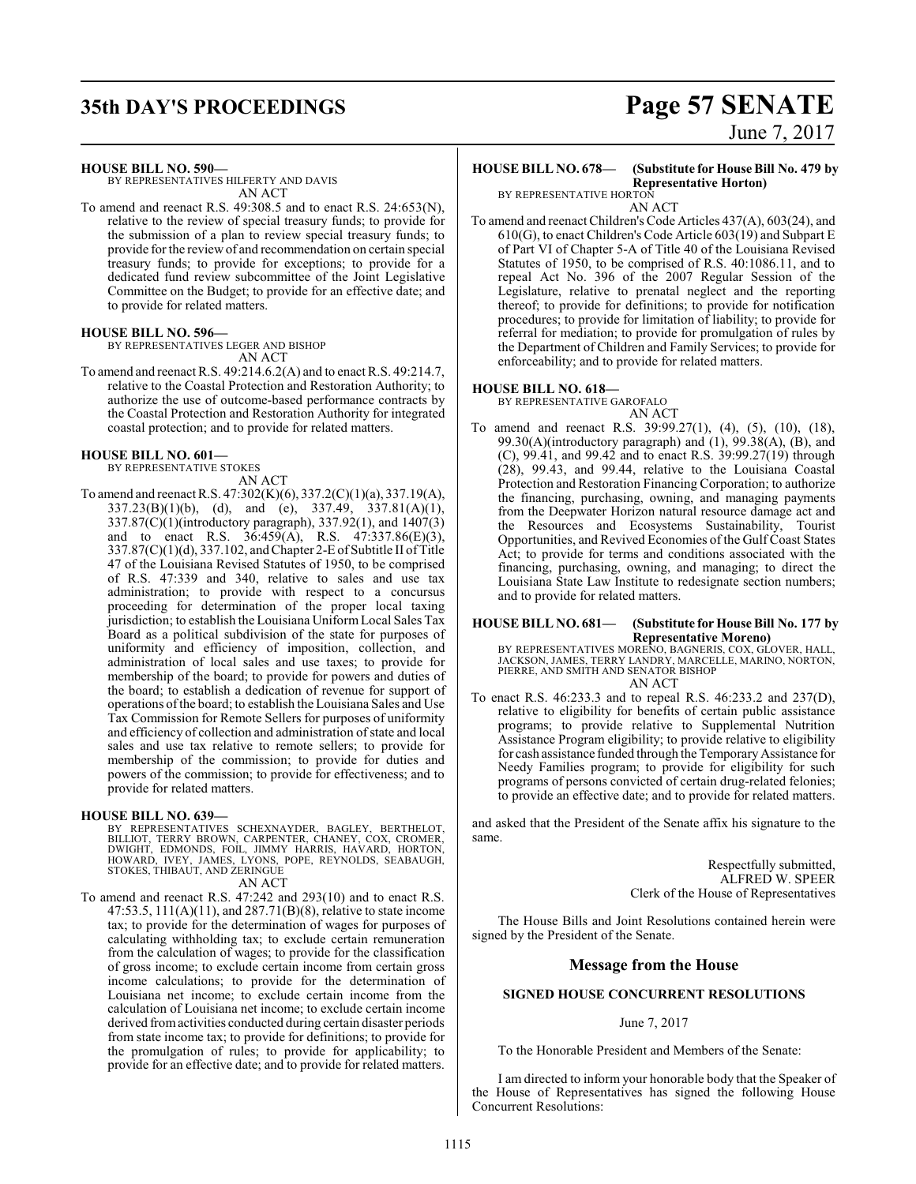**HOUSE BILL NO. 590—**
BY REPRESENTATIVES HILFERTY AND DAVIS
AN ACT

To amend and reenact R.S. 49:308.5 and to enact R.S. 24:653(N), relative to the review of special treasury funds; to provide for the submission of a plan to review special treasury funds; to provide for the review of and recommendation on certain special treasury funds; to provide for exceptions; to provide for a dedicated fund review subcommittee of the Joint Legislative Committee on the Budget; to provide for an effective date; and to provide for related matters.

**HOUSE BILL NO. 596—**
BY REPRESENTATIVES LEGER AND BISHOP
AN ACT

To amend and reenact R.S. 49:214.6.2(A) and to enact R.S. 49:214.7, relative to the Coastal Protection and Restoration Authority; to authorize the use of outcome-based performance contracts by the Coastal Protection and Restoration Authority for integrated coastal protection; and to provide for related matters.

**HOUSE BILL NO. 601—**
BY REPRESENTATIVE STOKES
AN ACT

To amend and reenact R.S. 47:302(K)(6), 337.2(C)(1)(a), 337.19(A), 337.23(B)(1)(b), (d), and (e), 337.49, 337.81(A)(1), 337.87(C)(1)(introductory paragraph), 337.92(1), and 1407(3) and to enact R.S. 36:459(A), R.S. 47:337.86(E)(3), 337.87(C)(1)(d), 337.102, and Chapter 2-E of Subtitle II of Title 47 of the Louisiana Revised Statutes of 1950, to be comprised of R.S. 47:339 and 340, relative to sales and use tax administration; to provide with respect to a concursus proceeding for determination of the proper local taxing jurisdiction; to establish the Louisiana Uniform Local Sales Tax Board as a political subdivision of the state for purposes of uniformity and efficiency of imposition, collection, and administration of local sales and use taxes; to provide for membership of the board; to provide for powers and duties of the board; to establish a dedication of revenue for support of operations of the board; to establish the Louisiana Sales and Use Tax Commission for Remote Sellers for purposes of uniformity and efficiency of collection and administration of state and local sales and use tax relative to remote sellers; to provide for membership of the commission; to provide for duties and powers of the commission; to provide for effectiveness; and to provide for related matters.

**HOUSE BILL NO. 639—**
BY REPRESENTATIVES SCHEXNAYDER, BAGLEY, BERTHELOT, BILLIOT, TERRY BROWN, CARPENTER, CHANEY, COX, CROMER, DWIGHT, EDMONDS, FOIL, JIMMY HARRIS, HAVARD, HORTON, HOWARD, IVEY, JAMES, LYONS, POPE, REYNOLDS, SEABAUGH, STOKES, THIBAUT, AND ZERINGUE
AN ACT

To amend and reenact R.S. 47:242 and 293(10) and to enact R.S. 47:53.5, 111(A)(11), and 287.71(B)(8), relative to state income tax; to provide for the determination of wages for purposes of calculating withholding tax; to exclude certain remuneration from the calculation of wages; to provide for the classification of gross income; to exclude certain income from certain gross income calculations; to provide for the determination of Louisiana net income; to exclude certain income from the calculation of Louisiana net income; to exclude certain income derived from activities conducted during certain disaster periods from state income tax; to provide for definitions; to provide for the promulgation of rules; to provide for applicability; to provide for an effective date; and to provide for related matters.

**HOUSE BILL NO. 678— (Substitute for House Bill No. 479 by Representative Horton)**
BY REPRESENTATIVE HORTON
AN ACT

To amend and reenact Children's Code Articles 437(A), 603(24), and 610(G), to enact Children's Code Article 603(19) and Subpart E of Part VI of Chapter 5-A of Title 40 of the Louisiana Revised Statutes of 1950, to be comprised of R.S. 40:1086.11, and to repeal Act No. 396 of the 2007 Regular Session of the Legislature, relative to prenatal neglect and the reporting thereof; to provide for definitions; to provide for notification procedures; to provide for limitation of liability; to provide for referral for mediation; to provide for promulgation of rules by the Department of Children and Family Services; to provide for enforceability; and to provide for related matters.

**HOUSE BILL NO. 618—**
BY REPRESENTATIVE GAROFALO
AN ACT

To amend and reenact R.S. 39:99.27(1), (4), (5), (10), (18), 99.30(A)(introductory paragraph) and (1), 99.38(A), (B), and (C), 99.41, and 99.42 and to enact R.S. 39:99.27(19) through (28), 99.43, and 99.44, relative to the Louisiana Coastal Protection and Restoration Financing Corporation; to authorize the financing, purchasing, owning, and managing payments from the Deepwater Horizon natural resource damage act and the Resources and Ecosystems Sustainability, Tourist Opportunities, and Revived Economies of the Gulf Coast States Act; to provide for terms and conditions associated with the financing, purchasing, owning, and managing; to direct the Louisiana State Law Institute to redesignate section numbers; and to provide for related matters.

**HOUSE BILL NO. 681— (Substitute for House Bill No. 177 by Representative Moreno)**
BY REPRESENTATIVES MORENO, BAGNERIS, COX, GLOVER, HALL, JACKSON, JAMES, TERRY LANDRY, MARCELLE, MARINO, NORTON, PIERRE, AND SMITH AND SENATOR BISHOP
AN ACT

To enact R.S. 46:233.3 and to repeal R.S. 46:233.2 and 237(D), relative to eligibility for benefits of certain public assistance programs; to provide relative to Supplemental Nutrition Assistance Program eligibility; to provide relative to eligibility for cash assistance funded through the Temporary Assistance for Needy Families program; to provide for eligibility for such programs of persons convicted of certain drug-related felonies; to provide an effective date; and to provide for related matters.

and asked that the President of the Senate affix his signature to the same.

Respectfully submitted,
ALFRED W. SPEER
Clerk of the House of Representatives

The House Bills and Joint Resolutions contained herein were signed by the President of the Senate.

## Message from the House

### SIGNED HOUSE CONCURRENT RESOLUTIONS

June 7, 2017

To the Honorable President and Members of the Senate:

I am directed to inform your honorable body that the Speaker of the House of Representatives has signed the following House Concurrent Resolutions: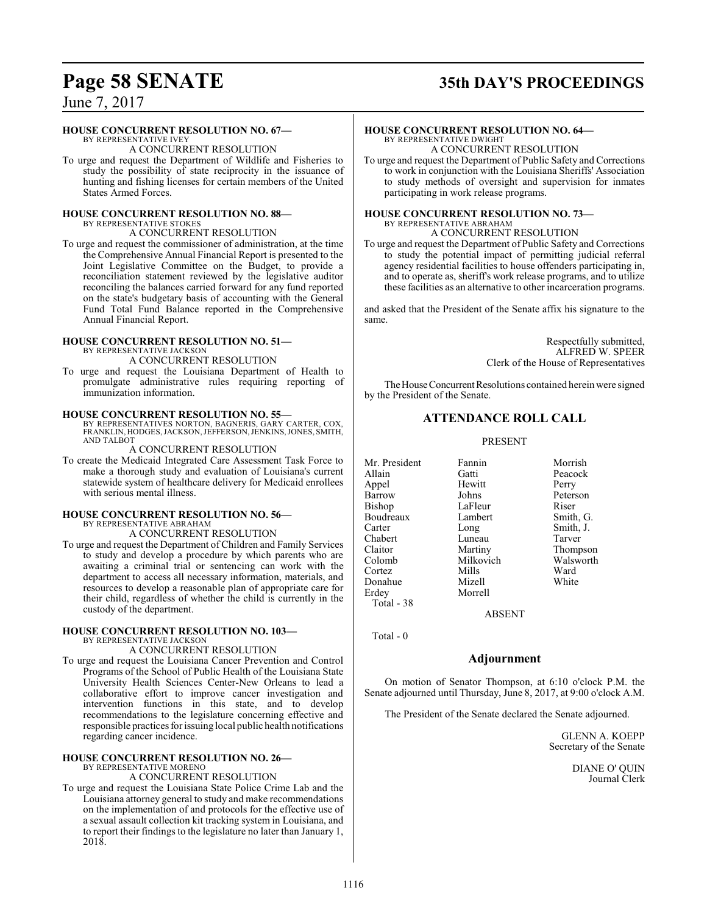**HOUSE CONCURRENT RESOLUTION NO. 67—**
BY REPRESENTATIVE IVEY
A CONCURRENT RESOLUTION

To urge and request the Department of Wildlife and Fisheries to study the possibility of state reciprocity in the issuance of hunting and fishing licenses for certain members of the United States Armed Forces.

**HOUSE CONCURRENT RESOLUTION NO. 88—**
BY REPRESENTATIVE STOKES
A CONCURRENT RESOLUTION

To urge and request the commissioner of administration, at the time the Comprehensive Annual Financial Report is presented to the Joint Legislative Committee on the Budget, to provide a reconciliation statement reviewed by the legislative auditor reconciling the balances carried forward for any fund reported on the state's budgetary basis of accounting with the General Fund Total Fund Balance reported in the Comprehensive Annual Financial Report.

**HOUSE CONCURRENT RESOLUTION NO. 51—**
BY REPRESENTATIVE JACKSON
A CONCURRENT RESOLUTION

To urge and request the Louisiana Department of Health to promulgate administrative rules requiring reporting of immunization information.

**HOUSE CONCURRENT RESOLUTION NO. 55—**
BY REPRESENTATIVES NORTON, BAGNERIS, GARY CARTER, COX, FRANKLIN, HODGES, JACKSON, JEFFERSON, JENKINS, JONES, SMITH, AND TALBOT
A CONCURRENT RESOLUTION

To create the Medicaid Integrated Care Assessment Task Force to make a thorough study and evaluation of Louisiana's current statewide system of healthcare delivery for Medicaid enrollees with serious mental illness.

**HOUSE CONCURRENT RESOLUTION NO. 56—**
BY REPRESENTATIVE ABRAHAM
A CONCURRENT RESOLUTION

To urge and request the Department of Children and Family Services to study and develop a procedure by which parents who are awaiting a criminal trial or sentencing can work with the department to access all necessary information, materials, and resources to develop a reasonable plan of appropriate care for their child, regardless of whether the child is currently in the custody of the department.

**HOUSE CONCURRENT RESOLUTION NO. 103—**
BY REPRESENTATIVE JACKSON
A CONCURRENT RESOLUTION

To urge and request the Louisiana Cancer Prevention and Control Programs of the School of Public Health of the Louisiana State University Health Sciences Center-New Orleans to lead a collaborative effort to improve cancer investigation and intervention functions in this state, and to develop recommendations to the legislature concerning effective and responsible practices for issuing local public health notifications regarding cancer incidence.

**HOUSE CONCURRENT RESOLUTION NO. 26—**
BY REPRESENTATIVE MORENO
A CONCURRENT RESOLUTION

To urge and request the Louisiana State Police Crime Lab and the Louisiana attorney general to study and make recommendations on the implementation of and protocols for the effective use of a sexual assault collection kit tracking system in Louisiana, and to report their findings to the legislature no later than January 1, 2018.

**HOUSE CONCURRENT RESOLUTION NO. 64—**
BY REPRESENTATIVE DWIGHT
A CONCURRENT RESOLUTION

To urge and request the Department of Public Safety and Corrections to work in conjunction with the Louisiana Sheriffs' Association to study methods of oversight and supervision for inmates participating in work release programs.

**HOUSE CONCURRENT RESOLUTION NO. 73—**
BY REPRESENTATIVE ABRAHAM
A CONCURRENT RESOLUTION

To urge and request the Department of Public Safety and Corrections to study the potential impact of permitting judicial referral agency residential facilities to house offenders participating in, and to operate as, sheriff's work release programs, and to utilize these facilities as an alternative to other incarceration programs.

and asked that the President of the Senate affix his signature to the same.

Respectfully submitted,
ALFRED W. SPEER
Clerk of the House of Representatives

The House Concurrent Resolutions contained herein were signed by the President of the Senate.

## ATTENDANCE ROLL CALL

PRESENT

| | | |
|---|---|---|
| Mr. President | Fannin | Morrish |
| Allain | Gatti | Peacock |
| Appel | Hewitt | Perry |
| Barrow | Johns | Peterson |
| Bishop | LaFleur | Riser |
| Boudreaux | Lambert | Smith, G. |
| Carter | Long | Smith, J. |
| Chabert | Luneau | Tarver |
| Claitor | Martiny | Thompson |
| Colomb | Milkovich | Walsworth |
| Cortez | Mills | Ward |
| Donahue | Mizell | White |
| Erdey | Morrell | |

Total - 38

ABSENT

Total - 0

## Adjournment

On motion of Senator Thompson, at 6:10 o'clock P.M. the Senate adjourned until Thursday, June 8, 2017, at 9:00 o'clock A.M.

The President of the Senate declared the Senate adjourned.

GLENN A. KOEPP
Secretary of the Senate

DIANE O' QUIN
Journal Clerk